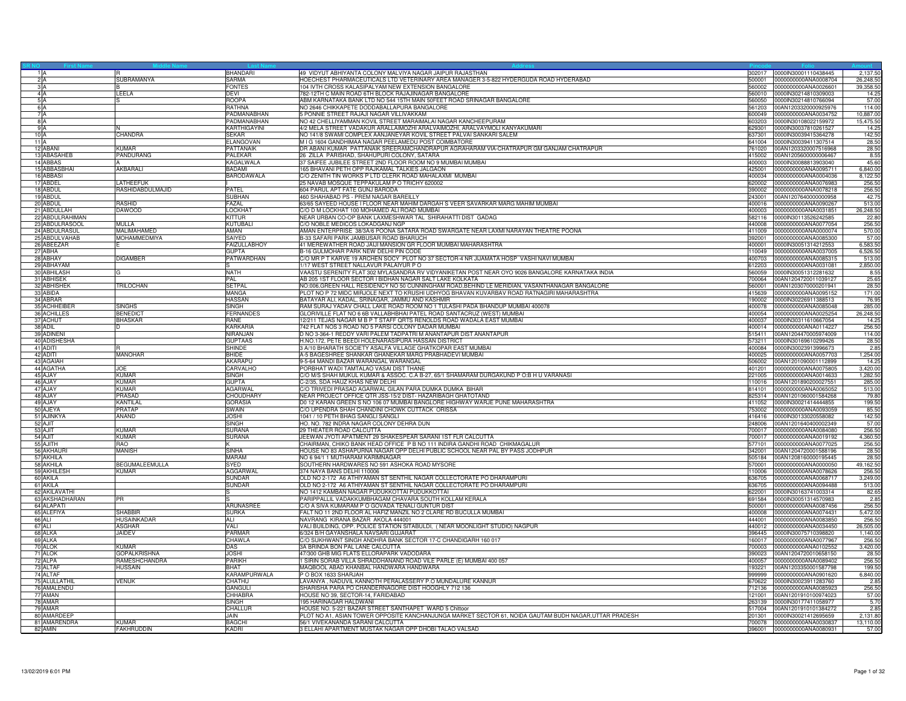| SR NO | First Name | Middle Name | Last Name | Address | Pincode | Folio | Amount |
|---|---|---|---|---|---|---|---|
| 1 | A | R | BHANDARI | 49 VIDYUT ABHIYANTA COLONY MALVIYA NAGAR JAIPUR RAJASTHAN | 302017 | 0000IN30001110438445 | 2,137.50 |
| 2 | A | SUBRAMANYA | SARMA | HOECHEST PHARMACEUTICALS LTD VETERINARY AREA MANAGER 3-5-822 HYDERGUDA ROAD HYDERABAD | 500001 | 0000000000ANA0008704 | 26,248.50 |
| 3 | A | B | FONTES | 104 IVTH CROSS KALASIPALYAM NEW EXTENSION BANGALORE | 560002 | 0000000000ANA0026601 | 39,358.50 |
| 4 | A | LEELA | DEVI | 782-12TH C MAIN ROAD 6TH BLOCK RAJAJINAGAR BANGALORE | 560010 | 0000IN30214810309003 | 14.25 |
| 5 | A | S | ROOPA | ABM KARNATAKA BANK LTD NO 544 15TH MAIN 50FEET ROAD SRINAGAR BANGALORE | 560050 | 0000IN30214810766094 | 57.00 |
| 6 | A | | RATHNA | NO 2646 CHIKKAPETE DODDABALLAPURA BANGALORE | 561203 | 00AN1203320000925976 | 114.00 |
| 7 | A | | PADMANABHAN | 5 PONNIE STREET RAJAJI NAGAR VILLIVAKKAM | 600049 | 0000000000ANA0034752 | 10,887.00 |
| 8 | A | | PADMANABHAN | NO 42 CHELLIYAMMAN KOVIL STREET MARAIMALAI NAGAR KANCHEEPURAM | 603203 | 0000IN30108022159972 | 15,475.50 |
| 9 | A | N | KARTHIGAYINI | 4/2 MELA STREET VADAKUR ARALLAIMOZHI ARALVAIMOZHI, ARALVAYMOLI KANYAKUMARI | 629301 | 0000IN30037810261527 | 14.25 |
| 10 | A | CHANDRA | SEKAR | NO 141/8 SWAMI COMPLEX AANJANEYAR KOVIL STREET PALVAI SANKARI SALEM | 637301 | 0000IN30039415364278 | 142.50 |
| 11 | A | | ELANGOVAN | M I G 1604 GANDHIMAA NAGAR PEELAMEDU POST COIMBATORE | 641004 | 0000IN30039411307514 | 28.50 |
| 12 | ABANI | KUMAR | PATTANAIK | DR ABANI KUMAR PATTANAIK SREERAMCHANDRAPUR AGRAHARAM VIA-CHATRAPUR GM GANJAM CHATRAPUR | 761020 | 00AN1203320007516968 | 28.50 |
| 13 | ABASAHEB | PANDURANG | PALEKAR | 26 ZILLA PARISHAD, SHAHUPURI COLONY, SATARA | 415002 | 00AN1205600000006467 | 8.55 |
| 14 | ABBAS | A | KAGALWALA | 37 SAIFEE JUBILEE STREET 2ND FLOOR ROOM NO 9 MUMBAI MUMBAI | 400003 | 0000IN30088813903040 | 45.60 |
| 15 | ABBASBHAI | AKBARALI | BADAMI | 165 BHAVANI PETH OPP RAJKAMAL TALKIES JALGAON | 425001 | 0000000000ANA0095711 | 6,840.00 |
| 16 | ABBASI | | BARODAWALA | C/O ZENITH TIN WORKS P LTD CLERK ROAD MAHALAXMI MUMBAI | 400034 | 0000000000ANA0004036 | 8,122.50 |
| 17 | ABDEL | LATHEEFUK | I | 25 NAVAB MOSQUE TEPPAKULAM P O TRICHY 620002 | 620002 | 0000000000ANA0076983 | 256.50 |
| 18 | ABDUL | RASHIDABDULMAJID | PATEL | 604 PARUL APT FATE GUNJ BARODA | 390002 | 0000000000ANA0078218 | 256.50 |
| 19 | ABDUL | | SUBHAN | 460 SHAHABAD PS - PREM NAGAR BAREILLY | 243001 | 00AN1207640000000958 | 42.75 |
| 20 | ABDUL | RASHID | FAZAL | 63/65 SAYEED HOUSE I FLOOR NEAR MAHIM DARGAH S VEER SAVARKAR MARG MAHIM MUMBAI | 400016 | 0000000000ANA0090267 | 513.00 |
| 21 | ABDULLAH | DAWOOD | LOCKHAT | C/O D M LOCKHAT 100 MOHAMED ALI ROAD MUMBAI | 400003 | 0000000000ANA0031851 | 26,248.50 |
| 22 | ABDULRAHIMAN | | KITTUR | NEAR URBAN CO-OP BANK LAXMESHWAR TAL SHIRAHATTI DIST GADAG | 582116 | 0000IN30113526242585 | 22.80 |
| 23 | ABDULRASOOL | MULLA | KUTUBALI | C/O NOBLE MEDICOS LOKADGANJ NGP | 440008 | 0000000000ANA0077054 | 256.50 |
| 24 | ABDULRASUL | MALIMAHAMED | AMAN | AMAN ENTERPRISE 38/3A/6 POONA SATARA ROAD SWARGATE NEAR LAXMI NARAYAN THEATRE POONA | 411009 | 0000000000ANA0000074 | 570.00 |
| 25 | ABDULVAHAB | MOHAMMEDMIYA | SAIYED | B-33 SAFARI PARK JAMBUSAR ROAD BHARUCH | 392001 | 0000000000ANA0085300 | 57.00 |
| 26 | ABEEZAR | E | FAIZULLABHOY | 41 MEREWATHER ROAD JAIJI MANSION GR FLOOR MUMBAI MAHARASHTRA | 400001 | 0000IN30051314212553 | 6,583.50 |
| 27 | ABHA | | GUPTA | B-16 GULMOHAR PARK NEW DELHI PIN CODE | 110049 | 0000000000ANA0037005 | 6,526.50 |
| 28 | ABHAY | DIGAMBER | PATWARDHAN | C/O MR P T KARVE 19 ARCHEN SOCY PLOT NO 37 SECTOR-4 NR JIJAMATA HOSP VASHI NAVI MUMBAI | 400703 | 0000000000ANA0085315 | 513.00 |
| 29 | ABHAYAM | | S | 1/17 WEST STREET NALLAVUR PALAIYUR P O | 612203 | 0000000000ANA0031081 | 2,850.00 |
| 30 | ABHILASH | G | NATH | VAASTU SERENITY FLAT 302 MYLASANDRA RV VIDYANIKETAN POST NEAR OYO 9026 BANGALORE KARNATAKA INDIA | 560059 | 0000IN30051312281632 | 8.55 |
| 31 | ABHISEK | | PAL | AB 205 1ST FLOOR SECTOR I BIDHAN NAGAR SALT LAKE KOLKATA | 700064 | 00AN1204720011039127 | 25.65 |
| 32 | ABHISHEK | TRILOCHAN | SETPAL | NO:006,GREEN HALL RESIDENCY NO 50 CUNNINGHAM ROAD,BEHIND LE MERIDIAN, VASANTHANAGAR BANGALORE | 560001 | 00AN1203070000201941 | 28.50 |
| 33 | ABIDA | | MANGA | PLOT NO P 72 MIDC MIRJOLE NEXT TO KRUSHI UDHYOG BHAVAN KUVARBAV ROAD RATNAGIRI MAHARASHTRA | 415639 | 0000000000ANA0095152 | 171.00 |
| 34 | ABRAR | | HASSAN | BATAYAR ALI, KADAL, SRINAGAR, JAMMU AND KASHMIR | 190002 | 0000IN30226911388513 | 76.95 |
| 35 | ACHHEIBER | SINGHS | SINGH | RAM SURAJ YADAV CHALL LAKE ROAD ROOM NO 1 TULASHI PADA BHANDUP MUMBAI 400078 | 400078 | 0000000000ANA0085048 | 285.00 |
| 36 | ACHILLES | BENEDICT | FERNANDES | GLORIVILLE FLAT NO 6 6B VALLABHBHAI PATEL ROAD SANTACRUZ (WEST) MUMBAI | 400054 | 0000000000ANA0025254 | 26,248.50 |
| 37 | ACHUT | BHASKAR | RANE | 12211 TEJAS NAGAR M B P T STAFF QRTS RENOLDS ROAD WADALA EAST MUMBAI | 400037 | 0000IN30311610667054 | 14.25 |
| 38 | ADIL | D | KARKARIA | 742 FLAT NOS 3 ROAD NO 5 PARSI COLONY DADAR MUMBAI | 400014 | 0000000000ANA0114227 | 256.50 |
| 39 | ADINENI | | NIRANJAN | D NO 3-364-1 REDDY VARI PALEM TADPATRI M ANANTAPUR DIST ANANTAPUR | 515411 | 00AN1204470005974009 | 114.00 |
| 40 | ADISHESHA | | GUPTAAS | H.NO.172, PETE BEEDI HOLENARASIPURA HASSAN DISTRICT | 573211 | 0000IN30169610299426 | 28.50 |
| 41 | ADITI | R | SHINDE | 3 A/10 BHARATH SOCIETY ASALFA VILLAGE GHATKOPAR EAST MUMBAI | 400084 | 0000IN30023913996673 | 2.85 |
| 42 | ADITI | MANOHAR | BHIDE | A-5 BAGESHREE SHANKAR GHANEKAR MARG PRABHADEVI MUMBAI | 400025 | 0000000000ANA0057703 | 1,254.00 |
| 43 | AGAIAH | | AKARAPU | 9-5-64 MANDI BAZAR WARANGAL WARANGAL | 506002 | 00AN1201090001112899 | 14.25 |
| 44 | AGATHA | JOE | CARVALHO | PORBHAT WADI TAMTALAO VASAI DIST THANE | 401201 | 0000000000ANA0075805 | 3,420.00 |
| 45 | AJAY | KUMAR | SINGH | C/O M/S SHAH MUKUL KUMAR & ASSOC. C.A B-27, 65/1 SHAMARAM DURGAKUND P O:B H U VARANASI | 221005 | 0000000000ANA0014633 | 1,282.50 |
| 46 | AJAY | KUMAR | GUPTA | C-2/35, SDA HAUZ KHAS NEW DELHI | 110016 | 00AN1201890200027551 | 285.00 |
| 47 | AJAY | KUMAR | AGARWAL | C/O TRIVEDI PRASAD AGARWAL GILAN PARA DUMKA DUMKA BIHAR | 814101 | 0000000000ANA0065052 | 513.00 |
| 48 | AJAY | PRASAD | CHOUDHARY | NEAR PROJECT OFFICE QTR JSS-15/2 DIST- HAZARIBAGH GHATOTAND | 825314 | 00AN1201060001584268 | 79.80 |
| 49 | AJAY | KANTILAL | GORASIA | D0 12 KARAN GREEN S NO 106 07 MUMBAI BANGLORE HIGHWAY WARJE PUNE MAHARASHTRA | 411052 | 0000IN30021414444855 | 199.50 |
| 50 | AJEYA | PRATAP | SWAIN | C/O UPENDRA SHAH CHANDINI CHOWK CUTTACK ORISSA | 753002 | 0000000000ANA0093059 | 85.50 |
| 51 | AJINKYA | ANAND | JOSHI | 1041 / 10 PETH BHAG SANGLI SANGLI | 416416 | 0000IN30133020558082 | 142.50 |
| 52 | AJIT | | SINGH | HO. NO. 782 INDRA NAGAR COLONY DEHRA DUN | 248006 | 00AN1201640400002349 | 57.00 |
| 53 | AJIT | KUMAR | SURANA | 29 THEATER ROAD CALCUTTA | 700017 | 0000000000ANA0084080 | 256.50 |
| 54 | AJIT | KUMAR | SURANA | JEEWAN JYOTI APATMENT 29 SHAKESPEAR SARANI 1ST FLR CALCUTTA | 700017 | 0000000000ANA0019192 | 4,360.50 |
| 55 | AJITH | RAO | K | CHAIRMAN, CHIKO BANK HEAD OFFICE P B NO 111 INDIRA GANDHI ROAD CHIKMAGALUR | 577101 | 0000000000ANA0077025 | 256.50 |
| 56 | AKHAURI | MANISH | SINHA | HOUSE NO 83 ASHAPURNA NAGAR OPP DELHI PUBLIC SCHOOL NEAR PAL BY PASS JODHPUR | 342001 | 00AN1204720001588196 | 28.50 |
| 57 | AKHILA | | MARAM | NO 6 94/1 1 MUTHARAM KARIMNAGAR | 505184 | 00AN1208160000195445 | 28.50 |
| 58 | AKHILA | BEGUMALEEMULLA | SYED | SOUTHERN HARDWARES NO 591 ASHOKA ROAD MYSORE | 570001 | 0000000000ANA0000050 | 49,162.50 |
| 59 | AKHILESH | KUMAR | AGGARWAL | 374 NAYA BANS DELHI 110006 | 110006 | 0000000000ANA0078626 | 256.50 |
| 60 | AKILA | | SUNDAR | OLD NO 2-172 A6 ATHIYAMAN ST SENTHIL NAGAR COLLECTORATE PO DHARAMPURI | 636705 | 0000000000ANA0068717 | 3,249.00 |
| 61 | AKILA | | SUNDAR | OLD NO 2-172 A6 ATHIYAMAN ST SENTHIL NAGAR COLLECTORATE PO DHARAMPURI | 636705 | 0000000000ANA0094488 | 513.00 |
| 62 | AKILAVATHI | | S | NO 1412 KAMBAN NAGAR PUDUKKOTTAI PUDUKKOTTAI | 622001 | 0000IN30163741003314 | 82.65 |
| 63 | AKSHADHARAN | PR | S | PARIPPALLIL VADAKKUMBHAGAM CHAVARA SOUTH KOLLAM KERALA | 691584 | 0000IN30051314570983 | 2.85 |
| 64 | ALAPATI | | ARUNASREE | C/O A SIVA KUMARAM P O GOVADA TENALI GUNTUR DIST | 500001 | 0000000000ANA0087456 | 256.50 |
| 65 | ALEFIYA | SHABBIR | SURKA | FALT NO 11 2ND FLOOR AL HAFIZ MANZIL NO 2 CLARE RD BUCULLA MUMBAI | 400008 | 0000000000ANA0074431 | 5,472.00 |
| 66 | ALI | HUSAINKADAR | ALI | NAVRANG KIRANA BAZAR AKOLA 444001 | 444001 | 0000000000ANA0083850 | 256.50 |
| 67 | ALI | ASGHAR | VALI | VALI BUILDING, OPP. POLICE STATION SITABULDI, ( NEAR MOONLIGHT STUDIO) NAGPUR | 440012 | 0000000000ANA0034450 | 26,505.00 |
| 68 | ALKA | JAIDEV | PARMAR | 6/324 B/H GAYANSHALA NAVSARI GUJARAT | 396445 | 0000IN30075710398820 | 1,140.00 |
| 69 | ALKA | | CHAWLA | C/O SUKHWANT SINGH ANDHRA BANK SECTOR 17-C CHANDIGARH 160 017 | 160017 | 0000000000ANA0077967 | 256.50 |
| 70 | ALOK | KUMAR | DAS | 3A BRINDA BON PAL LANE CALCUTTA | 700003 | 0000000000ANA0102552 | 3,420.00 |
| 71 | ALOK | GOPALKRISHNA | JOSHI | 47/300 GHB MIG FLATS ELLORAPARK VADODARA | 390023 | 00AN1204720010658150 | 28.50 |
| 72 | ALPA | RAMESHCHANDRA | PARIKH | 1 SIRIN SORAB VILLA SHRADDHANAND ROAD VILE PARLE (E) MUMBAI 400 057 | 400057 | 0000000000ANA0089402 | 256.50 |
| 73 | ALTAF | HUSSAIN | BHAT | MAQBOOL ABAD KHANBAL HANDWARA HANDWARA | 193221 | 00AN1203350001587798 | 199.50 |
| 74 | ALTAF | | KARAMPURWALA | P O BOX 1633 SHARJAH | 999999 | 0000000000ANA0901620 | 6,840.00 |
| 75 | ALULLATHIL | VENUK | CHATHU | LAVANYA , NADUVIL KANNOTH PERALASSERY P.O MUNDALURE KANNUR | 670622 | 0000IN30023911283760 | 2.85 |
| 76 | AMALENDU | | GANGULI | SHARISHA PARA PO CHANDERNAGORE DIST HOOGHLY 712 136 | 712136 | 0000000000ANA0085923 | 256.50 |
| 77 | AMAN | | CHHABRA | HOUSE NO 39, SECTOR-14, FARIDABAD | 121001 | 00AN1201910100974023 | 57.00 |
| 78 | AMAR | | SINGH | 195 HARINAGAR HALDWANI | 263139 | 0000IN30177411058977 | 5.70 |
| 79 | AMAR | | CHALLUR | HOUSE NO. 5-221 BAZAR STREET SANTHAPET WARD 5 Chittoor | 517004 | 00AN1201910101384272 | 2.85 |
| 80 | AMARDEEP | | JAIN | PLOT NO A1, ASIAN TOWER OPPOSITE KANCHANJUNGA MARKET SECTOR 61, NOIDA GAUTAM BUDH NAGAR,UTTAR PRADESH | 201301 | 0000IN30021412695659 | 2,131.80 |
| 81 | AMARENDRA | KUMAR | BAGCHI | 56/1 VIVEKANANDA SARANI CALCUTTA | 700078 | 0000000000ANA0030837 | 13,110.00 |
| 82 | AMIN | FAKHRUDDIN | KADRI | 3 ELLAHI APARTMENT MUSTAK NAGAR OPP DHOBI TALAO VALSAD | 396001 | 0000000000ANA0080931 | 57.00 |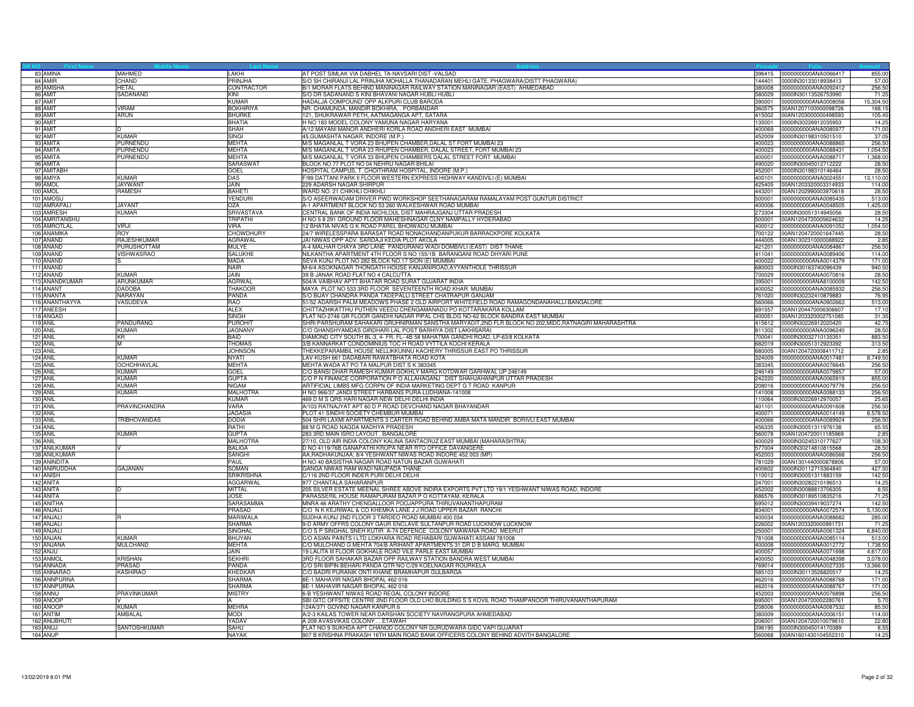| SR NO | First Name | Middle Name | Last Name | Address | Pincode | Folio | Amount |
|---|---|---|---|---|---|---|---|
| 83 | AMINA | MAHMED | LAKHI | AT POST SIMLAK VIA DABHEL TA-NAVSARI DIST -VALSAD | 396415 | 0000000000ANA0066417 | 855.00 |
| 84 | AMIR | CHAND | PRINJHA | S/O SH CHIRANJI LAL PRINJHA MOHALLA THANADARAN MEHLI GATE, PHAGWARA(DISTT PHAGWARA) | 144401 | 0000IN30133018938413 | 57.00 |
| 85 | AMISHA | HETAL | CONTRACTOR | B/1 MORAR FLATS BEHIND MANINAGAR RAILWAY STATION MANINAGAR (EAST) AHMEDABAD | 380008 | 0000000000ANA0092412 | 256.50 |
| 86 | AMIT | SADANAND | KINI | S/O DR SADANAND S KINI BHAVANI NAGAR HUBLI HUBLI | 580029 | 0000IN30113526753990 | 71.25 |
| 87 | AMIT |  | KUMAR | HADALJA COMPOUND' OPP.ALKPURI CLUB BARODA | 390001 | 0000000000ANA0008056 | 15,304.50 |
| 88 | AMIT | VIRAM | BOKHIRIYA | NR. CHAMUNDA, MANDIR BOKHIRA, , PORBANDAR | 360575 | 00AN1207100000098726 | 168.15 |
| 89 | AMIT | ARUN | BHURKE | 121, SHUKRAWAR PETH, AATMAGANGA APT, SATARA | 415002 | 00AN1203000000498593 | 105.45 |
| 90 | AMIT |  | BHATIA | H NO 183 MODEL COLONY YAMUNA NAGAR HARYANA | 135001 | 0000IN30226912035953 | 14.25 |
| 91 | AMIT | D | SHAH | A/12 MAYANI MANOR ANDHERI KORLA ROAD ANDHERI EAST MUMBAI | 400069 | 0000000000ANA0085977 | 171.00 |
| 92 | AMIT | KUMAR | SINGI | 45,GUMASHTA NAGAR, INDORE (M.P.) | 452009 | 0000IN30198310501510 | 37.05 |
| 93 | AMITA | PURNENDU | MEHTA | M/S MAGANLAL T VORA 23 BHUPEN CHAMBER,DALAL ST FORT MUMBAI 23 | 400023 | 0000000000ANA0088865 | 256.50 |
| 94 | AMITA | PURNENDU | MEHTA | M/S MAGANLAL T VORA 23 RHUPEN CHAMBER, DALAL STREET, FORT MUMBAI 23 | 400023 | 0000000000ANA0088431 | 1,054.50 |
| 95 | AMITA | PURNENDU | MEHTA | M/S MAGANLAL T VORA 33 BHUPEN CHAMBERS DALAL STREET FORT MUMBAI | 400001 | 0000000000ANA0088717 | 1,368.00 |
| 96 | AMITA |  | SARASWAT | BLOCK NO 77 PLOT NO 04 NEHRU NAGAR BHILAI | 490020 | 0000IN30045012712222 | 28.50 |
| 97 | AMITABH |  | GOEL | HOSPITAL CAMPUS, T. CHOITHRAM HOSPITAL, INDORE (M.P.) | 452001 | 0000IN30198310146464 | 28.50 |
| 98 | AMIYA | KUMAR | DAS | F/99 DATTANI PARK II FLOOR WESTERN EXPRESS HIGHWAY KANDIVILI (E) MUMBAI | 400101 | 0000000000ANA0024551 | 13,110.00 |
| 99 | AMOL | JAYWANT | JAIN | 229 ADARSH NAGAR SHIRPUR | 425405 | 00AN1203320003314933 | 114.00 |
| 100 | AMOL | RAMESH | BAHETI | WARD NO. 21 CHIKHLI CHIKHLI | 443201 | 00AN1202990003970618 | 28.50 |
| 101 | AMOSU |  | YENDURI | S/O ASEERWADAM DRIVER PWD WORKSHOP SEETHANAGARAM RAMALAYAM POST GUNTUR DISTRICT | 500001 | 0000000000ANA0085435 | 513.00 |
| 102 | AMRAPALI | JAYANT | OZA | A-1 APARTMENT BLOCK NO 53 260 WALKESHWAR ROAD MUMBAI | 400006 | 0000000000ANA0048505 | 1,425.00 |
| 103 | AMRESH | KUMAR | SRIVASTAVA | CENTRAL BANK OF INDIA NICHLOUL DIST MAHRAJGANJ UTTAR PRADESH | 273304 | 0000IN30051314945056 | 28.50 |
| 104 | AMRITANSHU |  | TRIPATHI | H NO 5 8 291 GROUND FLOOR MAHESHNAGAR CLNY NAMPALLY HYDERABAD | 500001 | 00AN1204720005624632 | 14.25 |
| 105 | AMROTLAL | VIRJI | VIRA | 12 BHATIA NIVAS G K ROAD PAREL BHOIWADU MUMBAI | 400012 | 0000000000ANA0091052 | 1,054.50 |
| 106 | ANAMIKA | ROY | CHOWDHURY | 24/7 WIRELESSPARA BARASAT ROAD NONACHANDANPUKUR BARRACKPORE KOLKATA | 700122 | 00AN1204720001647445 | 28.50 |
| 107 | ANAND | RAJESHKUMAR | AGRAWAL | JAI NIWAS OPP ADV. SARDAJI KEDIA PLOT AKOLA | 444005 | 00AN1302310000088922 | 2.85 |
| 108 | ANAND | PURUSHOTTAM | MULYE | A-4 MALHAR CHAYA 3RD LANE PANDURANG WADI DOMBIVLI (EAST) DIST THANE | 421201 | 0000000000ANA0084867 | 256.50 |
| 109 | ANAND | VISHWASRAO | SALUKHE | NILKANTHA APARTMENT 4TH FLOOR S NO 155/1B BARANGANI ROAD DHYARI PUNE | 411041 | 0000000000ANA0089406 | 114.00 |
| 110 | ANAND | S | MADA | SEVA KUNJ PLOT.NO 282 BLOCK NO.17 SION (E) MUMBAI | 400022 | 0000000000ANA0014379 | 171.00 |
| 111 | ANAND |  | NAIR | M-6/4 ASOKNAGAR THONGATH HOUSE KANJANIROAD,AYYANTHOLE THRISSUR | 680003 | 0000IN30163740096439 | 940.50 |
| 112 | ANAND | KUMAR | JAIN | 39 B JANAK ROAD FLAT NO 4 CALCUTTA | 700029 | 0000000000ANA0070816 | 28.50 |
| 113 | ANANDKUMAR | ARUNKUMAR | AGRWAL | 504/A VAIBHAV APTT BHATAR ROAD SURAT GUJARAT INDIA | 395001 | 0000000000ANA8100009 | 142.50 |
| 114 | ANANT | DADOBA | THAKOOR | MAYA PLOT NO 533 3RD FLOOR SEVENTEENTH ROAD KHAR MUMBAI | 400052 | 0000000000ANA0085932 | 256.50 |
| 115 | ANANTA | NARAYAN | PANDA | S/O BIJAY CHANDRA PANDA TADEPALLI STREET CHATRAPUR GANJAM | 761020 | 0000IN30232410879883 | 76.95 |
| 116 | ANANTHAYYA | VASUDEVA | RAO | 51/52 ADARSH PALM MEADOWS PHASE 2 OLD AIRPORT WHITEFIELD ROAD RAMAGONDANAHALLI BANGALORE | 560066 | 0000000000ANA0902663 | 513.00 |
| 117 | ANEESH |  | ALEX | CHITTAZHIKATTHU PUTHEN VEEDU CHENGAMANADU PO KOTTARAKARA KOLLAM | 691557 | 00AN1204470006306607 | 17.10 |
| 118 | ANGAD |  | SINGH | FLAT NO-2746 GR FLOOR GANDHI NAGAR PIPAL CHS BLDG NO-62 BLOCK BANDRA EAST MUMBAI | 400051 | 00AN1203320002751085 | 31.35 |
| 119 | ANIL | PANDURANG | PUROHIT | SHRI PARSHURAM SAHAKARI GRUHNIRMAN SANSTHA MARYADIT,2ND FLR BLOCK NO 202,MIDC,RATNAGIRI MAHARASHTRA | 415612 | 0000IN30226912020420 | 42.75 |
| 120 | ANIL | KUMAR | JAGNANY | C/O GHANSHYAMDAS GIRDHARI LAL POST BARHIYA DIST LAKHISARAI | 811302 | 0000000000ANA0096240 | 28.50 |
| 121 | ANIL | KR | BAID | DIAMOND CITY SOUTH BL-3, 4- FR, FL- 4B 58 MAHATMA GANDHI ROAD, LP-63/8 KOLKATA | 700041 | 0000IN30032710135351 | 883.50 |
| 122 | ANIL | M | THOMAS | 3/B KANNARKAT CONDOMINIUS TOC H ROAD VYTTILA KOCHI KERALA | 682019 | 0000IN30051312923392 | 313.50 |
| 123 | ANIL |  | JOHNSON | THEKKEPARAMBIL HOUSE NELLIKKUNNU KACHERY THRISSUR EAST PO THRISSUR | 680005 | 00AN1204720008411712 | 2.85 |
| 124 | ANIL | KUMAR | NYATI | LAV-KUSH 661 DADABARI RAWATBHATA ROAD KOTA | 324009 | 0000000000ANA0017481 | 8,749.50 |
| 125 | ANIL | OCHCHHAVLAL | MEHTA | MEHTA WADA AT PO TA MALPUR DIST S K 383345 | 383345 | 0000000000ANA0076645 | 256.50 |
| 126 | ANIL | KUMAR | GOEL | C/O BANSI DHAR RAMESH KUMAR GOKHLY MARG KOTDWAR GARHWAL UP 246149 | 246149 | 0000000000ANA0079857 | 57.00 |
| 127 | ANIL | KUMAR | GUPTA | C/O P N FINANCE CORPORATION P O ALLAHAGANJ DIST SHAHJAHANPUR UTTAR PRADESH | 242220 | 0000000000ANA0065919 | 855.00 |
| 128 | ANIL | KUMAR | NIGAM | ARTIFICIAL LIMBS MFG CORPN OF INDIA MARKETING DEPT G T ROAD KANPUR | 208016 | 0000000000ANA0079776 | 256.50 |
| 129 | ANIL | KUMAR | MALHOTRA | H NO 966/37 JANDI STREET HARBANS PURA LUDHIANA-141008 | 141008 | 0000000000ANA0088133 | 256.50 |
| 130 | ANIL |  | KUMAR | 469 D M S QRS HARI NAGAR NEW DELHI DELHI INDIA | 110064 | 0000IN30226912970057 | 25.65 |
| 131 | ANIL | PRAVINCHANDRA | VARA | A/103 RATNAJYAT APT 60 D P ROAD DEVCHAND NAGAR BHAYANDAR | 401101 | 0000000000ANA0091608 | 256.50 |
| 132 | ANIL |  | JAGASIA | PLOT 41 SINDHI SOCIETY CHEMBUR MUMBAI | 400071 | 0000000000ANA0014149 | 8,578.50 |
| 133 | ANIL | TRIBHOVANDAS | DODIA | 504 SHRI LAXMI APARTMENTS 3 CARTER ROAD BEHIND AMBA MATA MANDIR BORIVLI EAST MUMBAI | 400066 | 0000000000ANA0089924 | 256.50 |
| 134 | ANIL |  | RATHI | 88 M G ROAD NAGDA MADHYA PRADESH | 456335 | 0000IN30051311976138 | 65.55 |
| 135 | ANIL | KUMAR | GUPTA | 283 3RD MAIN ISRO LAYOUT . BANGALORE | 560078 | 00AN1204720011185969 | 2.85 |
| 136 | ANIL |  | MALHOTRA | 27/10, OLD AIR INDIA COLONY KALINA SANTACRUZ EAST MUMBAI (MAHARASHTRA) | 400029 | 0000IN30245310177627 | 108.30 |
| 137 | ANILKUMAR | V | BALIGA | D NO 4119/76B GANAPATHI KRUPA NEAR RTO OFFICE DAVANGERE | 577004 | 0000IN30214810815568 | 28.50 |
| 138 | ANILKUMAR |  | SANGHI | AA;RADHAKUNJAA; 8/4 YESHWANT NIWAS ROAD INDORE 452 003 (MP) | 452003 | 0000000000ANA0086568 | 256.50 |
| 139 | ANINDITA |  | PAUL | H NO 40 BASISTHA NAGAR ROAD NATUN BAZAR GUWAHATI | 781029 | 00AN1301440000878806 | 57.00 |
| 140 | ANIRUDDHA | GAJANAN | SOMAN | GANGA NIWAS RAM WADI NAUPADA THANE | 400602 | 0000IN30112715364840 | 427.50 |
| 141 | ANISH |  | SRIKRISHNA | C/116 2ND FLOOR INDER PURI DELHI DELHI | 110012 | 0000IN30051311883159 | 142.50 |
| 142 | ANITA |  | AGGARWAL | 977 CHANTALA SAHARANPUR | 247001 | 0000IN30282210196513 | 14.25 |
| 143 | ANITA | D | MITTAL | 205 SILVER ESTATE MEENAL SHREE ABOVE INDIRA EXPORTS PVT LTD 19/1 YESHWANT NIWAS ROAD, INDORE | 452002 | 0000IN30088813706305 | 8.55 |
| 144 | ANITA |  | JOSE | PARASSERIL HOUSE RAMAPURAM BAZAR P O KOTTAYAM, KERALA | 686576 | 0000IN30189510835216 | 71.25 |
| 145 | ANITHA |  | SARASAMMA | MNRA 46 ARATHY CHENGALLOOR POOJAPPURA THIRUVANANTHAPURAM | 695012 | 0000IN30039419037274 | 142.50 |
| 146 | ANJALI |  | PRASAD | C/O N K KEJRIWAL & CO KHEMKA LANE J J ROAD UPPER BAZAR RANCHI | 834001 | 0000000000ANA0072574 | 5,130.00 |
| 147 | ANJALI | R | MARIWALA | SUDHA KUNJ 2ND FLOOR 3 TARDEO ROAD MUMBAI 400 034 | 400034 | 0000000000ANA0088682 | 285.00 |
| 148 | ANJALI |  | SHARMA | 9-D ARMY OFFRS COLONY GAUR ENCLAVE SULTANPUR ROAD LUCKNOW LUCKNOW | 226002 | 00AN1203320000991731 | 71.25 |
| 149 | ANJALI |  | SINGHAL | C/O S P SINGHAL SNEH KUTIR A-74 DEFENCE COLONY MAWANA ROAD MEERUT | 250001 | 0000000000ANA0061324 | 6,840.00 |
| 150 | ANJAN | KUMAR | BHUYAN | C/O ASIAN PAINTS I LTD LOKHARA ROAD REHABARI GUWAHATI ASSAM 781008 | 781008 | 0000000000ANA0085114 | 513.00 |
| 151 | ANJANA | MULCHAND | MEHTA | C/O MULCHAND G MEHTA 704/B ARIHANT APARTMENTS 31 DR D B MARG MUMBAI | 400008 | 0000000000ANA0012772 | 1,738.50 |
| 152 | ANJU |  | JAIN | 19 LALITA III FLOOR GOKHALE ROAD VILE PARLE EAST MUMBAI | 400057 | 0000000000ANA0071698 | 4,617.00 |
| 153 | ANMOL | KRISHAN | SEKHRI | 3RD FLOOR SAHAKAR BAZAR OPP RAILWAY STATION BANDRA WEST MUMBAI | 400050 | 0000000000ANA0048398 | 3,078.00 |
| 154 | ANNADA | PRASAD | PANDA | C/O SRI BIPIN BEHARI PANDA QTR NO C/29 KOELNAGAR ROURKELA | 769014 | 0000000000ANA0027335 | 13,366.50 |
| 155 | ANNARAO | KASHIRAO | KHEDKAR | C/O BADRI PURANIK ONTI KHANE BRAMHAPUR GULBARGA | 585103 | 0000IN30113526820517 | 14.25 |
| 156 | ANNPURNA |  | SHARMA | 8E-1 MAHAVIR NAGAR BHOPAL 462 016 | 462016 | 0000000000ANA0088768 | 171.00 |
| 157 | ANNPURNA |  | SHARMA | 8E-1 MAHAVIR NAGAR BHOPAL 462 016 | 462016 | 0000000000ANA0088767 | 171.00 |
| 158 | ANNU | PRAVINKUMAR | MISTRY | 6-B YESHWANT NIWAS ROAD REGAL COLONY INDORE | 452003 | 0000000000ANA0076898 | 256.50 |
| 159 | ANOOP | V | A | SBI GITC OFFSITE CENTRE 2ND FLOOR OLD LHO BUILDING S S KOVIL ROAD THAMPANOOR THIRUVANANTHAPURAM | 695001 | 00AN1204720002280761 | 5.70 |
| 160 | ANOOP | KUMAR | MEHRA | 124A/371 GOVIND NAGAR KANPUR 6 | 208006 | 0000000000ANA0087532 | 85.50 |
| 161 | ANTIM | AMBALAL | MODI | A/2-3 KAILAS TOWER NEAR DARSHAN SOCIETY NAVRANGPURA AHMEDABAD | 380009 | 0000000000ANA0006151 | 114.00 |
| 162 | ANUBHUTI |  | YADAV | A 209 AVASVIKAS COLONY . . ETAWAH | 206001 | 00AN1204720010079610 | 22.80 |
| 163 | ANUJ | SANTOSHKUMAR | SAHU | FLAT NO 9 SUKHDA APT CHANOD COLONY NR GURUDWARA GIDC VAPI GUJARAT | 396195 | 0000IN30045014170389 | 8.55 |
| 164 | ANUP |  | NAYAK | 907 B KRISHNA PRAKASH 16TH MAIN ROAD BANK OFFICERS COLONY BEHIND ADVITH BANGALORE | 560068 | 00AN1601430104552310 | 14.25 |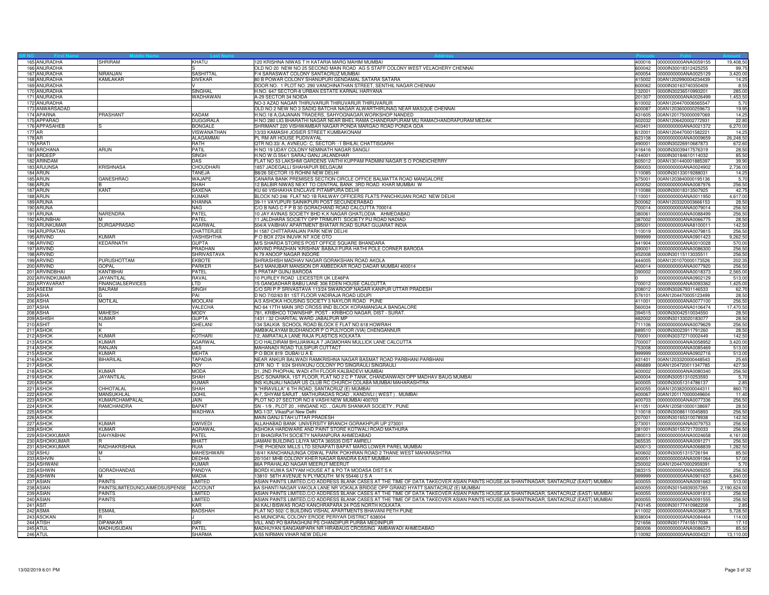| SR NO | First Name | Middle Name | Last Name | Address | Pincode | Folio | Amount |
|---|---|---|---|---|---|---|---|
| 165 | ANURADHA | SHRIRAM | KHATU | 120 KRISHNA NIWAS T H KATARIA MARG MAHIM MUMBAI | 400016 | 0000000000ANA0059155 | 19,408.50 |
| 166 | ANURADHA | | S | OLD NO 20 NEW NO 25 SECOND MAIN ROAD AG S STAFF COLONY WEST VELACHERY CHENNAI | 600042 | 0000IN30018312425255 | 99.75 |
| 167 | ANURADHA | NIRANJAN | SASHITTAL | F/4 SARASWAT COLONY SANTACRUZ MUMBAI | 400054 | 0000000000ANA0025129 | 3,420.00 |
| 168 | ANURADHA | KAMLAKAR | DIVEKAR | 80 B POWAR COLONY SHANUPURI GENDAMAL SATARA SATARA | 415002 | 00AN1202990004234439 | 14.25 |
| 169 | ANURADHA | | V | DOOR NO. 1 PLOT NO. 290 VANCHINATHAN STREET, SENTHIL NAGAR CHENNAI | 600062 | 0000IN30163740350409 | 8.55 |
| 170 | ANURADHA | | SINGHAL | H.NO. 647 SECTOR-8 URBAN ESTATE KARNAL HARYANA | 132001 | 0000IN30236510993201 | 285.00 |
| 171 | ANURADHA | | WADHAWAN | A-29 SECTOR 34 NOIDA | 201307 | 0000000000ANA0026499 | 1,453.50 |
| 172 | ANURADHA | | | NO-3 AZAD NAGAR THIRUVARUR THIRUVARUR THIRUVARUR | 610002 | 00AN1204470006565547 | 5.70 |
| 173 | ANWARSADAD | | | OLD NO 2 NEW NO 3 SADIQ BATCHA NAGAR ALWARTHIRUNAG NEAR MASQUE CHENNAI | 600087 | 00AN1203600000259673 | 19.95 |
| 174 | APARNA | PRASHANT | KADAM | H.NO.18 A,GAJANAN TRADERS, SAHYOGNAGAR,WORKSHOP NANDED | 431605 | 00AN1201750000097069 | 14.25 |
| 175 | APPARAO | | DUGGIRALA | H NO 280 LIG BHARATHI NAGAR NEAR BHEL RAMA CHANDRAPURAM MU RAMACHANDRAPURAM MEDAK | 502032 | 00AN1206420002772931 | 22.80 |
| 176 | APPASAHEB | S | BONGALE | SHRIMANT 220 VISHWAMBAR NAGAR PONDA MARGAO ROAD PONDA GOA | 403401 | 0000000000ANA0021372 | 6,270.00 |
| 177 | AR | | VISWANATHAN | 13/33 KAMASHI JOSIER STREET KUMBAKONAM | 612001 | 00AN1204470001582221 | 14.25 |
| 178 | AR | | ALAGAMMAI | PL RM AR HOUSE PUDIVAYAL | 623108 | 0000000000ANA0009659 | 26,248.50 |
| 179 | ARATI | | RATH | QTR NO.33/ A, AVNEUC- C, SECTOR- -1 BHILAI, CHATTISGARH | 490001 | 0000IN30226910687873 | 672.60 |
| 180 | ARCHANA | ARUN | PATIL | H NO 19 UDAY COLONY NEMINATH NAGAR SANGLI | 416416 | 0000IN30039417576319 | 28.50 |
| 181 | ARDEEP | | SINGH | H.NO W.G 554/1 SARAJ GANJ JALANDHAR | 144001 | 0000IN30184610114032 | 85.50 |
| 182 | ARINDAM | | DAS | FLAT NO 53 LAKSHMI GARDENS VAITHI KUPPAM PADMINI NAGAR S O PONDICHERRY | 605012 | 00AN1301440001885397 | 39.90 |
| 183 | ARJUNSA | KRISHNASA | CHOUDHARI | 1857 JADEGALLI SHAHAPUR BELGAUM | 590003 | 0000000000ANA0024902 | 2,736.00 |
| 184 | ARUN | | TANEJA | B6/26 SECTOR 15 ROHINI NEW DELHI | 110085 | 0000IN30133019288031 | 14.25 |
| 185 | ARUN | GANESHRAO | WAJAPE | CANARA BANK PREMISES SECTION CIRCLE OFFICE BALMATTA ROAD MANGALORE | 575001 | 00AN1203840000195136 | 5.70 |
| 186 | ARUN | B | SHAH | 12 BALBIR NIWAS NEXT TO CENTRAL BANK 3RD ROAD KHAR MUMBAI W | 400052 | 0000000000ANA0087976 | 256.50 |
| 187 | ARUN | KANT | SAXENA | KU 60 VISHAKHA ENCLAVE PITAMPURA DELHI | 110088 | 0000IN30018313507925 | 42.75 |
| 188 | ARUN | | KUMAR | BLOCK NO 246 FLAT NO 1B RAILWAY OFFICERS FLATS PANCHKUIAN ROAD NEW DELHI | 110001 | 0000000000ANA0011950 | 4,617.00 |
| 189 | ARUNA | | KHANNA | 39-11 VAYUPURI SAINIKPURI POST SECUNDERABAD | 500062 | 00AN1203320003666153 | 28.50 |
| 190 | ARUNA | | NAG | C/O B NAG C F P B 30 GORACHAND ROAD CALCUTTA 700014 | 700014 | 0000000000ANA0079014 | 256.50 |
| 191 | ARUNA | NARENDRA | PATEL | 10 JAY AVINAS SOCIETY BHD K.K NAGAR GHATLODIA AHMEDABAD | 380061 | 0000000000ANA0088499 | 256.50 |
| 192 | ARUNBHAI | M | PATEL | 11 JALDHARA SOCIETY OPP TRIMURTI SOCIETY PIJ ROAD NADIAD | 387002 | 0000000000ANA0066775 | 28.50 |
| 193 | ARUNKUMAR | DURGAPRASAD | AGARWAL | 504/A VAIBHAV APARTMENT BHATAR ROAD SURAT GUJARAT INDIA | 395001 | 0000000000ANA8100011 | 142.50 |
| 194 | ARUPRATAN | | CHATTERJEE | H 1587 CHITTARANJAN PARK NEW DELHI | 110019 | 0000000000ANA0079815 | 256.50 |
| 195 | ARVIND | KUMAR | VASHISHTHA | P O BOX 2724 INUVIK NT XOE OTO | 999999 | 0000000000ANA0901423 | 9,262.50 |
| 196 | ARVIND | KEDARNATH | GUPTA | M/S SHARDA STORES POST OFFICE SQUARE BHANDARA | 441904 | 0000000000ANA0010028 | 570.00 |
| 197 | ARVIND | | PRADHAN | ARVIND PRADHAN 'KRISHNA' BABAJI PURA HATHI POLE CORNER BARODA | 390001 | 0000000000ANA0086300 | 256.50 |
| 198 | ARVIND | | SHRIVASTAVA | N 79 ANOOP NAGAR INDORE | 452008 | 0000IN30115113035511 | 256.50 |
| 199 | ARVIND | PURUSHOTTAM | EKBOTE | SHRIASHISH MADHAV NAGAR GORAKSHAN ROAD AKOLA | 444005 | 00AN1201070000173526 | 202.35 |
| 200 | ARVIND | GOPAL | PARKER | 54/3 MANUBAR MANSION DR AMBEDKAR ROAD DADAR MUMBAI 400014 | 400014 | 0000000000ANA0077920 | 256.50 |
| 201 | ARVINDBHAI | KANTIBHAI | PATEL | 5 PRATAP GUNJ BARODA | 390002 | 0000000000ANA0018373 | 2,565.00 |
| 202 | ARVINDKUMAR | JAYANTILAL | RAVAL | 10 PURLEY ROAD LEICESTER UK LE46PA | 0 | 0000000000ANA0902129 | 513.00 |
| 203 | ARYAVARAT | FINANCIALSERVICES | LTD | 15 GANGADHAR BABU LANE 306 EDEN HOUSE CALCUTTA | 700012 | 0000000000ANA0093362 | 1,425.00 |
| 204 | ASEEM | BALRAM | SINGH | C/O SRI P P SRIVASTAVA 113/24 SWAROOP NAGAR KANPUR UTTAR PRADESH | 208012 | 0000IN30267931146533 | 62.70 |
| 205 | ASHA | G | PAI | D NO 7/02/63 B1 1ST FLOOR VADIRAJA ROAD UDUPI | 576101 | 00AN1204470005123499 | 28.50 |
| 206 | ASHA | MOTILAL | MOOLANI | A/3 ASHOKA HOUSING SOCIETY 3 NAYLOR ROAD PUNE | 411001 | 0000000000ANA0077100 | 256.50 |
| 207 | ASHA | | VALECHA | NO 64 17TH MAIN 3RD CROSS IIND BLOCK KORAMANGALA BANGALORE | 560034 | 0000000000ANA0106474 | 17,470.50 |
| 208 | ASHA | MAHESH | MODY | 781, KRIBHCO TOWNSHIP, POST - KRIBHCO NAGAR, DIST - SURAT. | 394515 | 0000IN30042510034550 | 28.50 |
| 209 | ASHISH | KUMAR | GUPTA | 1431 / 32 CHARITAL WARD JABALPUR MP | 482002 | 0000IN30133020183077 | 28.50 |
| 210 | ASHIT | N | GHELANI | 134 SALKIA SCHOOL ROAD BLOCK E FLAT NO 618 HOWRAH | 711106 | 0000000000ANA0079629 | 256.50 |
| 211 | ASHOK | K | C | AMBIKALAYAM BUDHANOOR P O PULIYOOR (VIA) CHENGANNUR | 689510 | 0000IN30023911791260 | 28.50 |
| 212 | ASHOK | KUMAR | KOTHARI | 12, AMRATALA LANE RAJA PLASTICS KOLKATA | 700001 | 0000IN30372710002449 | 142.50 |
| 213 | ASHOK | KUMAR | AGARWAL | C/O HALDIRAM BHUJIAWALA 7 JAGMOHAN MULLICK LANE CALCUTTA | 700007 | 0000000000ANA0058952 | 3,420.00 |
| 214 | ASHOK | RANJAN | DAS | MAHANADI ROAD TULSIPUR CUTTACT | 753008 | 0000000000ANA0085469 | 513.00 |
| 215 | ASHOK | KUMAR | MEHTA | P O BOX 819 DUBAI U A E | 999999 | 0000000000ANA0902716 | 513.00 |
| 216 | ASHOK | BIHARILAL | TAPADIA | NEAR ANKUR BALWADI RAMKRISHNA NAGAR BASMAT ROAD PARBHANI PARBHANI | 431401 | 00AN1203320000448543 | 25.65 |
| 217 | ASHOK | | ROY | QTR NO T II/24 SHIVKUNJ COLONY PO SINGRAULI SINGRAULI | 486889 | 00AN1204720011347785 | 427.50 |
| 218 | ASHOK | KUMAR | MODA | 31, 2ND PHOPHAL WADI 4TH FLOOR KALBADEVI MUMBAI | 400002 | 0000000000ANA0080340 | 256.50 |
| 219 | ASHOK | JAYANTILAL | SHAH | 25/C SONARIKA, 1ST FLOOR, FLAT NO 2 C P TANK, CHANDANWADI OPP MADHAV BAUG MUMBAI | 400004 | 0000IN30051310253593 | 5.70 |
| 220 | ASHOK | | KUMAR | INS KUNJALI NAGAR US CLUB RC CHURCH COLABA MUMBAI MAHARASHTRA | 400005 | 0000IN30051314786137 | 2.85 |
| 221 | ASHOK | CHHOTALAL | SHAH | 9 "HIRAVILLA" 6 TH ROAD, SANTACRUZ (E) MUMBAI | 400055 | 00AN1203820000044311 | 860.70 |
| 222 | ASHOK | MANSUKHLAL | GOHIL | A-7, SHYAM SARJIT , MATHURADAS ROAD , KANDIVLI ( WEST ) . MUMBAI | 400067 | 00AN1201170000049604 | 11.40 |
| 223 | ASHOK | KUMARCHAMPALAL | JAIN | PLOT NO 27 SECTOR NO 8 VASHI NEW MUMBAI 400703 | 400703 | 0000000000ANA0077336 | 256.50 |
| 224 | ASHOK | RAMCHANDRA | BAPAT | SN - 1/9 , PLOT 20 , HINGANE KD. , GAURI SHANKAR SOCIETY , PUNE | 411051 | 00AN1205810000138697 | 28.50 |
| 225 | ASHOK | | WADHWA | MG-1/37, VikasPuri New Delhi | 110018 | 0000IN30086110045893 | 256.50 |
| 226 | ASHOK | | | MAIN GANJ ETAH UTTAR PRADESH | 207001 | 0000IN30165310078938 | 142.50 |
| 227 | ASHOK | KUMAR | DWIVEDI | ALLAHABAD BANK UNIVERSITY BRANCH GORAKHPUR UP 273001 | 273001 | 0000000000ANA0079753 | 256.50 |
| 228 | ASHOK | KUMAR | AGRAWAL | ASHOKA HARDWARE AND PAINT STORE KOTWALI ROAD MATHURA | 281001 | 0000IN30155721720033 | 256.50 |
| 229 | ASHOKKUMAR | DAHYABHAI | PATEL | 31 BHAGIRATH SOCIETY NARANPURA AHMEDABAD | 380013 | 0000000000ANA0024658 | 4,161.00 |
| 230 | ASHOKKUMAR | R | BHATT | JAMANI BUILDING LILIYA MOTA 365535 DIST AMRELI | 365535 | 0000000000ANA0091271 | 256.50 |
| 231 | ASHOKKUMAR | RADHAKRISHNA | RUIA | THE PHOENIX MILLS LTD SENAPATI BAPAT MARG LOWER PAREL MUMBAI | 400013 | 0000000000ANA0068839 | 1,282.50 |
| 232 | ASHU | M | MAHESHWARI | 18/41 KANCHANJUNGA OSWAL PARK POKHRAN ROAD 2 THANE WEST MAHARASHTRA | 400602 | 0000IN30051315726194 | 85.50 |
| 233 | ASHVIN | L | DEDHIA | 20/1041 MHB COLONY KHER NAGAR BANDRA EAST MUMBAI | 400051 | 0000000000ANA0091064 | 57.00 |
| 234 | ASHWANI | | KUMAR | 86A PRAHALAD NAGAR MEERUT MEERUT | 250002 | 00AN1204470002959391 | 5.70 |
| 235 | ASHWIN | GORADHANDAS | PANDYA | BORDI KUWA SATYAM HOUSE AT & PO TA MODASA DIST S K | 383315 | 0000000000ANA0069255 | 256.50 |
| 236 | ASHWIN | M | MADIA | 13810 58TH AVENUE N PLYMOUTH M N 55446 U S A | 999999 | 0000000000ANA0901637 | 6,840.00 |
| 237 | ASIAN | PAINTS | LIMITED | ASIAN PAINTS LIMITED,C/O ADDRESS BLANK CASES AT THE TIME OF DATA TAKEOVER ASIAN PAINTS HOUSE,6A SHANTINAGAR, SANTACRUZ (EAST) MUMBAI | 400055 | 0000000000ANA0091663 | 513.00 |
| 238 | ASIAN | PAINTSLIMITEDUNCLAIMEDSUSPENSE | ACCOUNT | 6A SHANTI NAGAR VAKOLA LANE NR VOKALA BRIDGE OPP GRAND HYATT SANTACRUZ (E) MUMBAI | 400055 | 0000IN30154939357265 | 2,190,624.00 |
| 239 | ASIAN | PAINTS | LIMITED | ASIAN PAINTS LIMITED,C/O ADDRESS BLANK CASES AT THE TIME OF DATA TAKEOVER ASIAN PAINTS HOUSE,6A SHANTINAGAR, SANTACRUZ (EAST) MUMBAI | 400055 | 0000000000ANA0091813 | 256.50 |
| 240 | ASIAN | PAINTS | LIMITED | ASIAN PAINTS LIMITED,C/O ADDRESS BLANK CASES AT THE TIME OF DATA TAKEOVER ASIAN PAINTS HOUSE,6A SHANTINAGAR, SANTACRUZ (EAST) MUMBAI | 400055 | 0000000000ANA0091555 | 256.50 |
| 241 | ASIT | | KAR | 36 KALI BISWAS ROAD KANCHRAPARA 24 PGS NORTH KOLKATA | 743145 | 0000IN30177410982208 | 2.85 |
| 242 | ASMA | ESMAIL | BADSHAH | FLAT NO 502/ C BUILDING VISHAL APARTMENTS BHAVANI PETH PUNE | 411002 | 0000000000ANA0036873 | 5,728.50 |
| 243 | ASOKAN | R | | 45 MUNICIPAL COLONY ERODE PERIYAR DISTRICT 638004 | 638004 | 0000000000ANA0084464 | 114.00 |
| 244 | ATISH | DIPANKAR | GIRI | VILL AND PO BARAGHUNI PS CHANDIPUR PURBA MEDINIPUR | 721656 | 0000IN30177415517036 | 17.10 |
| 245 | ATUL | MADHUSUDAN | PATEL | MADHUYAN SANGAMPARK NR HIRABAUG CROSSING AMBAWADI AHMEDABAD | 380006 | 0000000000ANA0086573 | 85.50 |
| 246 | ATUL | | SHARMA | A/55 NIRMAN VIHAR NEW DELHI | 110092 | 0000000000ANA0004321 | 13,110.00 |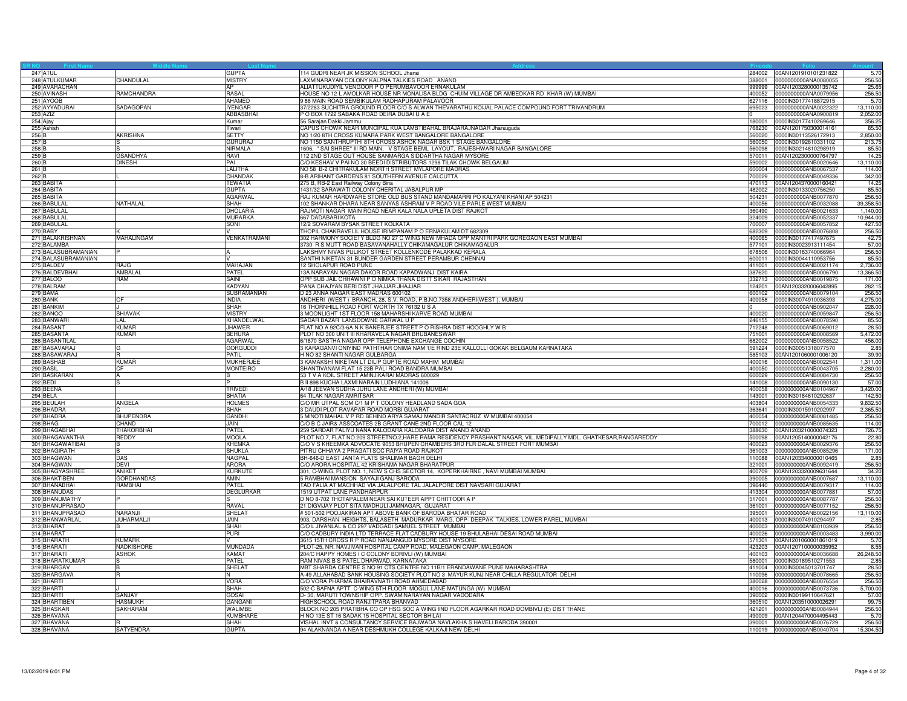| SR NO | First Name | Middle Name | Last Name | Address | Pincode | Folio | Amount |
|---|---|---|---|---|---|---|---|
| 247 | ATUL | | GUPTA | 114 GUDRI NEAR JK MISSION SCHOOL Jhansi | 284002 | 00AN1201910101231822 | 5.70 |
| 248 | ATULKUMAR | CHANDULAL | MISTRY | LAXMINARAYAN COLONY KALPNA TALKIES ROAD ANAND | 388001 | 0000000000ANA0080055 | 256.50 |
| 249 | AVARACHAN | | AP | ALIATTUKUDIYIL VENGOOR P O PERUMBAVOOR ERNAKULAM | 999999 | 00AN1203280000135742 | 25.65 |
| 250 | AVINASH | RAMCHANDRA | RASAL | HOUSE NO 12-L AMOLKAR HOUSE NR MONALISA BLDG CHUIM VILLAGE DR AMBEDKAR RD KHAR (W) MUMBAI | 400052 | 0000000000ANA0079956 | 256.50 |
| 251 | AYOOB | | AHAMED | 9 86 MAIN ROAD SEMBIKULAM RADHAPURAM PALAVOOR | 627116 | 0000IN30177418872915 | 5.70 |
| 252 | AYYADURAI | SADAGOPAN | IYENGAR | 37/2283 SUCHITRA GROUND FLOOR C/O S ALWAN THEVARATHU KOIJAL PALACE COMPOUND FORT TRIVANDRUM | 695023 | 0000000000ANA0022322 | 13,110.00 |
| 253 | AZIZ | | ABBASBHAI | P O BOX 1722 SABAKA ROAD DEIRA DUBAI U A E | 0 | 0000000000ANA0900819 | 2,052.00 |
| 254 | Ajay | | Kumar | 56 Sarajan Dakki Jammu | 180001 | 0000IN30177410269646 | 356.25 |
| 255 | Ashish | | Tiwari | CAPUS CHOWK NEAR MUNCIPAL KUA LAMBTIBAHAL BRAJARAJNAGAR Jharsuguda | 768230 | 00AN1201750300014161 | 85.50 |
| 256 | B | AKRISHNA | SETTY | NO 1/20 8TH CROSS KUMARA PARK WEST BANGALORE BANGALORE | 560020 | 0000IN30113526172913 | 2,850.00 |
| 257 | B | S | GURURAJ | NO 1150 SANTHRUPTHI 8TH CROSS ASHOK NAGAR BSK 1 STAGE BANGALORE | 560050 | 0000IN30192610331102 | 213.75 |
| 258 | B | S | NIRMALA | 1606, " SAI SHREE" III RD MAIN, V STAGE BEML LAYOUT, RAJESHWARI NAGAR BANGALORE | 560098 | 0000IN30214810298919 | 85.50 |
| 259 | B | GSANDHYA | RAVI | 112 2ND STAGE OUT HOUSE SANMARGA SIDDARTHA NAGAR MYSORE | 570011 | 00AN1202300000764797 | 14.25 |
| 260 | B | DINESH | PAI | C/O KESHAV V PAI NO 30 BEEDI DISTRIBUTORS 1298 TILAK CHOWK BELGAUM | 590002 | 0000000000ANB0020646 | 13,110.00 |
| 261 | B | | LALITHA | NO 58 B-2 CHITRAKULAM NORTH STREET MYLAPORE MADRAS | 600004 | 0000000000ANB0067537 | 114.00 |
| 262 | B | L | CHANDAK | 8-B ARIHANT GARDENS 81 SOUTHERN AVENUE CALCUTTA | 700029 | 0000000000ANB0049336 | 342.00 |
| 263 | BABITA | | TEWATIA | 275 B, RB-2 East Railway Colony Bina | 470113 | 00AN1204370000160421 | 14.25 |
| 264 | BABITA | | GUPTA | 1431/32 SARAWATI COLONY CHERITAL JABALPUR MP | 482002 | 0000IN30133020756250 | 85.50 |
| 265 | BABITA | | AGARWAL | RAJ KUMAR HARDWARE STORE OLD BUS STAND MANDAMARRI PO KALYANI KHANI AP 504231 | 504231 | 0000000000ANB0077870 | 256.50 |
| 266 | BABULAL | NATHALAL | SHAH | 102 SHANKAR DHARA NEAR SANYAS ASHRAM V P ROAD VILE PARLE WEST MUMBAI | 400056 | 0000000000ANB0032088 | 39,358.50 |
| 267 | BABULAL | | DHOLARIA | RAJMOTI NAGAR MAIN ROAD NEAR KALA NALA UPLETA DIST RAJKOT | 360490 | 0000000000ANB0021633 | 1,140.00 |
| 268 | BABULAL | | MURARKA | 667 DADABARI KOTA | 324009 | 0000000000ANB0052337 | 10,944.00 |
| 269 | BABULAL | | SONI | 12/2 SOVARAM BYSAK STREET KOLKATA | 700007 | 0000000000ANB0057852 | 427.50 |
| 270 | BABY | K | V | THOPIL CHAKRAVELIL HOUSE IRIMPANAM P O ERNAKULAM DT 682309 | 682309 | 0000000000ANB0076808 | 256.50 |
| 271 | BALAKRISHNAN | MAHALINGAM | VENKATRAMANI | 302 HARMONY SOCIETY BLDG NO 27 C WING NEW MHADA OPP MANTRI PARK GOREGAON EAST MUMBAI | 400065 | 0000IN30177417497675 | 42.75 |
| 272 | BALAMBA | | | 3730 R S MUTT ROAD BASAVANAHALLY CHIKAMAGALUR CHIKAMAGALUR | 577101 | 0000IN30023913111454 | 57.00 |
| 273 | BALASUBRAMANIAN | P | A | LAKSHMY NIVAS PULIKOT STREET KOLLENKODE PALAKKAD KERALA | 678506 | 0000IN30163740066964 | 256.50 |
| 274 | BALASUBRAMANIAN | | V | SANTHI NIKETAN 31 BUNDER GARDEN STREET PERAMBUR CHENNAI | 600011 | 0000IN30044110953756 | 85.50 |
| 275 | BALDEV | RAJG | MAHAJAN | 12 SHOLAPUR ROAD PUNE | 411001 | 0000000000ANB0021174 | 2,736.00 |
| 276 | BALDEVBHAI | AMBALAL | PATEL | 13A NARAYAN NAGAR DAKOR ROAD KAPADWANJ DIST KAIRA | 387620 | 0000000000ANB0006790 | 13,366.50 |
| 277 | BALOO | RAM | SAINI | OPP SUB JAIL CHHAWNI P O NIMKA THANA DISTT SIKAR RAJASTHAN | 332713 | 0000000000ANB0019875 | 171.00 |
| 278 | BALRAM | | KADYAN | PANA CHAJYAN BERI DIST JHAJJAR JHAJJAR | 124201 | 00AN1203320006042895 | 282.15 |
| 279 | BAMA | | SUBRAMANIAN | D 23 ANNA NAGAR EAST MADRAS 600102 | 600102 | 0000000000ANB0079104 | 256.50 |
| 280 | BANK | OF | INDIA | ANDHERI (WEST ) BRANCH, 28, S.V. ROAD, P.B.NO.7358 ANDHERI(WEST ), MUMBAI | 400058 | 0000IN30074910036393 | 4,275.00 |
| 281 | BANKIM | J | SHAH | 16 THORNHILL ROAD FORT WORTH TX 76132 U S A | 0 | 0000000000ANB0902047 | 228.00 |
| 282 | BANOO | SHIAVAK | MISTRY | 3 MOONLIGHT 1ST FLOOR 158 MAHARSHI KARVE ROAD MUMBAI | 400020 | 0000000000ANB0059847 | 256.50 |
| 283 | BANWARI | LAL | KHANDELWAL | SADAR BAZAR LANSDOWNE GARWAL U P | 246155 | 0000000000ANB0078590 | 85.50 |
| 284 | BASANT | KUMAR | JHAWER | FLAT NO A 92C/3-6A N K BANERJEE STREET P O RISHRA DIST HOOGHLY W B | 712248 | 0000000000ANB0069012 | 28.50 |
| 285 | BASANTA | KUMAR | BEHURA | PLOT NO 300 UNIT III KHARAVELA NAGAR BHUBANESWAR | 751001 | 0000000000ANB0008569 | 5,472.00 |
| 286 | BASANTILAL | | AGARWAL | 6/1870 SASTHA NAGAR OPP TELEPHONE EXCHANGE COCHIN | 682002 | 0000000000ANB0058522 | 456.00 |
| 287 | BASAVARAJ | G | GORGUDDI | 3 KARAGANVI ONIYIND PATHTHAR ONIMA NAM 1/E RIND 23E KALLOLLI GOKAK BELGAUM KARNATAKA | 591224 | 0000IN30051318077570 | 2.85 |
| 288 | BASAVRAJ | R | PATIL | H NO 82 SHANTI NAGAR GULBARGA | 585103 | 00AN1201060001006120 | 39.90 |
| 289 | BASHAB | KUMAR | MUKHERJEE | 3 KAMAKSHI NIKETAN LT DILIP GUPTE ROAD MAHIM MUMBAI | 400016 | 0000000000ANB0022541 | 1,311.00 |
| 290 | BASIL | CF | MONTEIRO | SHANTIVANAM FLAT 15 23B PALI ROAD BANDRA MUMBAI | 400050 | 0000000000ANB0043705 | 2,280.00 |
| 291 | BASKARAN | A | B | 53 T V A KOIL STREET AMINJIKARAI MADRAS 600029 | 600029 | 0000000000ANB0084730 | 256.50 |
| 292 | BEDI | S | P | B II 898 KUCHA LAXMI NARAIN LUDHIANA 141008 | 141008 | 0000000000ANB0090130 | 57.00 |
| 293 | BEENA | | TRIVEDI | A/18 JEEVAN SUDHA JUHU LANE ANDHERI (W) MUMBAI | 400058 | 0000000000ANB0104967 | 3,420.00 |
| 294 | BELA | | BHATIA | 64 TILAK NAGAR AMRITSAR | 143001 | 0000IN30184610292637 | 142.50 |
| 295 | BEULAH | ANGELA | HOLMES | C/O MR UTPAL SOM C/1 M P T COLONY HEADLAND SADA GOA | 403804 | 0000000000ANB0054333 | 9,832.50 |
| 296 | BHADRA | C | SHAH | 3 DAUDI PLOT RAVAPAR ROAD MORBI GUJARAT | 363641 | 0000IN30015910202997 | 2,365.50 |
| 297 | BHADRA | BHUPENDRA | GANDHI | 5 MINOTI MAHAL V P RD BEHIND ARYA SAMAJ MANDIR SANTACRUZ W MUMBAI 400054 | 400054 | 0000000000ANB0081485 | 256.50 |
| 298 | BHAG | CHAND | JAIN | C/O B C JAIR& ASSCOATES 2B GRANT CANE 2ND FLOOR CAL 12 | 700012 | 0000000000ANB0085635 | 114.00 |
| 299 | BHAGABHAI | THAKORBHAI | PATEL | 259 SARDAR FALIYU NANA KALODARA KALODARA DIST ANAND ANAND | 388630 | 00AN1203210000074323 | 726.75 |
| 300 | BHAGAVANTHA | REDDY | MOOLA | PLOT NO.7, FLAT NO.209 STREETNO.2,HARE RAMA RESIDENCY PRASHANT NAGAR, VIL. MEDIPALLY MDL. GHATKESAR,RANGAREDDY | 500098 | 00AN1205140000042176 | 22.80 |
| 301 | BHAGAWATIBAI | B | KHEMKA | C/O V S KHEEMKA ADVOCATE 9053 BHUPEN CHAMBERS 3RD FLR DALAL STREET FORT MUMBAI | 400023 | 0000000000ANB0029376 | 256.50 |
| 302 | BHAGIRATH | B | SHUKLA | PITRU CHHAYA 2 PRAGATI SOC RAIYA ROAD RAJKOT | 361003 | 0000000000ANB0085296 | 171.00 |
| 303 | BHAGWAN | DAS | NAGPAL | BH-646-D EAST JANTA FLATS SHALIMAR BAGH DELHI | 110088 | 00AN1203340000010465 | 2.85 |
| 304 | BHAGWAN | DEVI | ARORA | C/O ARORA HOSPITAL 42 KRISHAMA NAGAR BHARATPUR | 321001 | 0000000000ANB0092419 | 256.50 |
| 305 | BHAGYASHREE | ANIKET | KURKUTE | 301, C-WING, PLOT NO. 1, NEW S CHS SECTOR 14, KOPERKHAIRNE , NAVI MUMBAI MUMBAI | 400709 | 00AN1203320009631644 | 34.20 |
| 306 | BHAKTIBEN | GORDHANDAS | AMIN | 5 RAMBHAI MANSION SAYAJI GANJ BARODA | 390005 | 0000000000ANB0007687 | 13,110.00 |
| 307 | BHANABHAI | RAMBHAI | PATEL | TAD FALIA AT MACHHAD VIA JALALPORE TAL JALALPORE DIST NAVSARI GUJARAT | 396440 | 0000000000ANB0079317 | 114.00 |
| 308 | BHANUDAS | | DEGLURKAR | 1519 UTPAT LANE PANDHARPUR | 413304 | 0000000000ANB0077881 | 57.00 |
| 309 | BHANUMATHY | P | S | D NO 8-702 THOTAPALEM NEAR SAI KUTEER APPT CHITTOOR A P | 517001 | 0000000000ANB0087787 | 256.50 |
| 310 | BHANUPRASAD | | RAVAL | 21 DIGVIJAY PLOT SITA MADHULI JAMNAGAR, GUJARAT | 361001 | 0000000000ANB0077152 | 256.50 |
| 311 | BHANUPRASAD | NARANJI | SHELAT | # 501-502 POOJAKIRAN APT ABOVE BANK OF BARODA BHATAR ROAD | 395001 | 0000000000ANB0022156 | 13,110.00 |
| 312 | BHANWARLAL | JUHARMALJI | JAIN | 903, DARSHAN HEIGHTS, BALASETH MADURKAR MARG, OPP- DEEPAK TALKIES, LOWER PAREL, MUMBAI | 400013 | 0000IN30074910294497 | 2.85 |
| 313 | BHARAT | B | SHAH | C/O L JIVANLAL & CO 297 VADGADI SAMUEL STREET MUMBAI | 400003 | 0000000000ANB0103939 | 256.50 |
| 314 | BHARAT | | PURI | C/O CADBURY INDIA LTD TERRACE FLAT CADBURY HOUSE 19 BHULABHAI DESAI ROAD MUMBAI | 400026 | 0000000000ANB0003483 | 3,990.00 |
| 315 | BHARATH | KUMARK | V | 3615 15TH CROSS R P ROAD NANJANGUD MYSORE DIST MYSORE | 571301 | 00AN1201060001861019 | 5.70 |
| 316 | BHARATI | NADKISHORE | MUNDADA | PLOT-25, NR. NAVJIVAN HOSPITAL CAMP ROAD, MALEGAON CAMP, MALEGAON | 423203 | 00AN1207100000035952 | 8.55 |
| 317 | BHARATI | ASHOK | KAMAT | 204/C HAPPY HOMES I C COLONY BORIVLI (W) MUMBAI | 400103 | 0000000000ANB0036688 | 26,248.50 |
| 318 | BHARATKUMAR | S | PATEL | RAM NIVAS B S PATEL DHARWAD, KARNATAKA | 580001 | 0000IN30189510271553 | 2.85 |
| 319 | BHARGAV | B | SHELAT | MBT SHARDA CENTRE S NO 91 CTS CENTRE NO 11B/1 ERANDAWANE PUNE MAHARASHTRA | 411004 | 0000IN30045013701747 | 28.50 |
| 320 | BHARGAVA | R | N | A-49 ALLAHABAD BANK HOUSING SOCIETY PLOT NO 3 MAYUR KUNJ NEAR CHILLA REGULATOR DELHI | 110096 | 0000000000ANB0078665 | 256.50 |
| 321 | BHARTI | | VORA | C/O VORA PHARMA BHAIRAVNATH ROAD AHMEDABAD | 380028 | 0000000000ANB0076554 | 256.50 |
| 322 | BHARTI | J | SHAH | 502-C BAFNA APTT C-WING 5TH FLOOR MOGUL LANE MATUNGA (W) MUMBAI | 400016 | 0000000000ANB0073736 | 5,700.00 |
| 323 | BHARTI | SANJAY | GOSAI | D- 30, MARUTI TOWNSHIP OPP. SWAMINARAYAN NAGAR VADODARA | 390002 | 0000IN30199110647621 | 57.00 |
| 324 | BHARTIBEN | HASMUKH | GANGANI | HIGHSCHOOL ROAD RANJITPARA BHANVAD | 360510 | 00AN1203510000026291 | 99.75 |
| 325 | BHASKAR | SAKHARAM | WALIMBE | BLOCK NO 205 PRATIBHA CO OP HSG SOC A WING IIND FLOOR AGARKAR ROAD DOMBIVLI (E) DIST THANE | 421201 | 0000000000ANB0084944 | 256.50 |
| 326 | BHAVANA | | KUMBHARE | H NO 13E ST 16 SADAK 15 HOSPITAL SECTOR BHILAI | 490009 | 00AN1204470000495443 | 5.70 |
| 327 | BHAVANA | R | SHAH | VISHAL INVT & CONSULTANCY SERVICE BAJWADA NAVLAKHA S HAVELI BARODA 390001 | 390001 | 0000000000ANB0076729 | 256.50 |
| 328 | BHAVANA | SATYENDRA | GUPTA | 94 ALAKNANDA A NEAR DESHMUKH COLLEGE KALKAJI NEW DELHI | 110019 | 0000000000ANB0040704 | 15,304.50 |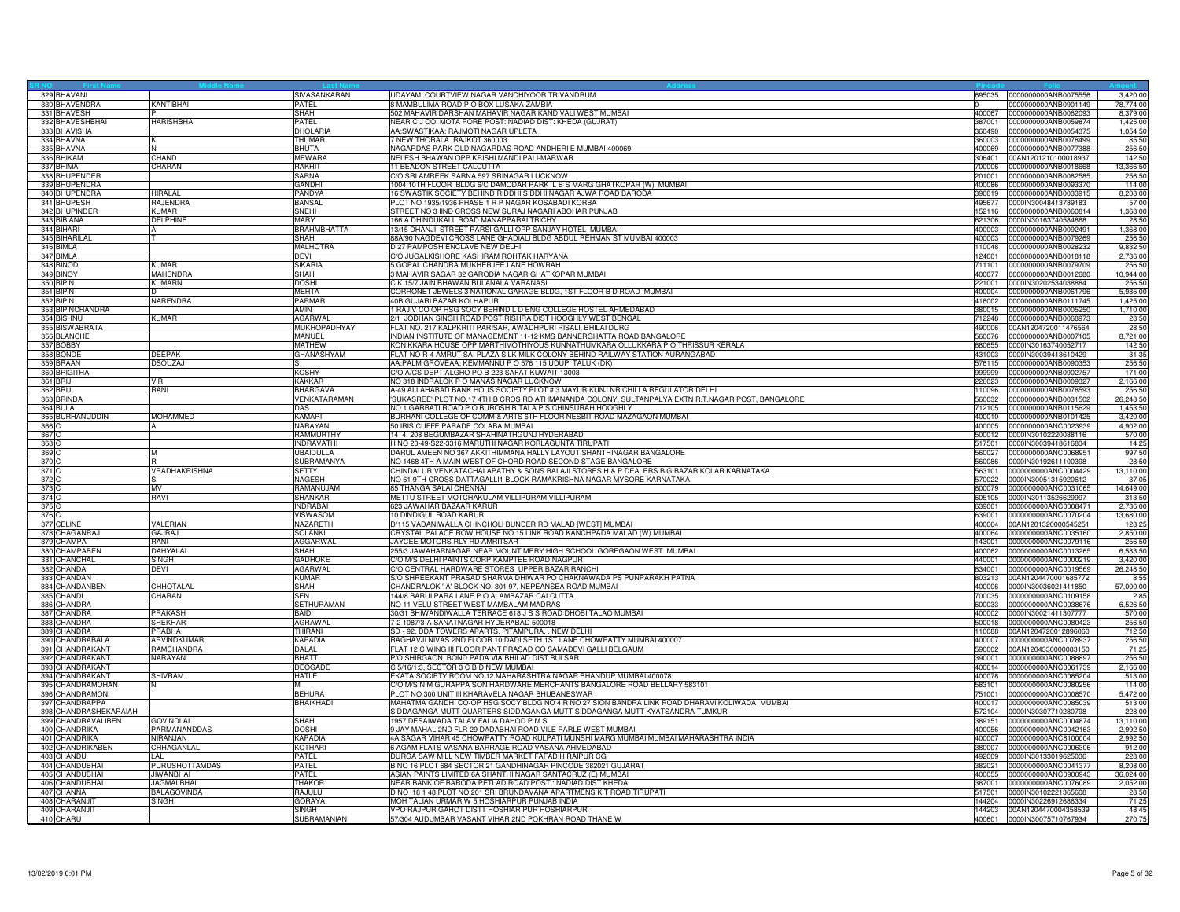| SR NO | First Name | Middle Name | Last Name | Address | Pincode | Folio | Amount |
|---|---|---|---|---|---|---|---|
| 329 | BHAVANI | | SIVASANKARAN | UDAYAM COURTVIEW NAGAR VANCHIYOOR TRIVANDRUM | 695035 | 0000000000ANB0075556 | 3,420.00 |
| 330 | BHAVENDRA | KANTIBHAI | PATEL | 8 MAMBULIMA ROAD P O BOX LUSAKA ZAMBIA | 0 | 0000000000ANB0901149 | 78,774.00 |
| 331 | BHAVESH | P | SHAH | 502 MAHAVIR DARSHAN MAHAVIR NAGAR KANDIVALI WEST MUMBAI | 400067 | 0000000000ANB0062093 | 8,379.00 |
| 332 | BHAVESHBHAI | HARISHBHAI | PATEL | NEAR C J CO. MOTA PORE POST: NADIAD DIST: KHEDA (GUJRAT) | 387001 | 0000000000ANB0059874 | 1,425.00 |
| 333 | BHAVISHA | | DHOLARIA | AA:SWASTIKAA; RAJMOTI NAGAR UPLETA | 360490 | 0000000000ANB0054375 | 1,054.50 |
| 334 | BHAVNA | K | THUMAR | 7 NEW THORALA RAJKOT 360003 | 360003 | 0000000000ANB0078499 | 85.50 |
| 335 | BHAVNA | N | BHUTA | NAGARDAS PARK OLD NAGARDAS ROAD ANDHERI E MUMBAI 400069 | 400069 | 0000000000ANB0077388 | 256.50 |
| 336 | BHIKAM | CHAND | MEWARA | NELESH BHAWAN OPP.KRISHI MANDI PALI-MARWAR | 306401 | 00AN1201210100018937 | 142.50 |
| 337 | BHIMA | CHARAN | RAKHIT | 11 BEADON STREET CALCUTTA | 700006 | 0000000000ANB0018668 | 13,366.50 |
| 338 | BHUPENDER | | SARNA | C/O SRI AMREEK SARNA 597 SRINAGAR LUCKNOW | 201001 | 0000000000ANB0082585 | 256.50 |
| 339 | BHUPENDRA | | GANDHI | 1004 10TH FLOOR BLDG 6/C DAMODAR PARK L B S MARG GHATKOPAR (W) MUMBAI | 400086 | 0000000000ANB0093370 | 114.00 |
| 340 | BHUPENDRA | HIRALAL | PANDYA | 16 SWASTIK SOCIETY BEHIND RIDDHI SIDDHI NAGAR AJWA ROAD BARODA | 390019 | 0000000000ANB0033915 | 8,208.00 |
| 341 | BHUPESH | RAJENDRA | BANSAL | PLOT NO 1935/1936 PHASE 1 R P NAGAR KOSABADI KORBA | 495677 | 0000IN30048413789183 | 57.00 |
| 342 | BHUPINDER | KUMAR | SNEHI | STREET NO 3 IIND CROSS NEW SURAJ NAGARI ABOHAR PUNJAB | 152116 | 0000000000ANB0060814 | 1,368.00 |
| 343 | BIBIANA | DELPHINE | MARY | 166 A DHINDUKALL ROAD MANAPPARAI TRICHY | 621306 | 0000IN30163740584868 | 28.50 |
| 344 | BIHARI | A | BRAHMBHATTA | 13/15 DHANJI STREET PARSI GALLI OPP SANJAY HOTEL MUMBAI | 400003 | 0000000000ANB0092491 | 1,368.00 |
| 345 | BIHARILAL | T | SHAH | 88A/90 NAGDEVI CROSS LANE GHADIALI BLDG ABDUL REHMAN ST MUMBAI 400003 | 400003 | 0000000000ANB0079269 | 256.50 |
| 346 | BIMLA | | MALHOTRA | D 27 PAMPOSH ENCLAVE NEW DELHI | 110048 | 0000000000ANB0028232 | 9,832.50 |
| 347 | BIMLA | | DEVI | C/O JUGALKISHORE KASHIRAM ROHTAK HARYANA | 124001 | 0000000000ANB0018118 | 2,736.00 |
| 348 | BINOD | KUMAR | SIKARIA | 5 GOPAL CHANDRA MUKHERJEE LANE HOWRAH | 711101 | 0000000000ANB0079709 | 256.50 |
| 349 | BINOY | MAHENDRA | SHAH | 3 MAHAVIR SAGAR 32 GARODIA NAGAR GHATKOPAR MUMBAI | 400077 | 0000000000ANB0012680 | 10,944.00 |
| 350 | BIPIN | KUMARN | DOSHI | C.K.15/7 JAIN BHAWAN BULANALA VARANASI | 221001 | 0000IN30202534038884 | 256.50 |
| 351 | BIPIN | D | MEHTA | CORRONET JEWELS 3 NATIONAL GARAGE BLDG, 1ST FLOOR B D ROAD MUMBAI | 400004 | 0000000000ANB0061796 | 5,985.00 |
| 352 | BIPIN | NARENDRA | PARMAR | 40B GUJARI BAZAR KOLHAPUR | 416002 | 0000000000ANB0111745 | 1,425.00 |
| 353 | BIPINCHANDRA | | AMIN | 1 RAJIV CO OP HSG SOCY BEHIND L D ENG COLLEGE HOSTEL AHMEDABAD | 380015 | 0000000000ANB0005250 | 1,710.00 |
| 354 | BISHNU | KUMAR | AGARWAL | 2/1 JODHAN SINGH ROAD POST RISHRA DIST HOOGHLY WEST BENGAL | 712248 | 0000000000ANB0068973 | 28.50 |
| 355 | BISWABRATA | | MUKHOPADHYAY | FLAT NO. 217 KALPKRITI PARISAR, AWADHPURI RISALI, BHILAI DURG | 490006 | 00AN1204720011476564 | 28.50 |
| 356 | BLANCHE | | MANUEL | INDIAN INSTITUTE OF MANAGEMENT 11-12 KMS BANNERGHATTA ROAD BANGALORE | 560076 | 0000000000ANB0007105 | 8,721.00 |
| 357 | BOBBY | | MATHEW | KONIKKARA HOUSE OPP MARTHIMOTHIYOUS KUNNATHUMKARA OLLUKKARA P O THRISSUR KERALA | 680655 | 0000IN30163740052717 | 142.50 |
| 358 | BONDE | DEEPAK | GHANASHYAM | FLAT NO R-4 AMRUT SAI PLAZA SILK MILK COLONY BEHIND RAILWAY STATION AURANGABAD | 431003 | 0000IN30039413610429 | 31.35 |
| 359 | BRAAN | DSOUZAJ | S | AA:PALM GROVEAA; KEMMANNU P O 576 115 UDUPI TALUK (DK) | 576115 | 0000000000ANB0090353 | 256.50 |
| 360 | BRIGITHA | | KOSHY | C/O A/CS DEPT ALGHO PO B 223 SAFAT KUWAIT 13003 | 999999 | 0000000000ANB0902757 | 171.00 |
| 361 | BRIJ | VIR | KAKKAR | NO 318 INDRALOK P O MANAS NAGAR LUCKNOW | 226023 | 0000000000ANB0009327 | 2,166.00 |
| 362 | BRIJ | RANI | BHARGAVA | A-49 ALLAHABAD BANK HOUS SOCIETY PLOT # 3 MAYUR KUNJ NR CHILLA REGULATOR DELHI | 110096 | 0000000000ANB0078593 | 256.50 |
| 363 | BRINDA | | VENKATARAMAN | 'SUKASREE' PLOT NO.17 4TH B CROS RD ATHMANANDA COLONY, SULTANPALYA EXTN R.T.NAGAR POST, BANGALORE | 560032 | 0000000000ANB0031502 | 26,248.50 |
| 364 | BULA | | DAS | NO 1 GARBATI ROAD P O BUROSHIB TALA P S CHINSURAH HOOGHLY | 712105 | 0000000000ANB0115629 | 1,453.50 |
| 365 | BURHANUDDIN | MOHAMMED | KAMARI | BURHANI COLLEGE OF COMM & ARTS 6TH FLOOR NESBIT ROAD MAZAGAON MUMBAI | 400010 | 0000000000ANB0101425 | 3,420.00 |
| 366 | C | A | NARAYAN | 50 IRIS CUFFE PARADE COLABA MUMBAI | 400005 | 0000000000ANC0023939 | 4,902.00 |
| 367 | C | | RAMMURTHY | 14 4 208 BEGUMBAZAR SHAHINATHGUNJ HYDERABAD | 500012 | 0000IN30102220088116 | 570.00 |
| 368 | C | | INDRAVATHI | H NO 20-49-S22-3316 MARUTHI NAGAR KORLAGUNTA TIRUPATI | 517501 | 0000IN30039418616834 | 14.25 |
| 369 | C | M | UBAIDULLA | DARUL AMEEN NO 367 AKKITHIMMANA HALLY LAYOUT SHANTHINAGAR BANGALORE | 560027 | 0000000000ANC0068951 | 997.50 |
| 370 | C | R | SUBRAMANYA | NO 1468 4TH A MAIN WEST OF CHORD ROAD SECOND STAGE BANGALORE | 560086 | 0000IN30192611100398 | 28.50 |
| 371 | C | VRADHAKRISHNA | SETTY | CHINDALUR VENKATACHALAPATHY & SONS BALAJI STORES H & P DEALERS BIG BAZAR KOLAR KARNATAKA | 563101 | 0000000000ANC0004429 | 13,110.00 |
| 372 | C | S | NAGESH | NO 61 9TH CROSS DATTAGALLI1 BLOCK RAMAKRISHNA NAGAR MYSORE KARNATAKA | 570022 | 0000IN30051315920612 | 37.05 |
| 373 | C | MV | RAMANUJAM | 85 THANGA SALAI CHENNAI | 600079 | 0000000000ANC0031065 | 14,649.00 |
| 374 | C | RAVI | SHANKAR | METTU STREET MOTCHAKULAM VILLIPURAM VILLIPURAM | 605105 | 0000IN30113526629997 | 313.50 |
| 375 | C | | INDRABAI | 623 JAWAHAR BAZAAR KARUR | 639001 | 0000000000ANC0008471 | 2,736.00 |
| 376 | C | | VISWASOM | 10 DINDIGUL ROAD KARUR | 639001 | 0000000000ANC0070204 | 13,680.00 |
| 377 | CELINE | VALERIAN | NAZARETH | D/115 VADANIWALLA CHINCHOLI BUNDER RD MALAD [WEST] MUMBAI | 400064 | 00AN1201320000545251 | 128.25 |
| 378 | CHAGANRAJ | GAJRAJ | SOLANKI | CRYSTAL PALACE ROW HOUSE NO 15 LINK ROAD KANCHPADA MALAD (W) MUMBAI | 400064 | 0000000000ANC0035160 | 2,850.00 |
| 379 | CHAMPA | RANI | AGGARWAL | JAYCEE MOTORS RLY RD AMRITSAR | 143001 | 0000000000ANC0079116 | 256.50 |
| 380 | CHAMPABEN | DAHYALAL | SHAH | 255/3 JAWAHARNAGAR NEAR MOUNT MERY HIGH SCHOOL GOREGAON WEST MUMBAI | 400062 | 0000000000ANC0013265 | 6,583.50 |
| 381 | CHANCHAL | SINGH | GADHOKE | C/O M/S DELHI PAINTS CORP KAMPTEE ROAD NAGPUR | 440001 | 0000000000ANC0000219 | 3,420.00 |
| 382 | CHANDA | DEVI | AGARWAL | C/O CENTRAL HARDWARE STORES UPPER BAZAR RANCHI | 834001 | 0000000000ANC0019569 | 26,248.50 |
| 383 | CHANDAN | | KUMAR | S/O SHREEKANT PRASAD SHARMA DHIWAR PO CHAKNAWADA PS PUNPARAKH PATNA | 803213 | 00AN1204470001685772 | 8.55 |
| 384 | CHANDANBEN | CHHOTALAL | SHAH | CHANDRALOK ' A' BLOCK NO. 301 97, NEPEANSEA ROAD MUMBAI | 400006 | 0000IN30036021411850 | 57,000.00 |
| 385 | CHANDI | CHARAN | SEN | 144/8 BARUI PARA LANE P O ALAMBAZAR CALCUTTA | 700035 | 0000000000ANC0109158 | 2.85 |
| 386 | CHANDRA | | SETHURAMAN | NO 11 VELU STREET WEST MAMBALAM MADRAS | 600033 | 0000000000ANC0038676 | 6,526.50 |
| 387 | CHANDRA | PRAKASH | BAID | 30/31 BHIWANDIWALLA TERRACE 618 J S S ROAD DHOBI TALAO MUMBAI | 400002 | 0000IN30021411307777 | 570.00 |
| 388 | CHANDRA | SHEKHAR | AGRAWAL | 7-2-1087/3-A SANATNAGAR HYDERABAD 500018 | 500018 | 0000000000ANC0080423 | 256.50 |
| 389 | CHANDRA | PRABHA | THIRANI | SD - 92, DDA TOWERS APARTS. PITAMPURA, . NEW DELHI | 110088 | 00AN1204720012896060 | 712.50 |
| 390 | CHANDRABALA | ARVINDKUMAR | KAPADIA | RAGHAVJI NIVAS 2ND FLOOR 10 DADI SETH 1ST LANE CHOWPATTY MUMBAI 400007 | 400007 | 0000000000ANC0078937 | 256.50 |
| 391 | CHANDRAKANT | RAMCHANDRA | DALAL | FLAT 12 C WING III FLOOR PANT PRASAD CO SAMADEVI GALLI BELGAUM | 590002 | 00AN1204330000083150 | 71.25 |
| 392 | CHANDRAKANT | NARAYAN | BHATT | P/O SHIRGAON, BOND PADA VIA BHILAD DIST BULSAR | 390001 | 0000000000ANC0088897 | 256.50 |
| 393 | CHANDRAKANT | | DEOGADE | C 5/16/1:3, SECTOR 3 C B D NEW MUMBAI | 400614 | 0000000000ANC0061739 | 2,166.00 |
| 394 | CHANDRAKANT | SHIVRAM | HATLE | EKATA SOCIETY ROOM NO 12 MAHARASHTRA NAGAR BHANDUP MUMBAI 400078 | 400078 | 0000000000ANC0085204 | 513.00 |
| 395 | CHANDRAMOHAN | N | M | C/O M/S N M GURAPPA SON HARDWARE MERCHANTS BANGALORE ROAD BELLARY 583101 | 583101 | 0000000000ANC0080256 | 114.00 |
| 396 | CHANDRAMONI | | BEHURA | PLOT NO 300 UNIT III KHARAVELA NAGAR BHUBANESWAR | 751001 | 0000000000ANC0008570 | 5,472.00 |
| 397 | CHANDRAPPA | | BHAIKHADI | MAHATMA GANDHI CO-OP HSG SOCY BLDG NO 4 R NO 27 SION BANDRA LINK ROAD DHARAVI KOLIWADA MUMBAI | 400017 | 0000000000ANC0085039 | 513.00 |
| 398 | CHANDRASHEKARAIAH | | | SIDDAGANGA MUTT QUARTERS SIDDAGANGA MUTT SIDDAGANGA MUTT KYATSANDRA TUMKUR | 572104 | 0000IN30307710280798 | 228.00 |
| 399 | CHANDRAVALIBEN | GOVINDLAL | SHAH | 1957 DESAIWADA TALAV FALIA DAHOD P M S | 389151 | 0000000000ANC0004874 | 13,110.00 |
| 400 | CHANDRIKA | PARMANANDDAS | DOSHI | 9 JAY MAHAL 2ND FLR 29 DADABHAI ROAD VILE PARLE WEST MUMBAI | 400056 | 0000000000ANC0042163 | 2,992.50 |
| 401 | CHANDRIKA | NIRANJAN | KAPADIA | 4A SAGAR VIHAR 45 CHOWPATTY ROAD KULPATI MUNSHI MARG MUMBAI MUMBAI MAHARASHTRA INDIA | 400007 | 0000000000ANC8100004 | 2,992.50 |
| 402 | CHANDRIKABEN | CHHAGANLAL | KOTHARI | 6 AGAM FLATS VASANA BARRAGE ROAD VASANA AHMEDABAD | 380007 | 0000000000ANC0006306 | 912.00 |
| 403 | CHANDU | LAL | PATEL | DURGA SAW MILL NEW TIMBER MARKET FAFADIH RAIPUR CG | 492009 | 0000IN30133019625036 | 228.00 |
| 404 | CHANDUBHAI | PURUSHOTTAMDAS | PATEL | B NO 16 PLOT 684 SECTOR 21 GANDHINAGAR PINCODE 382021 GUJARAT | 382021 | 0000000000ANC0041377 | 8,208.00 |
| 405 | CHANDUBHAI | JIWANBHAI | PATEL | ASIAN PAINTS LIMITED 6A SHANTHI NAGAR SANTACRUZ (E) MUMBAI | 400055 | 0000000000ANC0900943 | 36,024.00 |
| 406 | CHANDUBHAI | JAGMALBHAI | THAKOR | NEAR BANK OF BARODA PETLAD ROAD POST : NADIAD DIST KHEDA | 387001 | 0000000000ANC0076089 | 2,052.00 |
| 407 | CHANNA | BALAGOVINDA | RAJULU | D NO 18 1 48 PLOT NO 201 SRI BRUNDAVANA APARTMENS K T ROAD TIRUPATI | 517501 | 0000IN30102221365608 | 28.50 |
| 408 | CHARANJIT | SINGH | GORAYA | MOH TALIAN URMAR W 5 HOSHIARPUR PUNJAB INDIA | 144204 | 0000IN30226912686334 | 71.25 |
| 409 | CHARANJIT | | SINGH | VPO RAJPUR GAHOT DISTT HOSHIAR PUR HOSHIARPUR | 144203 | 00AN1204470004358539 | 48.45 |
| 410 | CHARU | | SUBRAMANIAN | 57/304 AUDUMBAR VASANT VIHAR 2ND POKHRAN ROAD THANE W | 400601 | 0000IN30075710767934 | 270.75 |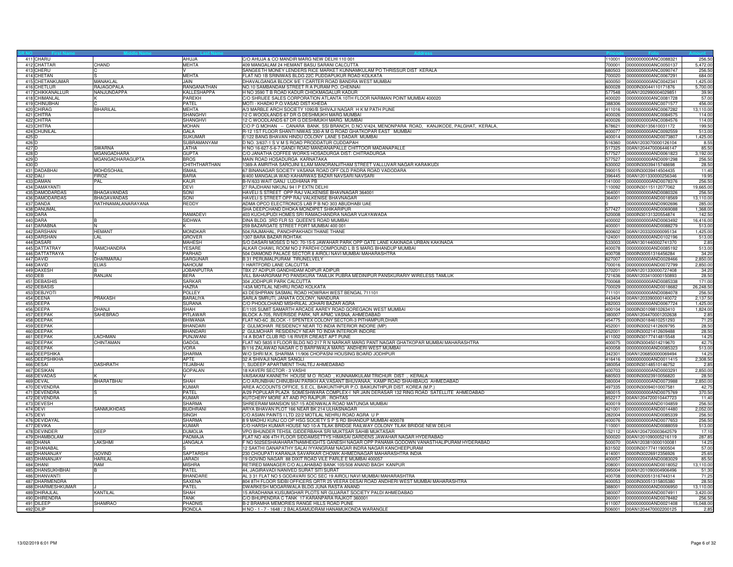| SR NO | First Name | Middle Name | Last Name | Address | Pincode | Folio | Amount |
|---|---|---|---|---|---|---|---|
| 411 | CHARU | | AHUJA | C/O AHUJA & CO MANDIR MARG NEW DELHI 110 001 | 110001 | 0000000000ANC0088321 | 256.50 |
| 412 | CHATTAR | CHAND | MEHTA | 409 MANGALAM 24 HEMANT BASU SARANI CALCUTTA | 700001 | 0000000000ANC0050137 | 5,472.00 |
| 413 | CHERU | C | V | SANGEETH MONEY LENDERS RICE MARKET KUNNAMKULAM PO THRISSUR DIST KERALA | 680503 | 0000000000ANC0090747 | 256.50 |
| 414 | CHETAN | S | MEHTA | FLAT NO 1B SRINIWAS BLDG 22C PUDDAPUKUR ROAD KOLKATA | 700020 | 0000000000ANC0067291 | 684.00 |
| 415 | CHETANKUMAR | MANAKLAL | JAIN | DHAVALGANGA BLOCK 9/E 1 CARTER ROAD BANDRA WEST MUMBAI | 400050 | 0000000000ANC0042341 | 1,425.00 |
| 416 | CHETLUR | RAJAGOPALA | RANGANATHAN | NO.10 SAMBANDAM STREET R A PURAM PO. CHENNAI | 600028 | 0000IN30044110171876 | 5,700.00 |
| 417 | CHIKKANALLUR | NANJUNDAPPA | KALLESHAPPA | H NO 3590 T B ROAD KADUR CHICKMAGALUR KADUR | 577548 | 00AN1202990004029851 | 39.90 |
| 418 | CHIMANLAL | K | PAREKH | C/O SHRIJEE SALES CORPORATION ATLANTA 10TH FLOOR NARIMAN POINT MUMBAI 400020 | 400020 | 0000000000ANC0081728 | 57.00 |
| 419 | CHINUBHAI | C | PATEL | MOTI - KHADKI P.O.VASAD DIST KHEDA | 388306 | 0000000000ANC0071577 | 456.00 |
| 420 | CHIRAG | BIHARILAL | MEHTA | A/3 MARBLE ARCH SOCIETY 1090/B SHIVAJI NAGAR H K M PATH PUNE | 411016 | 0000000000ANC0067282 | 13,110.00 |
| 421 | CHITRA | | SHANGHVI | 12 C WOODLANDS 67 DR G DESHMUKH MARG MUMBAI | 400026 | 0000000000ANC0084575 | 114.00 |
| 422 | CHITRA | | SHANGHVI | 12 C WOODLANDS 67 DR G DESHMUKH MARG MUMBAI | 400026 | 0000000000ANC0084576 | 114.00 |
| 423 | CHITRA | | MOHAN | C\O P G MOHAN -- CANARA BANK. SSI BRANCH, D.NO.V/424, MENONPARA ROAD, KANJIKODE, PALGHAT, KERALA, | 678621 | 0000IN30135610031172 | 199.50 |
| 424 | CHUNILAL | | GALA | R-12 1ST FLOOR SHANTI NIWAS 330-A M G ROAD GHATKOPAR EAST MUMBAI | 400077 | 0000000000ANC0092559 | 513.00 |
| 425 | D | | SUKUMAR | E/122 BANG BHAVAN HINDU COLONY LANE 5 DADAR MUMBAI | 400014 | 0000000000AND0073807 | 1,425.00 |
| 426 | D | | SUBRAMANYAM | D NO. 3/637-1 S V M S ROAD PRODDATUR CUDDAPAH | 516360 | 00AN1203070000126104 | 8.55 |
| 427 | D | SWARNA | LATHA | H NO 16-627-5-6-7 GANDI ROAD MANDANAPALLE CHITTOOR MADANAPALLE | 517325 | 00AN1204470006446147 | 85.50 |
| 428 | D | MGANGADHARA | GUPTA | C/O JANATHA COFFEE WORKS HOSADURGA DIST: CHITRADURGA | 577527 | 0000000000AND0061823 | 3,192.00 |
| 429 | D | MGANGADHARAGUPTA | BROS | MAIN ROAD HOSADURGA KARNATAKA | 577527 | 0000000000AND0091298 | 256.50 |
| 430 | D | | CHITHTHARTHAN | 1369-A AMRITHA SAROJINI ILLAM MANORANJITHAM STREET VALLUVAR NAGAR KARAIKUDI | 630002 | 0000IN30039415748698 | 28.50 |
| 431 | DADABHAI | MOHDSOHAIL | ISMAIL | 67 BINANAGAR SOCIETY VASANA ROAD OFF OLD PADRA ROAD VADODARA | 390015 | 0000IN30039414504435 | 11.40 |
| 432 | DALI | FIROZ | BARIA | 8/400 MANGALIA WAD KAHARWAS BAZAR NAVSARI NAVSARI | 396445 | 00AN1201330000256346 | 19.95 |
| 433 | DAMAN | PAL | KAUR | B-IV/633 WAIT GANJ LUDHIANA PB | 141000 | 0000000000AND0078376 | 256.50 |
| 434 | DAMAYANTI | | DEVI | 27 RAJDHANI NIKUNJ 94 I P EXTN DELHI | 110092 | 0000IN30115112077062 | 19,665.00 |
| 435 | DAMODARDAS | BHAGAVANDAS | SONI | HAVELI S STREET OPP RAJ VALKENISE BHAVNAGAR 364001 | 364001 | 0000000000AND0080326 | 256.50 |
| 436 | DAMODARDAS | BHAGAVANDAS | SONI | HAVELI S STREET OPP RAJ VALKENISE BHAVNAGAR | 364001 | 0000000000AND0018569 | 13,110.00 |
| 437 | DANDA | RATHNAMALANARAYANA | REDDY | ADMA OPCO ELECTRONICS LAB P B NO 303 ABUDHABI UAE | 0 | 0000000000AND0902696 | 285.00 |
| 438 | DANUMAL | | | SHA DEEPCHAND DHOKA MONDIPET SHIKARIPUR | 577427 | 0000000000AND0069088 | 1,368.00 |
| 439 | DARA | | RAMADEVI | 403 KUCHUPUDI HOMES SRI RAMACHANDRA NAGAR VIJAYAWADA | 520008 | 0000IN30131320554874 | 142.50 |
| 440 | DARA | B | SIDHWA | DINA BLDG 3RD FLR 53 QUEEN'S ROAD MUMBAI | 400002 | 0000000000AND0063492 | 16,416.00 |
| 441 | DARABNA | N | K | 259 BAZARGATE STREET FORT MUMBAI 400 001 | 400001 | 0000000000AND0088279 | 513.00 |
| 442 | DARSHAN | HEMANT | MONDKAR | 504,RAJMAHAL, PANCHPAKHADI THANE THANE | 400602 | 00AN1203320000095134 | 1,425.00 |
| 443 | DARSHAN | LAL | GROVER | 1307 BARA BAZAR ROHTAK | 124001 | 0000000000AND0102196 | 513.00 |
| 444 | DASARI | | MAHESH | S/O DASARI MOSES D NO: 70-15-5 JAWAHAR PARK OPP GATE LANE KAKINADA URBAN KAKINADA | 533003 | 00AN1301440002741370 | 2.85 |
| 445 | DATTATRAY | RAMCHANDRA | YESARE | ALKAR CHAWL ROOM NO 2 PARDHI COMPOUND L B S MARG BHANDUP MUMBAI | 400078 | 0000000000AND0085192 | 513.00 |
| 446 | DATTATRAYA | V | PARHAD | 504 DIAMOND PALACE SECTOR 8 AIROLI NAVI MUMBAI MAHARASHTRA | 400708 | 0000IN30051316456284 | 34.20 |
| 447 | DAVID | DHARMARAJ | SARGUNAR | B 31 PERUMALPURAM TIRUNELVELY | 627007 | 0000000000AND0028466 | 2,850.00 |
| 448 | DAVID | ELIAS | NAHOUM | 1 HARTFORD LANE CALCUTTA | 700016 | 0000000000AND0072799 | 2,850.00 |
| 449 | DAXESH | B | JOBANPUTRA | TBX 27 ADIPUR GANDHIDAM ADIPUR ADIPUR | 370201 | 00AN1201330000727408 | 34.20 |
| 450 | DEB | RANJAN | BERA | VILL BAHARGRAM PO PANSKURA TAMLUK PUBRA MEDINIPUR PANSKURARIY WIRELESS TAMLUK | 721636 | 00AN1203410000150893 | 28.50 |
| 451 | DEBASHIS | | SARKAR | 304 JODHPUR PARK CALCUTTA | 700068 | 0000000000AND0085338 | 171.00 |
| 452 | DEBASIS | | HAZRA | 143A MOTILAL NEHRU ROAD KOLKATA | 700029 | 0000000000AND0018682 | 26,248.50 |
| 453 | DEBJYOTI | | POLLEY | 43 DESHPRAN SASMAL ROAD HOWRAH WEST BENGAL 711101 | 711101 | 0000000000AND0084078 | 256.50 |
| 454 | DEENA | PRAKASH | BARALIYA | SARLA SMRUTI, JANATA COLONY, NANDURA | 443404 | 00AN1203390000140072 | 2,137.50 |
| 455 | DEEPA | | SURANA | C/O PHOOLCHAND MISHRILAL JOHARI BAZAR AGRA | 282003 | 0000000000AND0067724 | 1,425.00 |
| 456 | DEEPA | DHANJI | SHAH | E/1105 SUMIT SAMARTH ARCADE AAREY ROAD GOREGAON WEST MUMBAI | 400104 | 0000IN30109810263410 | 1,824.00 |
| 457 | DEEPAK | SAHEBRAO | PITLAWAR | BLOCK A-705, RIVERISDE PARK, NR APMC VASNA, AHMEDABAD | 380007 | 00AN1204470001202638 | 2.85 |
| 458 | DEEPAK | | BHIWANIA | FLAT NO-6C ,BLOCK -1 SPENTEX COLONY SECTOR-3 PITHAMPUR,DHAR | 454775 | 0000IN30184610251293 | 71.25 |
| 459 | DEEPAK | | BHANDARI | 2 GULMOHAR RESIDENCY NEAR TO INDIA INTERIOR INDORE (MP) | 452001 | 0000IN30021412609795 | 28.50 |
| 460 | DEEPAK | | BHANDARI | 2 GULMOHAR RESIDENCY NEAR TO INDIA INTERIOR INDORE | 452001 | 0000IN30021412609488 | 28.50 |
| 461 | DEEPAK | LACHMAN | PUNJWANI | 14 A BOAT CLUB RD 1/6 RIVER CREAST APT PUNE | 411002 | 0000IN30177414815548 | 14.25 |
| 462 | DEEPAK | CHINTAMAN | GADGIL | FLAT NO 5835 II FLOOR BLDG NO 217 R N NARKAR MARG PANT NAGAR GHATKOPAR MUMBAI MAHARASHTRA | 400075 | 0000IN30045014219670 | 42.75 |
| 463 | DEEPAK | | VORA | B/116 ZALAWAD NAGAR C D BARFIWALA MARG ANDHERI WEST MUMBAI | 400058 | 0000000000AND0085323 | 513.00 |
| 464 | DEEPSHIKA | | SHARMA | W/O SHRI M.K. SHARMA 11/906 CHOPASNI HOUSING BOARD JODHPUR | 342301 | 00AN1206850000069494 | 14.25 |
| 465 | DEEPSHIKHA | | APTE | 32 A SHIVAJI NAGAR SANGLI | 416416 | 0000000000AND0011415 | 2,308.50 |
| 466 | DESAI | DASHRATH | TEJABHAI | 1, SUDEEP APARTMENT THALTEJ AHMEDABAD | 380054 | 0000IN30148510146752 | 2.85 |
| 467 | DESIKAN | | GOPALAN | 18 KAVERI SECTOR - 3 VASHI | 400703 | 0000000000AND0003291 | 2,850.00 |
| 468 | DEVADAS | K | V | VAISAKAM KANNETH HOUSE M O ROAD , KUNNAMKULAM TRICHUR DIST , KERALA | 680503 | 0000IN30023910056820 | 28.50 |
| 469 | DEVAL | BHARATBHAI | SHAH | C/O ARUNBHAI CHINUBHAI PARIKH AA;VASANT BHUVANAA; KAMP ROAD SHAHIBAUG AHMEDABAD | 380004 | 0000000000AND0073988 | 2,850.00 |
| 470 | DEVENDRA | | KUMAR | AREA ACCOUNTS OFFICE, S.E.CL. BAIKUNTHPUR P.O. BAIKUNTHPUR DIST. KOREA (M.P.) | 497335 | 0000IN30094010007581 | 42.75 |
| 471 | DEVENDRA | S | PATEL | A/29 POPULAR PLAZA SOMESHWARA COMPLEX-I NR JAIN DERASAR 132 RING ROAD SATELLITE AHMEDABAD | 380015 | 0000000000AND0075769 | 370.50 |
| 472 | DEVENDRA | | KUMAR | KUTCHERY MORE AT AND PO RAJPUR . ROHTAS | 852217 | 00AN1204720010447723 | 11.40 |
| 473 | DEVESH | | SHARMA | SHREERAM MANSION 557-15 ADENWALA ROAD MATUNGA MUMBAI | 400019 | 0000000000AND0104859 | 256.50 |
| 474 | DEVI | SANMUKHDAS | BUDHRANI | ARYA BHAVAN PLOT 166 NEAR BK 214 ULHASNAGAR | 421001 | 0000000000AND0014480 | 2,052.00 |
| 475 | DEVI | | SINGH | C/O ASIAN PAINTS I LTD 22/2 MOTILAL NEHRU ROAD AGRA U P | 282004 | 0000000000AND0085339 | 256.50 |
| 476 | DEVIDAYAL | | SHARMA | 8 9 MADHU KUNJ CO OP HSG SOCIETY S P S RD BHANDUP MUMBAI 400078 | 400076 | 0000000000AND0077653 | 256.50 |
| 477 | DEVIKA | | KUMAR | C/O HARSH KUMAR HOUSE NO 10-A TILAK BRIDGE RAILWAY COLONY TILAK BRIDGE NEW DELHI | 110001 | 0000000000AND0088059 | 513.00 |
| 478 | DEVINDER | DEEP | DUMOLIA | VPO BHUNDER TEHSIL GIDDERBAHA SRI MUKTSAR SAHIB MUKTASAR | 152112 | 00AN1204720003642579 | 17.10 |
| 479 | DHAMBOLAM | | PADMAJA | FLAT NO 406 4TH FLOOR SIDDAMSETTYS HIMASAI GARDENS JAWAHAR NAGAR HYDERABAD | 500020 | 00AN1201090005216119 | 287.85 |
| 480 | DHANA | LAKSHMI | JANGALA | F NO 502SESHAIAHARATNAMHEIGHTS GANESH NAGAR OPP PANAMA GODOWN VANASTHALIPURAM HYDERABAD | 500070 | 00AN1203810000100081 | 14.25 |
| 481 | DHANABAL | | S | 12 SAKTHI GANAPATHY SALAI IYYANGRAM NAGAR INDRA NAGAR KANCHEEPURAM | 631502 | 0000IN30177411900504 | 57.00 |
| 482 | DHANANJAY | GOVIND | SAPTARSHI | 230 CHOUPATI KARANJA SAVARKAR CHOWK AHMEDNAGAR MAHARASHTRA INDIA | 414001 | 0000IN30226912356926 | 25.65 |
| 483 | DHANANJAY | HARILAL | JARADI | 19 GOVIND NAGAR 88 DIXIT ROAD VILE PARLE E MUMBAI 400057 | 400057 | 0000000000AND0083029 | 85.50 |
| 484 | DHANI | RAM | MISHRA | RETIRED MANAGER C/O ALLAHABAD BANK 105/508 ANAND BAGH KANPUR | 208001 | 0000000000AND0018052 | 13,110.00 |
| 485 | DHANSUKHBHAI | B | PATEL | 44, JAGIRAVADI NANIVED SURAT SITI SURAT | 395004 | 00AN1201090004906496 | 51.30 |
| 486 | DHANVANTI | | BHANDARE | AL 3 31 FLAT NO 5 GODAVARI SOC SEC 19 AIROLI NAVI MUMBAI MAHARASHTRA | 400708 | 0000IN30051316744314 | 71.25 |
| 487 | DHARMENDRA | | SAXENA | 804 8TH FLOOR SIDBI OFFICERS QRTR 25 VEERA DESAI ROAD ANDHERI WEST MUMBAI MAHARASHTRA | 400053 | 0000IN30051315805380 | 28.50 |
| 488 | DHARMESHKUMAR | J | PATEL | DWARKESH MOGARIWALA BLDG JUNA RASTA ANAND | 388001 | 0000000000AND0006950 | 13,110.00 |
| 489 | DHIRAJLAL | KANTILAL | SHAH | 15 ARADHANA KUSUMGHAR PLOTS NR GUJARAT SOCIETY PALDI AHMEDABAD | 380007 | 0000000000AND0074911 | 3,420.00 |
| 490 | DHIRENDRA | | TANK | C/O BHUPENDRA C TANK 17 KARANPARA RAJKOT 360001 | 360001 | 0000000000AND0078482 | 256.50 |
| 491 | DILEEP | SHAMRAO | PHADNIS | B-2 BRAMHA MEMORIES RANGE HILLS ROAD PUNE | 411007 | 0000000000AND0021408 | 15,048.00 |
| 492 | DILIP | | RONDLA | H NO - 1 - 7 - 1648 / 2 BALASAMUDRAM HANAMUKONDA WARANGLE | 506001 | 00AN1204470002200125 | 2.85 |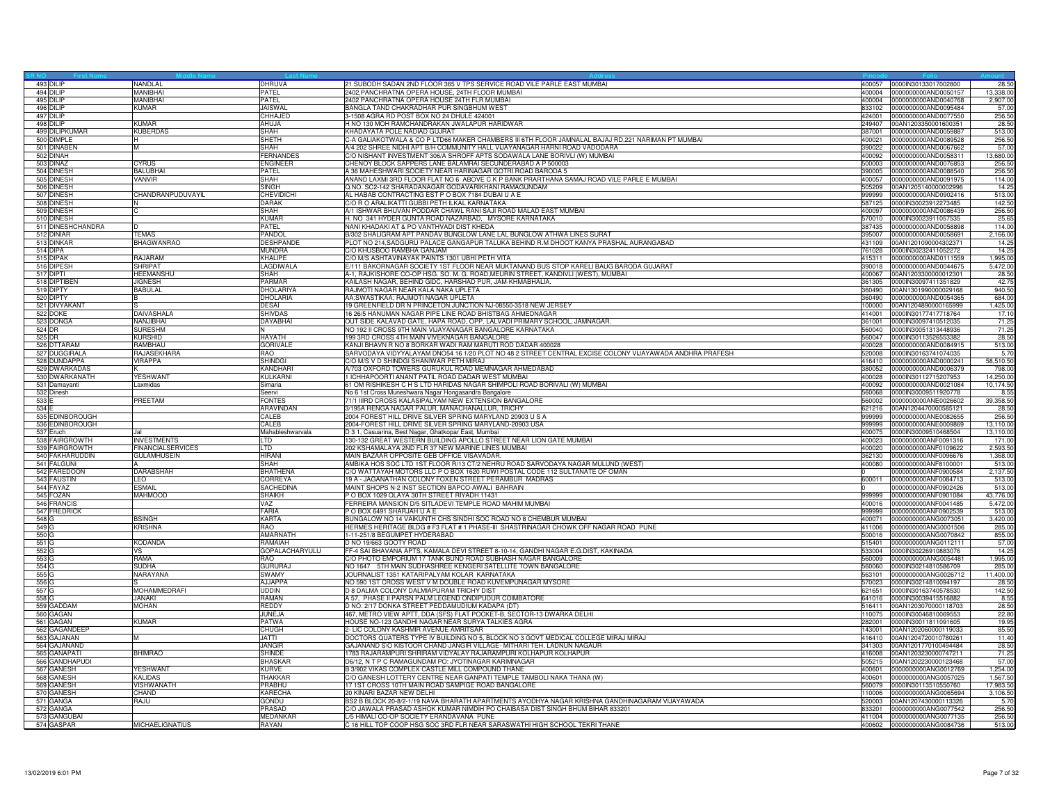| SR NO | First Name | Middle Name | Last Name | Address | Pincode | Folio | Amount |
|---|---|---|---|---|---|---|---|
| 493 | DILIP | NANDLAL | DHRUVA | 21 SUBODH SADAN 2ND FLOOR 365 V TPS SERVICE ROAD VILE PARLE EAST MUMBAI | 400057 | 0000IN30133017002800 | 28.50 |
| 494 | DILIP | MANIBHAI | PATEL | 2402,PANCHRATNA OPERA HOUSE, 24TH FLOOR MUMBAI | 400004 | 0000000000AND0050157 | 13,338.00 |
| 495 | DILIP | MANIBHAI | PATEL | 2402 PANCHRATNA OPERA HOUSE 24TH FLR MUMBAI | 400004 | 0000000000AND0040768 | 2,907.00 |
| 496 | DILIP | KUMAR | JAISWAL | BANGLA TAND CHAKRADHAR PUR SINGBHUM WEST | 833102 | 0000000000AND0095484 | 57.00 |
| 497 | DILIP | | CHHAJED | 3-1508 AGRA RD POST BOX NO 24 DHULE 424001 | 424001 | 0000000000AND0077550 | 256.50 |
| 498 | DILIP | KUMAR | AHUJA | H NO 130 MOH RAMCHANDRAKAN JWALAPUR HARIDWAR | 249407 | 00AN1203350001600351 | 28.50 |
| 499 | DILIPKUMAR | KUBERDAS | SHAH | KHADAYATA POLE NADIAD GUJRAT | 387001 | 0000000000AND0059887 | 513.00 |
| 500 | DIMPLE | H | SHETH | C-A GALIAKOTWALA & CO P LTD66 MAKER CHAMBERS III 6TH FLOOR JAMNALAL BAJAJ RD,221 NARIMAN PT MUMBAI | 400021 | 0000000000AND0089528 | 256.50 |
| 501 | DINABEN | M | SHAH | A/4 202 SHREE NIDHI APT B/H COMMUNITY HALL VIJAYANAGAR HARNI ROAD VADODARA | 390022 | 0000000000AND0067662 | 57.00 |
| 502 | DINAH | | FERNANDES | C/O NISHANT INVESTMENT 306/A SHROFF APTS SODAWALA LANE BORIVLI (W) MUMBAI | 400092 | 0000000000AND0058311 | 13,680.00 |
| 503 | DINAZ | CYRUS | ENGINEER | CHENOY BLOCK SAPPERS LANE BALAMRAI SECUNDERABAD A P 500003 | 500003 | 0000000000AND0076853 | 256.50 |
| 504 | DINESH | BALUBHAI | PATEL | A 36 MAHESHWARI SOCIETY NEAR HARINAGAR GOTRI ROAD BARODA 5 | 390005 | 0000000000AND0088540 | 256.50 |
| 505 | DINESH | VANVIR | SHAH | ANAND LAXMI 3RD FLOOR FLAT NO 6 ABOVE C K P BANK PRARTHANA SAMAJ ROAD VILE PARLE E MUMBAI | 400057 | 0000000000AND0091975 | 114.00 |
| 506 | DINESH | | SINGH | Q.NO. SC2-142 SHARADANAGAR GODAVARIKHANI RAMAGUNDAM | 505209 | 00AN1205140000002996 | 14.25 |
| 507 | DINESH | CHANDRANPUDUVAYIL | CHEVIDICHI | AL HABAB CONTRACTING EST P O BOX 7184 DUBAI U A E | 999999 | 0000000000AND0902416 | 513.00 |
| 508 | DINESH | N | DARAK | C/O R O ARALIKATTI GUBBI PETH ILKAL KARNATAKA | 587125 | 0000IN30023912273485 | 142.50 |
| 509 | DINESH | C | SHAH | A/1 ISHWAR BHUVAN PODDAR CHAWL RANI SAJI ROAD MALAD EAST MUMBAI | 400097 | 0000000000AND0086439 | 256.50 |
| 510 | DINESH | | KUMAR | H. NO 341 HYDER GUNTA ROAD NAZARBAD, MYSORE KARNATAKA | 570010 | 0000IN30023911057535 | 25.65 |
| 511 | DINESHCHANDRA | D | PATEL | NANI KHADAKI AT & PO VANTHVADI DIST KHEDA | 387435 | 0000000000AND0058898 | 114.00 |
| 512 | DINIAR | TEMAS | PANDOL | B/302 SHALIGRAM APT PANDAV BUNGLOW LANE LAL BUNGLOW ATHWA LINES SURAT | 395007 | 0000000000AND0058691 | 2,166.00 |
| 513 | DINKAR | BHAGWANRAO | DESHPANDE | PLOT NO 214,SADGURU PALACE GANGAPUR TALUKA BEHIND R.M DHOOT KANYA PRASHAL AURANGABAD | 431109 | 00AN1201090004302371 | 14.25 |
| 514 | DIPA | | MUNDRA | C/O KHUSBOO RAMBHA GANJAM | 761028 | 0000IN30232411052272 | 14.25 |
| 515 | DIPAK | RAJARAM | KHALIPE | C/O M/S ASHTAVINAYAK PAINTS 1301 UBHI PETH VITA | 415311 | 0000000000AND0111559 | 1,995.00 |
| 516 | DIPESH | SHRIPAT | LAGDIWALA | E/111 BAKORNAGAR SOCIETY 1ST FLOOR NEAR MUKTANAND BUS STOP KARELI BAUG BARODA GUJARAT | 390018 | 0000000000AND0044675 | 5,472.00 |
| 517 | DIPTI | HEEMANSHU | SHAH | A-1, RAJKISHORE CO-OP HSG. SO. M. G. ROAD,MEURIN STREET, KANDIVLI (WEST), MUMBAI | 400067 | 00AN1203300000012301 | 28.50 |
| 518 | DIPTIBEN | JIGNESH | PARMAR | KAILASH NAGAR, BEHIND GIDC, HARSHAD PUR, JAM-KHMABHALIA. | 361305 | 0000IN30097411351829 | 42.75 |
| 519 | DIPTY | BABULAL | DHOLARIYA | RAJMOTI NAGAR NEAR KALA NAKA UPLETA | 360490 | 00AN1301990000029168 | 940.50 |
| 520 | DIPTY | B | DHOLARIA | AA;SWASTIKAA; RAJMOTI NAGAR UPLETA | 360490 | 0000000000AND0054365 | 684.00 |
| 521 | DIVYAKANT | S | DESAI | 19 GREENFIELD DR N PRINCETON JUNCTION NJ-08550-3518 NEW JERSEY | 100000 | 00AN1204890000165999 | 1,425.00 |
| 522 | DOKE | DAIVASHALA | SHIVDAS | 16 26/5 HANUMAN NAGAR PIPE LINE ROAD BHISTBAG AHMEDNAGAR | 414001 | 0000IN30177417718764 | 17.10 |
| 523 | DONGA | NANJIBHAI | DAYABHAI | OOT SIDE KALAVAD GATE, HAPA ROAD, OPP. LALVADI PRIMARY SCHOOL, JAMNAGAR. | 361001 | 0000IN30097410512035 | 71.25 |
| 524 | DR | SURESHM | N | NO 192 II CROSS 9TH MAIN VIJAYANAGAR BANGALORE KARNATAKA | 560040 | 0000IN30051313448936 | 71.25 |
| 525 | DR | KURSHID | HAYATH | 199 3RD CROSS 4TH MAIN VIVEKNAGAR BANGALORE | 560047 | 0000IN30113526553382 | 28.50 |
| 526 | DTTARAM | RAMBHAU | GORIVALE | KANJI BHAVN R NO 8 BORKAR WADI RAM MARUTI ROD DADAR 400028 | 400028 | 0000000000AND0084915 | 513.00 |
| 527 | DUGGIRALA | RAJASEKHARA | RAO | SARVODAYA VIDYYALAYAM DNO54 16 1/20 PLOT NO 48 2 STREET CENTRAL EXCISE COLONY VIJAYAWADA ANDHRA PRAFESH | 520008 | 0000IN30163741074035 | 5.70 |
| 528 | DUNDAPPA | VIRAPPA | SHINDGI | C/O M/S V D SHINDGI SHANIWAR PETH MIRAJ | 416410 | 0000000000AND0000241 | 58,510.50 |
| 529 | DWARKADAS | K | KANDHARI | A/703 OXFORD TOWERS GURUKUL ROAD MEMNAGAR AHMEDABAD | 380052 | 0000000000AND0006379 | 798.00 |
| 530 | DWARKANATH | YESHWANT | KULKARNI | 1 ICHHAPOORTI ANANT PATIL ROAD DADAR WEST MUMBAI | 400028 | 0000IN30112715207953 | 14,250.00 |
| 531 | Damayanti | Laxmidas | Simaria | 61 OM RISHIKESH C H S LTD HARIDAS NAGAR SHIMPOLI ROAD BORIVALI (W) MUMBAI | 400092 | 0000000000AND0021084 | 10,174.50 |
| 532 | Dinesh | | Seervi | No 6 1st Cross Muneshwara Nagar Hongasandra Bangalore | 560068 | 0000IN30009511920778 | 8.55 |
| 533 | E | PREETAM | FONTES | 71/1 IIIRD CROSS KALASIPALYAM NEW EXTENSION BANGALORE | 560002 | 0000000000ANE0026602 | 39,358.50 |
| 534 | E | | ARAVINDAN | 3/195A RENGA NAGAR PALUR, MANACHANALLUR, TRICHY | 621216 | 00AN1204470000585121 | 28.50 |
| 535 | EDINBOROUGH | | CALEB | 2004 FOREST HILL DRIVE SILVER SPRING MARYLAND 20903 U S A | 999999 | 0000000000ANE0082655 | 256.50 |
| 536 | EDINBOROUGH | | CALEB | 2004-FOREST HILL DRIVE SILVER SPRING MARYLAND-20903 USA | 999999 | 0000000000ANE0009869 | 13,110.00 |
| 537 | Eruch | Jal | Mahableshwarvala | D 3 1, Casuarina, Best Nagar, Ghatkopar East, Mumbai | 400075 | 0000IN30009510468504 | 13,110.00 |
| 538 | FAIRGROWTH | INVESTMENTS | LTD | 130-132 GREAT WESTERN BUILDING APOLLO STREET NEAR LION GATE MUMBAI | 400023 | 0000000000ANF0091316 | 171.00 |
| 539 | FAIRGROWTH | FINANCIALSERVICES | LTD | 202 KSHAMALAYA 2ND FLR 37 NEW MARINE LINES MUMBAI | 400020 | 0000000000ANF0109622 | 2,593.50 |
| 540 | FAKHARUDDIN | GULAMHUSEIN | HIRANI | MAIN BAZAAR OPPOSITE GEB OFFICE VISAVADAR. | 362130 | 0000000000ANF0096676 | 1,368.00 |
| 541 | FALGUNI | A | SHAH | AMBIKA HOS SOC LTD 1ST FLOOR R/13 CT/2 NEHRU ROAD SARVODAYA NAGAR MULUND (WEST) | 400080 | 0000000000ANF8100001 | 513.00 |
| 542 | FAREDOON | DARABSHAH | BHATHENA | C/O WATTAYAH MOTORS LLC P O BOX 1620 RUWI POSTAL CODE 112 SULTANATE OF OMAN | 0 | 0000000000ANF0900584 | 2,137.50 |
| 543 | FAUSTIN | LEO | CORREYA | 19 A - JAGANATHAN COLONY FOXEN STREET PERAMBUR MADRAS | 600011 | 0000000000ANF0084713 | 513.00 |
| 544 | FAYAZ | ESMAIL | SACHEDINA | MAINT SHOPS N-2 INST SECTION BAPCO-AWALI BAHRAIN | 0 | 0000000000ANF0902426 | 513.00 |
| 545 | FOZAN | MAHMOOD | SHAIKH | P O BOX 1029 OLAYA 30TH STREET RIYADH 11431 | 999999 | 0000000000ANF0901084 | 43,776.00 |
| 546 | FRANCIS | | VAZ | FERREIRA MANSION D/5 SITLADEVI TEMPLE ROAD MAHIM MUMBAI | 400016 | 0000000000ANF0041485 | 5,472.00 |
| 547 | FREDRICK | | FARIA | P O BOX 6491 SHARJAH U A E | 999999 | 0000000000ANF0902539 | 513.00 |
| 548 | G | BSINGH | KARTA | BUNGALOW NO 14 VAIKUNTH CHS SINDHI SOC ROAD NO 8 CHEMBUR MUMBAI | 400071 | 0000000000ANG0073051 | 3,420.00 |
| 549 | G | KRISHNA | RAO | HERMES HERITAGE BLDG # F3 FLAT # 1 PHASE-III SHASTRINAGAR CHOWK OFF NAGAR ROAD PUNE | 411006 | 0000000000ANG0001506 | 285.00 |
| 550 | G | | AMARNATH | 1-11-251/8 BEGUMPET HYDERABAD | 500016 | 0000000000ANG0070842 | 855.00 |
| 551 | G | KODANDA | RAMAIAH | D NO 19/663 GOOTY ROAD | 515401 | 0000000000ANG0112111 | 57.00 |
| 552 | G | VS | GOPALACHARYULU | FF-4 SAI BHAVANA APTS, KAMALA DEVI STREET 8-10-14, GANDHI NAGAR E.G.DIST, KAKINADA | 533004 | 0000IN30226910883076 | 14.25 |
| 553 | G | RAMA | RAO | C/O PHOTO EMPORIUM 17 TANK BUND ROAD SUBHASH NAGAR BANGALORE | 560009 | 0000000000ANG0054481 | 1,995.00 |
| 554 | G | SUDHA | | NO 1647 5TH MAIN SUDHASHREE KENGERI SATELLITE TOWN BANGALORE | 560060 | 0000IN30214810586709 | 285.00 |
| 555 | G | NARAYANA | SWAMY | JOURNALIST 1351 KATARIPALYAM KOLAR KARNATAKA | 563101 | 0000000000ANG0026712 | 11,400.00 |
| 556 | G | S | AJJAPPA | NO 590 1ST CROSS WEST V M DOUBLE ROAD KUVEMPUNAGAR MYSORE | 570023 | 0000IN30214810094197 | 28.50 |
| 557 | G | MOHAMMEDRAFI | UDDIN | D 8 DALMA COLONY DALMIAPURAM TRICHY DIST | 621651 | 0000IN30163740578530 | 142.50 |
| 558 | G | JANAKI | RAMAN | A 57, PHASE II PARSN PALM LEGEND ONDIPUDUR COIMBATORE | 641016 | 0000IN30039415516882 | 8.55 |
| 559 | GADDAM | MOHAN | REDDY | D NO. 2/17 DONKA STREET PEDDAMUDIUM KADAPA (DT) | 516411 | 00AN1203070000118703 | 28.50 |
| 560 | GAGAN | | JUNEJA | 467, METRO VIEW APTT, DDA (SFS) FLAT POCKET-B, SECTOR-13 DWARKA DELHI | 110075 | 0000IN30046810069553 | 22.80 |
| 561 | GAGAN | KUMAR | PATWA | HOUSE NO-123 GANDHI NAGAR NEAR SURYA TALKIES AGRA | 282001 | 0000IN30011811091605 | 19.95 |
| 562 | GAGANDEEP | | CHUGH | 2- LIC COLONY KASHMIR AVENUE AMRITSAR | 143001 | 00AN1202060000119033 | 85.50 |
| 563 | GAJANAN | M | JATTI | DOCTORS QUATERS TYPE IV BUILDING NO 5, BLOCK NO 3 GOVT MEDICAL COLLEGE MIRAJ MIRAJ | 416410 | 00AN1204720010780261 | 11.40 |
| 564 | GAJANAND | | JANGIR | GAJANAND S\O KISTOOR CHAND JANGIR VILLAGE- MITHARI TEH. LADNUN NAGAUR | 341303 | 00AN1201770100494484 | 28.50 |
| 565 | GANAPATI | BHIMRAO | SHINDE | 1783 RAJARAMPURI SHRIRAM VIDYALAY RAJARAMPURI KOLHAPUR KOLHAPUR | 416008 | 00AN1203230000747211 | 71.25 |
| 566 | GANDHAPUDI | | BHASKAR | D6/12, N T P C RAMAGUNDAM PO: JYOTINAGAR KARIMNAGAR | 505215 | 00AN1202230000123468 | 57.00 |
| 567 | GANESH | YESHWANT | KURVE | B 3/902 VIKAS COMPLEX CASTLE MILL COMPOUND THANE | 400601 | 0000000000ANG0012769 | 1,254.00 |
| 568 | GANESH | KALIDAS | THAKKAR | C/O GANESH LOTTERY CENTRE NEAR GANPATI TEMPLE TAMBOLI NAKA THANA (W) | 400601 | 0000000000ANG0057025 | 1,567.50 |
| 569 | GANESH | VISHWANATH | PRABHU | 17 1ST CROSS 10TH MAIN ROAD SAMPIGE ROAD BANGALORE | 560079 | 0000IN30113510550760 | 17,983.50 |
| 570 | GANESH | CHAND | KARECHA | 20 KINARI BAZAR NEW DELHI | 110006 | 0000000000ANG0065694 | 3,106.50 |
| 571 | GANGA | RAJU | GONDU | BS2 B BLOCK 20-8/2-1/19 NAVA BHARATH APARTMENTS AYODHYA NAGAR KRISHNA GANDHINAGARAM VIJAYAWADA | 520003 | 00AN1207430000113326 | 5.70 |
| 572 | GANGA | | PRASAD | C/O JAWALA PRASAD ASHOK KUMAR NIMDIH PO CHAIBASA DIST SINGH BHUM BIHAR 833201 | 833201 | 0000000000ANG0077542 | 256.50 |
| 573 | GANGUBAI | | MEDANKAR | L/5 HIMALI CO-OP SOCIETY ERANDAVANA PUNE | 411004 | 0000000000ANG0077135 | 256.50 |
| 574 | GASPAR | MICHAELIGNATIUS | RAYAN | C 16 HILL TOP COOP HSG SOC 3RD FLR NEAR SARASWATHI HIGH SCHOOL TEKRI THANE | 400602 | 0000000000ANG0084736 | 513.00 |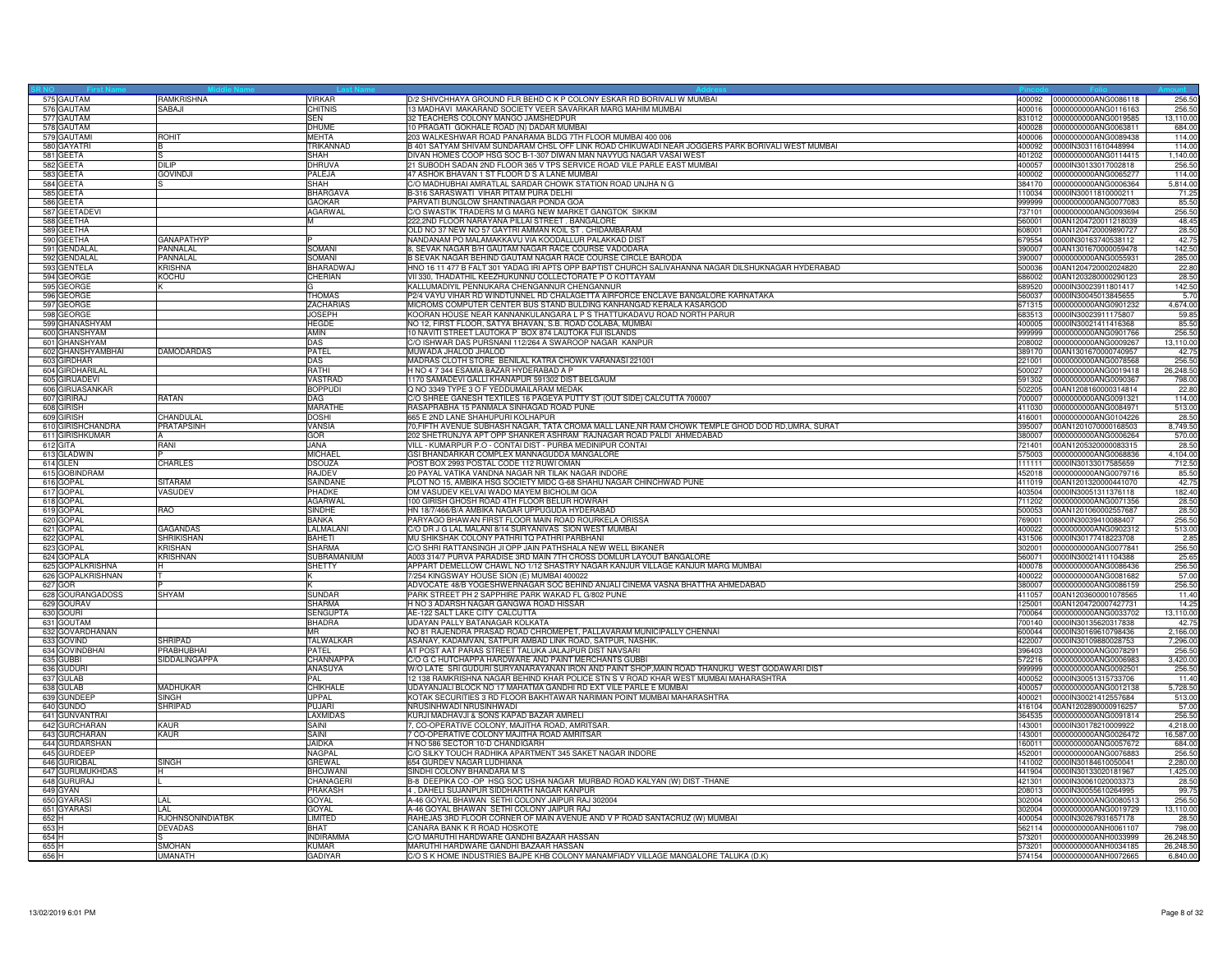| SR NO | First Name | Middle Name | Last Name | Address | Pincode | Folio | Amount |
|---|---|---|---|---|---|---|---|
| 575 | GAUTAM | RAMKRISHNA | VIRKAR | D/2 SHIVCHHAYA GROUND FLR BEHD C K P COLONY ESKAR RD BORIVALI W MUMBAI | 400092 | 0000000000ANG0086118 | 256.50 |
| 576 | GAUTAM | SABAJI | CHITNIS | 13 MADHAVI MAKARAND SOCIETY VEER SAVARKAR MARG MAHIM MUMBAI | 400016 | 0000000000ANG0116163 | 256.50 |
| 577 | GAUTAM | | SEN | 32 TEACHERS COLONY MANGO JAMSHEDPUR | 831012 | 0000000000ANG0019585 | 13,110.00 |
| 578 | GAUTAM | | DHUME | 10 PRAGATI GOKHALE ROAD (N) DADAR MUMBAI | 400028 | 0000000000ANG0063811 | 684.00 |
| 579 | GAUTAMI | ROHIT | MEHTA | 203 WALKESHWAR ROAD PANARAMA BLDG 7TH FLOOR MUMBAI 400 006 | 400006 | 0000000000ANG0089438 | 114.00 |
| 580 | GAYATRI | B | TRIKANNAD | B 401 SATYAM SHIVAM SUNDARAM CHSL OFF LINK ROAD CHIKUWADI NEAR JOGGERS PARK BORIVALI WEST MUMBAI | 400092 | 0000IN30311610448994 | 114.00 |
| 581 | GEETA | S | SHAH | DIVAN HOMES COOP HSG SOC B-1-307 DIWAN MAN NAVYUG NAGAR VASAI WEST | 401202 | 0000000000ANG0114415 | 1,140.00 |
| 582 | GEETA | DILIP | DHRUVA | 21 SUBODH SADAN 2ND FLOOR 365 V TPS SERVICE ROAD VILE PARLE EAST MUMBAI | 400057 | 0000IN30133017002818 | 256.50 |
| 583 | GEETA | GOVINDJI | PALEJA | 47 ASHOK BHAVAN 1 ST FLOOR D S A LANE MUMBAI | 400002 | 0000000000ANG0065277 | 114.00 |
| 584 | GEETA | S | SHAH | C/O MADHUBHAI AMRATLAL SARDAR CHOWK STATION ROAD UNJHA N G | 384170 | 0000000000ANG0006364 | 5,814.00 |
| 585 | GEETA | | BHARGAVA | B-316 SARASWATI VIHAR PITAM PURA DELHI | 110034 | 0000IN30011810000211 | 71.25 |
| 586 | GEETA | | GAOKAR | PARVATI BUNGLOW SHANTINAGAR PONDA GOA | 999999 | 0000000000ANG0077083 | 85.50 |
| 587 | GEETADEVI | | AGARWAL | C/O SWASTIK TRADERS M G MARG NEW MARKET GANGTOK SIKKIM | 737101 | 0000000000ANG0093694 | 256.50 |
| 588 | GEETHA | | M | 222,2ND FLOOR NARAYANA PILLAI STREET . BANGALORE | 560001 | 00AN1204720011218039 | 48.45 |
| 589 | GEETHA | | | OLD NO 37 NEW NO 57 GAYTRI AMMAN KOIL ST . CHIDAMBARAM | 608001 | 00AN1204720009890727 | 28.50 |
| 590 | GEETHA | GANAPATHYP | P | NANDANAM PO MALAMAKKAVU VIA KOODALLUR PALAKKAD DIST | 679554 | 0000IN30163740538112 | 42.75 |
| 591 | GENDALAL | PANNALAL | SOMANI | 8, SEVAK NAGAR B/H GAUTAM NAGAR RACE COURSE VADODARA | 390007 | 00AN1301670000059478 | 142.50 |
| 592 | GENDALAL | PANNALAL | SOMANI | B SEVAK NAGAR BEHIND GAUTAM NAGAR RACE COURSE CIRCLE BARODA | 390007 | 0000000000ANG0055931 | 285.00 |
| 593 | GENTELA | KRISHNA | BHARADWAJ | HNO 16 11 477 B FALT 301 YADAG IRI APTS OPP BAPTIST CHURCH SALIVAHANNA NAGAR DILSHUKNAGAR HYDERABAD | 500036 | 00AN1204720002024820 | 22.80 |
| 594 | GEORGE | KOCHU | CHERIAN | VII 330, THADATHIL KEEZHUKUNNU COLLECTORATE P O KOTTAYAM | 686002 | 00AN1203280000290123 | 28.50 |
| 595 | GEORGE | K | G | KALLUMADIYIL PENNUKARA CHENGANNUR CHENGANNUR | 689520 | 0000IN30023911801417 | 142.50 |
| 596 | GEORGE | | THOMAS | P2/4 VAYU VIHAR RD WINDTUNNEL RD CHALAGETTA AIRFORCE ENCLAVE BANGALORE KARNATAKA | 560037 | 0000IN30045013845655 | 5.70 |
| 597 | GEORGE | | ZACHARIAS | MICROMS COMPUTER CENTER BUS STAND BULDING KANHANGAD KERALA KASARGOD | 671315 | 0000000000ANG0901232 | 4,674.00 |
| 598 | GEORGE | | JOSEPH | KOORAN HOUSE NEAR KANNANKULANGARA L P S THATTUKADAVU ROAD NORTH PARUR | 683513 | 0000IN30023911175807 | 59.85 |
| 599 | GHANASHYAM | | HEGDE | NO 12, FIRST FLOOR, SATYA BHAVAN, S.B. ROAD COLABA, MUMBAI | 400005 | 0000IN30021411416368 | 85.50 |
| 600 | GHANSHYAM | | AMIN | 10 NAVITI STREET LAUTOKA P BOX 874 LAUTOKA FIJI ISLANDS | 999999 | 0000000000ANG0901766 | 256.50 |
| 601 | GHANSHYAM | | DAS | C/O ISHWAR DAS PURSNANI 112/264 A SWAROOP NAGAR KANPUR | 208002 | 0000000000ANG0009267 | 13,110.00 |
| 602 | GHANSHYAMBHAI | DAMODARDAS | PATEL | MUWADA JHALOD JHALOD | 389170 | 00AN1301670000740957 | 42.75 |
| 603 | GIRDHAR | | DAS | MADRAS CLOTH STORE BENILAL KATRA CHOWK VARANASI 221001 | 221001 | 0000000000ANG0078568 | 256.50 |
| 604 | GIRDHARILAL | | RATHI | H NO 4 7 344 ESAMIA BAZAR HYDERABAD A P | 500027 | 0000000000ANG0019418 | 26,248.50 |
| 605 | GIRIJADEVI | | VASTRAD | 1170 SAMADEVI GALLI KHANAPUR 591302 DIST BELGAUM | 591302 | 0000000000ANG0090367 | 798.00 |
| 606 | GIRIJASANKAR | | BOPPUDI | Q NO 3349 TYPE 3 O F YEDDUMAILARAM MEDAK | 502205 | 00AN1208160000314814 | 22.80 |
| 607 | GIRIRAJ | RATAN | DAG | C/O SHREE GANESH TEXTILES 16 PAGEYA PUTTY ST (OUT SIDE) CALCUTTA 700007 | 700007 | 0000000000ANG0091321 | 114.00 |
| 608 | GIRISH | | MARATHE | RASAPRABHA 15 PANMALA SINHAGAD ROAD PUNE | 411030 | 0000000000ANG0084971 | 513.00 |
| 609 | GIRISH | CHANDULAL | DOSHI | 665 E 2ND LANE SHAHUPURI KOLHAPUR | 416001 | 0000000000ANG0104226 | 28.50 |
| 610 | GIRISHCHANDRA | PRATAPSINH | VANSIA | 70,FIFTH AVENUE SUBHASH NAGAR, TATA CROMA MALL LANE,NR RAM CHOWK TEMPLE GHOD DOD RD,UMRA, SURAT | 395007 | 00AN1201070000168503 | 8,749.50 |
| 611 | GIRISHKUMAR | A | GOR | 202 SHETRUNJYA APT OPP SHANKER ASHRAM RAJNAGAR ROAD PALDI AHMEDABAD | 380007 | 0000000000ANG0006264 | 570.00 |
| 612 | GITA | RANI | JANA | VILL - KUMARPUR P.O - CONTAI DIST - PURBA MEDINIPUR CONTAI | 721401 | 00AN1205320000083315 | 28.50 |
| 613 | GLADWIN | P | MICHAEL | GSI BHANDARKAR COMPLEX MANNAGUDDA MANGALORE | 575003 | 0000000000ANG0068836 | 4,104.00 |
| 614 | GLEN | CHARLES | DSOUZA | POST BOX 2993 POSTAL CODE 112 RUWI OMAN | 111111 | 0000IN30133017585659 | 712.50 |
| 615 | GOBINDRAM | | RAJDEV | 20 PAYAL VATIKA VANDNA NAGAR NR TILAK NAGAR INDORE | 452018 | 0000000000ANG0079716 | 85.50 |
| 616 | GOPAL | SITARAM | SAINDANE | PLOT NO 15, AMBIKA HSG SOCIETY MIDC G-68 SHAHU NAGAR CHINCHWAD PUNE | 411019 | 00AN1201320000441070 | 42.75 |
| 617 | GOPAL | VASUDEV | PHADKE | OM VASUDEV KELVAI WADO MAYEM BICHOLIM GOA | 403504 | 0000IN30051311376118 | 182.40 |
| 618 | GOPAL | | AGARWAL | 100 GIRISH GHOSH ROAD 4TH FLOOR BELUR HOWRAH | 711202 | 0000000000ANG0071356 | 28.50 |
| 619 | GOPAL | RAO | SINDHE | HN 18/7/466/B/A AMBIKA NAGAR UPPUGUDA HYDERABAD | 500053 | 00AN1201060002557687 | 28.50 |
| 620 | GOPAL | | BANKA | PARYAGO BHAWAN FIRST FLOOR MAIN ROAD ROURKELA ORISSA | 769001 | 0000IN30039410088407 | 256.50 |
| 621 | GOPAL | GAGANDAS | LALMALANI | C/O DR J G LAL MALANI 8/14 SURYANIVAS SION WEST MUMBAI | 400022 | 0000000000ANG0902312 | 513.00 |
| 622 | GOPAL | SHRIKISHAN | BAHETI | MU SHIKSHAK COLONY PATHRI TQ PATHRI PARBHANI | 431506 | 0000IN30177418223708 | 2.85 |
| 623 | GOPAL | KRISHAN | SHARMA | C/O SHRI RATTANSINGH JI OPP JAIN PATHSHALA NEW WELL BIKANER | 302001 | 0000000000ANG0077841 | 256.50 |
| 624 | GOPALA | KRISHNAN | SUBRAMANIUM | A003 314/7 PURVA PARADISE 3RD MAIN 7TH CROSS DOMLUR LAYOUT BANGALORE | 560071 | 0000IN30021411104388 | 25.65 |
| 625 | GOPALKRISHNA | H | SHETTY | APPART DEMELLOW CHAWL NO 1/12 SHASTRY NAGAR KANJUR VILLAGE KANJUR MARG MUMBAI | 400078 | 0000000000ANG0086436 | 256.50 |
| 626 | GOPALKRISHNAN | T | K | 7/254 KINGSWAY HOUSE SION (E) MUMBAI 400022 | 400022 | 0000000000ANG0081682 | 57.00 |
| 627 | GOR | P | K | ADVOCATE 48/B YOGESHWERNAGAR SOC BEHIND ANJALI CINEMA VASNA BHATTHA AHMEDABAD | 380007 | 0000000000ANG0086159 | 256.50 |
| 628 | GOURANGADOSS | SHYAM | SUNDAR | PARK STREET PH 2 SAPPHIRE PARK WAKAD FL G/802 PUNE | 411057 | 00AN1203600001078565 | 11.40 |
| 629 | GOURAV | | SHARMA | H NO 3 ADARSH NAGAR GANGWA ROAD HISSAR | 125001 | 00AN1204720007427731 | 14.25 |
| 630 | GOURI | | SENGUPTA | AE-122 SALT LAKE CITY CALCUTTA | 700064 | 0000000000ANG0033702 | 13,110.00 |
| 631 | GOUTAM | | BHADRA | UDAYAN PALLY BATANAGAR KOLKATA | 700140 | 0000IN30135620317838 | 42.75 |
| 632 | GOVARDHANAN | | MR | NO 81 RAJENDRA PRASAD ROAD CHROMEPET, PALLAVARAM MUNICIPALLY CHENNAI | 600044 | 0000IN30169610798436 | 2,166.00 |
| 633 | GOVIND | SHRIPAD | TALWALKAR | ASANAY, KADAMVAN, SATPUR AMBAD LINK ROAD, SATPUR, NASHIK. | 422007 | 0000IN30109880028753 | 7,296.00 |
| 634 | GOVINDBHAI | PRABHUBHAI | PATEL | AT POST AAT PARAS STREET TALUKA JALAJPUR DIST NAVSARI | 396403 | 0000000000ANG0078291 | 256.50 |
| 635 | GUBBI | SIDDALINGAPPA | CHANNAPPA | C/O G C HUTCHAPPA HARDWARE AND PAINT MERCHANTS GUBBI | 572216 | 0000000000ANG0006983 | 3,420.00 |
| 636 | GUDURI | | ANASUYA | W/O LATE SRI GUDURI SURYANARAYANAN IRON AND PAINT SHOP,MAIN ROAD THANUKU WEST GODAWARI DIST | 999999 | 0000000000ANG0092501 | 256.50 |
| 637 | GULAB | | PAL | 12 138 RAMKRISHNA NAGAR BEHIND KHAR POLICE STN S V ROAD KHAR WEST MUMBAI MAHARASHTRA | 400052 | 0000IN30051315733706 | 11.40 |
| 638 | GULAB | MADHUKAR | CHIKHALE | UDAYANJALI BLOCK NO 17 MAHATMA GANDHI RD EXT VILE PARLE E MUMBAI | 400057 | 0000000000ANG0012138 | 5,728.50 |
| 639 | GUNDEEP | SINGH | UPPAL | KOTAK SECURITIES 3 RD FLOOR BAKHTAWAR NARIMAN POINT MUMBAI MAHARASHTRA | 400021 | 0000IN30021412557684 | 513.00 |
| 640 | GUNDO | SHRIPAD | PUJARI | NRUSINHWADI NRUSINHWADI | 416104 | 00AN1202890000916257 | 57.00 |
| 641 | GUNVANTRAI | | LAXMIDAS | KURJI MADHAVJI & SONS KAPAD BAZAR AMRELI | 364535 | 0000000000ANG0091814 | 256.50 |
| 642 | GURCHARAN | KAUR | SAINI | 7, CO-OPERATIVE COLONY, MAJITHA ROAD, AMRITSAR. | 143001 | 0000IN30178210009922 | 4,218.00 |
| 643 | GURCHARAN | KAUR | SAINI | 7 CO-OPERATIVE COLONY MAJITHA ROAD AMRITSAR | 143001 | 0000000000ANG0026472 | 16,587.00 |
| 644 | GURDARSHAN | | JAIDKA | H NO 586 SECTOR 10-D CHANDIGARH | 160011 | 0000000000ANG0057672 | 684.00 |
| 645 | GURDEEP | | NAGPAL | C/O SILKY TOUCH RADHIKA APARTMENT 345 SAKET NAGAR INDORE | 452001 | 0000000000ANG0076883 | 256.50 |
| 646 | GURIQBAL | SINGH | GREWAL | 654 GURDEV NAGAR LUDHIANA | 141002 | 0000IN30184610050041 | 2,280.00 |
| 647 | GURUMUKHDAS | H | BHOJWANI | SINDHI COLONY BHANDARA M S | 441904 | 0000IN30133020181967 | 1,425.00 |
| 648 | GURURAJ | L | CHANAGERI | B-8 DEEPIKA CO -OP HSG SOC USHA NAGAR MURBAD ROAD KALYAN (W) DIST -THANE | 421301 | 0000IN30061020003373 | 28.50 |
| 649 | GYAN | | PRAKASH | 4 , DAHELI SUJANPUR SIDDHARTH NAGAR KANPUR | 208013 | 0000IN30055610264995 | 99.75 |
| 650 | GYARASI | LAL | GOYAL | A-46 GOYAL BHAWAN SETHI COLONY JAIPUR RAJ 302004 | 302004 | 0000000000ANG0080513 | 256.50 |
| 651 | GYARASI | LAL | GOYAL | A-46 GOYAL BHAWAN SETHI COLONY JAIPUR RAJ | 302004 | 0000000000ANG0019729 | 13,110.00 |
| 652 | H | RJOHNSONINDIATBK | LIMITED | RAHEJAS 3RD FLOOR CORNER OF MAIN AVENUE AND V P ROAD SANTACRUZ (W) MUMBAI | 400054 | 0000IN30267931657178 | 28.50 |
| 653 | H | DEVADAS | BHAT | CANARA BANK K R ROAD HOSKOTE | 562114 | 0000000000ANH0061107 | 798.00 |
| 654 | H | S | INDIRAMMA | C/O MARUTHI HARDWARE GANDHI BAZAAR HASSAN | 573201 | 0000000000ANH0033999 | 26,248.50 |
| 655 | H | SMOHAN | KUMAR | MARUTHI HARDWARE GANDHI BAZAAR HASSAN | 573201 | 0000000000ANH0034185 | 26,248.50 |
| 656 | H | UMANATH | GADIYAR | C/O S K HOME INDUSTRIES BAJPE KHB COLONY MANAMFIADY VILLAGE MANGALORE TALUKA (D.K) | 574154 | 0000000000ANH0072665 | 6,840.00 |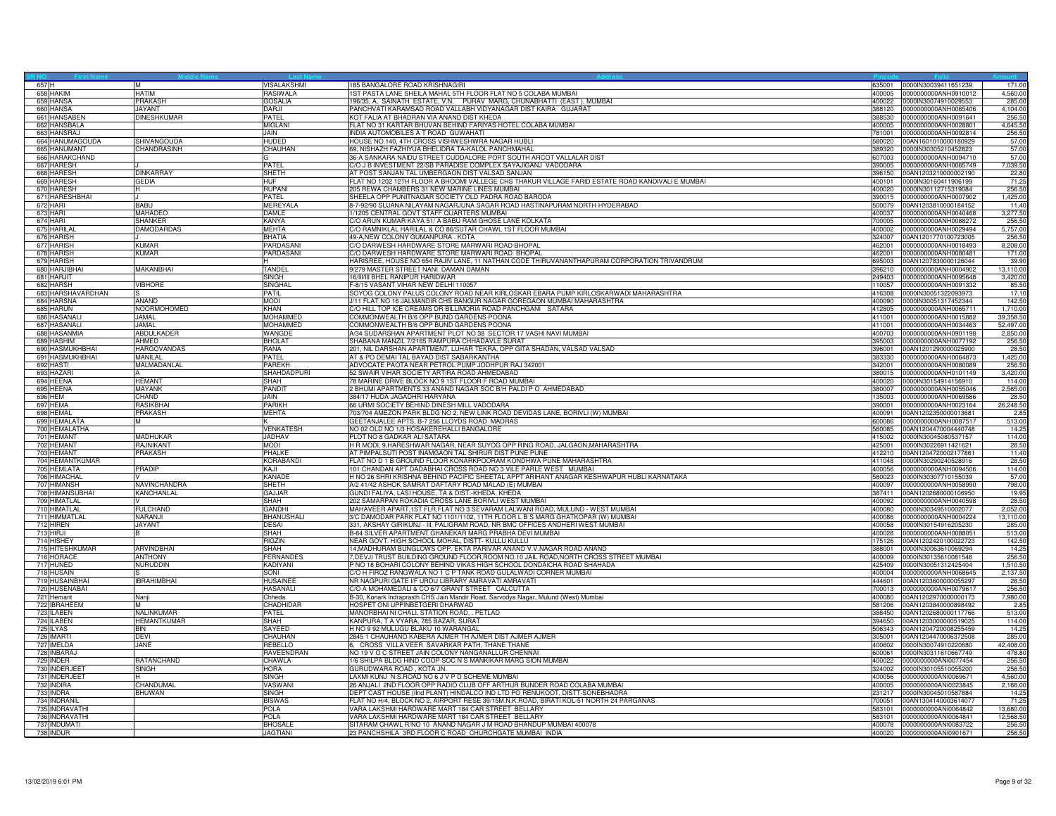| SR NO | First Name | Middle Name | Last Name | Address | Pincode | Folio | Amount |
|---|---|---|---|---|---|---|---|
| 657 | H | M | VISALAKSHMI | 185 BANGALORE ROAD KRISHNAGIRI | 635001 | 0000IN30039411651239 | 171.00 |
| 658 | HAKIM | HATIM | RASIWALA | 1ST PASTA LANE SHEILA MAHAL 5TH FLOOR FLAT NO 5 COLABA MUMBAI | 400005 | 0000000000ANH0910012 | 4,560.00 |
| 659 | HANSA | PRAKASH | GOSALIA | 196/35, A, SAINATH ESTATE, V.N. PURAV MARG, CHUNABHATTI (EAST), MUMBAI | 400022 | 0000IN30074910029553 | 285.00 |
| 660 | HANSA | JAYANT | DARJI | PANCHVATI KARAMSAD ROAD VALLABH VIDYANAGAR DIST KAIRA GUJARAT | 388120 | 0000000000ANH0065406 | 4,104.00 |
| 661 | HANSABEN | DINESHKUMAR | PATEL | KOT FALIA AT BHADRAN VIA ANAND DIST KHEDA | 388530 | 0000000000ANH0091641 | 256.50 |
| 662 | HANSBALA | | MIGLANI | FLAT NO 31 KARTAR BHUVAN BEHIND FARIYAS HOTEL COLABA MUMBAI | 400005 | 0000000000ANH0028801 | 4,645.50 |
| 663 | HANSRAJ | | JAIN | INDIA AUTOMOBILES A T ROAD GUWAHATI | 781001 | 0000000000ANH0092814 | 256.50 |
| 664 | HANUMAGOUDA | SHIVANGOUDA | HUDED | HOUSE NO.140, 4TH CROSS VISHWESHWRA NAGAR HUBLI | 580020 | 00AN1601010000180929 | 57.00 |
| 665 | HANUMANT | CHANDRASINH | CHAUHAN | 69, NISHAZH FAZHIYUA BHELIDRA TA-KALOL PANCHMAHAL | 389320 | 0000IN30305210452823 | 57.00 |
| 666 | HARAKCHAND | | G | 36-A SANKARA NAIDU STREET CUDDALORE PORT SOUTH ARCOT VALLALAR DIST | 607003 | 0000000000ANH0094710 | 57.00 |
| 667 | HARESH | J | PATEL | C/O J B INVESTMENT 22/SB PARADISE COMPLEX SAYAJIGANJ VADODARA | 390005 | 0000000000ANH0065749 | 7,039.50 |
| 668 | HARESH | DINKARRAY | SHETH | AT POST SANJAN TAL UMBERGAON DIST VALSAD SANJAN | 396150 | 00AN1203210000002190 | 22.80 |
| 669 | HARESH | GEDIA | HUF | FLAT NO 1202 12TH FLOOR A BHOOMI VALLEGE CHS THAKUR VILLAGE FARID ESTATE ROAD KANDIVALI E MUMBAI | 400101 | 0000IN30160411906199 | 71.25 |
| 670 | HARESH | H | RUPANI | 205 REWA CHAMBERS 31 NEW MARINE LINES MUMBAI | 400020 | 0000IN30112715319084 | 256.50 |
| 671 | HARESHBHAI | J | PATEL | SHEELA OPP PUNITNAGAR SOCIETY OLD PADRA ROAD BARODA | 390015 | 0000000000ANH0007902 | 1,425.00 |
| 672 | HARI | BABU | MEREYALA | 8-7-92/90 SUJANA NILAYAM NAGARJUNA SAGAR ROAD HASTINAPURAM NORTH HYDERABAD | 500079 | 00AN1203810000184152 | 11.40 |
| 673 | HARI | MAHADEO | DAMLE | 1/1205 CENTRAL GOVT STAFF QUARTERS MUMBAI | 400037 | 0000000000ANH0040468 | 3,277.50 |
| 674 | HARI | SHANKER | KANYA | C/O ARUN KUMAR KAYA 51/ A BABU RAM GHOSE LANE KOLKATA | 700005 | 0000000000ANH0088272 | 256.50 |
| 675 | HARILAL | DAMODARDAS | MEHTA | C/O RAMNIKLAL HARILAL & CO 86/SUTAR CHAWL 1ST FLOOR MUMBAI | 400002 | 0000000000ANH0029494 | 5,757.00 |
| 676 | HARISH | J | BHATIA | 49-A,NEW COLONY GUMANPURA . KOTA | 324007 | 00AN1201770100723005 | 256.50 |
| 677 | HARISH | KUMAR | PARDASANI | C/O DARWESH HARDWARE STORE MARWARI ROAD BHOPAL | 462001 | 0000000000ANH0018493 | 8,208.00 |
| 678 | HARISH | KUMAR | PARDASANI | C/O DARWESH HARDWARE STORE MARWARI ROAD BHOPAL | 462001 | 0000000000ANH0080481 | 171.00 |
| 679 | HARISH | | H | HARISREE, HOUSE NO 654 RAJIV LANE, 11 NATHAN CODE THIRUVANANTHAPURAM CORPORATION TRIVANDRUM | 695003 | 00AN1207830000126044 | 39.90 |
| 680 | HARJIBHAI | MAKANBHAI | TANDEL | 9/279 MASTER STREET NANI DAMAN DAMAN | 396210 | 0000000000ANH0004902 | 13,110.00 |
| 681 | HARJIT | | SINGH | 16/III/III BHEL RANIPUR HARIDWAR | 249403 | 0000000000ANH0095648 | 3,420.00 |
| 682 | HARSH | VIBHORE | SINGHAL | F-8/15 VASANT VIHAR NEW DELHI 110057 | 110057 | 0000000000ANH0091332 | 85.50 |
| 683 | HARSHAVARDHAN | S | PATIL | SOYOG COLONY PALUS COLONY ROAD NEAR KIRLOSKAR EBARA PUMP KIRLOSKARWADI MAHARASHTRA | 416308 | 0000IN30051322093973 | 17.10 |
| 684 | HARSNA | ANAND | MODI | J/11 FLAT NO 16 JALMANDIR CHS BANGUR NAGAR GOREGAON MUMBAI MAHARASHTRA | 400090 | 0000IN30051317452344 | 142.50 |
| 685 | HARUN | NOORMOHOMED | KHAN | C/O HILL TOP ICE CREAMS DR BILLIMORIA ROAD PANCHGANI SATARA | 412805 | 0000000000ANH0065711 | 1,710.00 |
| 686 | HASANALI | JAMAL | MOHAMMED | COMMONWEALTH B/6 OPP BUND GARDENS POONA | 411001 | 0000000000ANH0015882 | 39,358.50 |
| 687 | HASANALI | JAMAL | MOHAMMED | COMMONWEALTH B/6 OPP BUND GARDENS POONA | 411001 | 0000000000ANH0034463 | 52,497.00 |
| 688 | HASANMIA | ABDULKADER | WANGDE | A/34 SUDARSHAN APARTMENT PLOT NO 38 SECTOR 17 VASHI NAVI MUMBAI | 400703 | 0000000000ANH0901198 | 2,850.00 |
| 689 | HASHIM | AHMED | BHOLAT | SHABANA MANZIL 7/2165 RAMPURA CHHADAVLE SURAT | 395003 | 0000000000ANH0077192 | 256.50 |
| 690 | HASMUKHBHAI | HARGOVANDAS | RANA | 201, NIL DARSHAN APARTMENT, LUHAR TEKRA, OPP GITA SHADAN, VALSAD VALSAD | 396001 | 00AN1201290000025900 | 28.50 |
| 691 | HASMUKHBHAI | MANILAL | PATEL | AT & PO DEMAI TAL BAYAD DIST SABARKANTHA | 383330 | 0000000000ANH0064873 | 1,425.00 |
| 692 | HASTI | MALMADANLAL | PAREKH | ADVOCATE PAOTA NEAR PETROL PUMP JODHPUR RAJ 342001 | 342001 | 0000000000ANH0080089 | 256.50 |
| 693 | HAZARI | A | SHAHDADPURI | 52 SWAIR VIHAR SOCIETY ARTIRA ROAD AHMEDABAD | 380015 | 0000000000ANH0101149 | 3,420.00 |
| 694 | HEENA | HEMANT | SHAH | 78 MARINE DRIVE BLOCK NO 9 1ST FLOOR F ROAD MUMBAI | 400020 | 0000IN30154914156910 | 114.00 |
| 695 | HEENA | MAYANK | PANDIT | 2 BHUMI APARTMENTS 33 ANAND NAGAR SOC B/H PALDI P O AHMEDABAD | 380007 | 0000000000ANH0055046 | 2,565.00 |
| 696 | HEM | CHAND | JAIN | 384/17 HUDA JAGADHRI HARYANA | 135003 | 0000000000ANH0069586 | 28.50 |
| 697 | HEMA | RASIKBHAI | PARIKH | 66 URMI SOCIETY BEHIND DINESH MILL VADODARA | 390001 | 0000000000ANH0023164 | 26,248.50 |
| 698 | HEMAL | PRAKASH | MEHTA | 703/704 AMEZON PARK BLDG NO 2, NEW LINK ROAD DEVIDAS LANE, BORIVLI (W) MUMBAI | 400091 | 00AN1202350000013681 | 2.85 |
| 699 | HEMALATA | M | K | GEETANJALEE APTS, B-7 256 LLOYDS ROAD MADRAS | 600086 | 0000000000ANH0087517 | 513.00 |
| 700 | HEMALATHA | | VENKATESH | NO 02 OLD NO 1/3 HOSAKEREHALLI BANGALORE | 560085 | 00AN1204470004440748 | 14.25 |
| 701 | HEMANT | MADHUKAR | JADHAV | PLOT NO 8 GADKAR ALI SATARA | 415002 | 0000IN30045080537157 | 114.00 |
| 702 | HEMANT | RAJNIKANT | MODI | H R MODI, 9,HARESHWAR NAGAR, NEAR SUYOG OPP RING ROAD, JALGAON,MAHARASHTRA | 425001 | 0000IN30226911421621 | 28.50 |
| 703 | HEMANT | PRAKASH | PHALKE | AT PIMPALSUTI POST INAMGAON TAL SHIRUR DIST PUNE PUNE | 412210 | 00AN1204720002177861 | 11.40 |
| 704 | HEMANTKUMAR | | KORABANDI | FLAT NO D 1 B GROUND FLOOR KONARKPOORAM KONDHWA PUNE MAHARASHTRA | 411048 | 0000IN30290240528916 | 28.50 |
| 705 | HEMLATA | PRADIP | KAJI | 101 CHANDAN APT DADABHAI CROSS ROAD NO 3 VILE PARLE WEST MUMBAI | 400056 | 0000000000ANH0094506 | 114.00 |
| 706 | HIMACHAL | V | KANADE | H NO 26 SHRI KRISHNA BEHIND PACIFIC SHEETAL APPT ARIHANT ANAGAR KESHWAPUR HUBLI KARNATAKA | 580023 | 0000IN30307710155039 | 57.00 |
| 707 | HIMANSH | NAVINCHANDRA | SHETH | A/2 41/42 ASHOK SAMRAT DAFTARY ROAD MALAD (E) MUMBAI | 400097 | 0000000000ANH0058990 | 798.00 |
| 708 | HIMANSUBHAI | KANCHANLAL | GAJJAR | GUNDI FALIYA, LASI HOUSE, TA & DIST:-KHEDA, KHEDA | 387411 | 00AN1202680000106950 | 19.95 |
| 709 | HIMATLAL | V | SHAH | 202 SAMARPAN ROKADIA CROSS LANE BORIVLI WEST MUMBAI | 400092 | 0000000000ANH0040598 | 28.50 |
| 710 | HIMATLAL | FULCHAND | GANDHI | MAHAVEER APART,1ST FLR,FLAT NO 3 SEVARAM LALWANI ROAD, MULUND - WEST MUMBAI | 400080 | 0000IN30349510002077 | 2,052.00 |
| 711 | HIMMATLAL | NARANJI | BHANUSHALI | 3/C DAMODAR PARK FLAT NO 1101/1102, 11TH FLOOR L B S MARG GHATKOPAR (W) MUMBAI | 400086 | 0000000000ANH0004224 | 13,110.00 |
| 712 | HIREN | JAYANT | DESAI | 331, AKSHAY GIRIKUNJ - III, PALIGRAM ROAD, NR BMC OFFICES ANDHERI WEST MUMBAI | 400058 | 0000IN30154916205230 | 285.00 |
| 713 | HIRJI | B | SHAH | B-64 SILVER APARTMENT GHANEKAR MARG PRABHA DEVI MUMBAI | 400028 | 0000000000ANH0088051 | 513.00 |
| 714 | HISHEY | | RIGZIN | NEAR GOVT. HIGH SCHOOL MOHAL, DISTT- KULLU KULLU | 175126 | 00AN1202420100022723 | 142.50 |
| 715 | HITESHKUMAR | ARVINDBHAI | SHAH | 14,MADHURAM BUNGLOWS OPP. EKTA PARIVAR ANAND V.V.NAGAR ROAD ANAND | 388001 | 0000IN30063610069294 | 14.25 |
| 716 | HORACE | ANTHONY | FERNANDES | 7,DEVJI TRUST BUILDING GROUND FLOOR,ROOM NO.10 JAIL ROAD,NORTH CROSS STREET MUMBAI | 400009 | 0000IN30135610081546 | 256.50 |
| 717 | HUNED | NURUDDIN | KADIYANI | P NO 18 BOHARI COLONY BEHIND VIKAS HIGH SCHOOL DONDAICHA ROAD SHAHADA | 425409 | 0000IN30051312425404 | 1,510.50 |
| 718 | HUSAIN | S | SONI | C/O H FIROZ RANGWALA NO 1 C P TANK ROAD GULALWADI CORNER MUMBAI | 400004 | 0000000000ANH0068645 | 2,137.50 |
| 719 | HUSAINBHAI | IBRAHIMBHAI | HUSAINEE | NR NAGPURI GATE I/F URDU LIBRARY AMRAVATI AMRAVATI | 444601 | 00AN1203600000055297 | 28.50 |
| 720 | HUSENABAI | | HASANALI | C/O A MOHAMEDALI & CO 6/7 GRANT STREET CALCUTTA | 700013 | 0000000000ANH0079617 | 256.50 |
| 721 | Hemant | Nanji | Chheda | B-30, Konark Indraprasth CHS Jain Mandir Road, Sarvodya Nagar, Mulund (West) Mumbai | 400080 | 00AN1202970000000173 | 7,980.00 |
| 722 | IBRAHEEM | M | CHADHIDAR | HOSPET ONI UPPINBETGERI DHARWAD | 581206 | 00AN1203840000898492 | 2.85 |
| 723 | ILABEN | NALINKUMAR | PATEL | MANORBHAI NI CHALI, STATION ROAD, . PETLAD | 388450 | 00AN1202680000117766 | 513.00 |
| 724 | ILABEN | HEMANTKUMAR | SHAH | KANPURA, T A VYARA, 785 BAZAR, SURAT | 394650 | 00AN1203000000519025 | 114.00 |
| 725 | ILYAS | BIN | SAYEED | H NO 9 92 MULUGU BLAKU 10 WARANGAL | 506343 | 00AN1204720008255459 | 14.25 |
| 726 | IMARTI | DEVI | CHAUHAN | 2845 1 CHAUHANO KABERA AJMER TH AJMER DIST AJMER AJMER | 305001 | 00AN1204470006372508 | 285.00 |
| 727 | IMELDA | JANE | REBELLO | 6, CROSS VILLA VEER SAVARKAR PATH, THANE THANE | 400602 | 0000IN30074910220680 | 42,408.00 |
| 728 | INBARAJ | | RAVEENDRAN | NO 19 V O C STREET JAIN COLONY NANGANALLUR CHENNAI | 600061 | 0000IN30311610667749 | 478.80 |
| 729 | INDER | RATANCHAND | CHAWLA | 1/6 SHILPA BLDG HIND COOP SOC N S MANKIKAR MARG SION MUMBAI | 400022 | 0000000000ANI0077454 | 256.50 |
| 730 | INDERJEET | SINGH | HORA | GURUDWARA ROAD , KOTA JN. | 324002 | 0000IN30105510055200 | 256.50 |
| 731 | INDERJEET | H | SINGH | LAXMI KUNJ N.S.ROAD NO 6 J V P D SCHEME MUMBAI | 400056 | 0000000000ANI0069671 | 4,560.00 |
| 732 | INDIRA | CHANDUMAL | VASWANI | 26 ANJALI 2ND FLOOR OPP RADIO CLUB OFF ARTHUR BUNDER ROAD COLABA MUMBAI | 400005 | 0000000000ANI0023845 | 2,166.00 |
| 733 | INDRA | BHUWAN | SINGH | DEPT CAST HOUSE (IInd PLANT) HINDALCO IND LTD PO RENUKOOT, DISTT-SONEBHADRA | 231217 | 0000IN30045010587884 | 14.25 |
| 734 | INDRANIL | | BISWAS | FLAT NO H/4, BLOCK NO 2, AIRPORT RESE 39/15M.N.K.ROAD, BIRATI KOL-51 NORTH 24 PARGANAS | 700051 | 00AN1304140003614077 | 71.25 |
| 735 | INDRAVATHI | | POLA | VARA LAKSHMI HARDWARE MART 184 CAR STREET BELLARY | 583101 | 0000000000ANI0064842 | 13,680.00 |
| 736 | INDRAVATHI | | POLA | VARA LAKSHMI HARDWARE MART 184 CAR STREET BELLARY | 583101 | 0000000000ANI0064841 | 12,568.50 |
| 737 | INDUMATI | | BHOSALE | SITARAM CHAWL R/NO 10 ANAND NAGAR J M ROAD BHANDUP MUMBAI 400078 | 400078 | 0000000000ANI0083722 | 256.50 |
| 738 | INDUR | | JAGTIANI | 23 PANCHSHILA 3RD FLOOR C ROAD CHURCHGATE MUMBAI INDIA | 400020 | 0000000000ANI0901671 | 256.50 |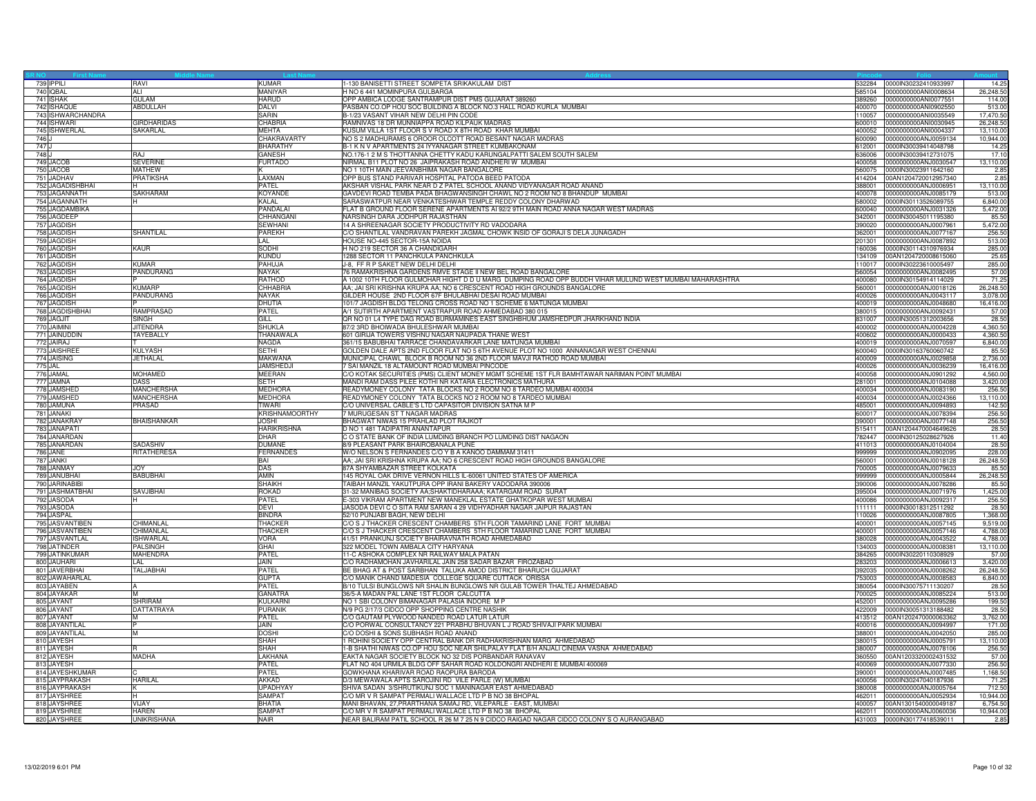| SR NO | First Name | Middle Name | Last Name | Address | Pincode | Folio | Amount |
|---|---|---|---|---|---|---|---|
| 739 | IPPILI | RAVI | KUMAR | 1-130 BANISETTI STREET SOMPETA SRIKAKULAM DIST | 532284 | 0000IN30232410933997 | 14.25 |
| 740 | IQBAL | ALI | MANIYAR | H NO 6 441 MOMINPURA GULBARGA | 585104 | 0000000000ANI0008634 | 26,248.50 |
| 741 | ISHAK | GULAM | HARUD | OPP AMBICA LODGE SANTRAMPUR DIST PMS GUJARAT 389260 | 389260 | 0000000000ANI0077551 | 114.00 |
| 742 | ISHAQUE | ABDULLAH | DALVI | PASBAN CO.OP HOU SOC BUILDING A BLOCK NO.3 HALL ROAD KURLA MUMBAI | 400070 | 0000000000ANI0902550 | 513.00 |
| 743 | ISHWARCHANDRA | | SARIN | B-1/23 VASANT VIHAR NEW DELHI PIN CODE | 110057 | 0000000000ANI0035549 | 17,470.50 |
| 744 | ISHWARI | GIRDHARIDAS | CHABRIA | RAMNIVAS 18 DR MUNNIAPPA ROAD KILPAUK MADRAS | 600010 | 0000000000ANI0030945 | 26,248.50 |
| 745 | ISHWERLAL | SAKARLAL | MEHTA | KUSUM VILLA 1ST FLOOR S V ROAD X 8TH ROAD KHAR MUMBAI | 400052 | 0000000000ANI0004337 | 13,110.00 |
| 746 | J | | CHAKRAVARTY | NO S 2 MADHURAMS 6 OROOR OLCOTT ROAD BESANT NAGAR MADRAS | 600090 | 0000000000ANJ0059134 | 10,944.00 |
| 747 | J | | BHARATHY | B-1 K N V APARTMENTS 24 IYYANAGAR STREET KUMBAKONAM | 612001 | 0000IN30039414048798 | 14.25 |
| 748 | J | RAJ | GANESH | NO.176-1 2 M S THOTTANNA CHETTY KADU KARUNGALPATTI SALEM SOUTH SALEM | 636006 | 0000IN30039412731075 | 17.10 |
| 749 | JACOB | SEVERINE | FURTADO | NIRMAL B11 PLOT NO 26 JAIPRAKASH ROAD ANDHERI W MUMBAI | 400058 | 0000000000ANJ0030547 | 13,110.00 |
| 750 | JACOB | MATHEW | K | NO 1 10TH MAIN JEEVANBHIMA NAGAR BANGALORE | 560075 | 0000IN30023911642160 | 2.85 |
| 751 | JADHAV | PRATIKSHA | LAXMAN | OPP BUS STAND PARIVAR HOSPITAL PATODA BEED PATODA | 414204 | 00AN1204720012957340 | 2.85 |
| 752 | JAGADISHBHAI | H | PATEL | AKSHAR VISHAL PARK NEAR D Z PATEL SCHOOL ANAND VIDYANAGAR ROAD ANAND | 388001 | 0000000000ANJ0006951 | 13,110.00 |
| 753 | JAGANNATH | SAKHARAM | KOYANDE | GAVDEVI ROAD TEMBA PADA BHAGWANSINGH CHAWL NO 2 ROOM NO 8 BHANDUP MUMBAI | 400078 | 0000000000ANJ0085179 | 513.00 |
| 754 | JAGANNATH | H | KALAL | SARASWATPUR NEAR VENKATESHWAR TEMPLE REDDY COLONY DHARWAD | 580002 | 0000IN30113526089755 | 6,840.00 |
| 755 | JAGDAMBIKA | | PANDALAI | FLAT B GROUND FLOOR SERENE APARTMENTS AI 92/2 9TH MAIN ROAD ANNA NAGAR WEST MADRAS | 600040 | 0000000000ANJ0031326 | 5,472.00 |
| 756 | JAGDEEP | | CHHANGANI | NARSINGH DARA JODHPUR RAJASTHAN | 342001 | 0000IN30045011195380 | 85.50 |
| 757 | JAGDISH | | SEWHANI | 14 A SHREENAGAR SOCIETY PRODUCTIVITY RD VADODARA | 390020 | 0000000000ANJ0007961 | 5,472.00 |
| 758 | JAGDISH | SHANTILAL | PAREKH | C/O SHANTILAL VANDRAVAN PAREKH JAGMAL CHOWK INSID OF GORAJI S DELA JUNAGADH | 362001 | 0000000000ANJ0077167 | 256.50 |
| 759 | JAGDISH | | LAL | HOUSE NO-445 SECTOR-15A NOIDA | 201301 | 0000000000ANJ0087892 | 513.00 |
| 760 | JAGDISH | KAUR | SODHI | H NO 219 SECTOR 36 A CHANDIGARH | 160036 | 0000IN30114310976934 | 285.00 |
| 761 | JAGDISH | | KUNDU | 1288 SECTOR 11 PANCHKULA PANCHKULA | 134109 | 00AN1204720008615060 | 25.65 |
| 762 | JAGDISH | KUMAR | PAHUJA | J-8, FF R P SAKET NEW DELHI DELHI | 110017 | 0000IN30223610005497 | 285.00 |
| 763 | JAGDISH | PANDURANG | NAYAK | 76 RAMAKRISHNA GARDENS RMVE STAGE II NEW BEL ROAD BANGALORE | 560054 | 0000000000ANJ0082495 | 57.00 |
| 764 | JAGDISH | P | RATHOD | A 1002 10TH FLOOR GULMOHAR HIGHT D D U MARG DUMPING ROAD OPP BUDDH VIHAR MULUND WEST MUMBAI MAHARASHTRA | 400080 | 0000IN30154914114029 | 71.25 |
| 765 | JAGDISH | KUMARP | CHHABRIA | AA; JAI SRI KRISHNA KRUPA AA; NO 6 CRESCENT ROAD HIGH GROUNDS BANGALORE | 560001 | 0000000000ANJ0018126 | 26,248.50 |
| 766 | JAGDISH | PANDURANG | NAYAK | GILDER HOUSE 2ND FLOOR 67F BHULABHAI DESAI ROAD MUMBAI | 400026 | 0000000000ANJ0043117 | 3,078.00 |
| 767 | JAGDISH | P | DHUTIA | 101/7 JAGDISH BLDG TELONG CROSS ROAD NO 1 SCHEME 6 MATUNGA MUMBAI | 400019 | 0000000000ANJ0048680 | 16,416.00 |
| 768 | JAGDISHBHAI | RAMPRASAD | PATEL | A/1 SUTIRTH APARTMENT VASTRAPUR ROAD AHMEDABAD 380 015 | 380015 | 0000000000ANJ0092431 | 57.00 |
| 769 | JAGJIT | SINGH | GILL | QR NO 01 L4 TYPE DAG ROAD BURMAMINES EAST SINGHBHUM JAMSHEDPUR JHARKHAND INDIA | 831007 | 0000IN30051312003656 | 28.50 |
| 770 | JAIMINI | JITENDRA | SHUKLA | 87/2 3RD BHOIWADA BHULESHWAR MUMBAI | 400002 | 0000000000ANJ0004228 | 4,360.50 |
| 771 | JAINUDDIN | TAYEBALLY | THANAWALA | 601 GIRIJA TOWERS VISHNU NAGAR NAUPADA THANE WEST | 400602 | 0000000000ANJ0000433 | 4,360.50 |
| 772 | JAIRAJ | T | NAGDA | 361/15 BABUBHAI TARRACE CHANDAVARKAR LANE MATUNGA MUMBAI | 400019 | 0000000000ANJ0070597 | 6,840.00 |
| 773 | JAISHREE | KULYASH | SETHI | GOLDEN DALE APTS 2ND FLOOR FLAT NO 5 6TH AVENUE PLOT NO 1000 ANNANAGAR WEST CHENNAI | 600040 | 0000IN30163760060742 | 85.50 |
| 774 | JAISING | JETHALAL | MAKWANA | MUNICIPAL CHAWL BLOCK B ROOM NO 36 2ND FLOOR MAVJI RATHOD ROAD MUMBAI | 400009 | 0000000000ANJ0029858 | 2,736.00 |
| 775 | JAL | | JAMSHEDJI | 7 SAI MANZIL 18 ALTAMOUNT ROAD MUMBAI PINCODE | 400026 | 0000000000ANJ0036239 | 16,416.00 |
| 776 | JAMAL | MOHAMED | MEERAN | C/O KOTAK SECURITIES (PMS) CLIENT MONEY MGMT SCHEME 1ST FLR BAMHTAWAR NARIMAN POINT MUMBAI | 400058 | 0000000000ANJ0901292 | 4,560.00 |
| 777 | JAMNA | DASS | SETH | MANDI RAM DASS PILEE KOTHI NR KATARA ELECTRONICS MATHURA | 281001 | 0000000000ANJ0104088 | 3,420.00 |
| 778 | JAMSHED | MANCHERSHA | MEDHORA | READYMONEY COLONY TATA BLOCKS NO 2 ROOM NO 8 TARDEO MUMBAI 400034 | 400034 | 0000000000ANJ0083190 | 256.50 |
| 779 | JAMSHED | MANCHERSHA | MEDHORA | READYMONEY COLONY TATA BLOCKS NO 2 ROOM NO 8 TARDEO MUMBAI | 400034 | 0000000000ANJ0024366 | 13,110.00 |
| 780 | JAMUNA | PRASAD | TIWARI | C/O UNIVERSAL CABLE'S LTD CAPASITOR DIVISION SATNA M P | 485001 | 0000000000ANJ0094893 | 142.50 |
| 781 | JANAKI | | KRISHNAMOORTHY | 7 MURUGESAN ST T NAGAR MADRAS | 600017 | 0000000000ANJ0078394 | 256.50 |
| 782 | JANAKRAY | BHAISHANKAR | JOSHI | BHAGWAT NIWAS 15 PRAHLAD PLOT RAJKOT | 390001 | 0000000000ANJ0077148 | 256.50 |
| 783 | JANAPATI | | HARIKRISHNA | D NO 1 481 TADIPATRI ANANTAPUR | 515411 | 00AN1204470004649626 | 28.50 |
| 784 | JANARDAN | | DHAR | C O STATE BANK OF INDIA LUMDING BRANCH PO LUMDING DIST NAGAON | 782447 | 0000IN30125028627926 | 11.40 |
| 785 | JANARDAN | SADASHIV | DUMANE | 8/9 PLEASANT PARK BHAIROBANALA PUNE | 411013 | 0000000000ANJ0104004 | 28.50 |
| 786 | JANE | RITATHERESA | FERNANDES | W/O NELSON S FERNANDES C/O Y B A KANOO DAMMAM 31411 | 999999 | 0000000000ANJ0902095 | 228.00 |
| 787 | JANKI | | BAI | AA; JAI SRI KRISHNA KRUPA AA; NO 6 CRESCENT ROAD HIGH GROUNDS BANGALORE | 560001 | 0000000000ANJ0018128 | 26,248.50 |
| 788 | JANMAY | JOY | DAS | 87A SHYAMBAZAR STREET KOLKATA | 700005 | 0000000000ANJ0079633 | 85.50 |
| 789 | JANUBHAI | BABUBHAI | AMIN | 145 ROYAL OAK DRIVE VERNON HILLS IL-60061 UNITED STATES OF AMERICA | 999999 | 0000000000ANJ0005844 | 26,248.50 |
| 790 | JARINABIBI | | SHAIKH | TAIBAH MANZIL YAKUTPURA OPP IRANI BAKERY VADODARA 390006 | 390006 | 0000000000ANJ0078286 | 85.50 |
| 791 | JASHMATBHAI | SAVJIBHAI | ROKAD | 31-32 MANIBAG SOCIETY AA;SHAKTIDHARAAA; KATARGAM ROAD SURAT | 395004 | 0000000000ANJ0071976 | 1,425.00 |
| 792 | JASODA | H | PATEL | E-303 VIKRAM APARTMENT NEW MANEKLAL ESTATE GHATKOPAR WEST MUMBAI | 400086 | 0000000000ANJ0092317 | 256.50 |
| 793 | JASODA | | DEVI | JASODA DEVI C O SITA RAM SARAN 4 29 VIDHYADHAR NAGAR JAIPUR RAJASTAN | 111111 | 0000IN30018312511292 | 28.50 |
| 794 | JASPAL | | BINDRA | 52/10 PUNJABI BAGH, NEW DELHI | 110026 | 0000000000ANJ0087805 | 1,368.00 |
| 795 | JASVANTIBEN | CHIMANLAL | THACKER | C/O S J THACKER CRESCENT CHAMBERS 5TH FLOOR TAMARIND LANE FORT MUMBAI | 400001 | 0000000000ANJ0057145 | 9,519.00 |
| 796 | JASVANTIBEN | CHIMANLAL | THACKER | C/O S J THACKER CRESCENT CHAMBERS 5TH FLOOR TAMARIND LANE FORT MUMBAI | 400001 | 0000000000ANJ0057146 | 4,788.00 |
| 797 | JASVANTLAL | ISHWARLAL | VORA | 41/51 PRANKUNJ SOCIETY BHAIRAVNATH ROAD AHMEDABAD | 380028 | 0000000000ANJ0043522 | 4,788.00 |
| 798 | JATINDER | PALSINGH | GHAI | 322 MODEL TOWN AMBALA CITY HARYANA | 134003 | 0000000000ANJ0008381 | 13,110.00 |
| 799 | JATINKUMAR | MAHENDRA | PATEL | 11-C ASHOKA COMPLEX NR RAILWAY MALA PATAN | 384265 | 0000IN30220110308929 | 57.00 |
| 800 | JAUHARI | LAL | JAIN | C/O RADHAMOHAN JAVHARILAL JAIN 258 SADAR BAZAR FIROZABAD | 283203 | 0000000000ANJ0006613 | 3,420.00 |
| 801 | JAVERBHAI | TALJABHAI | PATEL | BE BHAG AT & POST SARBHAN TALUKA AMOD DISTRICT BHARUCH GUJARAT | 392035 | 0000000000ANJ0008262 | 26,248.50 |
| 802 | JAWAHARLAL | | GUPTA | C/O MANIK CHAND MADESIA COLLEGE SQUARE CUTTACK ORISSA | 753003 | 0000000000ANJ0008583 | 6,840.00 |
| 803 | JAYABEN | A | PATEL | B/10 TULSI BUNGLOWS NR SHALIN BUNGLOWS NR GULAB TOWER THALTEJ AHMEDABAD | 380054 | 0000IN30075711130207 | 28.50 |
| 804 | JAYAKAR | M | GANATRA | 36/5-A MADAN PAL LANE 1ST FLOOR CALCUTTA | 700025 | 0000000000ANJ0085224 | 513.00 |
| 805 | JAYANT | SHRIRAM | KULKARNI | NO 1 SBI COLONY BIMANAGAR PALASIA INDORE M P | 452001 | 0000000000ANJ0095286 | 199.50 |
| 806 | JAYANT | DATTATRAYA | PURANIK | N/9 PG 2/17/3 CIDCO OPP SHOPPING CENTRE NASHIK | 422009 | 0000IN30051313188482 | 28.50 |
| 807 | JAYANT | M | PATEL | C/O GAUTAM PLYWOOD NANDED ROAD LATUR LATUR | 413512 | 00AN1202470000063362 | 3,762.00 |
| 808 | JAYANTILAL | P | JAIN | C/O PORWAL CONSULTANCY 221 PRABHU BHUVAN L J ROAD SHIVAJI PARK MUMBAI | 400016 | 0000000000ANJ0094997 | 171.00 |
| 809 | JAYANTILAL | M | DOSHI | C/O DOSHI & SONS SUBHASH ROAD ANAND | 388001 | 0000000000ANJ0042050 | 285.00 |
| 810 | JAYESH | | SHAH | 1 ROHINI SOCIETY OPP CENTRAL BANK DR RADHAKRISHNAN MARG AHMEDABAD | 380015 | 0000000000ANJ0005791 | 13,110.00 |
| 811 | JAYESH | R | SHAH | 1-B SHATHI NIWAS CO.OP HOU SOC NEAR SHILPALAY FLAT B/H ANJALI CINEMA VASNA AHMEDABAD | 380007 | 0000000000ANJ0078106 | 256.50 |
| 812 | JAYESH | MADHA | LAKHANA | EAKTA NAGAR SOCIETY BLOCK NO 32 DIS PORBANDAR RANAVAV | 360550 | 00AN1203320002431532 | 57.00 |
| 813 | JAYESH | | PATEL | FLAT NO 404 URMILA BLDG OFF SAHAR ROAD KOLDONGRI ANDHERI E MUMBAI 400069 | 400069 | 0000000000ANJ0077330 | 256.50 |
| 814 | JAYESHKUMAR | C | PATEL | GOWKHANA KHARIVAR ROAD RAOPURA BARODA | 390001 | 0000000000ANJ0007485 | 1,168.50 |
| 815 | JAYPRAKASH | HARILAL | AKKAD | D/3 MEWAWALA APTS SAROJINI RD VILE PARLE (W) MUMBAI | 400056 | 0000IN30247040187936 | 71.25 |
| 816 | JAYPRAKASH | K | UPADHYAY | SHIVA SADAN 3/SHRUTIKUNJ SOC 1 MANINAGAR EAST AHMEDABAD | 380008 | 0000000000ANJ0005764 | 712.50 |
| 817 | JAYSHREE | H | SAMPAT | C/O MR V R SAMPAT PERMALI WALLACE LTD P B NO 38 BHOPAL | 462011 | 0000000000ANJ0052934 | 10,944.00 |
| 818 | JAYSHREE | VIJAY | BHATIA | MANI BHAVAN, 27,PRARTHANA SAMAJ RD, VILEPARLE - EAST, MUMBAI | 400057 | 00AN1301540000049187 | 6,754.50 |
| 819 | JAYSHREE | HAREN | SAMPAT | C/O MR V R SAMPAT PERMALI WALLACE LTD P B NO 38 BHOPAL | 462011 | 0000000000ANJ0060036 | 10,944.00 |
| 820 | JAYSHREE | UNIKRISHANA | NAIR | NEAR BALIRAM PATIL SCHOOL R 26 M 7 25 N 9 CIDCO RAIGAD NAGAR CIDCO COLONY S O AURANGABAD | 431003 | 0000IN30177418539011 | 2.85 |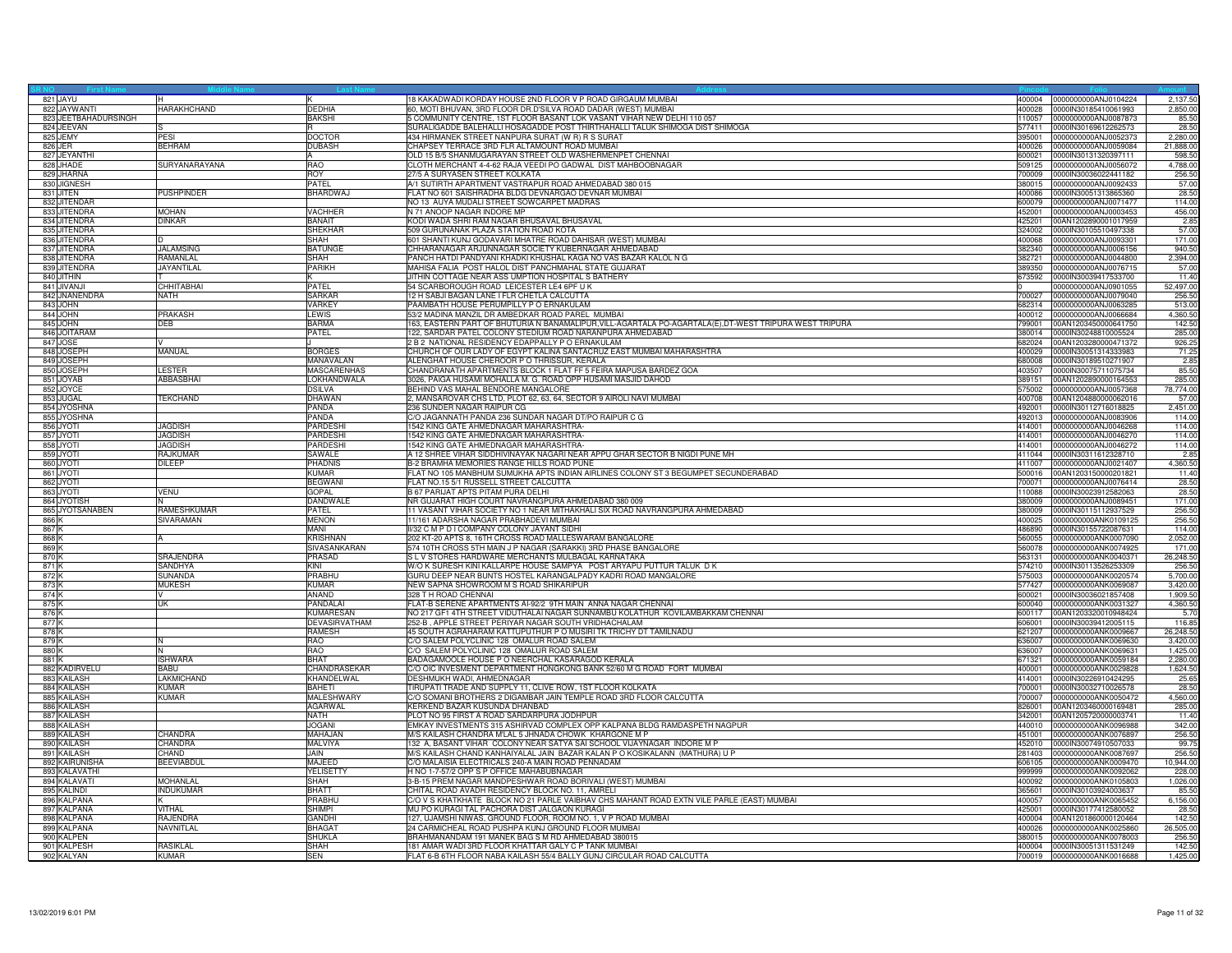| SR NO | First Name | Middle Name | Last Name | Address | Pincode | Folio | Amount |
|---|---|---|---|---|---|---|---|
| 821 | JAYU | H | K | 18 KAKADWADI KORDAY HOUSE 2ND FLOOR V P ROAD GIRGAUM MUMBAI | 400004 | 0000000000ANJ0104224 | 2,137.50 |
| 822 | JAYWANTI | HARAKHCHAND | DEDHIA | 60, MOTI BHUVAN, 3RD FLOOR DR.D'SILVA ROAD DADAR (WEST) MUMBAI | 400028 | 0000IN30185410061993 | 2,850.00 |
| 823 | JEETBAHADURSINGH | | BAKSHI | 5 COMMUNITY CENTRE, 1ST FLOOR BASANT LOK VASANT VIHAR NEW DELHI 110 057 | 110057 | 0000000000ANJ0087873 | 85.50 |
| 824 | JEEVAN | S | R | SURALIGADDE BALEHALLI HOSAGADDE POST THIRTHAHALLI TALUK SHIMOGA DIST SHIMOGA | 577411 | 0000IN30169612262573 | 28.50 |
| 825 | JEMY | PESI | DOCTOR | 434 HIRMANEK STREET NANPURA SURAT (W R) R S SURAT | 395001 | 0000000000ANJ0052373 | 2,280.00 |
| 826 | JER | BEHRAM | DUBASH | CHAPSEY TERRACE 3RD FLR ALTAMOUNT ROAD MUMBAI | 400026 | 0000000000ANJ0059084 | 21,888.00 |
| 827 | JEYANTHI | | A | OLD 15 B/5 SHANMUGARAYAN STREET OLD WASHERMENPET CHENNAI | 600021 | 0000IN30131320397111 | 598.50 |
| 828 | JHADE | SURYANARAYANA | RAO | CLOTH MERCHANT 4-4-62 RAJA VEEDI PO GADWAL DIST MAHBOOBNAGAR | 509125 | 0000000000ANJ0056072 | 4,788.00 |
| 829 | JHARNA | | ROY | 27/5 A SURYASEN STREET KOLKATA | 700009 | 0000IN30036022441182 | 256.50 |
| 830 | JIGNESH | | PATEL | A/1 SUTIRTH APARTMENT VASTRAPUR ROAD AHMEDABAD 380 015 | 380015 | 0000000000ANJ0092433 | 57.00 |
| 831 | JITEN | PUSHPINDER | BHARDWAJ | FLAT NO 601 SAISHRADHA BLDG DEVNARGAO DEVNAR MUMBAI | 400088 | 0000IN30051313865360 | 28.50 |
| 832 | JITENDAR | | | NO 13 AUYA MUDALI STREET SOWCARPET MADRAS | 600079 | 0000000000ANJ0071477 | 114.00 |
| 833 | JITENDRA | MOHAN | VACHHER | N 71 ANOOP NAGAR INDORE MP | 452001 | 0000000000ANJ0003453 | 456.00 |
| 834 | JITENDRA | DINKAR | BANAIT | KODI WADA SHRI RAM NAGAR BHUSAVAL BHUSAVAL | 425201 | 00AN1202890001017959 | 2.85 |
| 835 | JITENDRA | | SHEKHAR | 509 GURUNANAK PLAZA STATION ROAD KOTA | 324002 | 0000IN30105510497338 | 57.00 |
| 836 | JITENDRA | D | SHAH | 601 SHANTI KUNJ GODAVARI MHATRE ROAD DAHISAR (WEST) MUMBAI | 400068 | 0000000000ANJ0093301 | 171.00 |
| 837 | JITENDRA | JALAMSING | BATUNGE | CHHARANAGAR ARJUNNAGAR SOCIETY KUBERNAGAR AHMEDABAD | 382340 | 0000000000ANJ0006156 | 940.50 |
| 838 | JITENDRA | RAMANLAL | SHAH | PANCH HATDI PANDYANI KHADKI KHUSHAL KAGA NO VAS BAZAR KALOL N G | 382721 | 0000000000ANJ0044800 | 2,394.00 |
| 839 | JITENDRA | JAYANTILAL | PARIKH | MAHISA FALIA POST HALOL DIST PANCHMAHAL STATE GUJARAT | 389350 | 0000000000ANJ0076715 | 57.00 |
| 840 | JITHIN | T | K | JITHIN COTTAGE NEAR ASS UMPTION HOSPITAL S BATHERY | 673592 | 0000IN30039417533700 | 11.40 |
| 841 | JIVANJI | CHHITABHAI | PATEL | 54 SCARBOROUGH ROAD LEICESTER LE4 6PF U K | 0 | 0000000000ANJ0901055 | 52,497.00 |
| 842 | JNANENDRA | NATH | SARKAR | 12 H SABJI BAGAN LANE I FLR CHETLA CALCUTTA | 700027 | 0000000000ANJ0079040 | 256.50 |
| 843 | JOHN | | VARKEY | PAAMBATH HOUSE PERUMPILLY P O ERNAKULAM | 682314 | 0000000000ANJ0063285 | 513.00 |
| 844 | JOHN | PRAKASH | LEWIS | 53/2 MADINA MANZIL DR AMBEDKAR ROAD PAREL MUMBAI | 400012 | 0000000000ANJ0066684 | 4,360.50 |
| 845 | JOHN | DEB | BARMA | 163, EASTERN PART OF BHUTURIA N BANAMALIPUR,VILL-AGARTALA PO-AGARTALA(E),DT-WEST TRIPURA WEST TRIPURA | 799001 | 00AN1203450000641750 | 142.50 |
| 846 | JOITARAM | | PATEL | 122, SARDAR PATEL COLONY STEDIUM ROAD NARANPURA AHMEDABAD | 380014 | 0000IN30248810005524 | 285.00 |
| 847 | JOSE | V | J | 2 B 2 NATIONAL RESIDENCY EDAPPALLY P O ERNAKULAM | 682024 | 00AN1203280000471372 | 926.25 |
| 848 | JOSEPH | MANUAL | BORGES | CHURCH OF OUR LADY OF EGYPT KALINA SANTACRUZ EAST MUMBAI MAHARASHTRA | 400029 | 0000IN30051314333983 | 71.25 |
| 849 | JOSEPH | | MANAVALAN | ALENGHAT HOUSE CHEROOR P O THRISSUR, KERALA | 680008 | 0000IN30189510271907 | 2.85 |
| 850 | JOSEPH | LESTER | MASCARENHAS | CHANDRANATH APARTMENTS BLOCK 1 FLAT FF 5 FEIRA MAPUSA BARDEZ GOA | 403507 | 0000IN30075711075734 | 85.50 |
| 851 | JOYAB | ABBASBHAI | LOKHANDWALA | 3026, PAIGA HUSAMI MOHALLA M. G. ROAD OPP HUSAMI MASJID DAHOD | 389151 | 00AN1202890000164553 | 285.00 |
| 852 | JOYCE | | DSILVA | BEHIND VAS MAHAL BENDORE MANGALORE | 575002 | 0000000000ANJ0057368 | 78,774.00 |
| 853 | JUGAL | TEKCHAND | DHAWAN | 2, MANSAROVAR CHS LTD, PLOT 62, 63, 64, SECTOR 9 AIROLI NAVI MUMBAI | 400708 | 00AN1204880000062016 | 57.00 |
| 854 | JYOSHNA | | PANDA | 236 SUNDER NAGAR RAIPUR CG | 492001 | 0000IN30112716018825 | 2,451.00 |
| 855 | JYOSHNA | | PANDA | C/O JAGANNATH PANDA 236 SUNDAR NAGAR DT/PO RAIPUR C G | 492013 | 0000000000ANJ0083906 | 114.00 |
| 856 | JYOTI | JAGDISH | PARDESHI | 1542 KING GATE AHMEDNAGAR MAHARASHTRA- | 414001 | 0000000000ANJ0046268 | 114.00 |
| 857 | JYOTI | JAGDISH | PARDESHI | 1542 KING GATE AHMEDNAGAR MAHARASHTRA- | 414001 | 0000000000ANJ0046270 | 114.00 |
| 858 | JYOTI | JAGDISH | PARDESHI | 1542 KING GATE AHMEDNAGAR MAHARASHTRA- | 414001 | 0000000000ANJ0046272 | 114.00 |
| 859 | JYOTI | RAJKUMAR | SAWALE | A 12 SHREE VIHAR SIDDHIVINAYAK NAGARI NEAR APPU GHAR SECTOR B NIGDI PUNE MH | 411044 | 0000IN30311612328710 | 2.85 |
| 860 | JYOTI | DILEEP | PHADNIS | B-2 BRAMHA MEMORIES RANGE HILLS ROAD PUNE | 411007 | 0000000000ANJ0021407 | 4,360.50 |
| 861 | JYOTI | | KUMAR | FLAT NO 105 MANBHUM SUMUKHA APTS INDIAN AIRLINES COLONY ST 3 BEGUMPET SECUNDERABAD | 500016 | 00AN1203150000201821 | 11.40 |
| 862 | JYOTI | | BEGWANI | FLAT NO.15 5/1 RUSSELL STREET CALCUTTA | 700071 | 0000000000ANJ0076414 | 28.50 |
| 863 | JYOTI | VENU | GOPAL | B 67 PARIJAT APTS PITAM PURA DELHI | 110088 | 0000IN30023912582063 | 28.50 |
| 864 | JYOTISH | N | DANDWALE | NR GUJARAT HIGH COURT NAVRANGPURA AHMEDABAD 380 009 | 380009 | 0000000000ANJ0089451 | 171.00 |
| 865 | JYOTSANABEN | RAMESHKUMAR | PATEL | 11 VASANT VIHAR SOCIETY NO 1 NEAR MITHAKHALI SIX ROAD NAVRANGPURA AHMEDABAD | 380009 | 0000IN30115112937529 | 256.50 |
| 866 | K | SIVARAMAN | MENON | 11/161 ADARSHA NAGAR PRABHADEVI MUMBAI | 400025 | 0000000000ANK0109125 | 256.50 |
| 867 | K | | MANI | II/32 C M P D I COMPANY COLONY JAYANT SIDHI | 486890 | 0000IN30155722087631 | 114.00 |
| 868 | K | A | KRISHNAN | 202 KT-20 APTS 8, 16TH CROSS ROAD MALLESWARAM BANGALORE | 560055 | 0000000000ANK0007090 | 2,052.00 |
| 869 | K | | SIVASANKARAN | 574 10TH CROSS 5TH MAIN J P NAGAR (SARAKKI) 3RD PHASE BANGALORE | 560078 | 0000000000ANK0074925 | 171.00 |
| 870 | K | SRAJENDRA | PRASAD | S L V STORES HARDWARE MERCHANTS MULBAGAL KARNATAKA | 563131 | 0000000000ANK0040371 | 26,248.50 |
| 871 | K | SANDHYA | KINI | W/O K SURESH KINI KALLARPE HOUSE SAMPYA POST ARYAPU PUTTUR TALUK D K | 574210 | 0000IN30113526253309 | 256.50 |
| 872 | K | SUNANDA | PRABHU | GURU DEEP NEAR BUNTS HOSTEL KARANGALPADY KADRI ROAD MANGALORE | 575003 | 0000000000ANK0020574 | 5,700.00 |
| 873 | K | MUKESH | KUMAR | NEW SAPNA SHOWROOM M S ROAD SHIKARIPUR | 577427 | 0000000000ANK0069087 | 3,420.00 |
| 874 | K | V | ANAND | 328 T H ROAD CHENNAI | 600021 | 0000IN30036021857408 | 1,909.50 |
| 875 | K | UK | PANDALAI | FLAT-B SERENE APARTMENTS AI-92/2 9TH MAIN ANNA NAGAR CHENNAI | 600040 | 0000000000ANK0031327 | 4,360.50 |
| 876 | K | | KUMARESAN | NO 217 GF1 4TH STREET VIDUTHALAI NAGAR SUNNAMBU KOLATHUR KOVILAMBAKKAM CHENNAI | 600117 | 00AN1203320010948424 | 5.70 |
| 877 | K | | DEVASIRVATHAM | 252-B , APPLE STREET PERIYAR NAGAR SOUTH VRIDHACHALAM | 606001 | 0000IN30039412005115 | 116.85 |
| 878 | K | | RAMESH | 45 SOUTH AGRAHARAM KATTUPUTHUR P O MUSIRI TK TRICHY DT TAMILNADU | 621207 | 0000000000ANK0009667 | 26,248.50 |
| 879 | K | N | RAO | C/O SALEM POLYCLINIC 128 OMALUR ROAD SALEM | 636007 | 0000000000ANK0069630 | 3,420.00 |
| 880 | K | N | RAO | C/O SALEM POLYCLINIC 128 OMALUR ROAD SALEM | 636007 | 0000000000ANK0069631 | 1,425.00 |
| 881 | K | ISHWARA | BHAT | BADAGAMOOLE HOUSE P O NEERCHAL KASARAGOD KERALA | 671321 | 0000000000ANK0059184 | 2,280.00 |
| 882 | KADIRVELU | BABU | CHANDRASEKAR | C/O OIC INVESMENT DEPARTMENT HONGKONG BANK 52/60 M G ROAD FORT MUMBAI | 400001 | 0000000000ANK0029828 | 1,624.50 |
| 883 | KAILASH | LAKMICHAND | KHANDELWAL | DESHMUKH WADI, AHMEDNAGAR | 414001 | 0000IN30226910424295 | 25.65 |
| 884 | KAILASH | KUMAR | BAHETI | TIRUPATI TRADE AND SUPPLY 11, CLIVE ROW, 1ST FLOOR KOLKATA | 700001 | 0000IN30032710026578 | 28.50 |
| 885 | KAILASH | KUMAR | MALESHWARY | C/O SOMANI BROTHERS 2 DIGAMBAR JAIN TEMPLE ROAD 3RD FLOOR CALCUTTA | 700007 | 0000000000ANK0050472 | 4,560.00 |
| 886 | KAILASH | | AGARWAL | KERKEND BAZAR KUSUNDA DHANBAD | 826001 | 00AN1203460000169481 | 285.00 |
| 887 | KAILASH | | NATH | PLOT NO 95 FIRST A ROAD SARDARPURA JODHPUR | 342001 | 00AN1205720000003741 | 11.40 |
| 888 | KAILASH | | JOGANI | EMKAY INVESTMENTS 315 ASHIRVAD COMPLEX OPP KALPANA BLDG RAMDASPETH NAGPUR | 440010 | 0000000000ANK0096988 | 342.00 |
| 889 | KAILASH | CHANDRA | MAHAJAN | M/S KAILASH CHANDRA M'LAL 5 JHNADA CHOWK KHARGONE M P | 451001 | 0000000000ANK0076897 | 256.50 |
| 890 | KAILASH | CHANDRA | MALVIYA | 132 A, BASANT VIHAR COLONY NEAR SATYA SAI SCHOOL VIJAYNAGAR INDORE M P | 452010 | 0000IN30074910507033 | 99.75 |
| 891 | KAILASH | CHAND | JAIN | M/S KAILASH CHAND KANHAIYALAL JAIN BAZAR KALAN P O KOSIKALANN (MATHURA) U P | 281403 | 0000000000ANK0087697 | 256.50 |
| 892 | KAIRUNISHA | BEEVIABDUL | MAJEED | C/O MALAISIA ELECTRICALS 240-A MAIN ROAD PENNADAM | 606105 | 0000000000ANK0009470 | 10,944.00 |
| 893 | KALAVATHI | | YELISETTY | H NO 1-7-57/2 OPP S P OFFICE MAHABUBNAGAR | 999999 | 0000000000ANK0092062 | 228.00 |
| 894 | KALAVATI | MOHANLAL | SHAH | 3-B-15 PREM NAGAR MANDPESHWAR ROAD BORIVALI (WEST) MUMBAI | 400092 | 0000000000ANK0105803 | 1,026.00 |
| 895 | KALINDI | INDUKUMAR | BHATT | CHITAL ROAD AVADH RESIDENCY BLOCK NO. 11, AMRELI | 365601 | 0000IN30103924003637 | 85.50 |
| 896 | KALPANA | K | PRABHU | C/O V S KHATKHATE BLOCK NO 21 PARLE VAIBHAV CHS MAHANT ROAD EXTN VILE PARLE (EAST) MUMBAI | 400057 | 0000000000ANK0065452 | 6,156.00 |
| 897 | KALPANA | VITHAL | SHIMPI | MU PO KURAGI TAL PACHORA DIST JALGAON KURAGI | 425001 | 0000IN30177412580052 | 28.50 |
| 898 | KALPANA | RAJENDRA | GANDHI | 127, UJAMSHI NIWAS, GROUND FLOOR, ROOM NO. 1, V P ROAD MUMBAI | 400004 | 00AN1201860000120464 | 142.50 |
| 899 | KALPANA | NAVNITLAL | BHAGAT | 24 CARMICHEAL ROAD PUSHPA KUNJ GROUND FLOOR MUMBAI | 400026 | 0000000000ANK0025860 | 26,505.00 |
| 900 | KALPEN | | SHUKLA | BRAHMANANDAM 191 MANEK BAG S M RD AHMEDABAD 380015 | 380015 | 0000000000ANK0078003 | 256.50 |
| 901 | KALPESH | RASIKLAL | SHAH | 181 AMAR WADI 3RD FLOOR KHATTAR GALY C P TANK MUMBAI | 400004 | 0000IN30051311531249 | 142.50 |
| 902 | KALYAN | KUMAR | SEN | FLAT 6-B 6TH FLOOR NABA KAILASH 55/4 BALLY GUNJ CIRCULAR ROAD CALCUTTA | 700019 | 0000000000ANK0016688 | 1,425.00 |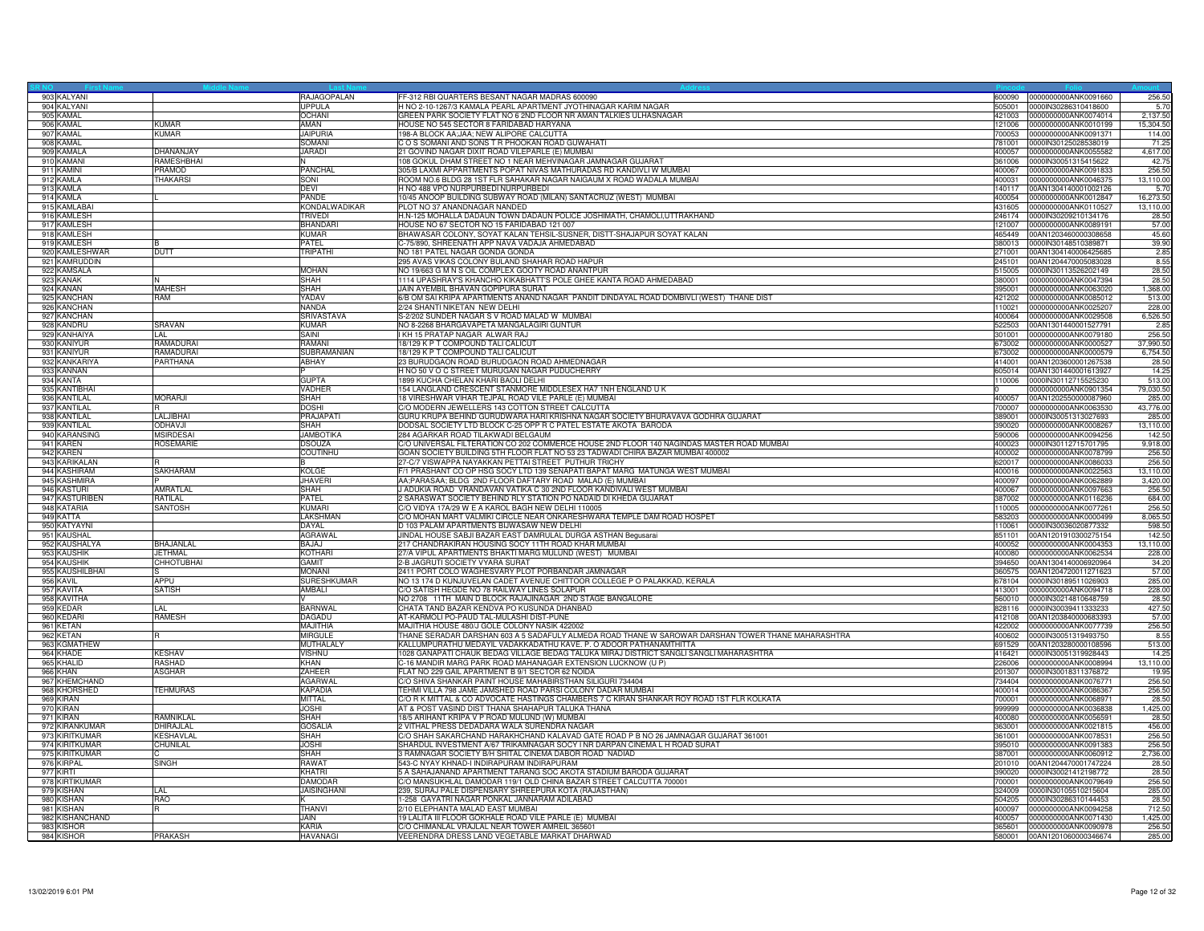| SR NO | First Name | Middle Name | Last Name | Address | Pincode | Folio | Amount |
|---|---|---|---|---|---|---|---|
| 903 | KALYANI | | RAJAGOPALAN | FF-312 RBI QUARTERS BESANT NAGAR MADRAS 600090 | 600090 | 0000000000ANK0091660 | 256.50 |
| 904 | KALYANI | | UPPULA | H NO 2-10-1267/3 KAMALA PEARL APARTMENT JYOTHINAGAR KARIM NAGAR | 505001 | 0000IN30286310418600 | 5.70 |
| 905 | KAMAL | | OCHANI | GREEN PARK SOCIETY FLAT NO 6 2ND FLOOR NR AMAN TALKIES ULHASNAGAR | 421003 | 0000000000ANK0074014 | 2,137.50 |
| 906 | KAMAL | KUMAR | AMAN | HOUSE NO 545 SECTOR 8 FARIDABAD HARYANA | 121006 | 0000000000ANK0010199 | 15,304.50 |
| 907 | KAMAL | KUMAR | JAIPURIA | 198-A BLOCK AA;JAA; NEW ALIPORE CALCUTTA | 700053 | 0000000000ANK0091371 | 114.00 |
| 908 | KAMAL | | SOMANI | C O S SOMANI AND SONS T R PHOOKAN ROAD GUWAHATI | 781001 | 0000IN30125028538019 | 71.25 |
| 909 | KAMALA | DHANANJAY | JARADI | 21 GOVIND NAGAR DIXIT ROAD VILEPARLE (E) MUMBAI | 400057 | 0000000000ANK0055582 | 4,617.00 |
| 910 | KAMANI | RAMESHBHAI | N | 108 GOKUL DHAM STREET NO 1 NEAR MEHVINAGAR JAMNAGAR GUJARAT | 361006 | 0000IN30051315415622 | 42.75 |
| 911 | KAMINI | PRAMOD | PANCHAL | 305/B LAXMI APPARTMENTS POPAT NIVAS MATHURADAS RD KANDIVLI W MUMBAI | 400067 | 0000000000ANK0091833 | 256.50 |
| 912 | KAMLA | THAKARSI | SONI | ROOM NO 6 BLDG 28 1ST FLR SAHAKAR NAGAR NAIGAUM X ROAD WADALA MUMBAI | 400031 | 0000000000ANK0046375 | 13,110.00 |
| 913 | KAMLA | | DEVI | H NO 488 VPO NURPURBEDI NURPURBEDI | 140117 | 00AN1304140001002126 | 5.70 |
| 914 | KAMLA | L | PANDE | 10/45 ANOOP BUILDING SUBWAY ROAD (MILAN) SANTACRUZ (WEST) MUMBAI | 400054 | 0000000000ANK0012847 | 16,273.50 |
| 915 | KAMLABAI | | KONDALWADIKAR | PLOT NO 37 ANANDNAGAR NANDED | 431605 | 0000000000ANK0110527 | 13,110.00 |
| 916 | KAMLESH | | TRIVEDI | H.N-125 MOHALLA DADAUN TOWN DADAUN POLICE JOSHIMATH, CHAMOLI,UTTRAKHAND | 246174 | 0000IN30209210134176 | 28.50 |
| 917 | KAMLESH | | BHANDARI | HOUSE NO 67 SECTOR NO 15 FARIDABAD 121 007 | 121007 | 0000000000ANK0089191 | 57.00 |
| 918 | KAMLESH | | KUMAR | BHAWASAR COLONY, SOYAT KALAN TEHSIL-SUSNER, DISTT-SHAJAPUR SOYAT KALAN | 465449 | 00AN1203460000308658 | 45.60 |
| 919 | KAMLESH | B | PATEL | C-75/890, SHREENATH APP NAVA VADAJA AHMEDABAD | 380013 | 0000IN30148510389871 | 39.90 |
| 920 | KAMLESHWAR | DUTT | TRIPATHI | NO 181 PATEL NAGAR GONDA GONDA | 271001 | 00AN1304140006425685 | 2.85 |
| 921 | KAMRUDDIN | | | 295 AVAS VIKAS COLONY BULAND SHAHAR ROAD HAPUR | 245101 | 00AN1204470005083028 | 8.55 |
| 922 | KAMSALA | | MOHAN | NO 19/663 G M N S OIL COMPLEX GOOTY ROAD ANANTPUR | 515005 | 0000IN30113526202149 | 28.50 |
| 923 | KANAK | N | SHAH | 1114 UPASHRAY'S KHANCHO KIKABHATT'S POLE GHEE KANTA ROAD AHMEDABAD | 380001 | 0000000000ANK0047394 | 28.50 |
| 924 | KANAN | MAHESH | SHAH | JAIN AYEMBIL BHAVAN GOPIPURA SURAT | 395001 | 0000000000ANK0063020 | 1,368.00 |
| 925 | KANCHAN | RAM | YADAV | 6/B OM SAI KRIPA APARTMENTS ANAND NAGAR PANDIT DINDAYAL ROAD DOMBIVLI (WEST) THANE DIST | 421202 | 0000000000ANK0085012 | 513.00 |
| 926 | KANCHAN | | NANDA | 2/24 SHANTI NIKETAN NEW DELHI | 110021 | 0000000000ANK0025207 | 228.00 |
| 927 | KANCHAN | | SRIVASTAVA | S-2/202 SUNDER NAGAR S V ROAD MALAD W MUMBAI | 400064 | 0000000000ANK0029508 | 6,526.50 |
| 928 | KANDRU | SRAVAN | KUMAR | NO 8-2268 BHARGAVAPETA MANGALAGIRI GUNTUR | 522503 | 00AN1301440001527791 | 2.85 |
| 929 | KANHAIYA | LAL | SAINI | I KH 15 PRATAP NAGAR ALWAR RAJ | 301001 | 0000000000ANK0079180 | 256.50 |
| 930 | KANIYUR | RAMADURAI | RAMANI | 18/129 K P T COMPOUND TALI CALICUT | 673002 | 0000000000ANK0000527 | 37,990.50 |
| 931 | KANIYUR | RAMADURAI | SUBRAMANIAN | 18/129 K P T COMPOUND TALI CALICUT | 673002 | 0000000000ANK0000579 | 6,754.50 |
| 932 | KANKARIYA | PARTHANA | ABHAY | 23 BURUDGAON ROAD BURUDGAON ROAD AHMEDNAGAR | 414001 | 00AN1203600001267538 | 28.50 |
| 933 | KANNAN | | P | H NO 50 V O C STREET MURUGAN NAGAR PUDUCHERRY | 605014 | 00AN1301440001613927 | 14.25 |
| 934 | KANTA | | GUPTA | 1899 KUCHA CHELAN KHARI BAOLI DELHI | 110006 | 0000IN30112715525230 | 513.00 |
| 935 | KANTIBHAI | | VADHER | 154 LANGLAND CRESCENT STANMORE MIDDLESEX HA7 1NH ENGLAND U K | 0 | 0000000000ANK0901354 | 79,030.50 |
| 936 | KANTILAL | MORARJI | SHAH | 18 VIRESHWAR VIHAR TEJPAL ROAD VILE PARLE (E) MUMBAI | 400057 | 00AN1202550000087960 | 285.00 |
| 937 | KANTILAL | R | DOSHI | C/O MODERN JEWELLERS 143 COTTON STREET CALCUTTA | 700007 | 0000000000ANK0063530 | 43,776.00 |
| 938 | KANTILAL | LALJIBHAI | PRAJAPATI | GURU KRUPA BEHIND GURUDWARA HARI KRISHNA NAGAR SOCIETY BHURAVAVA GODHRA GUJARAT | 389001 | 0000IN30051313027693 | 285.00 |
| 939 | KANTILAL | ODHAVJI | SHAH | DODSAL SOCIETY LTD BLOCK C-25 OPP R C PATEL ESTATE AKOTA BARODA | 390020 | 0000000000ANK0008267 | 13,110.00 |
| 940 | KARANSING | MSIRDESAI | JAMBOTIKA | 284 AGARKAR ROAD TILAKWADI BELGAUM | 590006 | 0000000000ANK0094256 | 142.50 |
| 941 | KAREN | ROSEMARIE | DSOUZA | C/O UNIVERSAL FILTERATION CO 202 COMMERCE HOUSE 2ND FLOOR 140 NAGINDAS MASTER ROAD MUMBAI | 400023 | 0000IN30112715701795 | 9,918.00 |
| 942 | KAREN | | COUTINHU | GOAN SOCIETY BUILDING 5TH FLOOR FLAT NO 53 23 TADWADI CHIRA BAZAR MUMBAI 400002 | 400002 | 0000000000ANK0078799 | 256.50 |
| 943 | KARIKALAN | R | B | 27-C/7 VISWAPPA NAYAKKAN PETTAI STREET PUTHUR TRICHY | 620017 | 0000000000ANK0086033 | 256.50 |
| 944 | KASHIRAM | SAKHARAM | KOLGE | F/1 PRASHANT CO OP HSG SOCY LTD 139 SENAPATI BAPAT MARG MATUNGA WEST MUMBAI | 400016 | 0000000000ANK0022563 | 13,110.00 |
| 945 | KASHMIRA | P | JHAVERI | AA;PARASAA; BLDG 2ND FLOOR DAFTARY ROAD MALAD (E) MUMBAI | 400097 | 0000000000ANK0062889 | 3,420.00 |
| 946 | KASTURI | AMRATLAL | SHAH | J ADUKIA ROAD VRANDAVAN VATIKA C 30 2ND FLOOR KANDIVALI WEST MUMBAI | 400067 | 0000000000ANK0097663 | 256.50 |
| 947 | KASTURIBEN | RATILAL | PATEL | 2 SARASWAT SOCIETY BEHIND RLY STATION PO NADAID DI KHEDA GUJARAT | 387002 | 0000000000ANK0116236 | 684.00 |
| 948 | KATARIA | SANTOSH | KUMARI | C/O VIDYA 17A/29 W E A KAROL BAGH NEW DELHI 110005 | 110005 | 0000000000ANK0077261 | 256.50 |
| 949 | KATTA | | LAKSHMAN | C/O MOHAN MART VALMIKI CIRCLE NEAR ONKARESHWARA TEMPLE DAM ROAD HOSPET | 583203 | 0000000000ANK0000499 | 8,065.50 |
| 950 | KATYAYNI | | DAYAL | D 103 PALAM APARTMENTS BIJWASAN NEW DELHI | 110061 | 0000IN30036020877332 | 598.50 |
| 951 | KAUSHAL | | AGRAWAL | JINDAL HOUSE SABJI BAZAR EAST DAMRULAL DURGA ASTHAN Begusarai | 851101 | 00AN1201910300275154 | 142.50 |
| 952 | KAUSHALYA | BHAJANLAL | BAJAJ | 217 CHANDRAKIRAN HOUSING SOCY 11TH ROAD KHAR MUMBAI | 400052 | 0000000000ANK0004353 | 13,110.00 |
| 953 | KAUSHIK | JETHMAL | KOTHARI | 27/A VIPUL APARTMENTS BHAKTI MARG MULUND (WEST) MUMBAI | 400080 | 0000000000ANK0062534 | 228.00 |
| 954 | KAUSHIK | CHHOTUBHAI | GAMIT | 2-B JAGRUTI SOCIETY VYARA SURAT | 394650 | 00AN1304140006920964 | 34.20 |
| 955 | KAUSHILBHAI | S | MONANI | 2411 PORT COLO WAGHESVARY PLOT PORBANDAR JAMNAGAR | 360575 | 00AN1204720011271623 | 57.00 |
| 956 | KAVIL | APPU | SURESHKUMAR | NO 13 174 D KUNJUVELAN CADET AVENUE CHITTOOR COLLEGE P O PALAKKAD, KERALA | 678104 | 0000IN30189511026903 | 285.00 |
| 957 | KAVITA | SATISH | AMBALI | C/O SATISH HEGDE NO 78 RAILWAY LINES SOLAPUR | 413001 | 0000000000ANK0094718 | 228.00 |
| 958 | KAVITHA | | V | NO 2708 11TH MAIN D BLOCK RAJAJINAGAR 2ND STAGE BANGALORE | 560010 | 0000IN30214810648759 | 28.50 |
| 959 | KEDAR | LAL | BARNWAL | CHATA TAND BAZAR KENDVA PO KUSUNDA DHANBAD | 828116 | 0000IN30039411333233 | 427.50 |
| 960 | KEDARI | RAMESH | DAGADU | AT-KARMOLI PO-PAUD TAL-MULASHI DIST-PUNE | 412108 | 00AN1203840000683393 | 57.00 |
| 961 | KETAN | | MAJITHIA | MAJITHIA HOUSE 480/J GOLE COLONY NASIK 422002 | 422002 | 0000000000ANK0077739 | 256.50 |
| 962 | KETAN | R | MIRGULE | THANE SERADAR DARSHAN 603 A 5 SADAFULY ALMEDA ROAD THANE W SAROWAR DARSHAN TOWER THANE MAHARASHTRA | 400602 | 0000IN30051319493750 | 8.55 |
| 963 | KGMATHEW | | MUTHALALY | KALLUMPURATHU MEDAYIL VADAKKADATHU KAVE. P. O ADOOR PATHANAMTHITTA | 691529 | 00AN1203280000108596 | 513.00 |
| 964 | KHADE | KESHAV | VISHNU | 1028 GANAPATI CHAUK BEDAG VILLAGE BEDAG TALUKA MIRAJ DISTRICT SANGLI SANGLI MAHARASHTRA | 416421 | 0000IN30051319928443 | 14.25 |
| 965 | KHALID | RASHAD | KHAN | C-16 MANDIR MARG PARK ROAD MAHANAGAR EXTENSION LUCKNOW (U P) | 226006 | 0000000000ANK0008994 | 13,110.00 |
| 966 | KHAN | ASGHAR | ZAHEER | FLAT NO 229 GAIL APARTMENT B 9/1 SECTOR 62 NOIDA | 201307 | 0000IN30018311376872 | 19.95 |
| 967 | KHEMCHAND | | AGARWAL | C/O SHIVA SHANKAR PAINT HOUSE MAHABIRSTHAN SILIGURI 734404 | 734404 | 0000000000ANK0076771 | 256.50 |
| 968 | KHORSHED | TEHMURAS | KAPADIA | TEHMI VILLA 798 JAME JAMSHED ROAD PARSI COLONY DADAR MUMBAI | 400014 | 0000000000ANK0086367 | 256.50 |
| 969 | KIRAN | | MITTAL | C/O R K MITTAL & CO ADVOCATE HASTINGS CHAMBERS 7 C KIRAN SHANKAR ROY ROAD 1ST FLR KOLKATA | 700001 | 0000000000ANK0068971 | 28.50 |
| 970 | KIRAN | | JOSHI | AT & POST VASIND DIST THANA SHAHAPUR TALUKA THANA | 999999 | 0000000000ANK0036838 | 1,425.00 |
| 971 | KIRAN | RAMNIKLAL | SHAH | 18/5 ARIHANT KRIPA V P ROAD MULUND (W) MUMBAI | 400080 | 0000000000ANK0056591 | 28.50 |
| 972 | KIRANKUMAR | DHIRAJLAL | GOSALIA | 2 VITHAL PRESS DEDADARA WALA SURENDRA NAGAR | 363001 | 0000000000ANK0021815 | 456.00 |
| 973 | KIRITKUMAR | KESHAVLAL | SHAH | C/O SHAH SAKARCHAND HARAKHCHAND KALAVAD GATE ROAD P B NO 26 JAMNAGAR GUJARAT 361001 | 361001 | 0000000000ANK0078531 | 256.50 |
| 974 | KIRITKUMAR | CHUNILAL | JOSHI | SHARDUL INVESTMENT A/67 TRIKAMNAGAR SOCY I NR DARPAN CINEMA L H ROAD SURAT | 395010 | 0000000000ANK0091383 | 256.50 |
| 975 | KIRITKUMAR | C | SHAH | 3 RAMNAGAR SOCIETY B/H SHITAL CINEMA DABOR ROAD NADIAD | 387001 | 0000000000ANK0060912 | 2,736.00 |
| 976 | KIRPAL | SINGH | RAWAT | 543-C NYAY KHNAD-I INDIRAPURAM INDIRAPURAM | 201010 | 00AN1204470001747224 | 28.50 |
| 977 | KIRTI | | KHATRI | 5 A SAHAJANAND APARTMENT TARANG SOC AKOTA STADIUM BARODA GUJARAT | 390020 | 0000IN30021412198772 | 28.50 |
| 978 | KIRTIKUMAR | | DAMODAR | C/O MANSUKHLAL DAMODAR 119/1 OLD CHINA BAZAR STREET CALCUTTA 700001 | 700001 | 0000000000ANK0079649 | 256.50 |
| 979 | KISHAN | LAL | JAISINGHANI | 239, SURAJ PALE DISPENSARY SHREEPURA KOTA (RAJASTHAN) | 324009 | 0000IN30105510215604 | 285.00 |
| 980 | KISHAN | RAO | K | 1-258 GAYATRI NAGAR PONKAL JANNARAM ADILABAD | 504205 | 0000IN30286310144453 | 28.50 |
| 981 | KISHAN | R | THANVI | 2/10 ELEPHANTA MALAD EAST MUMBAI | 400097 | 0000000000ANK0094258 | 712.50 |
| 982 | KISHANCHAND | | JAIN | 19 LALITA III FLOOR GOKHALE ROAD VILE PARLE (E) MUMBAI | 400057 | 0000000000ANK0071430 | 1,425.00 |
| 983 | KISHOR | | KARIA | C/O CHIMANLAL VRAJLAL NEAR TOWER AMREIL 365601 | 365601 | 0000000000ANK0090978 | 256.50 |
| 984 | KISHOR | PRAKASH | HAVANAGI | VEERENDRA DRESS LAND VEGETABLE MARKAT DHARWAD | 580001 | 00AN1201060000346674 | 285.00 |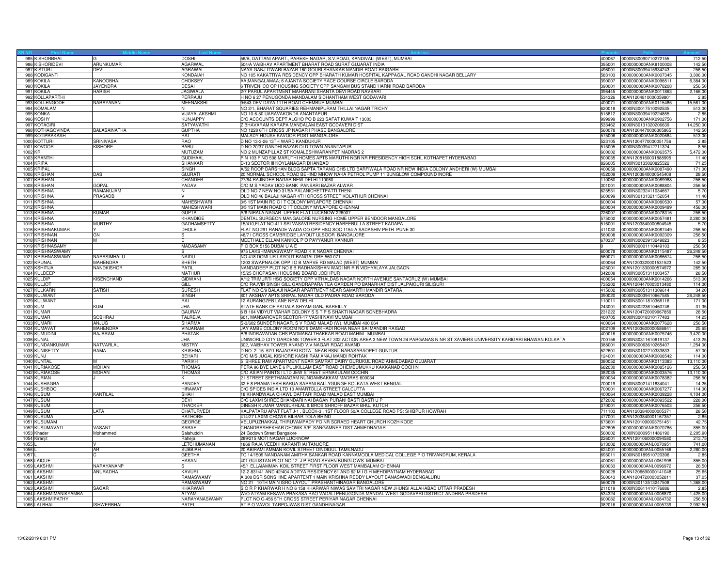| SR NO | First Name | Middle Name | Last Name | Address | Pincode | Folio | Amount |
|---|---|---|---|---|---|---|---|
| 985 | KISHORBHAI | G | DOSHI | 56/B, DATTANI APART., PAREKH NAGAR, S.V.ROAD, KANDIVALI (WEST), MUMBAI | 400067 | 0000IN30090710272155 | 712.50 |
| 986 | KISHORIDEVI | ARUNKUMAR | AGARWAL | 504/A VAIBHAV APARTMENT BHARAT ROAD SURAT GUJARAT INDIA | 395001 | 0000000000ANK8100008 | 142.50 |
| 987 | KISTURI | DEVI | AGRAWAL | NAYA GANJ ITWARI BAZAR 160 GOURI SHANKAR MANDIR ROAD RAIGARH | 496001 | 0000IN30039415934243 | 256.50 |
| 988 | KODIGANTI | | KONDAIAH | NO 105 KAKATTIYA RESIDENCY OPP BHARATH KUMAR HOSPITAL KAPPAGAL ROAD GANDHI NAGAR BELLARY | 583103 | 0000000000ANK0007345 | 3,306.00 |
| 989 | KOKILA | KANOOBHAI | CHOKSEY | AA;MANGALAMAA; 6 AJANTA SOCIETY RACE COURSE CIRCLE BARODA | 390007 | 0000000000ANK0096511 | 6,384.00 |
| 990 | KOKILA | JAYENDRA | DESAI | 6 TRIVENI CO OP HOUSING SOCIETY OPP SANGAM BUS STAND HARNI ROAD BARODA | 390001 | 0000000000ANK0078208 | 256.50 |
| 991 | KOKILA | HARISH | JAGIWALA | 2/7 PARUL APARTMENT MAHARANI SHANTA DEVI ROAD NAVSARI | 396445 | 0000000000ANK0011863 | 2,166.00 |
| 992 | KOLLAPARTHI | | PERRAJU | H NO 6 27 PENUGONDA MANDALAM SIDHANTHAM WEST GODAVARI | 534326 | 00AN1204810000059801 | 2.85 |
| 993 | KOLLENGODE | NARAYANAN | MEENAKSHI | 9/543 DEV-DAYA 11TH ROAD CHEMBUR MUMBAI | 400071 | 0000000000ANK0115485 | 15,561.00 |
| 994 | KOMALAM | | N | NO 2/1, BHARAT SQUARIES REHMANIPURAM THILLAI NAGAR TRICHY | 620018 | 0000IN30017510092535 | 513.00 |
| 995 | KONKA | | VIJAYALAKSHMI | NO 10-6-50 UARAVAKONDA ANANTAPUR | 515812 | 0000IN30039419224855 | 2.85 |
| 996 | KOSHY | | KUNJAPPY | C/O ACCOUNTS DEPT ALGHO PO B 223 SAFAT KUWAIT 13003 | 999999 | 0000000000ANK0902756 | 171.00 |
| 997 | KOTAGIRI | | SATYAVATHI | Z BHAVARAM KARAPA MANDALAM EAST GODAVERI DIST | 533462 | 0000IN30131320206639 | 14,250.00 |
| 998 | KOTHAGOVINDA | BALASAINATHA | GUPTHA | NO 1228 6TH CROSS JP NAGAR I PHASE BANGALORE | 560078 | 00AN1204470006305865 | 142.50 |
| 999 | KOTIPRAKASH | | RAI | MALADY HOUSE KAVOOR POST MANGALORE | 575006 | 0000000000ANK0020684 | 513.00 |
| 1000 | KOTTURI | SRINIVASA | RAO | D NO 13-3-26 13TH WARD KANDUKUR | 523105 | 00AN1204770000051756 | 2.85 |
| 1001 | KOVOOR | KISHORE | BABU | D NO 20/37 GANDHI BAZAR OLD TOWN ANANTAPUR | 515005 | 0000IN30039412711324 | 8.55 |
| 1002 | KR | | MUTUZAM | NO 2 MUNZAPILLAZ ST KOMALESHWARANPET MADRAS 2 | 600002 | 0000000000ANK0063575 | 5,472.00 |
| 1003 | KRANTHI | | GUDIHAAL | P N 103 F NO 508 MARUTHI HOMES APTS MARUTHI NGR NR PRESIDENCY HIGH SCHL KOTHAPET HYDERABAD | 500035 | 00AN1208160001888995 | 11.40 |
| 1004 | KRIPA | | SHANKAR | D-13 SECTOR III KOYLANAGAR DHANBAD | 826005 | 0000IN30133020825522 | 71.25 |
| 1005 | KRIPAL | | SINGH | A/52 ROOP DARSHAN BLDG SAPTA TARANG CHS LTD BARFIWALA ROAD NR NEW INDIA COLONY ANDHERI (W) MUMBAI | 400058 | 0000000000ANK0087490 | 171.00 |
| 1006 | KRISHAN | DAS | GUJRATI | 20 NORMAL SCHOOL ROAD BEHIND MHOW NAKA PETROL PUMP 11 BUNGLOW COMPOUND INORE | 452009 | 00AN1203840000545409 | 28.50 |
| 1007 | KRISHAN | | CHANDER | 27/64 RAJINDER NAGAR NEW DELHI 110060 | 110060 | 0000000000ANK0089988 | 256.50 |
| 1008 | KRISHAN | GOPAL | YADAV | C/O M S YADAV UCO BANK PANSARI BAZAR ALWAR | 301001 | 0000000000ANK0088804 | 256.50 |
| 1009 | KRISHNA | RAMANUJAM | N | OLD NO 7 NEW NO 31/5A PALANICHETTPATTI THENI | 625531 | 0000IN30232411034657 | 5.70 |
| 1010 | KRISHNA | PRASADB | V | OLD NO 46 BALAJI NAGAR 4TH CROSS STREET KOLATHUR CHENNAI | 600099 | 0000IN30131321152054 | 11.40 |
| 1011 | KRISHNA | | MAHESHWARI | 3/5 1ST MAIN RD C I T COLONY MYLAPORE CHENNAI | 600004 | 0000000000ANK0080530 | 57.00 |
| 1012 | KRISHNA | | MAHESHWARI | 3/5 1ST MAIN ROAD C I T COLONY MYLAPORE CHENNAI | 600004 | 0000000000ANK0009499 | 456.00 |
| 1013 | KRISHNA | KUMAR | GUPTA | A/6 NIRALA NAGAR UPPER FLAT LUCKNOW 226007 | 226007 | 0000000000ANK0078316 | 256.50 |
| 1014 | KRISHNA | | KHANDIGE | DENTAL SURGEON MANGALORE NURSING HOME UPPER BENDOOR MANGALORE | 575002 | 0000000000ANK0057481 | 2,280.00 |
| 1015 | KRISHNA | MURTHY | GADHAMSETTY | 15/410,FLAT NO-411 SRI VASAVI RESIDENCY HABEEBULLA STREET KADAPA | 516001 | 00AN1203840000804945 | 5.70 |
| 1016 | KRISHNAKUMAR | Y | DHOLE | FLAT NO 291 RANADE WADA CO OPP HSG SOC 1154-A SADASHIV PETH PUNE 30 | 411030 | 0000000000ANK0087449 | 256.50 |
| 1017 | KRISHNAN | GN | S | 48/7 I CROSS CAMBRIDGE LAYOUT ULSOOR BANGALORE | 560008 | 0000000000ANK0092309 | 256.50 |
| 1018 | KRISHNAN | M | E | MEETHALE ELLAM KANKOL P O PAYYANUR KANNUR | 670337 | 0000IN30023913249823 | 8.55 |
| 1019 | KRISHNASAMY | | MADASAMY | P O BOX 5156 DUBAI U A E | 0 | 0000IN30001110449103 | 256.50 |
| 1020 | KRISHNASWAMY | | S | 975 LAKSHMANASWAMY ROAD K K NAGAR CHENNAI | 600078 | 0000000000ANK0115487 | 26,248.50 |
| 1021 | KRISHNASWAMY | NARASIMHALU | NAIDU | NO 418 DOMLUR LAYOUT BANGALORE-560 071 | 560071 | 0000000000ANK0086674 | 256.50 |
| 1022 | KRUNAL | MAHENDRA | SHETH | 1203 SWAPNALOK OPP I O B MARVE RD MALAD (WEST) MUMBAI | 400064 | 00AN1203320001531523 | 142.50 |
| 1023 | KSHITIJA | NANDKISHOR | PATIL | NANDADEEP PLOT NO 6 B RADHAKISHAN WADI NR R R VIDHYALAYA JALGAON | 425001 | 00AN1201330000574972 | 285.00 |
| 1024 | KULDEEP | | MATHUR | 15/25 CHOPASANI HOUSING BOARD JODHPUR | 342008 | 0000IN30051311003457 | 28.50 |
| 1025 | KULDIP | KISENCHAND | GIDWANI | A/12 TRIMURTI HSG SOCIETY OPP VITHALDAS NAGAR NORTH AVENUE SANTACRUZ (W) MUMBAI | 400054 | 0000000000ANK0014266 | 513.00 |
| 1026 | KULJOT | | GILL | C/O RAJVIR SINGH GILL GANDRAPARA TEA GARDEN PO BANARHAT DIST JALPAIGURI SILIGURI | 735202 | 00AN1204470003013480 | 114.00 |
| 1027 | KULKARNI | SATISH | SURESH | FLAT NO C/9 BALAJI NAGAR APARTMENT NEAR SAMARTH MANDIR SATARA | 415002 | 0000IN30051311309614 | 34.20 |
| 1028 | KULWANT | | SINGH | 801 AKSHAY APTS SRIPAL NAGAR OLD PADRA ROAD BARODA | 390020 | 0000IN30039410667585 | 26,248.50 |
| 1029 | KULWANT | | RAI | 12 AURANGZEB LANE NEW DELHI | 110011 | 0000IN30011810366116 | 171.00 |
| 1030 | KUM | KUM | JHA | STATE BANK OF PATIALA SHYAM GANJ BAREILLY | 243001 | 0000IN30223610460746 | 31.35 |
| 1031 | KUMAR | | GAURAV | 6 B 104 VIDYUT VIAHAR COLONY S S T P S SHAKTI NAGAR SONEBHADRA | 231222 | 00AN1204720009967859 | 28.50 |
| 1032 | KUMAR | SOBHRAJ | TALREJA | 601, MANSAROVER SECTOR-17 VASHI NAVI MUMBAI | 400705 | 0000IN30018310177483 | 14.25 |
| 1033 | KUMARI | ANJUG | SHARMA | S-3/602 SUNDER NAGAR, S V ROAD MALAD (W), MUMBAI 400 064 | 400064 | 0000000000ANK0077628 | 256.50 |
| 1034 | KUMAVAT | MAHENDRA | VINJARAM | JAY AMBE COLONY ROOM NO 9 DAMKHADI ROHA NEAR SAI MANDIR RAIGAD | 402109 | 00AN1203600000586841 | 25.65 |
| 1035 | KUMUDINI | RAJARAM | PHATAK | B/8 INDRAVADAN CHS PADMABAI THAKKAR ROAD MAHIM MUMBAI | 400016 | 0000000000ANK0075745 | 3,420.00 |
| 1036 | KUNAL | | JHA | UNIWORLD CITY GARDENS TOWER 3 FLAT 302 ACTION AREA 3 NEW TOWN 24 PARGANAS N NR ST XAVIERS UNIVERSITY KARIGARI BHAWAN KOLKATA | 700156 | 0000IN30311610619137 | 413.25 |
| 1037 | KUNDANKUMAR | NATVARLAL | MISTRY | 302, VAIBHAV TOWER ANAND V.V.NAGAR ROAD ANAND | 388001 | 0000IN30063610265407 | 1,254.00 |
| 1038 | KUNISETTY | RAMA | KRISHNA | D NO 2 15 57/1 RAJAGARI KOTA NEAR BSNL NARASARAOPET GUNTUR | 522601 | 0000IN30102210333833 | 57.00 |
| 1039 | KUNJ | | BEHARI | C/O M/S JUGAL KISHORE KASHI RAM ANAJ MANDI ROHTAK | 124001 | 0000000000ANK0008542 | 114.00 |
| 1040 | KUNTAL | M | PARIKH | 5 SHREE RAM APARTMENT NEAR SAMRAT DAIRY GURUKUL ROAD AHMEDABAD GUJARAT | 380052 | 0000000000ANK0113383 | 13,110.00 |
| 1041 | KURIAKOSE | MOHAN | THOMAS | PERA 96 BYE LANE 6 PULIKILLAM EAST ROAD CHEMBUMUKKU KAKKANAD COCHIN | 682030 | 0000000000ANK0085126 | 256.50 |
| 1042 | KURIAKOSE | MOHAN | THOMAS | C/O ASIAN PAINTS I LTD JEW STREET ERNAKULAM COCHIN | 382035 | 0000000000ANK0003576 | 13,110.00 |
| 1043 | KURIAN | J | K | 2 I STREET SEETHANAGAM NUNGAMBAKKAM MADRAS 600034 | 600034 | 0000000000ANK0078382 | 256.50 |
| 1044 | KUSHAGRA | | PANDEY | 32 F 8 PRAMATESH BARUA SARANI BALLYGUNGE KOLKATA WEST BENGAL | 700019 | 0000IN30021411834041 | 14.25 |
| 1045 | KUSHBOO | | HIRAWAT | C/O SPICES INDIA LTD 10 AMARTOLLA STREET CALCUTTA | 700001 | 0000000000ANK0067277 | 114.00 |
| 1046 | KUSUM | KANTILAL | SHAH | 18 KHANDWALA CHAWL DAFTARI ROAD MALAD EAST MUMBAI | 400064 | 0000000000ANK0039228 | 4,104.00 |
| 1047 | KUSUM | | DEVI | C/O LAXMI SHREE BHANDARI NAI BAGAN PURANI BASTI BASTI U P | 272002 | 0000000000ANK0093522 | 228.00 |
| 1048 | KUSUM | | THACKER | DINESH KUMAR MANSUKHLAL & BROS SHROFF BAZAR BHUJ KUTCH | 370001 | 0000000000ANK0076503 | 256.50 |
| 1049 | KUSUM | LATA | CHATURVEDI | KALPATARU APAT FLAT J-1 , BLOCK-3 , 1ST FLOOR 50/A COLLEGE ROAD PS: SHIBPUR HOWRAH | 711103 | 00AN1203840000005371 | 28.50 |
| 1050 | KUSUMA | | RATHORE | 414/27 LAXMI CHOWK BILBAR TOLA BHIND | 477001 | 00AN1203840001167357 | 2.85 |
| 1051 | KUSUMAM | | GEORGE | VELUPUZHAKKAL THIRUVAMPADY PO NR SCRAED HEART CHURCH KOZHIKODE | 673601 | 00AN1201090003751451 | 42.75 |
| 1052 | KUSUMAVATI | VASANT | SARAF | CHANDRASHEKHAR CHOWK A/P SANGAMNER DIST AHMEDNAGAR | 422605 | 0000000000ANK0070786 | 855.00 |
| 1053 | Khader | Mohammed | Salahuddin | 24 Godown Street Bangalore | 560002 | 0000IN30009511486190 | 2,205.90 |
| 1054 | Kiranjit | | Raheja | 289/215 MOTI NAGAR LUCKNOW | 226001 | 00AN1201060000094580 | 213.75 |
| 1055 | L | V | LETCHUMANAN | 1869 RAJA VEEDHI KARANTHAI TANJORE | 613002 | 0000000000ANL0070951 | 741.00 |
| 1056 | L | AR | SUBBIAH | 20 ABIRAMI AMMAN KOVIL STREET DINDIGUL TAMILNADU | 624001 | 0000000000ANL0055166 | 2,280.00 |
| 1057 | L | C | GEETHA | TC 14/1509 NANDANAM AMITHA SANKAR ROAD KANNAMOOLA MEDICAL COLLEGE P O TRIVANDRUM, KERALA | 695011 | 0000IN30189510720396 | 2.85 |
| 1058 | LAIQUE | | HASAN | 401 GULISTAN PLOT NO 12 J P ROAD SEVEN BUNGLOWS MUMBAI | 400061 | 0000000000ANL0061998 | 855.00 |
| 1059 | LAKSHMI | NARAYANANP | S | 45/1 ELLAIAMMAN KOIL STREET FIRST FLOOR WEST MAMBALAM CHENNAI | 600033 | 0000000000ANL0096972 | 28.50 |
| 1060 | LAKSHMI | ANURADHA | KAVURI | 12-2-831/41 AND 42/404 ADITYA RESIDENCY 61 AND 62 M I G H MEHDIPATNAM HYDERABAD | 500028 | 00AN1206690000141048 | 25.65 |
| 1061 | LAKSHMI | | RAMASWAMY | A 308 DSR SONSHINE APARTENT 1 MAIN KRISHNA REDDY LAYOUT BANASWADI BENGALURU | 560043 | 00AN1204720003052811 | 37.05 |
| 1062 | LAKSHMI | | RAMASWAMY | NO 21 10TH MAIN ISRO LAYOUT PRASHANTHINAGAR BANGALORE | 560078 | 0000IN30113513247508 | 1,368.00 |
| 1063 | LAKSHMI | SAGAR | KHARWAR | S O R P KHARWAR H NO 6 158 KHARWAR NIWAS SAVITRI NAGAR NEW JHUNSI ALLAHABAD UTTAR PRADESH | 211019 | 0000IN30611410176886 | 2.85 |
| 1064 | LAKSHMIMANIKYAMBA | | ATYAM | W/O ATYAM KESAVA PRAKASA RAO VADALI PENUGONDA MANDAL WEST GODAVARI DISTRICT ANDHRA PRADESH | 534324 | 0000000000ANL0008870 | 1,425.00 |
| 1065 | LAKSHMIPATHY | | NARAYANASWAMY | PLOT NO C-456 5TH CROSS STREET PERIYAR NAGAR CHENNAI | 600082 | 0000000000ANL0084732 | 256.50 |
| 1066 | LALBHAI | ISHWERBHAI | PATEL | AT P O VAVOL TARPOJWAS DIST GANDHINAGAR | 382016 | 0000000000ANL0005739 | 2,992.50 |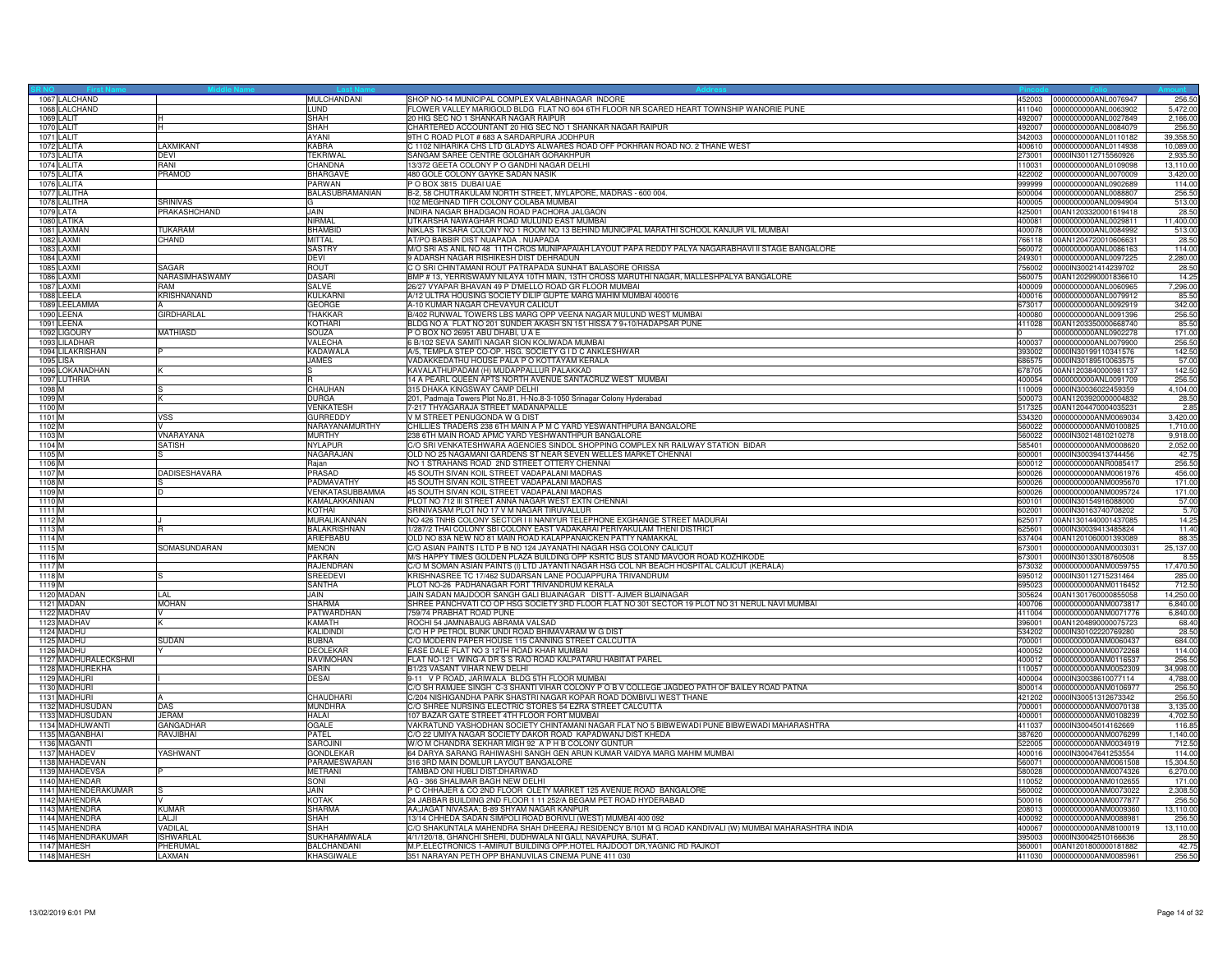| SR NO | First Name | Middle Name | Last Name | Address | Pincode | Folio | Amount |
|---|---|---|---|---|---|---|---|
| 1067 | LALCHAND | | MULCHANDANI | SHOP NO-14 MUNICIPAL COMPLEX VALABHNAGAR INDORE | 452003 | 0000000000ANL0076947 | 256.50 |
| 1068 | LALCHAND | | LUND | FLOWER VALLEY MARIGOLD BLDG FLAT NO 604 6TH FLOOR NR SCARED HEART TOWNSHIP WANORIE PUNE | 411040 | 0000000000ANL0063902 | 5,472.00 |
| 1069 | LALIT | H | SHAH | 20 HIG SEC NO 1 SHANKAR NAGAR RAIPUR | 492007 | 0000000000ANL0027849 | 2,166.00 |
| 1070 | LALIT | H | SHAH | CHARTERED ACCOUNTANT 20 HIG SEC NO 1 SHANKAR NAGAR RAIPUR | 492007 | 0000000000ANL0084079 | 256.50 |
| 1071 | LALIT | | AYANI | 9TH C ROAD PLOT # 683 A SARDARPURA JODHPUR | 342003 | 0000000000ANL0110182 | 39,358.50 |
| 1072 | LALITA | LAXMIKANT | KABRA | C 1102 NIHARIKA CHS LTD GLADYS ALWARES ROAD OFF POKHRAN ROAD NO. 2 THANE WEST | 400610 | 0000000000ANL0114938 | 10,089.00 |
| 1073 | LALITA | DEVI | TEKRIWAL | SANGAM SAREE CENTRE GOLGHAR GORAKHPUR | 273001 | 0000IN30112715560926 | 2,935.50 |
| 1074 | LALITA | RANI | CHANDNA | 13/372 GEETA COLONY P O GANDHI NAGAR DELHI | 110031 | 0000000000ANL0109098 | 13,110.00 |
| 1075 | LALITA | PRAMOD | BHARGAVE | 480 GOLE COLONY GAYKE SADAN NASIK | 422002 | 0000000000ANL0070009 | 3,420.00 |
| 1076 | LALITA | | PARWAN | P O BOX 3815 DUBAI UAE | 999999 | 0000000000ANL0902689 | 114.00 |
| 1077 | LALITHA | | BALASUBRAMANIAN | B-2, 58 CHUTRAKULAM NORTH STREET, MYLAPORE, MADRAS - 600 004. | 600004 | 0000000000ANL0088807 | 256.50 |
| 1078 | LALITHA | SRINIVAS | G | 102 MEGHNAD TIFR COLONY COLABA MUMBAI | 400005 | 0000000000ANL0094904 | 513.00 |
| 1079 | LATA | PRAKASHCHAND | JAIN | INDIRA NAGAR BHADGAON ROAD PACHORA JALGAON | 425001 | 00AN1203320001619418 | 28.50 |
| 1080 | LATIKA | | NIRMAL | UTKARSHA NAWAGHAR ROAD MULUND EAST MUMBAI | 400081 | 0000000000ANL0029811 | 11,400.00 |
| 1081 | LAXMAN | TUKARAM | BHAMBID | NIKLAS TIKSARA COLONY NO 1 ROOM NO 13 BEHIND MUNICIPAL MARATHI SCHOOL KANJUR VIL MUMBAI | 400078 | 0000000000ANL0084992 | 513.00 |
| 1082 | LAXMI | CHAND | MITTAL | AT/PO BABBIR DIST NUAPADA . NUAPADA | 766118 | 00AN1204720010606631 | 28.50 |
| 1083 | LAXMI | | SASTRY | M/O SRI AS ANIL NO 48 11TH CROS MUNIPAPAIAH LAYOUT PAPA REDDY PALYA NAGARABHAVI II STAGE BANGALORE | 560072 | 0000000000ANL0086163 | 114.00 |
| 1084 | LAXMI | | DEVI | 9 ADARSH NAGAR RISHIKESH DIST DEHRADUN | 249301 | 0000000000ANL0097225 | 2,280.00 |
| 1085 | LAXMI | SAGAR | ROUT | C O SRI CHINTAMANI ROUT PATRAPADA SUNHAT BALASORE ORISSA | 756002 | 0000IN30021414239702 | 28.50 |
| 1086 | LAXMI | NARASIMHASWAMY | DASARI | BMP # 13, YERRISWAMY NILAYA 10TH MAIN, 13TH CROSS MARUTHI NAGAR, MALLESHPALYA BANGALORE | 560075 | 00AN1202990001836610 | 14.25 |
| 1087 | LAXMI | RAM | SALVE | 26/27 VYAPAR BHAVAN 49 P D'MELLO ROAD GR FLOOR MUMBAI | 400009 | 0000000000ANL0060965 | 7,296.00 |
| 1088 | LEELA | KRISHNANAND | KULKARNI | A/12 ULTRA HOUSING SOCIETY DILIP GUPTE MARG MAHIM MUMBAI 400016 | 400016 | 0000000000ANL0079912 | 85.50 |
| 1089 | LEELAMMA | A | GEORGE | A-10 KUMAR NAGAR CHEVAYUR CALICUT | 673017 | 0000000000ANL0092919 | 342.00 |
| 1090 | LEENA | GIRDHARLAL | THAKKAR | B/402 RUNWAL TOWERS LBS MARG OPP VEENA NAGAR MULUND WEST MUMBAI | 400080 | 0000000000ANL0091396 | 256.50 |
| 1091 | LEENA | | KOTHARI | BLDG NO A FLAT NO 201 SUNDER AKASH SN 151 HISSA 7 9+10/HADAPSAR PUNE | 411028 | 00AN1203350000668740 | 85.50 |
| 1092 | LIGOURY | MATHIASD | SOUZA | P O BOX NO 26951 ABU DHABI, U A E | 0 | 0000000000ANL0902278 | 171.00 |
| 1093 | LILADHAR | | VALECHA | 6 B/102 SEVA SAMITI NAGAR SION KOLIWADA MUMBAI | 400037 | 0000000000ANL0079900 | 256.50 |
| 1094 | LILAKRISHAN | P | KADAWALA | A/5, TEMPLA STEP CO-OP. HSG. SOCIETY G I D C ANKLESHWAR | 393002 | 0000IN30199110341576 | 142.50 |
| 1095 | LISA | | JAMES | VADAKKEDATHU HOUSE PALA P O KOTTAYAM KERALA | 686575 | 0000IN30189510063575 | 57.00 |
| 1096 | LOKANADHAN | K | S | KAVALATHUPADAM (H) MUDAPPALLUR PALAKKAD | 678705 | 00AN1203840000981137 | 142.50 |
| 1097 | LUTHRIA | | R | 14 A PEARL QUEEN APTS NORTH AVENUE SANTACRUZ WEST MUMBAI | 400054 | 0000000000ANL0091709 | 256.50 |
| 1098 | M | S | CHAUHAN | 315 DHAKA KINGSWAY CAMP DELHI | 110009 | 0000IN30036022459359 | 4,104.00 |
| 1099 | M | K | DURGA | 201, Padmaja Towers Plot No.81, H-No.8-3-1050 Srinagar Colony Hyderabad | 500073 | 00AN1203920000004832 | 28.50 |
| 1100 | M | | VENKATESH | 7-217 THYAGARAJA STREET MADANAPALLE | 517325 | 00AN1204470004035231 | 2.85 |
| 1101 | M | VSS | GURREDDY | V M STREET PENUGONDA W G DIST | 534320 | 0000000000ANM0069034 | 3,420.00 |
| 1102 | M | V | NARAYANAMURTHY | CHILLIES TRADERS 238 6TH MAIN A P M C YARD YESWANTHPURA BANGALORE | 560022 | 0000000000ANM0100825 | 1,710.00 |
| 1103 | M | VNARAYANA | MURTHY | 238 6TH MAIN ROAD APMC YARD YESHWANTHPUR BANGALORE | 560022 | 0000IN30214810210278 | 9,918.00 |
| 1104 | M | SATISH | NYLAPUR | C/O SRI VENKATESHWARA AGENCIES SINDOL SHOPPING COMPLEX NR RAILWAY STATION BIDAR | 585401 | 0000000000ANM0008620 | 2,052.00 |
| 1105 | M | S | NAGARAJAN | OLD NO 25 NAGAMANI GARDENS ST NEAR SEVEN WELLES MARKET CHENNAI | 600001 | 0000IN30039413744456 | 42.75 |
| 1106 | M | | Rajan | NO 1 STRAHANS ROAD 2ND STREET OTTERY CHENNAI | 600012 | 0000000000ANR0085417 | 256.50 |
| 1107 | M | DADISESHAVARA | PRASAD | 45 SOUTH SIVAN KOIL STREET VADAPALANI MADRAS | 600026 | 0000000000ANM0061976 | 456.00 |
| 1108 | M | S | PADMAVATHY | 45 SOUTH SIVAN KOIL STREET VADAPALANI MADRAS | 600026 | 0000000000ANM0095670 | 171.00 |
| 1109 | M | D | VENKATASUBBAMMA | 45 SOUTH SIVAN KOIL STREET VADAPALANI MADRAS | 600026 | 0000000000ANM0095724 | 171.00 |
| 1110 | M | | KAMALAKKANNAN | PLOT NO 712 III STREET ANNA NAGAR WEST EXTN CHENNAI | 600101 | 0000IN30154916088000 | 57.00 |
| 1111 | M | | KOTHAI | SRINIVASAM PLOT NO 17 V M NAGAR TIRUVALLUR | 602001 | 0000IN30163740708202 | 5.70 |
| 1112 | M | J | MURALIKANNAN | NO 426 TNHB COLONY SECTOR I II NANIYUR TELEPHONE EXGHANGE STREET MADURAI | 625017 | 00AN1301440001437085 | 14.25 |
| 1113 | M | R | BALAKRISHNAN | 1/287/2 THAI COLONY SBI COLONY EAST VADAKARAI PERIYAKULAM THENI DISTRICT | 625601 | 0000IN30039413485824 | 11.40 |
| 1114 | M | | ARIEFBABU | OLD NO 83A NEW NO 81 MAIN ROAD KALAPPANAICKEN PATTY NAMAKKAL | 637404 | 00AN1201060001393089 | 88.35 |
| 1115 | M | SOMASUNDARAN | MENON | C/O ASIAN PAINTS I LTD P B NO 124 JAYANATHI NAGAR HSG COLONY CALICUT | 673001 | 0000000000ANM0003031 | 25,137.00 |
| 1116 | M | | PAKRAN | M/S HAPPY TIMES GOLDEN PLAZA BUILDING OPP KSRTC BUS STAND MAVOOR ROAD KOZHIKODE | 673001 | 0000IN30133018760508 | 8.55 |
| 1117 | M | | RAJENDRAN | C/O M SOMAN ASIAN PAINTS (I) LTD JAYANTI NAGAR HSG COL NR BEACH HOSPITAL CALICUT (KERALA) | 673032 | 0000000000ANM0059755 | 17,470.50 |
| 1118 | M | S | SREEDEVI | KRISHNASREE TC 17/462 SUDARSAN LANE POOJAPPURA TRIVANDRUM | 695012 | 0000IN30112715231464 | 285.00 |
| 1119 | M | | SANTHA | PLOT NO-26 PADHANAGAR FORT TRIVANDRUM KERALA | 695023 | 0000000000ANM0116452 | 712.50 |
| 1120 | MADAN | LAL | JAIN | JAIN SADAN MAJDOOR SANGH GALI BIJAINAGAR DISTT- AJMER BIJAINAGAR | 305624 | 00AN1301760000855058 | 14,250.00 |
| 1121 | MADAN | MOHAN | SHARMA | SHREE PANCHVATI CO OP HSG SOCIETY 3RD FLOOR FLAT NO 301 SECTOR 19 PLOT NO 31 NERUL NAVI MUMBAI | 400706 | 0000000000ANM0073817 | 6,840.00 |
| 1122 | MADHAV | V | PATWARDHAN | 759/74 PRABHAT ROAD PUNE | 411004 | 0000000000ANM0071776 | 6,840.00 |
| 1123 | MADHAV | K | KAMATH | ROCHI 54 JAMNABAUG ABRAMA VALSAD | 396001 | 00AN1204890000075723 | 68.40 |
| 1124 | MADHU | | KALIDINDI | C/O H P PETROL BUNK UNDI ROAD BHIMAVARAM W G DIST | 534202 | 0000IN30102220769280 | 28.50 |
| 1125 | MADHU | SUDAN | BUBNA | C/O MODERN PAPER HOUSE 115 CANNING STREET CALCUTTA | 700001 | 0000000000ANM0060437 | 684.00 |
| 1126 | MADHU | Y | DEOLEKAR | EASE DALE FLAT NO 3 12TH ROAD KHAR MUMBAI | 400052 | 0000000000ANM0072268 | 114.00 |
| 1127 | MADHURALECKSHMI | | RAVIMOHAN | FLAT NO-121 WING-A DR S S RAO ROAD KALPATARU HABITAT PAREL | 400012 | 0000000000ANM0116537 | 256.50 |
| 1128 | MADHUREKHA | | SARIN | B1/23 VASANT VIHAR NEW DELHI | 110057 | 0000000000ANM0052309 | 34,998.00 |
| 1129 | MADHURI | I | DESAI | 9-11 V P ROAD, JARIWALA BLDG 5TH FLOOR MUMBAI | 400004 | 0000IN30038610077114 | 4,788.00 |
| 1130 | MADHURI | | | C/O SH RAMJEE SINGH C-3 SHANTI VIHAR COLONY P O B V COLLEGE JAGDEO PATH OF BAILEY ROAD PATNA | 800014 | 0000000000ANM0106977 | 256.50 |
| 1131 | MADHURI | A | CHAUDHARI | C/204 NISHIGANDHA PARK SHASTRI NAGAR KOPAR ROAD DOMBIVLI WEST THANE | 421202 | 0000IN30051312673342 | 256.50 |
| 1132 | MADHUSUDAN | DAS | MUNDHRA | C/O SHREE NURSING ELECTRIC STORES 54 EZRA STREET CALCUTTA | 700001 | 0000000000ANM0070138 | 3,135.00 |
| 1133 | MADHUSUDAN | JERAM | HALAI | 107 BAZAR GATE STREET 4TH FLOOR FORT MUMBAI | 400001 | 0000000000ANM0108239 | 4,702.50 |
| 1134 | MADHUWANTI | GANGADHAR | OGALE | VAKRATUND YASHODHAN SOCIETY CHINTAMANI NAGAR FLAT NO 5 BIBWEWADI PUNE BIBWEWADI MAHARASHTRA | 411037 | 0000IN30045014162669 | 116.85 |
| 1135 | MAGANBHAI | RAVJIBHAI | PATEL | C/O 22 UMIYA NAGAR SOCIETY DAKOR ROAD KAPADWANJ DIST KHEDA | 387620 | 0000000000ANM0076299 | 1,140.00 |
| 1136 | MAGANTI | | SAROJINI | W/O M CHANDRA SEKHAR MIGH 92 A P H B COLONY GUNTUR | 522005 | 0000000000ANM0034919 | 712.50 |
| 1137 | MAHADEV | YASHWANT | GONDLEKAR | 64 DARYA SARANG RAHIWASHI SANGH GEN ARUN KUMAR VAIDYA MARG MAHIM MUMBAI | 400016 | 0000IN30047641253554 | 114.00 |
| 1138 | MAHADEVAN | | PARAMESWARAN | 316 3RD MAIN DOMLUR LAYOUT BANGALORE | 560071 | 0000000000ANM0061508 | 15,304.50 |
| 1139 | MAHADEVSA | P | METRANI | TAMBAD ONI HUBLI DIST:DHARWAD | 580028 | 0000000000ANM0074326 | 6,270.00 |
| 1140 | MAHENDAR | | SONI | AG - 366 SHALIMAR BAGH NEW DELHI | 110052 | 0000000000ANM0102655 | 171.00 |
| 1141 | MAHENDERAKUMAR | S | JAIN | P C CHHAJER & CO 2ND FLOOR OLETY MARKET 125 AVENUE ROAD BANGALORE | 560002 | 0000000000ANM0073022 | 2,308.50 |
| 1142 | MAHENDRA | V | KOTAK | 24 JABBAR BUILDING 2ND FLOOR 1 11 252/A BEGAM PET ROAD HYDERABAD | 500016 | 0000000000ANM0077877 | 256.50 |
| 1143 | MAHENDRA | KUMAR | SHARMA | AA;JAGAT NIVASAA; B-89 SHYAM NAGAR KANPUR | 208013 | 0000000000ANM0009360 | 13,110.00 |
| 1144 | MAHENDRA | LALJI | SHAH | 13/14 CHHEDA SADAN SIMPOLI ROAD BORIVLI (WEST) MUMBAI 400 092 | 400092 | 0000000000ANM0088981 | 256.50 |
| 1145 | MAHENDRA | VADILAL | SHAH | C/O SHAKUNTALA MAHENDRA SHAH DHEERAJ RESIDENCY B/101 M G ROAD KANDIVALI (W) MUMBAI MAHARASHTRA INDIA | 400067 | 0000000000ANM8100019 | 13,110.00 |
| 1146 | MAHENDRAKUMAR | ISHWARLAL | SUKHARAMWALA | 4/1120/18, GHANCHI SHERI, DUDHWALA NI GALI, NAVAPURA, SURAT. | 395003 | 0000IN30042510166636 | 28.50 |
| 1147 | MAHESH | PHERUMAL | BALCHANDANI | M.P.ELECTRONICS 1-AMIRUT BUILDING OPP.HOTEL RAJDOOT DR.YAGNIC RD RAJKOT | 360001 | 00AN1201800000181882 | 42.75 |
| 1148 | MAHESH | LAXMAN | KHASGIWALE | 351 NARAYAN PETH OPP BHANUVILAS CINEMA PUNE 411 030 | 411030 | 0000000000ANM0085961 | 256.50 |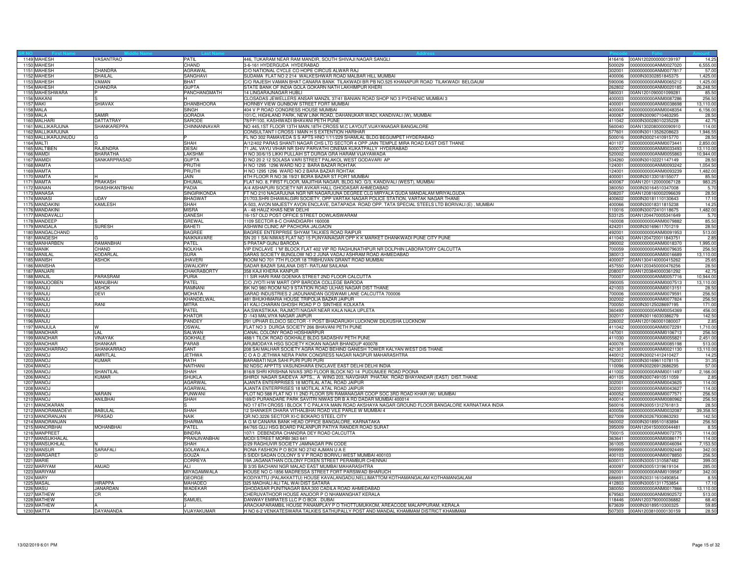| SR NO | First Name | Middle Name | Last Name | Address | Pincode | Folio | Amount |
|---|---|---|---|---|---|---|---|
| 1149 | MAHESH | VASANTRAO | PATIL | 446, TUKARAM NEAR RAM MANDIR, SOUTH SHIVAJI NAGAR SANGLI | 416416 | 00AN1202000000139197 | 14.25 |
| 1150 | MAHESH | | CHAND | 3-6-161 HYDERGUDA HYDERABAD | 500029 | 0000000000ANM0027020 | 6,555.00 |
| 1151 | MAHESH | CHANDRA | AGRAWAL | C/O NATIONAL CYCLE CO HOPE CIRCUS ALWAR RAJ | 302001 | 0000000000ANM0077817 | 57.00 |
| 1152 | MAHESH | BHAILAL | SANGHAVI | SUDAMA FLAT NO 2 214 WALKESHWAR ROAD MALBAR HILL MUMBAI | 400006 | 0000IN30302851845375 | 1,425.00 |
| 1153 | MAHESH | VAMAN | BHAT | C/O RAJESH VAMAN BHAT CANARA BANK TILAKWADI BR PB NO.525 KHANAPUR ROAD TILAKWADI BELGAUM | 590006 | 0000000000ANM0065212 | 1,425.00 |
| 1154 | MAHESH | CHANDRA | GUPTA | STATE BANK OF INDIA GOLA GOKARN NATH LAKHIMPUR KHERI | 262802 | 0000000000ANM0020185 | 26,248.50 |
| 1155 | MAHESHWARA | P | PANCHANGMATH | 14 LINGARAJNAGAR HUBLI | 580031 | 00AN1201090001099281 | 85.50 |
| 1156 | MAKANI | S | H | CLOSADAS JEWELLERS ANSAR MANZIL 37/41 BANIAN ROAD SHOP NO 3 PYDHENIC MUMBAI 3 | 400003 | 0000000000ANM0087286 | 256.50 |
| 1157 | MAKI | SHIAVAX | DHANBHOORA | HORNBY VIEW GUNBOW STREET FORT MUMBAI | 400001 | 0000000000ANM0038698 | 13,110.00 |
| 1158 | MALA | | SINGH | 404 V P ROAD CONGRESS HOUSE MUMBAI | 400004 | 0000000000ANM0048354 | 6,156.00 |
| 1159 | MALA | SAMIR | GORADIA | 101/C, HIGHLAND PARK, NEW LINK ROAD, DAHANUKAR WADI, KANDIVALI (W), MUMBAI | 400067 | 0000IN30090710463295 | 28.50 |
| 1160 | MALHARI | DATTATRAY | SARODE | 78/FP/100, KASHIWADI BHAVANI PETH PUNE | 411042 | 0000IN30028010235228 | 42.75 |
| 1161 | MALLIKARJUNA | SHANKAREPPA | CHINNANNAVAR | NO 445,1ST FLOOR 13TH MAIN,18TH CROSS M.C LAYOUT,VIJAYANAGAR BANGALORE | 560040 | 00AN1302080000090910 | 114.00 |
| 1162 | MALLIKARJUNA | | | CONSULTANT I CROSS I MAIN H S EXTENTION HARIHAR | 577601 | 0000IN30113526208623 | 1,946.55 |
| 1163 | MALLIKARJUNUDU | G | P | FL NO 302 RAMAVEDA S S APTS HNO 1/11/229 SHAMLAL BLDG BEGUMPET HYDERABAD | 500016 | 0000IN30021410915770 | 28.50 |
| 1164 | MALTI | D | SHAH | A/12/402 PARAS SHANTI NAGAR CHS LTD SECTOR 4 OPP JAIN TEMPLE MIRA ROAD EAST DIST THANE | 401107 | 0000000000ANM0073441 | 2,850.00 |
| 1165 | MALTIBEN | RAJENDRA | DESAI | 71 JAL VAYU VIHAR NR SHIV PARVATHI CINEMA KUKATPALLY HYDERABAD | 500072 | 0000000000ANM0033493 | 13,110.00 |
| 1166 | MAMDI | BHARATHA | LAKSHMI | H NO 30/6/15 LIKKI PULLAIH ST DURGA GRA HARAM VIJAYAWADA | 520002 | 0000000000ANM0055863 | 10,944.00 |
| 1167 | MAMIDI | SANKARPRASAD | GUPTA | D NO 20 2 12 SOLASA VARI STREET PALAKOL WEST GODAVARI AP | 534260 | 0000IN30102221147149 | 28.50 |
| 1168 | MAMTA | | PRUTHI | H NO 1295 1296 WARD NO 2 BARA BAZAR ROHTAK | 124001 | 0000000000ANM0093242 | 1,054.50 |
| 1169 | MAMTA | | PRUTHI | H NO 1295 1296 WARD NO 2 BARA BAZAR ROHTAK | 124001 | 0000000000ANM0093239 | 1,482.00 |
| 1170 | MAMTA | H | JAIN | 4TH FLOOR R NO 36 19/21 BORA BAZAR ST FORT MUMBAI | 400001 | 0000IN30133018155077 | 85.50 |
| 1171 | MAMTA | PRAKASH | DHUMAL | FLAT NO. 8, FIRST FLOOR, MAJITHIA NAGAR, BLDG.NO. G/3, KANDIVALI (WEST), MUMBAI | 400067 | 00AN1201120000067128 | 983.25 |
| 1172 | MANAN | SHASHIKANTBHAI | PADIA | A/4 ASHAPURI SOCIETY NR AVKAR HALL GHODASAR AHMEDABAD | 380050 | 0000IN30164510347008 | 5.70 |
| 1173 | MANASA | | SINGIRIKONDA | FT NO 210 NAGARJUNA NGR NR NAGARJUNA DEGREE CLG MIRYALA GUDA MANDALAM MRIYALGUDA | 508207 | 00AN1208160002096639 | 28.50 |
| 1174 | MANASI | UDAY | BHAGWAT | 21/703,SHRI DHAWALGIRI SOCIETY, OPP. VARTAK NAGAR POLICE STATION, VARTAK NAGAR THANE | 400602 | 0000IN30181110130643 | 17.10 |
| 1175 | MANDAKINI | KAMLESH | SHAH | A-503, AVON MAJESTY AVON ENCLAVE, DATAPADA ROAD OPP. TATA SPECIAL STEELS LTD BORIVALI (E) , MUMBAI | 400066 | 0000IN30018311815238 | 14.25 |
| 1176 | MANDAKINI | | MISRA | A - 48 HAUZ KHAS NEW DELHI | 110016 | 0000IN30072410118675 | 1,482.00 |
| 1177 | MANDAVALLI | | GANESH | 16-157 OLD POST OFFICE STREET DOWLAISWARAM | 533125 | 00AN1204470005341649 | 5.70 |
| 1178 | MANDEEP | S | GREWAL | 1109 SECTOR 8-C CHANDIGARH 160008 | 160008 | 0000000000ANM0079882 | 85.50 |
| 1179 | MANGALA | SURESH | BAHETI | ASHWINI CLINIC AP PACHORA JALGAON | 424201 | 0000IN30169611701219 | 28.50 |
| 1180 | MANGALCHAND | | BAGREE | BAGREE ENTERPRISE SHYAM TALKIES ROAD RAIPUR | 492001 | 0000000000ANM0091953 | 513.00 |
| 1181 | MANGESH | G | NAIKNAVARE | SN 20 1 SAI NIWAS FLAT NO 15 PUNYAINAGAR OPP K K MARKET DHANKWADI PUNE CITY PUNE | 411043 | 00AN1204720011843751 | 2.85 |
| 1182 | MANHARBEN | RAMANBHAI | PATEL | 5 PRATAP GUNJ BARODA | 390002 | 0000000000ANM0018370 | 1,995.00 |
| 1183 | MANIK | CHAND | NOLKHA | VIP ENCLAVE I 'M' BLOCK FLAT 402 VIP RD RAGHUNATHPUR NR DOLPHIN LABORATORY CALCUTTA | 700059 | 0000000000ANM0079635 | 256.50 |
| 1184 | MANILAL | KODARLAL | SURA | SARAS SOCIETY BUNGLOW NO 2 JUNA VADAJ ASHRAM ROAD AHMEDABAD | 380013 | 0000000000ANM0016689 | 13,110.00 |
| 1185 | MANISH | ASHOK | JHAVERI | ROOM NO 701 7TH FLOOR 18 TRIBHUVAN GRANT ROAD MUMBAI | 400007 | 00AN1304140000415262 | 25.65 |
| 1186 | MANISHA | | GWALIORY | SADAR BAZAR SAILANA DIST- RATLAM SAILANA | 457550 | 00AN1203450000476256 | 28.50 |
| 1187 | MANJARI | | CHAKRABORTY | 358 KAJI KHERA KANPUR | 208007 | 00AN1203840000361292 | 42.75 |
| 1188 | MANJIL | PARASRAM | PURIA | 11 SIR HARI RAM GOENKA STREET 2ND FLOOR CALCUTTA | 700007 | 0000000000ANM0057716 | 10,944.00 |
| 1189 | MANJOOBEN | MANUBHAI | PATEL | C/O JYOTI H/W MART OPP BARODA COLLEGE BARODA | 390005 | 0000000000ANM0007513 | 13,110.00 |
| 1190 | MANJU | ASHOK | RAMNANI | BK NO 980 ROOM NO 9 STATION ROAD ULHAS NAGAR DIST THANE | 421003 | 0000000000ANM0013151 | 28.50 |
| 1191 | MANJU | DEVI | MOHATA | SARAD INDUSTRIES 2 JADUNANDAN GOSWAMI LANE CALCUTTA 700006 | 700006 | 0000000000ANM0079591 | 256.50 |
| 1192 | MANJU | | KHANDELWAL | 481 BHUKHMARIA HOUSE TRIPOLIA BAZAR JAIPUR | 302002 | 0000000000ANM0077824 | 256.50 |
| 1193 | MANJU | RANI | MITRA | 41 KALI CHARAN GHOSH ROAD P O SINTHEE KOLKATA | 700050 | 0000IN30125028697195 | 171.00 |
| 1194 | MANJU | | PATEL | AA;SWASTIKAA; RAJMOTI NAGAR NEAR KALA NALA UPLETA | 360490 | 0000000000ANM0054369 | 456.00 |
| 1195 | MANJU | | KHATOR | D -143 MALVIYA NAGAR JAIPUR | 302017 | 0000IN30116030386279 | 142.50 |
| 1196 | MANJU | | PANDEY | 291 UPHAR ELDICO SECTOR -1 POST BHADARUKH LUCKNOW DILKUSHA LUCKNOW | 226002 | 00AN1201060001080007 | 2.85 |
| 1197 | MANJULA | W | OSWAL | FLAT NO 3 DURGA SOCIETY 266 BHAVANI PETH PUNE | 411042 | 0000000000ANM0072291 | 1,710.00 |
| 1198 | MANOHAR | LAL | SALWAN | CANAL COLONY ROAD HOSHIARPUR | 147001 | 0000000000ANM0106713 | 256.50 |
| 1199 | MANOHAR | VINAYAK | GOKHALE | 488/1 TILOK ROAD GOKHALE BLDG SADASHIV PETH PUNE | 411030 | 0000000000ANM0055821 | 2,451.00 |
| 1200 | MANOHAR | SHANKAR | PARAB | ARUMODAYA HSG SOCIETY KOKAN NAGAR BHANDUP 400078 | 400078 | 0000000000ANM0085198 | 513.00 |
| 1201 | MANOHARRAO | SHANKARRAO | SANT | 208 SAI MALHAR SOCIETY AGRA ROAD BEHIND GANESH TOWER KALYAN WEST DIS THANE | 421301 | 0000000000ANM0021130 | 13,110.00 |
| 1202 | MANOJ | AMRITLAL | JETHWA | C O A D JETHWA NERA PARK CONGRESS NAGAR NAGPUR MAHARASHTRA | 440012 | 0000IN30021412410427 | 14.25 |
| 1203 | MANOJ | KUMAR | RATH | BARABATI NUA SAHI PURI PURI PURI | 752001 | 0000IN30169611078115 | 31.35 |
| 1204 | MANOJ | | NAITHANI | 92 NDSC APPTTS VASUNDHARA ENCLAVE EAST DELHI DELHI INDIA | 110096 | 0000IN30226912686295 | 57.00 |
| 1205 | MANOJ | SHANTILAL | SHAH | 816/8 SHRI KRISHNA NIWAS 3RD FLOOR BLOCK NO 14 PUDUMJEE ROAD POONA | 411002 | 0000000000ANM0011497 | 2,166.00 |
| 1206 | MANOJ | KUMAR | SHUKLA | SHIRDI NAGAR SAIDEVA APTS.. A WING 203, NAVGHAR PHATAK ROAD BHAYANDAR (EAST) DIST.THANE | 401105 | 0000IN30074910511059 | 2.85 |
| 1207 | MANOJ | | AGARWAL | AJANTA ENTERPRISES 18 MOTILAL ATAL ROAD JAIPUR | 302001 | 0000000000ANM0043625 | 114.00 |
| 1208 | MANOJ | | AGARWAL | AJANTA ENTERPRISES 18 MOTILAL ATAL ROAD JAIPUR | 302001 | 0000000000ANM0043627 | 114.00 |
| 1209 | MANOJ | NARAIN | PUNWANI | PLOT NO 588 FLAT NO 11 2ND FLOOR SRI RAMANAGAR COOP SOC 3RD ROAD KHAR (W) MUMBAI | 400052 | 0000000000ANM0077571 | 256.50 |
| 1210 | MANOJ | ANILBHAI | SHAH | 169/D PURANDARE PARK SAVITRI NIWAS DR B A RD DADAR MUMBAI 400014 | 400014 | 0000000000ANM0080962 | 256.50 |
| 1211 | MANOKARAN | | S | NO 17 6TH CROSS I BLOCK T C PALAYA MAIN ROAD AKSHAYA NAGAR GROUND FLOOR BANGALORE KARNATAKA INDIA | 560016 | 0000IN30051312761813 | 28.50 |
| 1212 | MANORAMADEVI | BABULAL | SHAH | 12 SHANKER DHARA VITHALBHAI ROAD VILE PARLE W MUMBAI 4 | 400056 | 0000000000ANM0032087 | 39,358.50 |
| 1213 | MANORANJAN | PRASAD | NAIK | QR.NO.3226 SECTOR XI-C BOKARO STEEL CITY | 827009 | 0000IN30267930863293 | 142.50 |
| 1214 | MANORANJAN | | SHARMA | A G M CANARA BANK HEAD OFFICE BANGALORE, KARNATAKA | 560002 | 0000IN30189510183894 | 256.50 |
| 1215 | MANORBHAI | MOHANBHAI | PATEL | 84/765 GUJ HSG BOARD PALANPUR PATIYA RANDER ROAD SURAT | 395009 | 00AN1204150000044481 | 8.55 |
| 1216 | MANPREET | | BINDRA | 107/1 DEBENDRA CHANDRA DEY ROAD CALCUTTA | 700015 | 0000000000ANM0073775 | 114.00 |
| 1217 | MANSUKHLAL | | PRANJIVANBHAI | MODI STREET MORBI 363 641 | 363641 | 0000000000ANM0086171 | 114.00 |
| 1218 | MANSUKHLAL | N | SHAH | 2/29 RAGHUVIR SOCIETY JAMNAGAR PIN CODE | 361005 | 0000000000ANM0046094 | 7,153.50 |
| 1219 | MANSUR | SARAFALI | GOLAWALA | RONA FASHION P O BOX NO 2742 AJMAN U A E | 999999 | 0000000000ANM0092449 | 342.00 |
| 1220 | MARGARET | D | SOUZA | 5 SIDDI SADAN COLONY S V P ROAD BORIVLI WEST MUMBAI 400103 | 400103 | 0000000000ANM0078850 | 256.50 |
| 1221 | MARIE | | CORREYA | 19A JAGANATHAN COLONY FOXEN STREET PERAMBUR CHENNAI | 600011 | 0000IN30051310587482 | 399.00 |
| 1222 | MARIYAM | AMJAD | ALI | B 3/35 BACHANI NGR MALAD EAST MUMBAI MAHARASHTRA | 400097 | 0000IN30051319619104 | 285.00 |
| 1223 | MARIYAM | | MIYAGAMWALA | HOUSE NO C-1856 MADRESSA STREET FORT PARSIWAD BHARUCH | 392001 | 0000000000ANM0109587 | 342.00 |
| 1224 | MARY | | GEORGE | KODIYATTU (PALAKKATTU) HOUSE KAVALANGADU,NELLIMATTOM KOTHAMANGALAM KOTHAMANGALAM | 686691 | 0000IN30311610490854 | 8.55 |
| 1225 | MASAL | HIRAPPA | MAHADEO | 325 MADHALI ALI TAL WAI DIST SATARA | 412803 | 0000IN30051311753854 | 17.10 |
| 1226 | MASU | JANARDAN | WADEKAR | GHODASAR PUNITNAGAR BAA;300 CADILA ROAD AHMEDABAD | 380050 | 0000000000ANM0017866 | 13,110.00 |
| 1227 | MATHEW | CR | K | CHERUVATHOOR HOUSE ANJOOR P O NHAMANGHAT KERALA | 679563 | 0000000000ANM0902572 | 513.00 |
| 1228 | MATHEW | | SAMUEL | DANWAY EMIRATES LLC P O BOX . DUBAI | 118446 | 00AN1203790000036882 | 68.40 |
| 1229 | MATHEW | A | J | ARACKAPARAMBIL HOUSE PANAMPLAY P O THOTTUMUKKOM, AREACODE MALAPPURAM, KERALA | 673639 | 0000IN30189510300325 | 59.85 |
| 1230 | MATTA | DAYANANDA | VIJAYAKUMAR | H NO 6-2 VENKATESWARA TALKIES SATHUPALLY POST AND MANDAL KHAMMAM DISTRICT KHAMMAM | 507303 | 00AN1203810000130159 | 28.50 |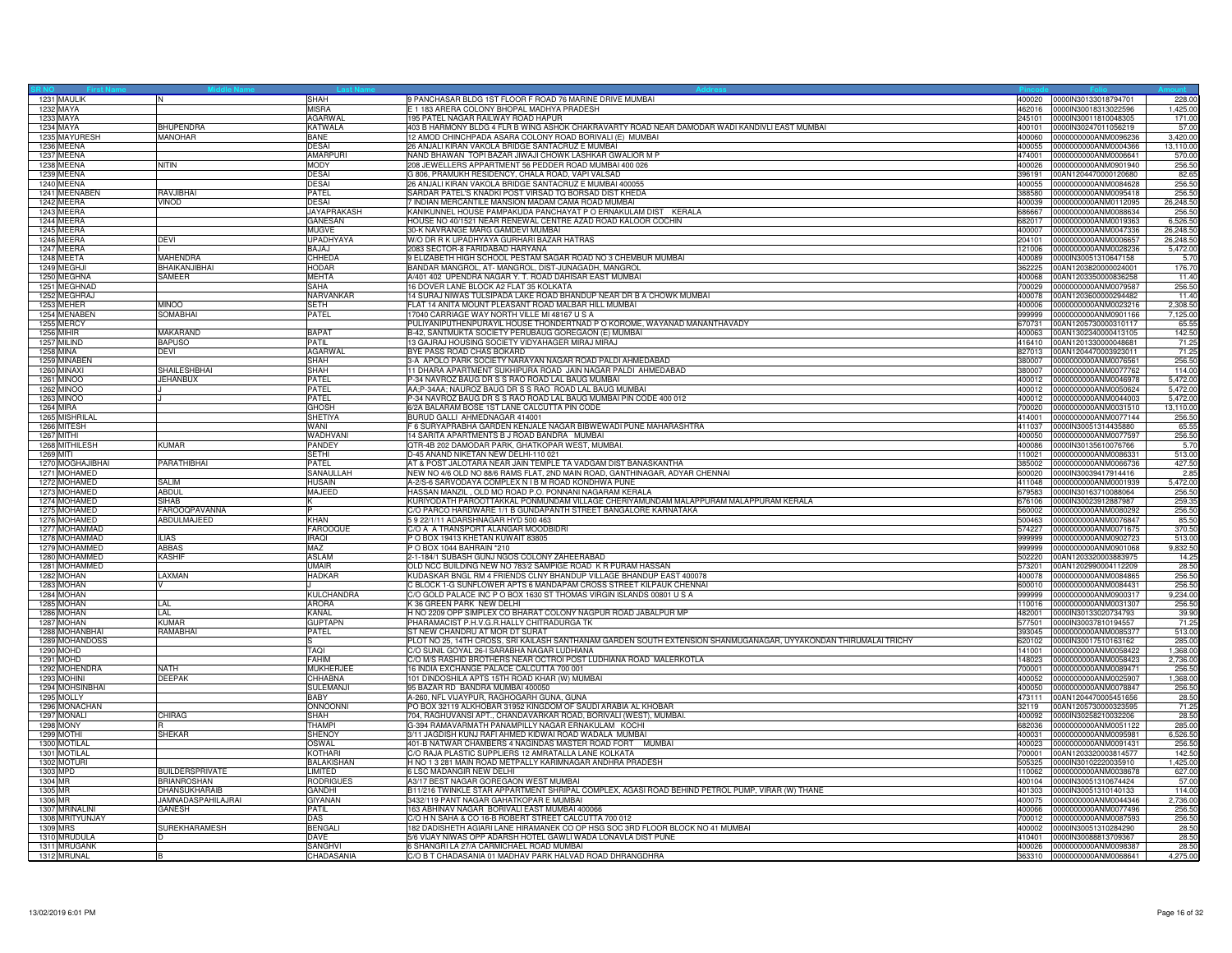| SR NO | First Name | Middle Name | Last Name | Address | Pincode | Folio | Amount |
|---|---|---|---|---|---|---|---|
| 1231 | MAULIK | N | SHAH | 9 PANCHASAR BLDG 1ST FLOOR F ROAD 76 MARINE DRIVE MUMBAI | 400020 | 0000IN30133018794701 | 228.00 |
| 1232 | MAYA | | MISRA | E 1 183 ARERA COLONY BHOPAL MADHYA PRADESH | 462016 | 0000IN30018313022596 | 1,425.00 |
| 1233 | MAYA | | AGARWAL | 195 PATEL NAGAR RAILWAY ROAD HAPUR | 245101 | 0000IN30011810048305 | 171.00 |
| 1234 | MAYA | BHUPENDRA | KATWALA | 403 B HARMONY BLDG 4 FLR B WING ASHOK CHAKRAVARTY ROAD NEAR DAMODAR WADI KANDIVLI EAST MUMBAI | 400101 | 0000IN30247011056219 | 57.00 |
| 1235 | MAYURESH | MANOHAR | BAHE | 12 AMOD CHINCHPADA ASARA COLONY ROAD BORIVALI (E) MUMBAI | 400060 | 0000000000ANM0096236 | 3,420.00 |
| 1236 | MEENA | | DESAI | 26 ANJALI KIRAN VAKOLA BRIDGE SANTACRUZ E MUMBAI | 400055 | 0000000000ANM0004366 | 13,110.00 |
| 1237 | MEENA | | AMARPURI | NAND BHAWAN TOPI BAZAR JIWAJI CHOWK LASHKAR GWALIOR M P | 474001 | 0000000000ANM0006641 | 570.00 |
| 1238 | MEENA | NITIN | MODY | 208 JEWELLERS APPARTMENT 56 PEDDER ROAD MUMBAI 400 026 | 400026 | 0000000000ANM0901940 | 256.50 |
| 1239 | MEENA | | DESAI | G 806, PRAMUKH RESIDENCY, CHALA ROAD, VAPI VALSAD | 396191 | 00AN1204470000120680 | 82.65 |
| 1240 | MEENA | | DESAI | 26 ANJALI KIRAN VAKOLA BRIDGE SANTACRUZ E MUMBAI 400055 | 400055 | 0000000000ANM0084628 | 256.50 |
| 1241 | MEENABEN | RAVJIBHAI | PATEL | SARDAR PATEL'S KNADKI POST VIRSAD TQ BORSAD DIST KHEDA | 388580 | 0000000000ANM0095418 | 256.50 |
| 1242 | MEERA | VINOD | DESAI | 7 INDIAN MERCANTILE MANSION MADAM CAMA ROAD MUMBAI | 400039 | 0000000000ANM0112095 | 26,248.50 |
| 1243 | MEERA | | JAYAPRAKASH | KANIKUNNEL HOUSE PAMPAKUDA PANCHAYAT P O ERNAKULAM DIST KERALA | 686667 | 0000000000ANM0088634 | 256.50 |
| 1244 | MEERA | | GANESAN | HOUSE NO 40/1521 NEAR RENEWAL CENTRE AZAD ROAD KALOOR COCHIN | 682017 | 0000000000ANM0019363 | 6,526.50 |
| 1245 | MEERA | | MUGVE | 30-K NAVRANGE MARG GAMDEVI MUMBAI | 400007 | 0000000000ANM0047336 | 26,248.50 |
| 1246 | MEERA | DEVI | UPADHYAYA | W/O DR R K UPADHYAYA GURHARI BAZAR HATRAS | 204101 | 0000000000ANM0006657 | 26,248.50 |
| 1247 | MEERA | I | BAJAJ | 2083 SECTOR-8 FARIDABAD HARYANA | 121006 | 0000000000ANM0028236 | 5,472.00 |
| 1248 | MEETA | MAHENDRA | CHHEDA | 9 ELIZABETH HIGH SCHOOL PESTAM SAGAR ROAD NO 3 CHEMBUR MUMBAI | 400089 | 0000IN30051310647158 | 5.70 |
| 1249 | MEGHJI | BHAIKANJIBHAI | HODAR | BANDAR MANGROL, AT- MANGROL, DIST-JUNAGADH, MANGROL | 362225 | 00AN1203820000024001 | 176.70 |
| 1250 | MEGHNA | SAMEER | MEHTA | A/401 402 UPENDRA NAGAR Y. T. ROAD DAHISAR EAST MUMBAI | 400068 | 00AN1203350000836258 | 11.40 |
| 1251 | MEGHNAD | | SAHA | 16 DOVER LANE BLOCK A2 FLAT 35 KOLKATA | 700029 | 0000000000ANM0079587 | 256.50 |
| 1252 | MEGHRAJ | | NARVANKAR | 14 SURAJ NIWAS TULSIPADA LAKE ROAD BHANDUP NEAR DR B A CHOWK MUMBAI | 400078 | 00AN1203600000294482 | 11.40 |
| 1253 | MEHER | MINOO | SETH | FLAT 14 ANITA MOUNT PLEASANT ROAD MALBAR HILL MUMBAI | 400006 | 0000000000ANM0023216 | 2,308.50 |
| 1254 | MENABEN | SOMABHAI | PATEL | 17040 CARRIAGE WAY NORTH VILLE MI 48167 U S A | 999999 | 0000000000ANM0901166 | 7,125.00 |
| 1255 | MERCY | | | PULIYANIPUTHENPURAYIL HOUSE THONDERTNAD P O KOROME, WAYANAD MANANTHAVADY | 670731 | 00AN1205730000310117 | 65.55 |
| 1256 | MIHIR | MAKARAND | BAPAT | B-42, SANTMUKTA SOCIETY PERUBAUG GOREGAON (E) MUMBAI | 400063 | 00AN1302340000413105 | 142.50 |
| 1257 | MILIND | BAPUSO | PATIL | 13 GAJRAJ HOUSING SOCIETY VIDYAHAGER MIRAJ MIRAJ | 416410 | 00AN1201330000048681 | 71.25 |
| 1258 | MINA | DEVI | AGARWAL | BYE PASS ROAD CHAS BOKARD | 827013 | 00AN1204470003923011 | 71.25 |
| 1259 | MINABEN | | SHAH | 3-A APOLO PARK SOCIETY NARAYAN NAGAR ROAD PALDI AHMEDABAD | 380007 | 0000000000ANM0076561 | 256.50 |
| 1260 | MINAXI | SHAILESHBHAI | SHAH | 11 DHARA APARTMENT SUKHIPURA ROAD JAIN NAGAR PALDI AHMEDABAD | 380007 | 0000000000ANM0077762 | 114.00 |
| 1261 | MINOO | JEHANBUX | PATEL | P-34 NAVROZ BAUG DR S S RAO ROAD LAL BAUG MUMBAI | 400012 | 0000000000ANM0046978 | 5,472.00 |
| 1262 | MINOO | J | PATEL | AA;P-34AA; NAUROZ BAUG DR S S RAO ROAD LAL BAUG MUMBAI | 400012 | 0000000000ANM0050624 | 5,472.00 |
| 1263 | MINOO | J | PATEL | P-34 NAVROZ BAUG DR S S RAO ROAD LAL BAUG MUMBAI PIN CODE 400 012 | 400012 | 0000000000ANM0044003 | 5,472.00 |
| 1264 | MIRA | | GHOSH | 6/2A BALARAM BOSE 1ST LANE CALCUTTA PIN CODE | 700020 | 0000000000ANM0031510 | 13,110.00 |
| 1265 | MISHRILAL | | SHETIYA | BURUD GALLI AHMEDNAGAR 414001 | 414001 | 0000000000ANM0077144 | 256.50 |
| 1266 | MITESH | | WANI | F 6 SURYAPRABHA GARDEN KENJALE NAGAR BIBWEWADI PUNE MAHARASHTRA | 411037 | 0000IN30051314435880 | 65.55 |
| 1267 | MITHI | | WADHVANI | 14 SARITA APARTMENTS B J ROAD BANDRA MUMBAI | 400050 | 0000000000ANM0077597 | 256.50 |
| 1268 | MITHILESH | KUMAR | PANDEY | QTR-4B 202 DAMODAR PARK, GHATKOPAR WEST, MUMBAI. | 400086 | 0000IN30135610076766 | 5.70 |
| 1269 | MITI | | SETHI | D-45 ANAND NIKETAN NEW DELHI-110 021 | 110021 | 0000000000ANM0086331 | 513.00 |
| 1270 | MOGHAJIBHAI | PARATHIBHAI | PATEL | AT & POST JALOTARA NEAR JAIN TEMPLE TA VADGAM DIST BANASKANTHA | 385002 | 0000000000ANM0066736 | 427.50 |
| 1271 | MOHAMED | | SANAULLAH | NEW NO 4/6 OLD NO 88/6 RAMS FLAT, 2ND MAIN ROAD, GANTHINAGAR, ADYAR CHENNAI | 600020 | 0000IN30039417914416 | 2.85 |
| 1272 | MOHAMED | SALIM | HUSAIN | A-2/S-6 SARVODAYA COMPLEX N I B M ROAD KONDHWA PUNE | 411048 | 0000000000ANM0001939 | 5,472.00 |
| 1273 | MOHAMED | ABDUL | MAJEED | HASSAN MANZIL , OLD MO ROAD P.O. PONNANI NAGARAM KERALA | 679583 | 0000IN30163710088064 | 256.50 |
| 1274 | MOHAMED | SIHAB | K | KURIYODATH PAROOTTAKKAL PONMUNDAM VILLAGE CHERIYAMUNDAM MALAPPURAM MALAPPURAM KERALA | 676106 | 0000IN30023912887987 | 259.35 |
| 1275 | MOHAMED | FAROOQPAVANNA | P | C/O PARCO HARDWARE 1/1 B GUNDAPANTH STREET BANGALORE KARNATAKA | 560002 | 0000000000ANM0080292 | 256.50 |
| 1276 | MOHAMED | ABDULMAJEED | KHAN | 5 9 22/1/11 ADARSHNAGAR HYD 500 463 | 500463 | 0000000000ANM0076847 | 85.50 |
| 1277 | MOHAMMAD | | FAROOQUE | C/O A A TRANSPORT ALANGAR MOODBIDRI | 574227 | 0000000000ANM0071675 | 370.50 |
| 1278 | MOHAMMAD | ILIAS | IRAQI | P O BOX 19413 KHETAN KUWAIT 83805 | 999999 | 0000000000ANM0902723 | 513.00 |
| 1279 | MOHAMMED | ABBAS | MAZ | P O BOX 1044 BAHRAIN *210 | 999999 | 0000000000ANM0901068 | 9,832.50 |
| 1280 | MOHAMMED | KASHIF | ASLAM | 2-1-184/1 SUBASH GUNJ NGOS COLONY ZAHEERABAD | 502220 | 00AN1203320003883975 | 14.25 |
| 1281 | MOHAMMED | | UMAIR | OLD NCC BUILDING NEW NO 783/2 SAMPIGE ROAD K R PURAM HASSAN | 573201 | 00AN1202990004112209 | 28.50 |
| 1282 | MOHAN | LAXMAN | HADKAR | KUDASKAR BNGL RM 4 FRIENDS CLNY BHANDUP VILLAGE BHANDUP EAST 400078 | 400078 | 0000000000ANM0084865 | 256.50 |
| 1283 | MOHAN | V | J | C BLOCK 1-G SUNFLOWER APTS 6 MANDAPAM CROSS STREET KILPAUK CHENNAI | 600010 | 0000000000ANM0084431 | 256.50 |
| 1284 | MOHAN | | KULCHANDRA | C/O GOLD PALACE INC P O BOX 1630 ST THOMAS VIRGIN ISLANDS 00801 U S A | 999999 | 0000000000ANM0900317 | 9,234.00 |
| 1285 | MOHAN | LAL | ARORA | K 36 GREEN PARK NEW DELHI | 110016 | 0000000000ANM0031307 | 256.50 |
| 1286 | MOHAN | LAL | KANAL | H NO 2209 OPP SIMPLEX CO BHARAT COLONY NAGPUR ROAD JABALPUR MP | 482001 | 0000IN30133020734793 | 39.90 |
| 1287 | MOHAN | KUMAR | GUPTAPN | PHARAMACIST P.H.V.G.R.HALLY CHITRADURGA TK | 577501 | 0000IN30037810194557 | 71.25 |
| 1288 | MOHANBHAI | RAMABHAI | PATEL | ST NEW CHANDRU AT MOR DT SURAT | 393045 | 0000000000ANM0085377 | 513.00 |
| 1289 | MOHANDOSS | | S | PLOT NO 25, 14TH CROSS, SRI KAILASH SANTHANAM GARDEN SOUTH EXTENSION SHANMUGANAGAR, UYYAKONDAN THIRUMALAI TRICHY | 620102 | 0000IN30017510163162 | 285.00 |
| 1290 | MOHD | | TAQI | C/O SUNIL GOYAL 26-I SARABHA NAGAR LUDHIANA | 141001 | 0000000000ANM0058422 | 1,368.00 |
| 1291 | MOHD | | FAHIM | C/O M/S RASHID BROTHERS NEAR OCTROI POST LUDHIANA ROAD MALERKOTLA | 148023 | 0000000000ANM0058423 | 2,736.00 |
| 1292 | MOHENDRA | NATH | MUKHERJEE | 16 INDIA EXCHANGE PALACE CALCUTTA 700 001 | 700001 | 0000000000ANM0089471 | 256.50 |
| 1293 | MOHINI | DEEPAK | CHHABNA | 101 DINDOSHILA APTS 15TH ROAD KHAR (W) MUMBAI | 400052 | 0000000000ANM0025907 | 1,368.00 |
| 1294 | MOHSINBHAI | | SULEMANJI | 95 BAZAR RD BANDRA MUMBAI 400050 | 400050 | 0000000000ANM0078847 | 256.50 |
| 1295 | MOLLY | | BABY | A-260, NFL VIJAYPUR, RAGHOGARH GUNA, GUNA | 473111 | 00AN1204470005451656 | 28.50 |
| 1296 | MONACHAN | | ONNOONNI | PO BOX 32119 ALKHOBAR 31952 KINGDOM OF SAUDI ARABIA AL KHOBAR | 32119 | 00AN1205730000323595 | 71.25 |
| 1297 | MONALI | CHIRAG | SHAH | 704, RAGHUVANSI APT., CHANDAVARKAR ROAD, BORIVALI (WEST), MUMBAI. | 400092 | 0000IN30258210032206 | 28.50 |
| 1298 | MONY | R | THAMPI | G-394 RAMAVARMATH PANAMPILLY NAGAR ERNAKULAM KOCHI | 682036 | 0000000000ANM0051122 | 285.00 |
| 1299 | MOTHI | SHEKAR | SHENOY | 3/11 JAGDISH KUNJ RAFI AHMED KIDWAI ROAD WADALA MUMBAI | 400031 | 0000000000ANM0095981 | 6,526.50 |
| 1300 | MOTILAL | | OSWAL | 401-B NATWAR CHAMBERS 4 NAGINDAS MASTER ROAD FORT MUMBAI | 400023 | 0000000000ANM0091431 | 256.50 |
| 1301 | MOTILAL | | KOTHARI | C/O RAJA PLASTIC SUPPLIERS 12 AMRATALLA LANE KOLKATA | 700001 | 00AN1203320003814577 | 142.50 |
| 1302 | MOTURI | | BALAKISHAN | H NO 1 3 281 MAIN ROAD METPALLY KARIMNAGAR ANDHRA PRADESH | 505325 | 0000IN30102220035910 | 1,425.00 |
| 1303 | MPD | BUILDERSPRIVATE | LIMITED | 6 LSC MADANGIR NEW DELHI | 110062 | 0000000000ANM0038678 | 627.00 |
| 1304 | MR | BRIANROSHAN | RODRIGUES | A3/17 BEST NAGAR GOREGAON WEST MUMBAI | 400104 | 0000IN30051310674424 | 57.00 |
| 1305 | MR | DHANSUKHARAIB | GANDHI | B11/216 TWINKLE STAR APPARTMENT SHRIPAL COMPLEX, AGASI ROAD BEHIND PETROL PUMP, VIRAR (W) THANE | 401303 | 0000IN30051310140133 | 114.00 |
| 1306 | MR | JAMNADASPAHILAJRAI | GIYANAN | 3432/119 PANT NAGAR GAHATKOPAR E MUMBAI | 400075 | 0000000000ANM0044346 | 2,736.00 |
| 1307 | MRINALINI | GANESH | PATIL | 163 ABHINAV NAGAR BORIVALI EAST MUMBAI 400066 | 400066 | 0000000000ANM0077496 | 256.50 |
| 1308 | MRITYUNJAY | | DAS | C/O H N SAHA & CO 16-B ROBERT STREET CALCUTTA 700 012 | 700012 | 0000000000ANM0087593 | 256.50 |
| 1309 | MRS | SUREKHARAMESH | BENGALI | 182 DADISHETH AGIARI LANE HIRAMANEK CO OP HSG SOC 3RD FLOOR BLOCK NO 41 MUMBAI | 400002 | 0000IN30051310284290 | 28.50 |
| 1310 | MRUDULA | D | DAVE | 5/6 VIJAY NIWAS OPP ADARSH HOTEL GAWLI WADA LONAVLA DIST PUNE | 410401 | 0000IN30088813709367 | 28.50 |
| 1311 | MRUGANK | | SANGHVI | 6 SHANGRI LA 27/A CARMICHAEL ROAD MUMBAI | 400026 | 0000000000ANM0098387 | 28.50 |
| 1312 | MRUNAL | B | CHADASANIA | C/O B T CHADASANIA 01 MADHAV PARK HALVAD ROAD DHRANGDHRA | 363310 | 0000000000ANM0068641 | 4,275.00 |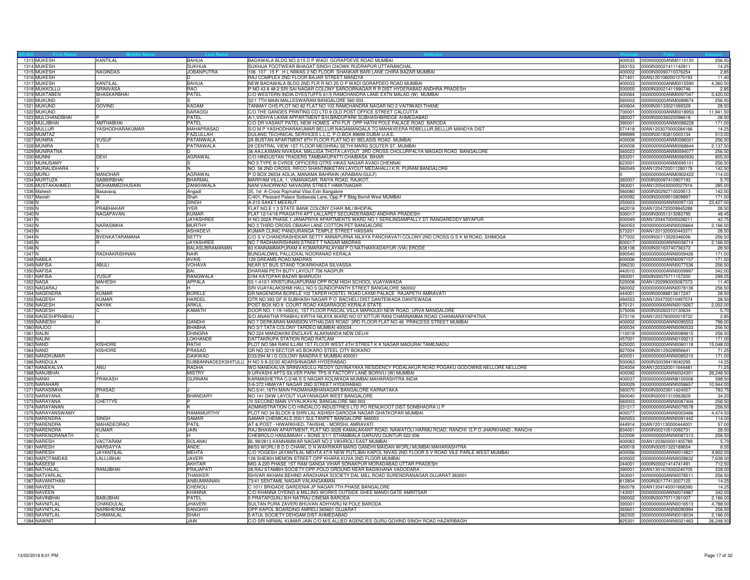| SR NO | First Name | Middle Name | Last Name | Address | Pincode | Folio | Amount |
|---|---|---|---|---|---|---|---|
| 1313 | MUKESH | KANTILAL | BAHUA | BADAWALA BLDG NO 2/15 D P WADI GORAPDEVE ROAD MUMBAI | 400033 | 0000000000ANM0110120 | 256.50 |
| 1314 | MUKESH | | SUKHIJA | SUKHIJA FOOTWEAR BHAGAT SINGH CHOWK RUDRAPUR UTTARANCHAL | 263153 | 0000IN30021411142811 | 14.25 |
| 1315 | MUKESH | NAGINDAS | JOBANPUTRA | 106 107 15 F H L NIWAS 2 ND FLOOR SHANKAR BARI LANE CHIRA BAZAR MUMBAI | 400002 | 0000IN30090710376254 | 2.85 |
| 1316 | MUKESH | | D | RAJ COMPLEX 2ND FLOOR BAJAR STREET MANDYA | 571401 | 00AN1201060001275193 | 11.40 |
| 1317 | MUKESH | KANTILAL | BAHUA | NEW BADAWALA BLDG 2ND FLR R NO 25 O P WADI GORAPDEO ROAD MUMBAI | 400033 | 0000000000ANM0015590 | 4,360.50 |
| 1318 | MUKKOLLU | SRINIVASA | RAO | P NO 43 8 48 2 SRI SAI NAGAR COLONY SAROORNAGAR R R DIST HYDERABAD ANDHRA PRADESH | 500005 | 0000IN30021411990746 | 2.85 |
| 1319 | MUKTABEN | BHASKARBHAI | PATEL | C/O WESTERN INDIA DYESTUFFS 61/5 RAMCHANDRA LANE EXTN MALAD (W) MUMBAI | 400064 | 0000000000ANM0097047 | 3,420.00 |
| 1320 | MUKUND | G | S | 32/1 7TH MAIN MALLESWARAM BANGALORE 560 003 | 560003 | 0000000000ANM0089674 | 256.50 |
| 1321 | MUKUND | GOVIND | KADAM | TANMAY CHS PLOT NO 82 FLAT NO 103 RAMCHANDRA NAGAR NO 2 VAITIWADI THANE | 400604 | 0000IN30133021069329 | 28.50 |
| 1322 | MUKUND | | SARAOGI | C/O THE GANGES PRINTING CO LTD 9 OLD POST OFFICE STREET CALCUTTA | 700001 | 0000000000ANM0018953 | 11,941.50 |
| 1323 | MULCHANDBHAI | P | PATEL | A/1,VIDHYA LAXMI APPARTMENT B/H,BINDUPARK SUBHASHBRIDGE AHMEDABAD | 380027 | 0000IN30036022096618 | 28.50 |
| 1324 | MULJIBHAI | AMTHABHAI | PATEL | C/O DR VASANT PATEL NEW HOMES 4TH FLR OPP HATHI POLE PALACE ROAD BARODA | 390001 | 0000000000ANM0086228 | 171.00 |
| 1325 | MULLUR | YASHODHARAKUMAR | MAHAPRASAD | S/O M P YASHODHARAKUMAR BELLUR NAGAMANGALA TQ MAHAVEERA RDBELLUR,BELLUR MANDYA DIST | 571418 | 00AN1203070000284166 | 14.25 |
| 1326 | MUMTAZ | | FAZLULLAH | DULAND TECHNICAL SERVICES L.L.C. P.O.BOX 89699 DUBAI U.A.E. | 999999 | 0000IN30183810003134 | 513.00 |
| 1327 | MUNIRA | YUSUF | PATANWALA | 2A BUSTAN APARTMENT 8TH FLOOR FLAT NO 81 BELASIS ROAD MUMBAI | 400008 | 0000000000ANM0086001 | 256.50 |
| 1328 | MUNIRA | S | PATRAWALA | 29 CENTRAL VIEW 1ST FLOOR MEGHRAJ SETHI MARG SOUTER ST. MUMBAI | 400008 | 0000000000ANM0068644 | 2,137.50 |
| 1329 | MUNIRATNA | | D | 36 AA;LAXMAN NIVASAA; MALLIGA THOTA LAYOUT 3RD CROSS CHOLURPALYA MAGADI ROAD BANGALORE | 560023 | 0000000000ANM0094077 | 256.50 |
| 1330 | MUNNI | DEVI | AGRAWAL | C/O HINDUSTAN TRADERS TAMBAKUPATTI CHAIBASA BIHAR | 833201 | 0000000000ANM0060930 | 855.00 |
| 1331 | MUNUSAMY | | S | NO 5 TYPE III CVRDE OFFICERS QTRS VIKAS NAGAR AVADI CHENNAI | 623001 | 0000000000ANM0095101 | 256.50 |
| 1332 | MURALIDHARA | V | N | NO. 58 2ND CROSS, RIFCO SHANTINIKETAN LAYOUT MEDAHALLI K.R. PURAM BANGALORE | 560049 | 00AN1204720011280178 | 142.50 |
| 1333 | MURLI | MANOHAR | AGRAWAL | P O BOX 26534 ADLIA, MANAMA BAHRAIN (ARABIAN-GULF) | 0 | 0000000000ANM0902422 | 114.00 |
| 1334 | MURTUZA | SABBIRBHAI | BHARMAL | MARIYAM VILLA, 1, VIMANAGAR, RAIYA ROAD, RAJKOT. | 360007 | 0000IN30097410907193 | 5.70 |
| 1335 | MUSTAKAHMED | MOHAMMEDHUSAIN | ZANKHWALA | NANI VAHORWAD NAVAGRA STREET HIMATNAGAR | 383001 | 00AN1205430000027916 | 285.00 |
| 1336 | Mahesh | Basavaraj | Angadi | 35, 1st A-Cross Rajmahal Vilas Extn Bangalore | 560080 | 0000IN30292710029513 | 142.50 |
| 1337 | Manish | N | Shah | C/401, Pleasant Palace Sodawala Lane, Opp P F Bldg Borivli West MUMBAI | 400092 | 0000IN30009511809897 | 171.00 |
| 1338 | N | P | SINGH | A-215 SAKET MEERUT | 250003 | 0000000000ANN0097133 | 23,427.00 |
| 1339 | N | PRABHAKAR | IYER | FLAT NO E 1 3 STATE BANK COLONY CHAR IMLI BHOPAL | 462016 | 00AN1204720009945288 | 28.50 |
| 1340 | N | NAGAPAVAN | KUMAR | FLAT 12/14/18 PRAGATHI APT LALLAPET SECUNDERABAD ANDHRA PRADESH | 500017 | 0000IN30051313083795 | 48.45 |
| 1341 | N | | JAYASHREE | H NO 202A PHASE 1 JANAPRIYA APARTMENTS WARD NO 1 SERILINGAMPALLY DT RANGAREDDY MIYAPUR | 500049 | 00AN1204470005528211 | 42.75 |
| 1342 | N | NARASIMHA | MURTHY | NO 3 THIRD CROSS OBAIAH LANE COTTON PET BANGALORE | 560053 | 0000000000ANN0026664 | 2,166.00 |
| 1343 | N | N | ASHADEVI | KUMAR CLINIC PANDURANGA TEMPLE STREET HASSAN | 573201 | 00AN1201320000443371 | 28.50 |
| 1344 | N | BVENKATARAMANA | SETTY | C/O S V CHANDRASHEKAR SETTY ANNAPURNA NILAYA PANCHAVATI COLONY 2ND CROSS G S K M ROAD, SHIMOGA | 577202 | 0000IN30113526346006 | 256.50 |
| 1345 | N | R | JAYASHREE | NO 7 RADHAKRISHNAN STREET T NAGAR MADRAS | 600017 | 0000000000ANN0038714 | 2,166.00 |
| 1346 | N | | BALASUBRAMANIAN | 63 KANNAMMAPURAM A KOMARAPALAYAM P O NATHAKKADAIYUR (VIA) ERODE | 638108 | 0000IN30163740736372 | 28.50 |
| 1347 | N | RADHAKRISHNAN | NAIR | BUNGALOWIL PALLICKAL NOORANAD KERALA | 690540 | 0000000000ANN0009426 | 171.00 |
| 1348 | NABILA | | AVAIS | 129 GREAMS ROAD MADRAS | 600006 | 0000000000ANN0097157 | 171.00 |
| 1349 | NAFISA | ABULI | VOHAVA | NEAR ST BUS STAND TOKARKHADA SILVASSA | 396230 | 0000000000ANN0077536 | 256.50 |
| 1350 | NAFISA | | BAI | DHARAM PETH BUTY LAYOUT 706 NAGPUR | 440010 | 0000000000ANN0009997 | 342.00 |
| 1351 | NAFISA | YUSUF | RANGWALA | D/94 KATOPAR BAZAR BHARUCH | 392001 | 0000IN30075711157200 | 299.25 |
| 1352 | NAGA | MAHESH | APPALA | 53-1-410/1 KRISTURAJAPURAM OPP RCM HIGH SCHOOL VIJAYAWADA | 520008 | 00AN1202990005087373 | 11.40 |
| 1353 | NAGARAJ | K | H | SRI VIJAYALAKSHMI HALL NO 5 GUNDOPANTH STREET BANGALORE 560002 | 560002 | 0000000000ANN0078136 | 256.50 |
| 1354 | NAGENDRA | KUMAR | BORELE | DR.NAGENDRA BORELE 102 TAPER HOSTEL ROAD LAXMI PALACE RAJAPETH AMRAVATI | 444001 | 0000IN30088813617247 | 28.50 |
| 1355 | NAGESH | KUMAR | HARDEL | QTR NO 393 GF III SUBHASH NAGAR P O BACHELI DIST DANTEWADA DANTEWADA | 494553 | 00AN1204720010497074 | 28.50 |
| 1356 | NAGESH | NAYAK | ARKUL | POST BOX NO 9 COURT ROAD KASARAGOD KERALA STATE | 670121 | 0000000000ANN0019267 | 2,052.00 |
| 1357 | NAGESH | C | KAMATH | DOOR NO. 1-19-1450(4), 1ST FLOOR PASCAL VILLA MARIGUDI NEW ROAD, URVA MANGALORE | 575006 | 0000IN30260310130634 | 5.70 |
| 1358 | NAGESHPRABHU | | | S/O ANANTHA PRABHU KIRTHI NILAYA WARD NO 07 KITTUR RANI CHANNAMMA ROAD CHANNARAYAPATNA | 573116 | 00AN1203760000019732 | 2.85 |
| 1359 | NAINESH | M | GANDHI | NO 7 DERKARAN MANSION VITHALDAS ROAD 3RD FLOOR FLAT NO 46 PRINCESS STREET MUMBAI | 400002 | 0000000000ANN0095553 | 798.00 |
| 1360 | NAJOO | | BHABHA | NO 3/7 TATA COLONY TARDEO MUMBAI 400034 | 400034 | 0000000000ANN0090533 | 256.50 |
| 1361 | NALIN | | DHINGRA | NO 224 MANDAKINI ENCLAVE ALAKNANDA NEW DELHI | 110019 | 0000000000ANN0089615 | 256.50 |
| 1362 | NALINI | | LOKHANDE | DATTAKRUPA STATION ROAD RATLAM | 457001 | 0000000000ANN0109213 | 171.00 |
| 1363 | NAND | KISHORE | RATHI | PLOT NO 584 RANI ILLAM 1ST FLOOR WEST 4TH STREET K K NAGAR MADURAI TAMILNADU | 625020 | 0000000000ANN0060118 | 15,048.00 |
| 1364 | NAND | KISHORE | PRASAD | QR NO 3219 SECTOR 4G BOKARO STEEL CITY BOKARO | 827004 | 0000IN30125028956641 | 71.25 |
| 1365 | NANDKUMAR | | GAIKWAD | D33/294 M I G COLONY BANDRA E MUMBAI 400051 | 400051 | 0000000000ANN0085210 | 171.00 |
| 1366 | NANDULA | | SUBBANNADEEKSHITULU | H NO 5-9-22/30 ADARSHNAGAR HYDERABAD | 500063 | 0000IN30039419040295 | 14.25 |
| 1367 | NANEKALVA | ANU | RADHA | WO NANEKALVA SRINIVASULU REDDY G2VINAYAKA RESIDENCY PODALAKUR ROAD POGAKU GODOWNS NELLORE NELLORE | 524004 | 00AN1203320011644481 | 71.25 |
| 1368 | NANJIBHAI | J | MISTRY | 9 URVASHI APTS SILVER PARK TPS III FACTORY LANE BORIVLI (W) MUMBAI | 400092 | 0000000000ANN0024301 | 26,248.50 |
| 1369 | NANKI | PRAKASH | GURNANI | KARMASHETRA C/2/46 S S NAGAR KOLIWADA MUMBAI MAHARASHTRA INDIA | 400037 | 0000000000ANN8100006 | 598.50 |
| 1370 | NARAHARI | | | 3-6-372 HIMAYAT NAGAR 2ND STREET HYDERABAD | 500029 | 0000000000ANN0058657 | 10,944.00 |
| 1371 | NARASIMHA | PRASAD | J | NO.5/41,16TH MAIN PADMANABHANAGAR BANGALORE KARNATAKA | 560070 | 0000IN30023911424557 | 783.75 |
| 1372 | NARAYANA | B | BHANDARY | NO 141 GKW LAYOUT VIJAYANAGAR WEST BANGALORE | 560040 | 0000IN30051310563829 | 34.20 |
| 1373 | NARAYANA | CHETTYS | P | 70 SECOND MAIN VYYALIKAVAL BANGALORE 560 003 | 560003 | 0000000000ANN0087404 | 256.50 |
| 1374 | NARAYANAN | | K | ADMINISTRATION C/O HINDALCO INDUSTRIES LTD PO RENUKOOT DIST SONBHADRA U P | 231217 | 0000000000ANN0079578 | 256.50 |
| 1375 | NARAYANSWAMY | | RAMAMURTHY | PLOT NO 34 BLOCK 8 SHRI LAL ASHISH GARODIA NAGAR GHATKOPAR MUMBAI | 400077 | 0000000000ANN0003466 | 4,474.50 |
| 1376 | NARENDRA | SINGH | SAMAR | SAMAR CHEMICALS 205/1 SULTANPET BANGALORE 560053 | 560053 | 0000000000ANN0091442 | 114.00 |
| 1377 | NARENDRA | MAHADEORAO | PATIL | AT & POST - HIWARKHED, TAHSHIL - MORSHI, AMRAVATI | 444914 | 00AN1201130000444001 | 57.00 |
| 1378 | NARENDRA | KUMAR | JAIN | RAJ BHAWAN APARTMENT, FLAT NO-302B KAMALAKANT ROAD, NAWATOLI HARMU ROAD, RANCHI G.P.O JHARKHAND , RANCHI | 834001 | 0000IN30210510092731 | 28.50 |
| 1379 | NARENDRANATH | C | H | CHEBROLO HANUMAIAH + SONS 3/1/1 STHAMBALA GARUVU GUNTUR 522 006 | 522006 | 0000000000ANN0087313 | 256.50 |
| 1380 | NARESH | VACTARAM | SOLANKI | BL 99/2813 KANNAMWAR NAGAR NO 2 VIKHROLI EAST MUMBAI | 400083 | 00AN1203600001405789 | 5.70 |
| 1381 | NARESH | NARSAYYA | ANDE | 88/53 WORLI B D D CHAWL D N WAKRIKAR MARG GANDHI MAIDAN WORLI MUMBAI MAHARASHTRA | 400018 | 0000IN30051322189654 | 8.55 |
| 1382 | NARESH | JAYANTILAL | MEHTA | C/O YOGESH JAYANTILAL MEHTA 47/A NEW PUTLIBAI KAPOL NIVAS 2ND FLOOR S V ROAD VILE PARLE WEST MUMBAI | 400056 | 0000000000ANN0014821 | 4,902.00 |
| 1383 | NAROTAMDAS | LALLUBHAI | JAVERI | 126 SHEIKH MEMON STREET OPP KHARA KUVA 2ND FLOOR MUMBAI | 400002 | 0000000000ANN0028632 | 7,638.00 |
| 1384 | NASEEM | | AKHTAR | MIG A 220 PHASE 1ST RAM GANGA VIHAR SONAKPUR MORADABAD UTTAR PRADESH | 244001 | 0000IN30021414741491 | 712.50 |
| 1385 | NATHALAL | RAMJIBHAI | PRAJAPATI | 28,RAJ STAMBH SOCIETY OPP.POLO GROUND NEAR BAGIKHANA VADODARA | 390001 | 00AN1301670000240705 | 228.00 |
| 1386 | NATVARLAL | | THAKKER | ISHVAR AKHANI BEHIND ARADHANA SOCIETY DAL MILL ROAD SURENDRANAGAR GUJARAT 363001 | 363001 | 0000000000ANN0078511 | 256.50 |
| 1387 | NAVANITHAN | | ANBUMANNAN | 73/41 SENTAMIL NAGAR VALANGAIMAN | 612804 | 0000IN30177413007125 | 14.25 |
| 1388 | NAVEEN | | CHENOLI | C 1011 BRIGADE GARDENIA JP NAGAR 7TH PHASE BANGALORE | 560078 | 00AN1304140001668390 | 14.25 |
| 1389 | NAVEEN | | KHANNA | C/O KHANNA DYEING & MILLING WORKS OUTSIDE GHEE MANDI GATE AMRITSAR | 143001 | 0000000000ANN0074967 | 342.00 |
| 1390 | NAVINBHAI | BABUBHAI | PATEL | 5 PRATAPGUNJ B/H NATRAJ CINEMA BARODA | 390002 | 0000IN30075711391007 | 2,166.00 |
| 1391 | NAVNITLAL | CHANDULAL | JHAVERI | SULTAN PURA ZAVERI BHUVAN ADHYARU NI POLE BARODA | 390001 | 0000000000ANN0016513 | 4,788.00 |
| 1392 | NAVNITLAL | NARBHERAM | SANGHVI | OPP KAPOL BOARDING AMRELI 365601 GUJARAT | 365601 | 0000000000ANN0090994 | 256.50 |
| 1393 | NAVNITLAL | CHIMANLAL | SHAH | 5 ATUL SOCIETY DEHGAM DIST AHMEDABAD | 382305 | 0000000000ANN0018034 | 2,166.00 |
| 1394 | NAWNIT | | JAIN | C/O SRI NIRMAL KUMAR JAIN C/O M/S ALLIED AGENCIES GURU GOVIND SINGH ROAD HAZARIBAGH | 825301 | 0000000000ANN0021463 | 26,248.50 |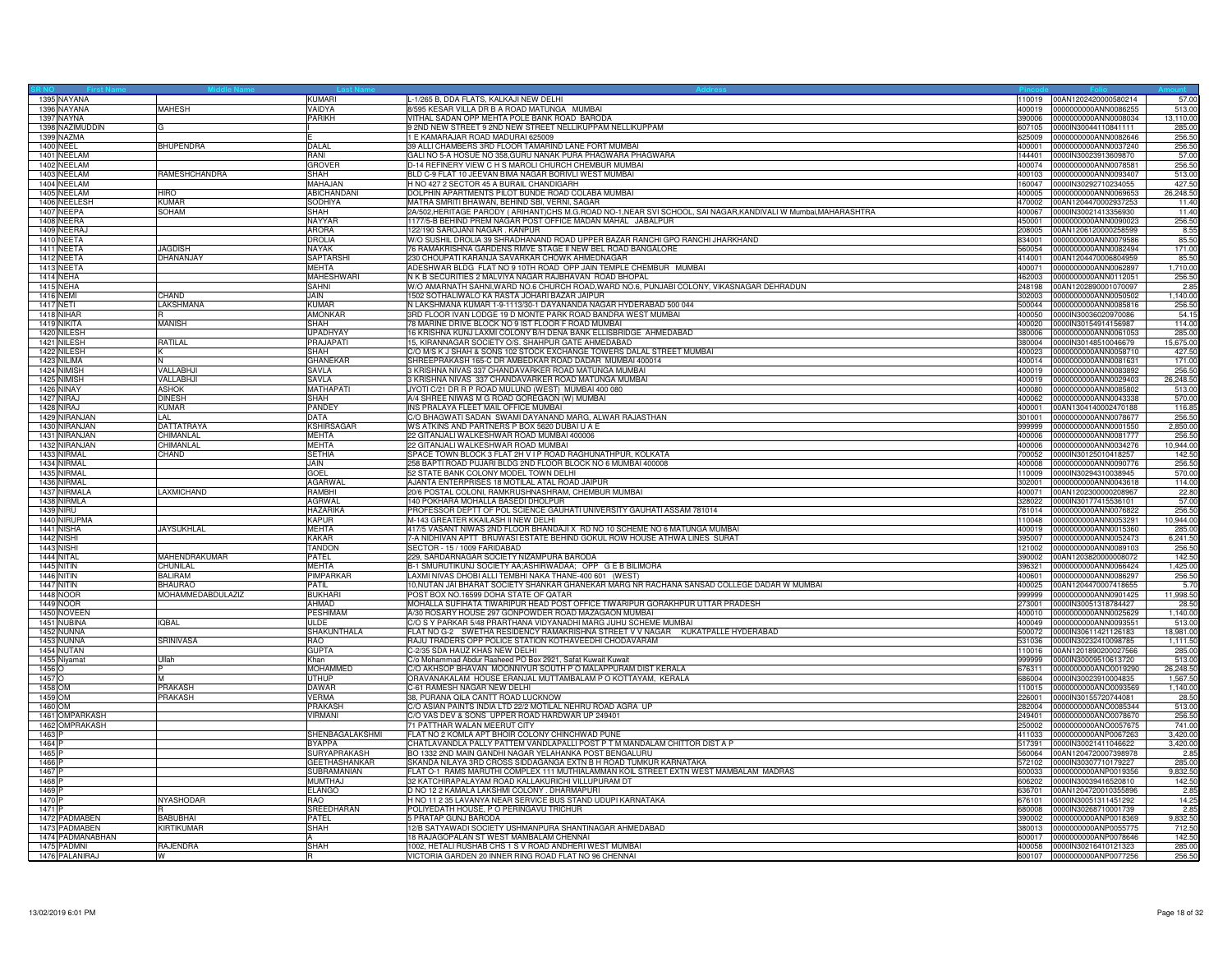| SR NO | First Name | Middle Name | Last Name | Address | Pincode | Folio | Amount |
|---|---|---|---|---|---|---|---|
| 1395 | NAYANA | | KUMARI | L-1/265 B, DDA FLATS, KALKAJI NEW DELHI | 110019 | 00AN1202420000580214 | 57.00 |
| 1396 | NAYANA | MAHESH | VAIDYA | 8/595 KESAR VILLA DR B A ROAD MATUNGA MUMBAI | 400019 | 0000000000ANN0086255 | 513.00 |
| 1397 | NAYNA | | PARIKH | VITHAL SADAN OPP MEHTA POLE BANK ROAD BARODA | 390006 | 0000000000ANN0008034 | 13,110.00 |
| 1398 | NAZIMUDDIN | G | I | 9 2ND NEW STREET 9 2ND NEW STREET NELLIKUPPAM NELLIKUPPAM | 607105 | 0000IN30044110841111 | 285.00 |
| 1399 | NAZMA | | E | 1 E KAMARAJAR ROAD MADURAI 625009 | 625009 | 0000000000ANN0082646 | 256.50 |
| 1400 | NEEL | BHUPENDRA | DALAL | 39 ALLI CHAMBERS 3RD FLOOR TAMARIND LANE FORT MUMBAI | 400001 | 0000000000ANN0037240 | 256.50 |
| 1401 | NEELAM | | RANI | GALI NO 5-A HOSUE NO 358,GURU NANAK PURA PHAGWARA PHAGWARA | 144401 | 0000IN30023913609870 | 57.00 |
| 1402 | NEELAM | | GROVER | D-14 REFINERY VIEW C H S MAROLI CHURCH CHEMBUR MUMBAI | 400074 | 0000000000ANN0078581 | 256.50 |
| 1403 | NEELAM | RAMESHCHANDRA | SHAH | BLD C-9 FLAT 10 JEEVAN BIMA NAGAR BORIVLI WEST MUMBAI | 400103 | 0000000000ANN0093407 | 513.00 |
| 1404 | NEELAM | | MAHAJAN | H NO 427 2 SECTOR 45 A BURAIL CHANDIGARH | 160047 | 0000IN30292710234055 | 427.50 |
| 1405 | NEELAM | HIRO | ABICHANDANI | DOLPHIN APARTMENTS PILOT BUNDE ROAD COLABA MUMBAI | 400005 | 0000000000ANN0069653 | 26,248.50 |
| 1406 | NEELESH | KUMAR | SODHIYA | MATRA SMRITI BHAWAN, BEHIND SBI, VERNI, SAGAR | 470002 | 00AN1204470002937253 | 11.40 |
| 1407 | NEEPA | SOHAM | SHAH | 2A/502,HERITAGE PARODY ( ARIHANT)CHS M.G.ROAD NO-1,NEAR SVI SCHOOL, SAI NAGAR,KANDIVALI W Mumbai,MAHARASHTRA | 400067 | 0000IN30021413356930 | 11.40 |
| 1408 | NEERA | | NAYYAR | 1177/5-B BEHIND PREM NAGAR POST OFFICE MADAN MAHAL JABALPUR | 450001 | 0000000000ANN0090023 | 256.50 |
| 1409 | NEERAJ | | ARORA | 122/190 SAROJANI NAGAR . KANPUR | 208005 | 00AN1206120000258599 | 8.55 |
| 1410 | NEETA | | DROLIA | W/O SUSHIL DROLIA 39 SHRADHANAND ROAD UPPER BAZAR RANCHI GPO RANCHI JHARKHAND | 834001 | 0000000000ANN0079586 | 85.50 |
| 1411 | NEETA | JAGDISH | NAYAK | 76 RAMAKRISHNA GARDENS RMVE STAGE II NEW BEL ROAD BANGALORE | 560054 | 0000000000ANN0082494 | 171.00 |
| 1412 | NEETA | DHANANJAY | SAPTARSHI | 230 CHOUPATI KARANJA SAVARKAR CHOWK AHMEDNAGAR | 414001 | 00AN1204470006804959 | 85.50 |
| 1413 | NEETA | | MEHTA | ADESHWAR BLDG FLAT NO 9 10TH ROAD OPP JAIN TEMPLE CHEMBUR MUMBAI | 400071 | 0000000000ANN0062897 | 1,710.00 |
| 1414 | NEHA | | MAHESHWARI | N K B SECURITIES 2 MALVIYA NAGAR RAJBHAVAN ROAD BHOPAL | 462003 | 0000000000ANN0112051 | 256.50 |
| 1415 | NEHA | | SAHNI | W/O AMARNATH SAHNI,WARD NO.6 CHURCH ROAD,WARD NO.6, PUNJABI COLONY, VIKASNAGAR DEHRADUN | 248198 | 00AN1202890001070097 | 2.85 |
| 1416 | NEMI | CHAND | JAIN | 1502 SOTHALIWALO KA RASTA JOHARI BAZAR JAIPUR | 302003 | 0000000000ANN0050502 | 1,140.00 |
| 1417 | NETI | LAKSHMANA | KUMAR | N LAKSHMANA KUMAR 1-9-1113/30-1 DAYANANDA NAGAR HYDERABAD 500 044 | 500044 | 0000000000ANN0085816 | 256.50 |
| 1418 | NIHAR | R | AMONKAR | 3RD FLOOR IVAN LODGE 19 D MONTE PARK ROAD BANDRA WEST MUMBAI | 400050 | 0000IN30036020970086 | 54.15 |
| 1419 | NIKITA | MANISH | SHAH | 78 MARINE DRIVE BLOCK NO 9 IST FLOOR F ROAD MUMBAI | 400020 | 0000IN30154914156987 | 114.00 |
| 1420 | NILESH | | UPADHYAY | 16 KRISHNA KUNJ LAXMI COLONY B/H DENA BANK ELLISBRIDGE AHMEDABAD | 380006 | 0000000000ANN0061053 | 285.00 |
| 1421 | NILESH | RATILAL | PRAJAPATI | 15, KIRANNAGAR SOCIETY O/S. SHAHPUR GATE AHMEDABAD | 380004 | 0000IN30148510046679 | 15,675.00 |
| 1422 | NILESH | K | SHAH | C/O M/S K J SHAH & SONS 102 STOCK EXCHANGE TOWERS DALAL STREET MUMBAI | 400023 | 0000000000ANN0058710 | 427.50 |
| 1423 | NILIMA | N | GHANEKAR | SHREEPRAKASH 165-C DR AMBEDKAR ROAD DADAR MUMBAI 400014 | 400014 | 0000000000ANN0081631 | 171.00 |
| 1424 | NIMISH | VALLABHJI | SAVLA | 3 KRISHNA NIVAS 337 CHANDAVARKER ROAD MATUNGA MUMBAI | 400019 | 0000000000ANN0083892 | 256.50 |
| 1425 | NIMISH | VALLABHJI | SAVLA | 3 KRISHNA NIVAS 337 CHANDAVARKER ROAD MATUNGA MUMBAI | 400019 | 0000000000ANN0029403 | 26,248.50 |
| 1426 | NINAY | ASHOK | MATHAPATI | JYOTI C/21 DR R P ROAD MULUND (WEST) MUMBAI 400 080 | 400080 | 0000000000ANN0085802 | 513.00 |
| 1427 | NIRAJ | DINESH | SHAH | A/4 SHREE NIWAS M G ROAD GOREGAON (W) MUMBAI | 400062 | 0000000000ANN0043338 | 570.00 |
| 1428 | NIRAJ | KUMAR | PANDEY | INS PRALAYA FLEET MAIL OFFICE MUMBAI | 400001 | 00AN1304140002470188 | 116.85 |
| 1429 | NIRANJAN | LAL | DATA | C/O BHAGWATI SADAN SWAMI DAYANAND MARG, ALWAR RAJASTHAN | 301001 | 0000000000ANN0078677 | 256.50 |
| 1430 | NIRANJAN | DATTATRAYA | KSHIRSAGAR | WS ATKINS AND PARTNERS P BOX 5620 DUBAI U A E | 999999 | 0000000000ANN0001550 | 2,850.00 |
| 1431 | NIRANJAN | CHIMANLAL | MEHTA | 22 GITANJALI WALKESHWAR ROAD MUMBAI 400006 | 400006 | 0000000000ANN0081777 | 256.50 |
| 1432 | NIRANJAN | CHIMANLAL | MEHTA | 22 GITANJALI WALKESHWAR ROAD MUMBAI | 400006 | 0000000000ANN0034276 | 10,944.00 |
| 1433 | NIRMAL | CHAND | SETHIA | SPACE TOWN BLOCK 3 FLAT 2H V I P ROAD RAGHUNATHPUR, KOLKATA | 700052 | 0000IN30125010418257 | 142.50 |
| 1434 | NIRMAL | | JAIN | 258 BAPTI ROAD PUJARI BLDG 2ND FLOOR BLOCK NO 6 MUMBAI 400008 | 400008 | 0000000000ANN0090776 | 256.50 |
| 1435 | NIRMAL | | GOEL | 52 STATE BANK COLONY MODEL TOWN DELHI | 110009 | 0000IN30294310038945 | 570.00 |
| 1436 | NIRMAL | | AGARWAL | AJANTA ENTERPRISES 18 MOTILAL ATAL ROAD JAIPUR | 302001 | 0000000000ANN0043618 | 114.00 |
| 1437 | NIRMALA | LAXMICHAND | RAMBHI | 20/6 POSTAL COLONI, RAMKRUSHNASHRAM, CHEMBUR MUMBAI | 400071 | 00AN1202300000208967 | 22.80 |
| 1438 | NIRMLA | | AGRWAL | 140 POKHARA MOHALLA BASEDI DHOLPUR | 328022 | 0000IN30177415536101 | 57.00 |
| 1439 | NIRU | | HAZARIKA | PROFESSOR DEPTT OF POL SCIENCE GAUHATI UNIVERSITY GAUHATI ASSAM 781014 | 781014 | 0000000000ANN0076822 | 256.50 |
| 1440 | NIRUPMA | | KAPUR | M-143 GREATER KKAILASH II NEW DELHI | 110048 | 0000000000ANN0053291 | 10,944.00 |
| 1441 | NISHA | JAYSUKHLAL | MEHTA | 417/5 VASANT NIWAS 2ND FLOOR BHANDAJI X RD NO 10 SCHEME NO 6 MATUNGA MUMBAI | 400019 | 0000000000ANN0015360 | 285.00 |
| 1442 | NISHI | | KAKAR | 7-A NIDHIVAN APTT BRIJWASI ESTATE BEHIND GOKUL ROW HOUSE ATHWA LINES SURAT | 395007 | 0000000000ANN0052473 | 6,241.50 |
| 1443 | NISHI | | TANDON | SECTOR - 15 / 1009 FARIDABAD | 121002 | 0000000000ANN0089103 | 256.50 |
| 1444 | NITAL | MAHENDRAKUMAR | PATEL | 229, SARDARNAGAR SOCIETY NIZAMPURA BARODA | 390002 | 00AN1203820000008072 | 142.50 |
| 1445 | NITIN | CHUNILAL | MEHTA | B-1 SMURUTIKUNJ SOCIETY AA;ASHIRWADAA; OPP G E B BILIMORA | 396321 | 0000000000ANN0066424 | 1,425.00 |
| 1446 | NITIN | BALIRAM | PIMPARKAR | LAXMI NIVAS DHOBI ALLI TEMBHI NAKA THANE-400 601 (WEST) | 400601 | 0000000000ANN0086297 | 256.50 |
| 1447 | NITIN | BHAURAO | PATIL | 10,NUTAN JAI BHARAT SOCIETY SHANKAR GHANEKAR MARG NR RACHANA SANSAD COLLEGE DADAR W MUMBAI | 400025 | 00AN1204470007418655 | 5.70 |
| 1448 | NOOR | MOHAMMEDABDULAZIZ | BUKHARI | POST BOX NO.16599 DOHA STATE OF QATAR | 999999 | 0000000000ANN0901425 | 11,998.50 |
| 1449 | NOOR | | AHMAD | MOHALLA SUFIHATA TIWARIPUR HEAD POST OFFICE TIWARIPUR GORAKHPUR UTTAR PRADESH | 273001 | 0000IN30051318784427 | 28.50 |
| 1450 | NOVEEN | | PESHIMAM | A/30 ROSARY HOUSE 297 GONPOWDER ROAD MAZAGAON MUMBAI | 400010 | 0000000000ANN0025629 | 1,140.00 |
| 1451 | NUBINA | IQBAL | ULDE | C/O S Y PARKAR 5/48 PRARTHANA VIDYANADHI MARG JUHU SCHEME MUMBAI | 400049 | 0000000000ANN0093551 | 513.00 |
| 1452 | NUNNA | | SHAKUNTHALA | FLAT NO G-2 SWETHA RESIDENCY RAMAKRISHNA STREET V V NAGAR KUKATPALLE HYDERABAD | 500072 | 0000IN30611421126183 | 18,981.00 |
| 1453 | NUNNA | SRINIVASA | RAO | RAJU TRADERS OPP POLICE STATION KOTHAVEEDHI CHODAVARAM | 531036 | 0000IN30232410098785 | 1,111.50 |
| 1454 | NUTAN | | GUPTA | C-2/35 SDA HAUZ KHAS NEW DELHI | 110016 | 00AN1201890200027566 | 285.00 |
| 1455 | Niyamat | Ullah | Khan | C/o Mohammad Abdur Rasheed PO Box 2921, Safat Kuwait Kuwait | 999999 | 0000IN30009510613720 | 513.00 |
| 1456 | O | P | MOHAMMED | C/O AKHSOP BHAVAN MOONNIYUR SOUTH P O MALAPPURAM DIST KERALA | 676311 | 0000000000ANO0019290 | 26,248.50 |
| 1457 | O | M | UTHUP | ORAVANAKALAM HOUSE ERANJAL MUTTAMBALAM P O KOTTAYAM, KERALA | 686004 | 0000IN30023910004835 | 1,567.50 |
| 1458 | OM | PRAKASH | DAWAR | C-61 RAMESH NAGAR NEW DELHI | 110015 | 0000000000ANO0093569 | 1,140.00 |
| 1459 | OM | PRAKASH | VERMA | 38, PURANA QILA CANTT ROAD LUCKNOW | 226001 | 0000IN30155720744081 | 28.50 |
| 1460 | OM | | PRAKASH | C/O ASIAN PAINTS INDIA LTD 22/2 MOTILAL NEHRU ROAD AGRA UP | 282004 | 0000000000ANO0085344 | 513.00 |
| 1461 | OMPARKASH | | VIRMANI | C/O VAS DEV & SONS UPPER ROAD HARDWAR UP 249401 | 249401 | 0000000000ANO0078670 | 256.50 |
| 1462 | OMPRAKASH | | | 71 PATTHAR WALAN MEERUT CITY | 250002 | 0000000000ANO0057675 | 741.00 |
| 1463 | P | | SHENBAGALAKSHMI | FLAT NO 2 KOMLA APT BHOIR COLONY CHINCHWAD PUNE | 411033 | 0000000000ANP0067263 | 3,420.00 |
| 1464 | P | | BYAPPA | CHATLAVANDLA PALLY PATTEM VANDLAPALLI POST P T M MANDALAM CHITTOR DIST A P | 517391 | 0000IN30021411046622 | 3,420.00 |
| 1465 | P | | SURYAPRAKASH | BO 1332 2ND MAIN GANDHI NAGAR YELAHANKA POST BENGALURU | 560064 | 00AN1204720007398978 | 2.85 |
| 1466 | P | | GEETHASHANKAR | SKANDA NILAYA 3RD CROSS SIDDAGANGA EXTN B H ROAD TUMKUR KARNATAKA | 572102 | 0000IN30307710179227 | 285.00 |
| 1467 | P | | SUBRAMANIAN | FLAT O-1 RAMS MARUTHI COMPLEX 111 MUTHIALAMMAN KOIL STREET EXTN WEST MAMBALAM MADRAS | 600033 | 0000000000ANP0019356 | 9,832.50 |
| 1468 | P | | MUMTHAJ | 32 KATCHIRAPALAYAM ROAD KALLAKURICHI VILLUPURAM DT | 606202 | 0000IN30039416520810 | 142.50 |
| 1469 | P | | ELANGO | D NO 12 2 KAMALA LAKSHMI COLONY . DHARMAPURI | 636701 | 00AN1204720010355896 | 2.85 |
| 1470 | P | NYASHODAR | RAO | H NO 11 2 35 LAVANYA NEAR SERVICE BUS STAND UDUPI KARNATAKA | 676101 | 0000IN30051311451292 | 14.25 |
| 1471 | P | R | SREEDHARAN | POLIYEDATH HOUSE, P O PERINGAVU TRICHUR | 680008 | 0000IN30268710001739 | 2.85 |
| 1472 | PADMABEN | BABUBHAI | PATEL | 5 PRATAP GUNJ BARODA | 390002 | 0000000000ANP0018369 | 9,832.50 |
| 1473 | PADMABEN | KIRTIKUMAR | SHAH | 12/B SATYAWADI SOCIETY USHMANPURA SHANTINAGAR AHMEDABAD | 380013 | 0000000000ANP0055775 | 712.50 |
| 1474 | PADMANABHAN | | A | 18 RAJAGOPALAN ST WEST MAMBALAM CHENNAI | 600017 | 0000000000ANP0078646 | 142.50 |
| 1475 | PADMNI | RAJENDRA | SHAH | 1002, HETALI RUSHAB CHS 1 S V ROAD ANDHERI WEST MUMBAI | 400058 | 0000IN30216410121323 | 285.00 |
| 1476 | PALANIRAJ | W | R | VICTORIA GARDEN 20 INNER RING ROAD FLAT NO 96 CHENNAI | 600107 | 0000000000ANP0077256 | 256.50 |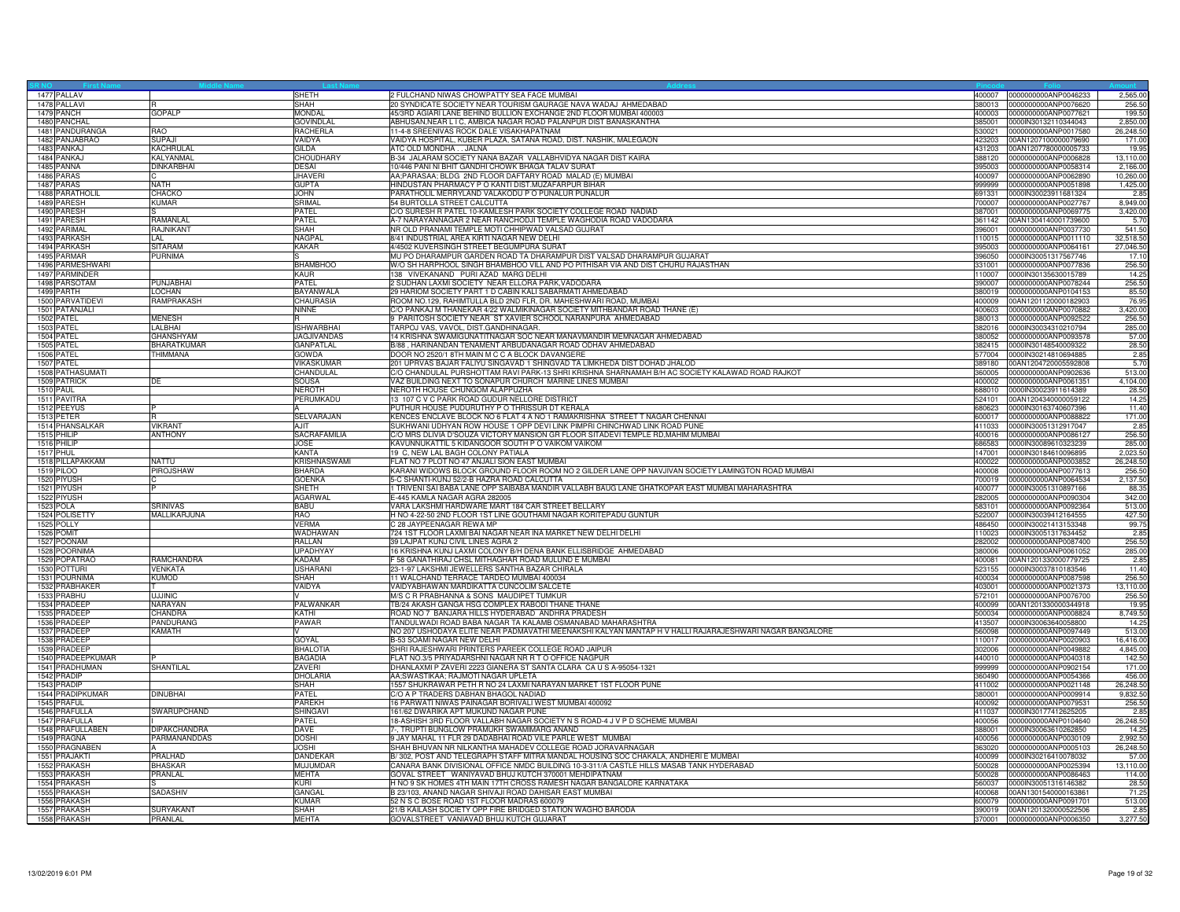| SR NO | First Name | Middle Name | Last Name | Address | Pincode | Folio | Amount |
|---|---|---|---|---|---|---|---|
| 1477 | PALLAV | | SHETH | 2 FULCHAND NIWAS CHOWPATTY SEA FACE MUMBAI | 400007 | 0000000000ANP0046233 | 2,565.00 |
| 1478 | PALLAVI | R | SHAH | 20 SYNDICATE SOCIETY NEAR TOURISM GAURAGE NAVA WADAJ AHMEDABAD | 380013 | 0000000000ANP0076620 | 256.50 |
| 1479 | PANCH | GOPALP | MONDAL | 45/3RD AGIARI LANE BEHIND BULLION EXCHANGE 2ND FLOOR MUMBAI 400003 | 400003 | 0000000000ANP0077621 | 199.50 |
| 1480 | PANCHAL | | GOVINDLAL | ABHUSAN,NEAR L I C, AMBICA NAGAR ROAD PALANPUR DIST BANASKANTHA | 385001 | 0000IN30132110344043 | 2,850.00 |
| 1481 | PANDURANGA | RAO | RACHERLA | 11-4-8 SREENIVAS ROCK DALE VISAKHAPATNAM | 530021 | 0000000000ANP0017580 | 26,248.50 |
| 1482 | PANJABRAO | SUPAJI | VAIDYA | VAIDYA HOSPITAL, KUBER PLAZA, SATANA ROAD, DIST. NASHIK, MALEGAON | 423203 | 00AN1207100000079690 | 171.00 |
| 1483 | PANKAJ | KACHRULAL | GILDA | ATC OLD MONDHA . . JALNA | 431203 | 00AN1207780000005733 | 19.95 |
| 1484 | PANKAJ | KALYANMAL | CHOUDHARY | B-34 JALARAM SOCIETY NANA BAZAR VALLABHVIDYA NAGAR DIST KAIRA | 388120 | 0000000000ANP0006828 | 13,110.00 |
| 1485 | PANNA | DINKARBHAI | DESAI | 10/446 PANI NI BHIT GANDHI CHOWK BHAGA TALAV SURAT | 395003 | 0000000000ANP0058314 | 2,166.00 |
| 1486 | PARAS | C | JHAVERI | AA;PARASAA; BLDG. 2ND FLOOR DAFTARY ROAD MALAD (E) MUMBAI | 400097 | 0000000000ANP0062890 | 10,260.00 |
| 1487 | PARAS | NATH | GUPTA | HINDUSTAN PHARMACY P O KANTI DIST.MUZAFARPUR BIHAR | 999999 | 0000000000ANP0051898 | 1,425.00 |
| 1488 | PARATHOLIL | CHACKO | JOHN | PARATHOLIL MERRYLAND VALAKODU P O PUNALUR PUNALUR | 691331 | 0000IN30023911681324 | 2.85 |
| 1489 | PARESH | KUMAR | SRIMAL | 54 BURTOLLA STREET CALCUTTA | 700007 | 0000000000ANP0027767 | 8,949.00 |
| 1490 | PARESH | S | PATEL | C/O SURESH R PATEL 10-KAMLESH PARK SOCIETY COLLEGE ROAD NADIAD | 387001 | 0000000000ANP0069775 | 3,420.00 |
| 1491 | PARESH | RAMANLAL | PATEL | A-7 NARAYANNAGAR 2 NEAR RANCHODJI TEMPLE WAGHODIA ROAD VADODARA | 361142 | 00AN1304140001739600 | 5.70 |
| 1492 | PARIMAL | RAJNIKANT | SHAH | NR OLD PRANAMI TEMPLE MOTI CHHIPWAD VALSAD GUJRAT | 396001 | 0000000000ANP0037730 | 541.50 |
| 1493 | PARKASH | LAL | NAGPAL | 8/41 INDUSTRIAL AREA KIRTI NAGAR NEW DELHI | 110015 | 0000000000ANP0011110 | 32,518.50 |
| 1494 | PARKASH | SITARAM | KAKAR | 4/4502 KUVERSINGH STREET BEGUMPURA SURAT | 395003 | 0000000000ANP0064161 | 27,046.50 |
| 1495 | PARMAR | PURNIMA | S | MU PO DHARAMPUR GARDEN ROAD TA DHARAMPUR DIST VALSAD DHARAMPUR GUJARAT | 396050 | 0000IN30051317567746 | 17.10 |
| 1496 | PARMESHWARI | | BHAMBHOO | W/O SH HARPHOOL SINGH BHAMBHOO VILL AND PO PITHISAR VIA AND DIST CHURU RAJASTHAN | 331001 | 0000000000ANP0077836 | 256.50 |
| 1497 | PARMINDER | | KAUR | 138 VIVEKANAND PURI AZAD MARG DELHI | 110007 | 0000IN30135630015789 | 14.25 |
| 1498 | PARSOTAM | PUNJABHAI | PATEL | 2 SUDHAN LAXMI SOCIETY NEAR ELLORA PARK,VADODARA | 390007 | 0000000000ANP0078244 | 256.50 |
| 1499 | PARTH | LOCHAN | BAYANWALA | 29 HARIOM SOCIETY PART 1 D CABIN KALI SABARMATI AHMEDABAD | 380019 | 0000000000ANP0104153 | 85.50 |
| 1500 | PARVATIDEVI | RAMPRAKASH | CHAURASIA | ROOM NO.129, RAHIMTULLA BLD 2ND FLR, DR. MAHESHWARI ROAD, MUMBAI | 400009 | 00AN1201120000182903 | 76.95 |
| 1501 | PATANJALI | | NINNE | C/O PANKAJ M THANEKAR 4/22 WALMIKINAGAR SOCIETY MITHBANDAR ROAD THANE (E) | 400603 | 0000000000ANP0070882 | 3,420.00 |
| 1502 | PATEL | MENESH | R | 9 PARITOSH SOCIETY NEAR ST XAVIER SCHOOL NARANPURA AHMEDABAD | 380013 | 0000000000ANP0092522 | 256.50 |
| 1503 | PATEL | LALBHAI | ISHWARBHAI | TARPOJ VAS, VAVOL, DIST.GANDHINAGAR. | 382016 | 0000IN30034310210794 | 285.00 |
| 1504 | PATEL | GHANSHYAM | JAGJIVANDAS | 14 KRISHNA SWAMIGUNATITNAGAR SOC NEAR MANAVMANDIR MEMNAGAR AHMEDABAD | 380052 | 0000000000ANP0093578 | 57.00 |
| 1505 | PATEL | BHARATKUMAR | GANPATLAL | B/88 , HARINANDAN TENAMENT ARBUDANAGAR ROAD ODHAV AHMEDABAD | 382415 | 0000IN30148540009322 | 28.50 |
| 1506 | PATEL | THIMMANA | GOWDA | DOOR NO 2520/1 8TH MAIN M C C A BLOCK DAVANGERE | 577004 | 0000IN30214810694885 | 2.85 |
| 1507 | PATEL | | VIKASKUMAR | 201 UPRVAS BAJAR FALIYU SINGAVAD 1 SHINGVAD TA LIMKHEDA DIST DOHAD JHALOD | 389180 | 00AN1204720005592808 | 5.70 |
| 1508 | PATHASUMATI | | CHANDULAL | C/O CHANDULAL PURSHOTTAM RAVI PARK-13 SHRI KRISHNA SHARNAMAH B/H AC SOCIETY KALAWAD ROAD RAJKOT | 360005 | 0000000000ANP0090636 | 513.00 |
| 1509 | PATRICK | DE | SOUSA | VAZ BUILDING NEXT TO SONAPUR CHURCH MARINE LINES MUMBAI | 400002 | 0000000000ANP0061351 | 4,104.00 |
| 1510 | PAUL | | NEROTH | NEROTH HOUSE CHUNGOM ALAPPUZHA | 688010 | 0000IN30023911614389 | 28.50 |
| 1511 | PAVITRA | | PERUMKADU | 13 107 C V C PARK ROAD GUDUR NELLORE DISTRICT | 524101 | 00AN1204340000059122 | 14.25 |
| 1512 | PEEYUS | P | A | PUTHUR HOUSE PUDURUTHY P O THRISSUR DT KERALA | 680623 | 0000IN30163740607396 | 11.40 |
| 1513 | PETER | R | SELVARAJAN | KENCES ENCLAVE BLOCK NO 6 FLAT 4 A NO 1 RAMAKRISHNA STREET T NAGAR CHENNAI | 600017 | 0000000000ANP0088822 | 171.00 |
| 1514 | PHANSALKAR | VIKRANT | AJIT | SUKHWANI UDHYAN ROW HOUSE 1 OPP DEVI LINK PIMPRI CHINCHWAD LINK ROAD PUNE | 411033 | 0000IN30051312917047 | 2.85 |
| 1515 | PHILIP | ANTHONY | SACRAFAMILIA | C/O MRS DLIVIA D'SOUZA VICTORY MANSION GR FLOOR SITADEVI TEMPLE RD,MAHIM MUMBAI | 400016 | 0000000000ANP0086127 | 256.50 |
| 1516 | PHILIP | | JOSE | KAVUNNUKATTIL 5 KIDANGOOR SOUTH P O VAIKOM VAIKOM | 686583 | 0000IN30089610323239 | 285.00 |
| 1517 | PHUL | | KANTA | 19 C, NEW LAL BAGH COLONY PATIALA | 147001 | 0000IN30184610096895 | 2,023.50 |
| 1518 | PILLAPAKKAM | NATTU | KRISHNASWAMI | FLAT NO 7 PLOT NO 47 ANJALI SION EAST MUMBAI | 400022 | 0000000000ANP0003852 | 26,248.50 |
| 1519 | PILOO | PIROJSHAW | BHARDA | KARANI WIDOWS BLOCK GROUND FLOOR ROOM NO 2 GILDER LANE OPP NAVJIVAN SOCIETY LAMINGTON ROAD MUMBAI | 400008 | 0000000000ANP0077613 | 256.50 |
| 1520 | PIYUSH | C | GOENKA | 5-C SHANTI-KUNJ 52/2-B HAZRA ROAD CALCUTTA | 700019 | 0000000000ANP0064534 | 2,137.50 |
| 1521 | PIYUSH | P | SHETH | 1 TRIVENI SAI BABA LANE OPP SAIBABA MANDIR VALLABH BAUG LANE GHATKOPAR EAST MUMBAI MAHARASHTRA | 400077 | 0000IN30051310897166 | 88.35 |
| 1522 | PIYUSH | | AGARWAL | E-445 KAMLA NAGAR AGRA 282005 | 282005 | 0000000000ANP0090304 | 342.00 |
| 1523 | POLA | SRINIVAS | BABU | VARA LAKSHMI HARDWARE MART 184 CAR STREET BELLARY | 583101 | 0000000000ANP0092364 | 513.00 |
| 1524 | POLISETTY | MALLIKARJUNA | RAO | H NO 4-22-50 2ND FLOOR 1ST LINE GOUTHAMI NAGAR KORITEPADU GUNTUR | 522007 | 0000IN30039412164555 | 427.50 |
| 1525 | POLLY | | VERMA | C 28 JAYPEENAGAR REWA MP | 486450 | 0000IN30021413153348 | 99.75 |
| 1526 | POMIT | | WADHAWAN | 724 1ST FLOOR LAXMI BAI NAGAR NEAR INA MARKET NEW DELHI DELHI | 110023 | 0000IN30051317634452 | 2.85 |
| 1527 | POONAM | | RALLAN | 39 LAJPAT KUNJ CIVIL LINES AGRA 2 | 282002 | 0000000000ANP0087400 | 256.50 |
| 1528 | POORNIMA | | UPADHYAY | 16 KRISHNA KUNJ LAXMI COLONY B/H DENA BANK ELLISBRIDGE AHMEDABAD | 380006 | 0000000000ANP0061052 | 285.00 |
| 1529 | POPATRAO | RAMCHANDRA | KADAM | F 58 GANATHIRAJ CHSL MITHAGHAR ROAD MULUND E MUMBAI | 400081 | 00AN1201330000779725 | 2.85 |
| 1530 | POTTURI | VENKATA | USHARANI | 23-1-97 LAKSHMI JEWELLERS SANTHA BAZAR CHIRALA | 523155 | 0000IN30037810183546 | 11.40 |
| 1531 | POURNIMA | KUMOD | SHAH | 11 WALCHAND TERRACE TARDEO MUMBAI 400034 | 400034 | 0000000000ANP0087598 | 256.50 |
| 1532 | PRABHAKER | T | VAIDYA | VAIDYABHAWAN MARDIKATTA CUNCOLIM SALCETE | 403001 | 0000000000ANP0021373 | 13,110.00 |
| 1533 | PRABHU | UJJINIC | V | M/S C R PRABHANNA & SONS MAUDIPET TUMKUR | 572101 | 0000000000ANP0076700 | 256.50 |
| 1534 | PRADEEP | NARAYAN | PALWANKAR | 1B/24 AKASH GANGA HSG COMPLEX RABODI THANE THANE | 400099 | 00AN1201330000344918 | 19.95 |
| 1535 | PRADEEP | CHANDRA | KATHI | ROAD NO 7 BANJARA HILLS HYDERABAD ANDHRA PRADESH | 500034 | 0000000000ANP0008824 | 8,749.50 |
| 1536 | PRADEEP | PANDURANG | PAWAR | TANDULWADI ROAD BABA NAGAR TA KALAMB OSMANABAD MAHARASHTRA | 413507 | 0000IN30063640058800 | 14.25 |
| 1537 | PRADEEP | KAMATH | V | NO 207 USHODAYA ELITE NEAR PADMAVATHI MEENAKSHI KALYAN MANTAP H V HALLI RAJARAJESHWARI NAGAR BANGALORE | 560098 | 0000000000ANP0097449 | 513.00 |
| 1538 | PRADEEP | | GOYAL | B-53 SOAMI NAGAR NEW DELHI | 110017 | 0000000000ANP0020903 | 16,416.00 |
| 1539 | PRADEEP | | BHALOTIA | SHRI RAJESHWARI PRINTERS PAREEK COLLEGE ROAD JAIPUR | 302006 | 0000000000ANP0049882 | 4,845.00 |
| 1540 | PRADEEPKUMAR | P | BAGADIA | FLAT NO.3/5 PRIYADARSHNI NAGAR NR R T O OFFICE NAGPUR | 440010 | 0000000000ANP0040318 | 142.50 |
| 1541 | PRADHUMAN | SHANTILAL | ZAVERI | DHANLAXMI P ZAVERI 2223 GIANERA ST SANTA CLARA CA U S A-95054-1321 | 999999 | 0000000000ANP0902154 | 171.00 |
| 1542 | PRADIP | | DHOLARIA | AA;SWASTIKAA; RAJMOTI NAGAR UPLETA | 360490 | 0000000000ANP0054366 | 456.00 |
| 1543 | PRADIP | | SHAH | 1557 SHUKRAWAR PETH R NO 24 LAXMI NARAYAN MARKET 1ST FLOOR PUNE | 411002 | 0000000000ANP0021148 | 26,248.50 |
| 1544 | PRADIPKUMAR | DINUBHAI | PATEL | C/O A P TRADERS DABHAN BHAGOL NADIAD | 380001 | 0000000000ANP0009914 | 9,832.50 |
| 1545 | PRAFUL | | PAREKH | 16 PARWATI NIWAS PAINAGAR BORIVALI WEST MUMBAI 400092 | 400092 | 0000000000ANP0079531 | 256.50 |
| 1546 | PRAFULLA | SWARUPCHAND | SHINGAVI | 161/62 DWARIKA APT MUKUND NAGAR PUNE | 411037 | 0000IN30177412625205 | 2.85 |
| 1547 | PRAFULLA | I | PATEL | 18-ASHISH 3RD FLOOR VALLABH NAGAR SOCIETY N S ROAD-4 J V P D SCHEME MUMBAI | 400056 | 0000000000ANP0104640 | 26,248.50 |
| 1548 | PRAFULLABEN | DIPAKCHANDRA | DAVE | 7-, TRUPTI BUNGLOW PRAMUKH SWAMIMARG ANAND | 388001 | 0000IN30063610262850 | 14.25 |
| 1549 | PRAGNA | PARMANANDDAS | DOSHI | 9 JAY MAHAL 11 FLR 29 DADABHAI ROAD VILE PARLE WEST MUMBAI | 400056 | 0000000000ANP0030109 | 2,992.50 |
| 1550 | PRAGNABEN | A | JOSHI | SHAH BHUVAN NR NILKANTHA MAHADEV COLLEGE ROAD JORAVARNAGAR | 363020 | 0000000000ANP0005103 | 26,248.50 |
| 1551 | PRAJAKTI | PRALHAD | DANDEKAR | B/ 302, POST AND TELEGRAPH STAFF MITRA MANDAL HOUSING SOC CHAKALA, ANDHERI E MUMBAI | 400099 | 0000IN30216410078032 | 57.00 |
| 1552 | PRAKASH | BHASKAR | MUJUMDAR | CANARA BANK DIVISIONAL OFFICE NMDC BUILDING 10-3-311/A CASTLE HILLS MASAB TANK HYDERABAD | 500028 | 0000000000ANP0025394 | 13,110.00 |
| 1553 | PRAKASH | PRANLAL | MEHTA | GOVAL STREET WANIYAVAD BHUJ KUTCH 370001 MEHDIPATNAM | 500028 | 0000000000ANP0086463 | 114.00 |
| 1554 | PRAKASH | S | KURI | H NO 9 SK HOMES 4TH MAIN 17TH CROSS RAMESH NAGAR BANGALORE KARNATAKA | 560037 | 0000IN30051316146382 | 28.50 |
| 1555 | PRAKASH | SADASHIV | GANGAL | B 23/103, ANAND NAGAR SHIVAJI ROAD DAHISAR EAST MUMBAI | 400068 | 00AN1301540000163861 | 71.25 |
| 1556 | PRAKASH | | KUMAR | 52 N S C BOSE ROAD 1ST FLOOR MADRAS 600079 | 600079 | 0000000000ANP0091701 | 513.00 |
| 1557 | PRAKASH | SURYAKANT | SHAH | 21/B KAILASH SOCIETY OPP FIRE BRIDGED STATION WAGHO BARODA | 390019 | 00AN1201320000522506 | 2.85 |
| 1558 | PRAKASH | PRANLAL | MEHTA | GOVALSTREET VANIAVAD BHUJ KUTCH GUJARAT | 370001 | 0000000000ANP0006350 | 3,277.50 |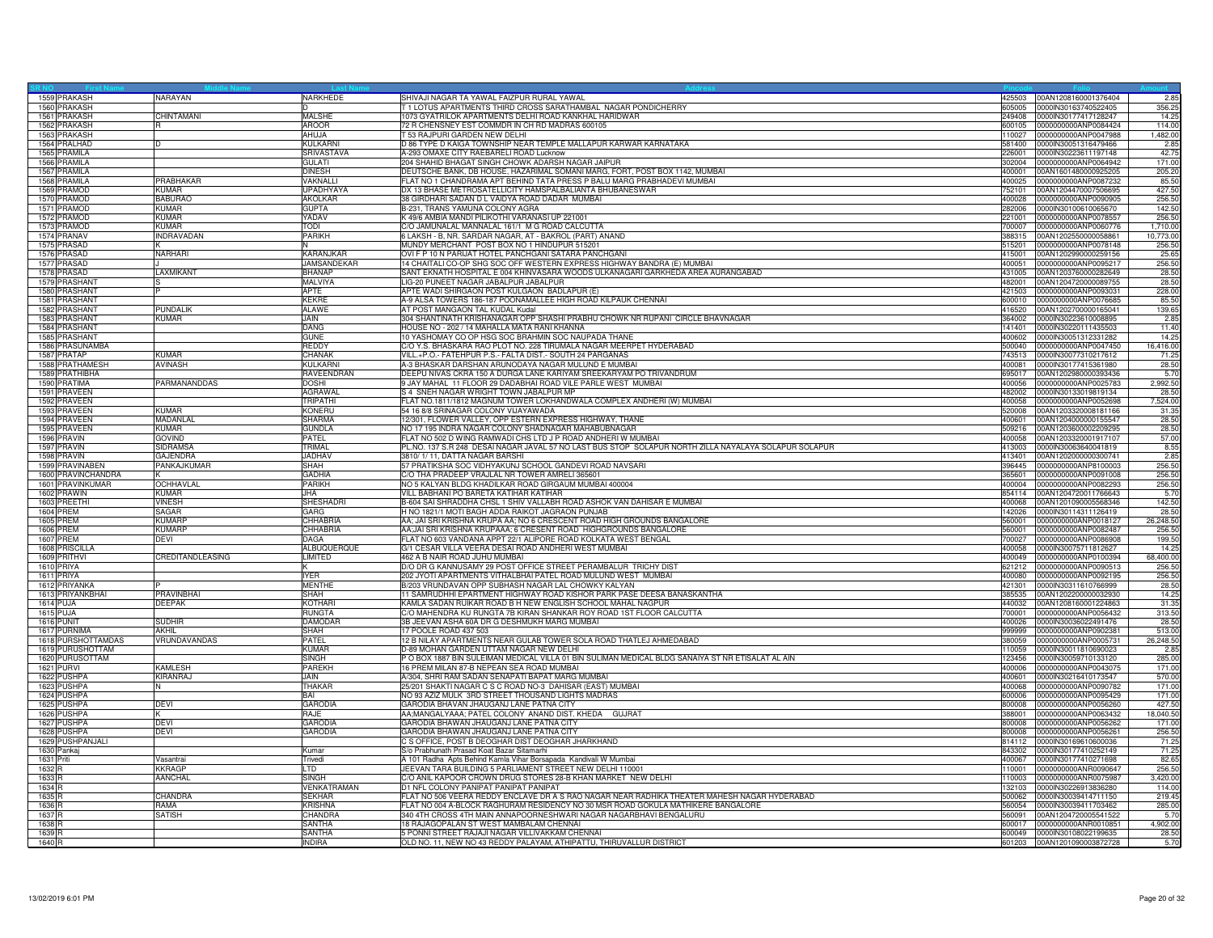| SR NO | First Name | Middle Name | Last Name | Address | Pincode | Folio | Amount |
|---|---|---|---|---|---|---|---|
| 1559 | PRAKASH | NARAYAN | NARKHEDE | SHIVAJI NAGAR TA YAWAL FAIZPUR RURAL YAWAL | 425503 | 00AN1208160001376404 | 2.85 |
| 1560 | PRAKASH | | D | T 1 LOTUS APARTMENTS THIRD CROSS SARATHAMBAL NAGAR PONDICHERRY | 605005 | 0000IN30163740522405 | 356.25 |
| 1561 | PRAKASH | CHINTAMANI | MALSHE | 1073 GYATRILOK APARTMENTS DELHI ROAD KANKHAL HARIDWAR | 249408 | 0000IN30177417128247 | 14.25 |
| 1562 | PRAKASH | R | AROOR | 72 R CHENSNEY EST COMMDR IN CH RD MADRAS 600105 | 600105 | 0000000000ANP0084424 | 114.00 |
| 1563 | PRAKASH | | AHUJA | T 53 RAJPURI GARDEN NEW DELHI | 110027 | 0000000000ANP0047988 | 1,482.00 |
| 1564 | PRALHAD | D | KULKARNI | D 86 TYPE D KAIGA TOWNSHIP NEAR TEMPLE MALLAPUR KARWAR KARNATAKA | 581400 | 0000IN30051316479466 | 2.85 |
| 1565 | PRAMILA | | SRIVASTAVA | A-293 OMAXE CITY RAEBARELI ROAD Lucknow | 226001 | 0000IN30223611197148 | 42.75 |
| 1566 | PRAMILA | | GULATI | 204 SHAHID BHAGAT SINGH CHOWK ADARSH NAGAR JAIPUR | 302004 | 0000000000ANP0064942 | 171.00 |
| 1567 | PRAMILA | | DINESH | DEUTSCHE BANK, DB HOUSE, HAZARIMAL SOMANI MARG, FORT, POST BOX 1142, MUMBAI | 400001 | 00AN1601480000925205 | 205.20 |
| 1568 | PRAMILA | PRABHAKAR | VAKNALLI | FLAT NO 1 CHANDRAMA APT BEHIND TATA PRESS P BALU MARG PRABHADEVI MUMBAI | 400025 | 0000000000ANP0087232 | 85.50 |
| 1569 | PRAMOD | KUMAR | UPADHYAYA | DX 13 BHASE METROSATELLICITY HAMSPALBALIANTA BHUBANESWAR | 752101 | 00AN1204470007506695 | 427.50 |
| 1570 | PRAMOD | BABURAO | AKOLKAR | 38 GIRDHARI SADAN D L VAIDYA ROAD DADAR MUMBAI | 400028 | 0000000000ANP0090905 | 256.50 |
| 1571 | PRAMOD | KUMAR | GUPTA | B-231, TRANS YAMUNA COLONY AGRA | 282006 | 0000IN30100610065670 | 142.50 |
| 1572 | PRAMOD | KUMAR | YADAV | K 49/6 AMBIA MANDI PILIKOTHI VARANASI UP 221001 | 221001 | 0000000000ANP0078557 | 256.50 |
| 1573 | PRAMOD | KUMAR | TODI | C/O JAMUNALAL MANNALAL 161/1 M G ROAD CALCUTTA | 700007 | 0000000000ANP0060776 | 1,710.00 |
| 1574 | PRANAV | INDRAVADAN | PARIKH | 6 LAKSH - B, NR. SARDAR NAGAR, AT - BAKROL (PART) ANAND | 388315 | 00AN1202550000058861 | 10,773.00 |
| 1575 | PRASAD | K | N | MUNDY MERCHANT POST BOX NO 1 HINDUPUR 515201 | 515201 | 0000000000ANP0078148 | 256.50 |
| 1576 | PRASAD | NARHARI | KARANJKAR | OVI F P 10 N PARIJAT HOTEL PANCHGANI SATARA PANCHGANI | 415001 | 00AN1202990000259156 | 25.65 |
| 1577 | PRASAD | J | JAMSANDEKAR | 14 CHAITALI CO-OP SHG SOC OFF WESTERN EXPRESS HIGHWAY BANDRA (E) MUMBAI | 400051 | 0000000000ANP0095217 | 256.50 |
| 1578 | PRASAD | LAXMIKANT | BHANAP | SANT EKNATH HOSPITAL E 004 KHINVASARA WOODS ULKANAGARI GARKHEDA AREA AURANGABAD | 431005 | 00AN1203760000282649 | 28.50 |
| 1579 | PRASHANT | S | MALVIYA | LIG-20 PUNEET NAGAR JABALPUR JABALPUR | 482001 | 00AN1204720000089755 | 28.50 |
| 1580 | PRASHANT | P | APTE | APTE WADI SHIRGAON POST KULGAON BADLAPUR (E) | 421503 | 0000000000ANP0093031 | 228.00 |
| 1581 | PRASHANT | | KEKRE | A-9 ALSA TOWERS 186-187 POONAMALLEE HIGH ROAD KILPAUK CHENNAI | 600010 | 0000000000ANP0076685 | 85.50 |
| 1582 | PRASHANT | PUNDALIK | ALAWE | AT POST MANGAON TAL KUDAL Kudal | 416520 | 00AN1202700000165041 | 139.65 |
| 1583 | PRASHANT | KUMAR | JAIN | 304 SHANTINATH KRISHANAGAR OPP SHASHI PRABHU CHOWK NR RUPANI CIRCLE BHAVNAGAR | 364002 | 0000IN30223610008895 | 2.85 |
| 1584 | PRASHANT | | DANG | HOUSE NO - 202 / 14 MAHALLA MATA RANI KHANNA | 141401 | 0000IN30220111435503 | 11.40 |
| 1585 | PRASHANT | | GUNE | 10 YASHOMAY CO OP HSG SOC BRAHMIN SOC NAUPADA THANE | 400602 | 0000IN30051312331282 | 14.25 |
| 1586 | PRASUNAMBA | | REDDY | C/O Y.S. BHASKARA RAO PLOT NO. 228 TIRUMALA NAGAR MEERPET HYDERABAD | 500040 | 0000000000ANP0047450 | 16,416.00 |
| 1587 | PRATAP | KUMAR | CHANAK | VILL.+P.O.- FATEHPUR P.S.- FALTA DIST.- SOUTH 24 PARGANAS | 743513 | 0000IN30077310217612 | 71.25 |
| 1588 | PRATHAMESH | AVINASH | KULKARNI | A-3 BHASKAR DARSHAN ARUNODAYA NAGAR MULUND E MUMBAI | 400081 | 0000IN30177415361980 | 28.50 |
| 1589 | PRATHIBHA | | RAVEENDRAN | DEEPU NIVAS CKRA 150 A DURGA LANE KARIYAM SREEKARYAM PO TRIVANDRUM | 695017 | 00AN1202980000393436 | 5.70 |
| 1590 | PRATIMA | PARMANANDDAS | DOSHI | 9 JAY MAHAL 11 FLOOR 29 DADABHAI ROAD VILE PARLE WEST MUMBAI | 400056 | 0000000000ANP0025783 | 2,992.50 |
| 1591 | PRAVEEN | | AGRAWAL | S 4 SNEH NAGAR WRIGHT TOWN JABALPUR MP | 482002 | 0000IN30133019819134 | 28.50 |
| 1592 | PRAVEEN | | TRIPATHI | FLAT NO.1811/1812 MAGNUM TOWER LOKHANDWALA COMPLEX ANDHERI (W) MUMBAI | 400058 | 0000000000ANP0052698 | 7,524.00 |
| 1593 | PRAVEEN | KUMAR | KONERU | 54 16 8/8 SRINAGAR COLONY VIJAYAWADA | 520008 | 00AN1203320008181166 | 31.35 |
| 1594 | PRAVEEN | MADANLAL | SHARMA | 12/301, FLOWER VALLEY, OPP ESTERN EXPRESS HIGHWAY, THANE | 400601 | 00AN1204000000155547 | 28.50 |
| 1595 | PRAVEEN | KUMAR | GUNDLA | NO 17 195 INDRA NAGAR COLONY SHADNAGAR MAHABUBNAGAR | 509216 | 00AN1203600000209295 | 28.50 |
| 1596 | PRAVIN | GOVIND | PATEL | FLAT NO 502 D WING RAMWADI CHS LTD J P ROAD ANDHERI W MUMBAI | 400058 | 00AN1203320001917107 | 57.00 |
| 1597 | PRAVIN | SIDRAMSA | TRIMAL | PL.NO. 137 S.R 248 DESAI NAGAR JAVAL 57 NO LAST BUS STOP SOLAPUR NORTH ZILLA NAYALAYA SOLAPUR SOLAPUR | 413003 | 0000IN30063640041819 | 8.55 |
| 1598 | PRAVIN | GAJENDRA | JADHAV | 3810/ 1/ 11, DATTA NAGAR BARSHI | 413401 | 00AN1202000000300741 | 2.85 |
| 1599 | PRAVINABEN | PANKAJKUMAR | SHAH | 57 PRATIKSHA SOC VIDHYAKUNJ SCHOOL GANDEVI ROAD NAVSARI | 396445 | 0000000000ANP8100003 | 256.50 |
| 1600 | PRAVINCHANDRA | K | GADHIA | C/O THA PRADEEP VRAJLAL NR TOWER AMRELI 365601 | 365601 | 0000000000ANP0091008 | 256.50 |
| 1601 | PRAVINKUMAR | OCHHAVLAL | PARIKH | NO 5 KALYAN BLDG KHADILKAR ROAD GIRGAUM MUMBAI 400004 | 400004 | 0000000000ANP0082293 | 256.50 |
| 1602 | PRAWIN | KUMAR | JHA | VILL BABHANI PO BARETA KATIHAR KATIHAR | 854114 | 00AN1204720011766643 | 5.70 |
| 1603 | PREETHI | VINESH | SHESHADRI | B-604 SAI SHRADDHA CHSL 1 SHIV VALLABH ROAD ASHOK VAN DAHISAR E MUMBAI | 400068 | 00AN1201090005568346 | 142.50 |
| 1604 | PREM | SAGAR | GARG | H NO 1821/1 MOTI BAGH ADDA RAIKOT JAGRAON PUNJAB | 142026 | 0000IN30114311126419 | 28.50 |
| 1605 | PREM | KUMARP | CHHABRIA | AA; JAI SRI KRISHNA KRUPA AA; NO 6 CRESCENT ROAD HIGH GROUNDS BANGALORE | 560001 | 0000000000ANP0018127 | 26,248.50 |
| 1606 | PREM | KUMARP | CHHABRIA | AA;JAI SRI KRISHNA KRUPAAA; 6 CRESENT ROAD HIGHGROUNDS BANGALORE | 560001 | 0000000000ANP0082487 | 256.50 |
| 1607 | PREM | DEVI | DAGA | FLAT NO 603 VANDANA APPT 22/1 ALIPORE ROAD KOLKATA WEST BENGAL | 700027 | 0000000000ANP0086908 | 199.50 |
| 1608 | PRISCILLA | | ALBUQUERQUE | G/1 CESAR VILLA VEERA DESAI ROAD ANDHERI WEST MUMBAI | 400058 | 0000IN30075711812627 | 14.25 |
| 1609 | PRITHVI | CREDITANDLEASING | LIMITED | 462 A B NAIR ROAD JUHU MUMBAI | 400049 | 0000000000ANP0100394 | 68,400.00 |
| 1610 | PRIYA | | K | D/O DR G KANNUSAMY 29 POST OFFICE STREET PERAMBALUR TRICHY DIST | 621212 | 0000000000ANP0090513 | 256.50 |
| 1611 | PRIYA | | IYER | 202 JYOTI APARTMENTS VITHALBHAI PATEL ROAD MULUND WEST MUMBAI | 400080 | 0000000000ANP0092195 | 256.50 |
| 1612 | PRIYANKA | P | MENTHE | B/203 VRUNDAVAN OPP SUBHASH NAGAR LAL CHOWKY KALYAN | 421301 | 0000IN30311610766999 | 28.50 |
| 1613 | PRIYANKBHAI | PRAVINBHAI | SHAH | 11 SAMRUDHHI EPARTMENT HIGHWAY ROAD KISHOR PARK PASE DEESA BANASKANTHA | 385535 | 00AN1202200000032930 | 14.25 |
| 1614 | PUJA | DEEPAK | KOTHARI | KAMLA SADAN RUIKAR ROAD B H NEW ENGLISH SCHOOL MAHAL NAGPUR | 440032 | 00AN1208160001224863 | 31.35 |
| 1615 | PUJA | | RUNGTA | C/O MAHENDRA KU RUNGTA 7B KIRAN SHANKAR ROY ROAD 1ST FLOOR CALCUTTA | 700001 | 0000000000ANP0056432 | 313.50 |
| 1616 | PUNIT | SUDHIR | DAMODAR | 3B JEEVAN ASHA 60A DR G DESHMUKH MARG MUMBAI | 400026 | 0000IN30036022491476 | 28.50 |
| 1617 | PURNIMA | AKHIL | SHAH | 17 POOLE ROAD 437 503 | 999999 | 0000000000ANP0902381 | 513.00 |
| 1618 | PURSHOTTAMDAS | VRUNDAVANDAS | PATEL | 12 B NILAY APARTMENTS NEAR GULAB TOWER SOLA ROAD THATLEJ AHMEDABAD | 380059 | 0000000000ANP0005731 | 26,248.50 |
| 1619 | PURUSHOTTAM | | KUMAR | D-89 MOHAN GARDEN UTTAM NAGAR NEW DELHI | 110059 | 0000IN30011810690023 | 2.85 |
| 1620 | PURUSOTTAM | | SINGH | P O BOX 1887 BIN SULEIMAN MEDICAL VILLA 01 BIN SULIMAN MEDICAL BLDG SANAIYA ST NR ETISALAT AL AIN | 123456 | 0000IN30059710133120 | 285.00 |
| 1621 | PURVI | KAMLESH | PAREKH | 16 PREM MILAN 87-B NEPEAN SEA ROAD MUMBAI | 400006 | 0000000000ANP0043075 | 171.00 |
| 1622 | PUSHPA | KIRANRAJ | JAIN | A/304, SHRI RAM SADAN SENAPATI BAPAT MARG MUMBAI | 400601 | 0000IN30216410173547 | 570.00 |
| 1623 | PUSHPA | N | THAKAR | 25/201 SHAKTI NAGAR C S C ROAD NO-3 DAHISAR (EAST) MUMBAI | 400068 | 0000000000ANP0090782 | 171.00 |
| 1624 | PUSHPA | | BAI | NO 93 AZIZ MULK 3RD STREET THOUSAND LIGHTS MADRAS | 600006 | 0000000000ANP0095429 | 171.00 |
| 1625 | PUSHPA | DEVI | GARODIA | GARODIA BHAVAN JHAUGANJ LANE PATNA CITY | 800008 | 0000000000ANP0056260 | 427.50 |
| 1626 | PUSHPA | K | RAJE | AA;MANGALYAAA; PATEL COLONY ANAND DIST. KHEDA GUJRAT | 388001 | 0000000000ANP0063432 | 18,040.50 |
| 1627 | PUSHPA | DEVI | GARODIA | GARODIA BHAWAN JHAUGANJ LANE PATNA CITY | 800008 | 0000000000ANP0056262 | 171.00 |
| 1628 | PUSHPA | DEVI | GARODIA | GARODIA BHAWAN JHAUGANJ LANE PATNA CITY | 800008 | 0000000000ANP0056261 | 256.50 |
| 1629 | PUSHPANJALI | | | C S OFFICE, POST B DEOGHAR DIST DEOGHAR JHARKHAND | 814112 | 0000IN30169610600036 | 71.25 |
| 1630 | Pankaj | | Kumar | S/o Prabhunath Prasad Koat Bazar Sitamarhi | 843302 | 0000IN30177410252149 | 71.25 |
| 1631 | Priti | Vasantrai | Trivedi | A 101 Radha Apts Behind Kamla Vihar Borsapada Kandivali W Mumbai | 400067 | 0000IN30177410271698 | 82.65 |
| 1632 | R | KKRAGP | LTD | JEEVAN TARA BUILDING 5 PARLIAMENT STREET NEW DELHI 110001 | 110001 | 0000000000ANR0090647 | 256.50 |
| 1633 | R | AANCHAL | SINGH | C/O ANIL KAPOOR CROWN DRUG STORES 28-B KHAN MARKET NEW DELHI | 110003 | 0000000000ANR0075987 | 3,420.00 |
| 1634 | R | | VENKATRAMAN | D1 NFL COLONY PANIPAT PANIPAT PANIPAT | 132103 | 0000IN30226913836280 | 114.00 |
| 1635 | R | CHANDRA | SEKHAR | FLAT NO 506 VEERA REDDY ENCLAVE DR A S RAO NAGAR NEAR RADHIKA THEATER MAHESH NAGAR HYDERABAD | 500062 | 0000IN30039414711150 | 219.45 |
| 1636 | R | RAMA | KRISHNA | FLAT NO 004 A-BLOCK RAGHURAM RESIDENCY NO 30 MSR ROAD GOKULA MATHIKERE BANGALORE | 560054 | 0000IN30039411703462 | 285.00 |
| 1637 | R | SATISH | CHANDRA | 340 4TH CROSS 4TH MAIN ANNAPOORNESHWARI NAGAR NAGARBHAVI BENGALURU | 560091 | 00AN1204720005541522 | 5.70 |
| 1638 | R | | SANTHA | 18 RAJAGOPALAN ST WEST MAMBALAM CHENNAI | 600017 | 0000000000ANR0010851 | 4,902.00 |
| 1639 | R | | SANTHA | 5 PONNI STREET RAJAJI NAGAR VILLIVAKKAM CHENNAI | 600049 | 0000IN30108022199635 | 28.50 |
| 1640 | R | | INDIRA | OLD NO. 11, NEW NO 43 REDDY PALAYAM, ATHIPATTU, THIRUVALLUR DISTRICT | 601203 | 00AN1201090003872728 | 5.70 |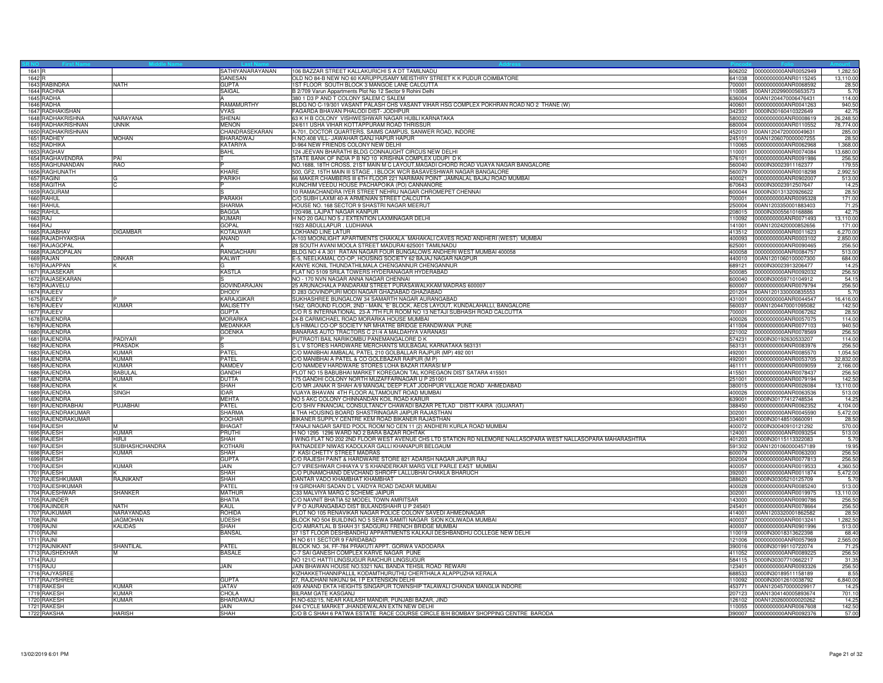| SR NO | First Name | Middle Name | Last Name | Address | Pincode | Folio | Amount |
|---|---|---|---|---|---|---|---|
| 1641 | R | | SATHIYANARAYANAN | 106 BAZZAR STREET KALLAKURICHI S A DT TAMILNADU | 606202 | 0000000000ANR0052949 | 1,282.50 |
| 1642 | R | | GANESAN | OLD NO 84-B NEW NO 60 KARUPPUSAMY MEISTHRY STREET K K PUDUR COIMBATORE | 641038 | 0000000000ANR0115245 | 13,110.00 |
| 1643 | RABINDRA | NATH | GUPTA | 1ST FLOOR SOUTH BLOCK 3 MANGOE LANE CALCUTTA | 700001 | 0000000000ANR0068592 | 28.50 |
| 1644 | RACHNA | | SAIGAL | B 2/709 Varun Appartments Plot No 12 Sector 9 Rohini Delhi | 110085 | 00AN1202990005653573 | 5.70 |
| 1645 | RADHA | | A | 380 1 D3 P AND T COLONY SALEM C SALEM | 636004 | 00AN1204470006476431 | 114.00 |
| 1646 | RADHA | | RAMAMURTHY | BLDG NO C-19/301 VASANT PALASH CHS VASANT VIHAR HSG COMPLEX POKHRAN ROAD NO 2 THANE (W) | 400601 | 0000000000ANR0041263 | 940.50 |
| 1647 | RADHAKISHAN | | VYAS | FAGARDA BHAVAN PHALODI DIST- JODHPUR | 342301 | 0000IN30160410322649 | 42.75 |
| 1648 | RADHAKRISHNA | NARAYANA | SHENAI | 63 K H B COLONY VISHWESHWAR NAGAR HUBLI KARNATAKA | 580032 | 0000000000ANR0008619 | 26,248.50 |
| 1649 | RADHAKRISHNAN | UNNIK | MENON | 24/611 USHA VIHAR KOTTAPPURAM ROAD THRISSUR | 680004 | 0000000000ANR0110552 | 78,774.00 |
| 1650 | RADHAKRISHNAN | | CHANDRASEKARAN | A-701, DOCTOR QUARTERS, SAIMS CAMPUS, SANWER ROAD, INDORE | 452010 | 00AN1204720000049631 | 285.00 |
| 1651 | RADHEY | MOHAN | BHARADWAJ | H.NO.408 VILL- JAWAHAR GANJ HAPUR HAPUR | 245101 | 00AN1206070000007255 | 28.50 |
| 1652 | RADHIKA | | KATARIYA | D-964 NEW FRIENDS COLONY NEW DELHI | 110065 | 0000000000ANR0062968 | 1,368.00 |
| 1653 | RAGHAV | | BAHL | 124 JEEVAN BHARATHI BLDG CONNAUGHT CIRCUS NEW DELHI | 110001 | 0000000000ANR0074084 | 13,680.00 |
| 1654 | RAGHAVENDRA | PAI | T | STATE BANK OF INDIA P B NO 10 KRISHNA COMPLEX UDUPI D K | 576101 | 0000000000ANR0091986 | 256.50 |
| 1655 | RAGHUNANDAN | RAO | P | NO.1688, 18TH CROSS, 21ST MAIN M C LAYOUT,MAGADI CHORD ROAD VIJAYA NAGAR BANGALORE | 560040 | 0000IN30023911162377 | 179.55 |
| 1656 | RAGHUNATH | | KHARE | 500, GF2, 15TH MAIN III STAGE , I BLOCK WCR BASAVESHWAR NAGAR BANGALORE | 560079 | 0000000000ANR0018298 | 2,992.50 |
| 1657 | RAGINI | G | PARIKH | 66 MAKER CHAMBERS III 6TH FLOOR 221 NARIMAN POINT JAMNALAL BAJAJ ROAD MUMBAI | 400021 | 0000000000ANR0902007 | 513.00 |
| 1658 | RAGITHA | C | P | KUNCHIM VEEDU HOUSE PACHAPOIKA (PO) CANNANORE | 670643 | 0000IN30023912507647 | 14.25 |
| 1659 | RAGURAM | | S | 10 RAMACHANDRA IYER STREET NEHRU NAGAR CHROMEPET CHENNAI | 600044 | 0000IN30131320926622 | 28.50 |
| 1660 | RAHUL | | PARAKH | C/O SUBH LAXMI 40-A ARMENIAN STREET CALCUTTA | 700001 | 0000000000ANR0095328 | 171.00 |
| 1661 | RAHUL | | SHARMA | HOUSE NO. 168 SECTOR 9 SHASTRI NAGAR MEERUT | 250004 | 00AN1203350001883403 | 71.25 |
| 1662 | RAHUL | | BAGGA | 120/498, LAJPAT NAGAR KANPUR | 208015 | 0000IN30055610168886 | 42.75 |
| 1663 | RAJ | | KUMARI | H NO 20 GALI NO 5 J EXTENTION LAXMINAGAR DELHI | 110092 | 0000000000ANR0071493 | 13,110.00 |
| 1664 | RAJ | | GOPAL | 1923 ABDULLAPUR . LUDHIANA | 141001 | 00AN1202420000852656 | 171.00 |
| 1665 | RAJABHAV | DIGAMBAR | KOTALWAR | LOKHAND LINE LATUR | 413512 | 0000000000ANR0011623 | 6,270.00 |
| 1666 | RAJADHYAKSHA | | ANAND | A-103 MOONLIGHT APARTMENTS CHAKALA MAHAKALI CAVES ROAD ANDHERI (WEST) MUMBAI | 400093 | 0000000000ANR0003102 | 2,850.00 |
| 1667 | RAJAGOPAL | | A | 28 SOUTH AVANI MOOLA STREET MADURAI 625001 TAMILNADU | 625001 | 0000000000ANR0090465 | 256.50 |
| 1668 | RAJAGOPALAN | | RANGACHARI | BLDG NO 4 A 301 RATAN NAGAR FOUR BUNGALOWS ANDHERI WEST MUMBAI 400058 | 400058 | 0000000000ANR0084757 | 513.00 |
| 1669 | RAJAN | DINKAR | KALWIT | E-5, NEELKAMAL CO-OP, HOUSING SOCIETY 62 BAJAJ NAGAR NAGPUR | 440010 | 00AN1201060100007300 | 684.00 |
| 1670 | RAJAPPAN | K | G | KANYE KONIL THUNDATHILMALA CHENGANNUR CHENGANNUR | 689121 | 0000IN30023913206477 | 14.25 |
| 1671 | RAJASEKAR | | KASTLA | FLAT NO 5109 SRILA TOWERS HYDERANAGAR HYDERABAD | 500085 | 0000000000ANR0092032 | 256.50 |
| 1672 | RAJASEKARAN | | S | NO - 170 NVN NAGAR ANNA NAGAR CHENNAI | 600040 | 0000IN30059710104912 | 54.15 |
| 1673 | RAJAVELU | | GOVINDARAJAN | 25 ARUNACHALA PANDARAM STREET PURASAWALKKAM MADRAS 600007 | 600007 | 0000000000ANR0079794 | 256.50 |
| 1674 | RAJEEV | | DHODY | D 283 GOVINDPURI MODI NAGAR GHAZIABAD GHAZIABAD | 201204 | 00AN1201330000835553 | 5.70 |
| 1675 | RAJEEV | P | KARANJGIKAR | SUKHASHREE BUNGALOW 34 SAMARTH NAGAR AURANGABAD | 431001 | 0000000000ANR0044547 | 16,416.00 |
| 1676 | RAJEEV | KUMAR | MALISETTY | 1542, GROUND FLOOR, 2ND - MAIN, "E" BLOCK, AECS LAYOUT, KUNDALAHALLI, BANGALORE | 560037 | 00AN1204470001095082 | 142.50 |
| 1677 | RAJEEV | | GUPTA | C/O R S INTERNATIONAL 23-A 7TH FLR ROOM NO 13 NETAJI SUBHASH ROAD CALCUTTA | 700001 | 0000000000ANR0067262 | 28.50 |
| 1678 | RAJENDRA | | MORARKA | 24-B CARMICHAEL ROAD MORARKA HOUSE MUMBAI | 400026 | 0000000000ANR0057075 | 114.00 |
| 1679 | RAJENDRA | | MEDANKAR | L/5 HIMALI CO-OP SOCIETY NR MHATRE BRIDGE ERANDWANA PUNE | 411004 | 0000000000ANR0077103 | 940.50 |
| 1680 | RAJENDRA | | GOENKA | BANARAS AUTO TRACTORS C 21/4 A MALDAHYA VARANASI | 221002 | 0000000000ANR0078569 | 256.50 |
| 1681 | RAJENDRA | PADIYAR | P | PUTRAOTI BAIL NARIKOMBU PANEMANGALORE D K | 574231 | 0000IN30192630533207 | 114.00 |
| 1682 | RAJENDRA | PRASADK | S | S L V STORES HARDWARE MERCHANTS MULBAGAL KARNATAKA 563131 | 563131 | 0000000000ANR0083976 | 256.50 |
| 1683 | RAJENDRA | KUMAR | PATEL | C/O MANIBHAI AMBALAL PATEL 210 GOLBALLAR RAJPUR (MP) 492 001 | 492001 | 0000000000ANR0085570 | 1,054.50 |
| 1684 | RAJENDRA | KUMAR | PATEL | C/O MANIBHAI A PATEL & CO GOLEBAZAR RAIPUR (M P) | 492001 | 0000000000ANR0053705 | 32,832.00 |
| 1685 | RAJENDRA | KUMAR | NAMDEV | C/O NAMDEV HARDWARE STORES LOHA BAZAR ITARASI M P | 461111 | 0000000000ANR0009059 | 2,166.00 |
| 1686 | RAJENDRA | BABULAL | GANDHI | PLOT NO 15 BABUBHAI MARKET KOREGAON TAL KOREGAON DIST SATARA 415501 | 415501 | 0000000000ANR0078437 | 256.50 |
| 1687 | RAJENDRA | KUMAR | DUTTA | 175 GANDHI COLONY NORTH MUZAFFARNAGAR U P 251001 | 251001 | 0000000000ANR0079194 | 142.50 |
| 1688 | RAJENDRA | K | SHAH | C/O MR JANAK R SHAH A/9 MANGAL DEEP FLAT JODHPUR VILLAGE ROAD AHMEDABAD | 380015 | 0000000000ANR0026084 | 13,110.00 |
| 1689 | RAJENDRA | SINGH | IDAR | VIJAYA BHAVAN 4TH FLOOR ALTAMOUNT ROAD MUMBAI | 400026 | 0000000000ANR0063536 | 513.00 |
| 1690 | RAJENDRA | | MEHTA | NO 5 AKC COLONY CHINNANDAN KOIL ROAD KARUR | 639001 | 0000IN30177412748534 | 14.25 |
| 1691 | RAJENDRABHAI | PUJABHAI | PATEL | C/O SHIV FINANCIAL CONSULTANCY CHAWADI BAZAR PETLAD DISTT KAIRA (GUJARAT) | 388450 | 0000000000ANR0062352 | 4,104.00 |
| 1692 | RAJENDRAKUMAR | | SHARMA | 4 THA HOUSING BOARD SHASTRINAGAR JAIPUR RAJASTHAN | 302001 | 0000000000ANR0045590 | 5,472.00 |
| 1693 | RAJENDRAKUMAR | | KOCHAR | BIKANER SUPPLY CENTRE KEM ROAD BIKANER RAJASTHAN | 334001 | 0000IN30148510660091 | 28.50 |
| 1694 | RAJESH | M | BHAGAT | TANAJI NAGAR SAFED POOL ROOM NO CEN 11 (2) ANDHERI KURLA ROAD MUMBAI | 400072 | 0000IN30040910121292 | 570.00 |
| 1695 | RAJESH | KUMAR | PRUTHI | H NO 1295 1296 WARD NO 2 BARA BAZAR ROHTAK | 124001 | 0000000000ANR0093254 | 513.00 |
| 1696 | RAJESH | HIRJI | SHAH | I WING FLAT NO 202 2ND FLOOR WEST AVENUE CHS LTD STATION RD NILEMORE NALLASOPARA WEST NALLASOPARA MAHARASHTRA | 401203 | 0000IN30115113322083 | 5.70 |
| 1697 | RAJESH | SUBHASHCHANDRA | KOTHARI | RATNADEEP NIWAS KADOLKAR GALLI KHANAPUR BELGAUM | 591302 | 00AN1201060000457189 | 19.95 |
| 1698 | RAJESH | KUMAR | SHAH | 7 KASI CHETTY STREET MADRAS | 600079 | 0000000000ANR0063200 | 256.50 |
| 1699 | RAJESH | | GUPTA | C/O RAJESH PAINT & HARDWARE STORE 821 ADARSH NAGAR JAIPUR RAJ | 302004 | 0000000000ANR0077813 | 256.50 |
| 1700 | RAJESH | KUMAR | JAIN | C/7 VIRESHWAR CHHAYA V S KHANDERKAR MARG VILE PARLE EAST MUMBAI | 400057 | 0000000000ANR0019533 | 4,360.50 |
| 1701 | RAJESH | K | SHAH | C/O PUNAMCHAND DEVCHAND SHROFF LALLUBHAI CHAKLA BHARUCH | 392001 | 0000000000ANR0011874 | 5,472.00 |
| 1702 | RAJESHKUMAR | RAJNIKANT | SHAH | DANTAR VADO KHAMBHAT KHAMBHAT | 388620 | 0000IN30305210125709 | 5.70 |
| 1703 | RAJESHKUMAR | | PATEL | 19 GIRDHARI SADAN D L VAIDYA ROAD DADAR MUMBAI | 400028 | 0000000000ANR0085240 | 513.00 |
| 1704 | RAJESHWAR | SHANKER | MATHUR | C33 MALVIYA MARG C SCHEME JAIPUR | 302001 | 0000000000ANR0019975 | 13,110.00 |
| 1705 | RAJINDER | | BHATIA | C/O NAVNIT BHATIA 52 MODEL TOWN AMRITSAR | 143000 | 0000000000ANR0090786 | 256.50 |
| 1706 | RAJINDER | NATH | KAUL | V P O AURANGABAD DIST BULANDSHAHR U P 245401 | 245401 | 0000000000ANR0078664 | 256.50 |
| 1707 | RAJKUMAR | NARAYANDAS | ROHIDA | PLOT NO 105 RENAVIKAR NAGAR POLICE COLONY SAVEDI AHMEDNAGAR | 414001 | 00AN1203320001862582 | 28.50 |
| 1708 | RAJNI | JAGMOHAN | UDESHI | BLOCK NO 504 BUILDING NO 5 SEWA SAMITI NAGAR SION KOLIWADA MUMBAI | 400037 | 0000000000ANR0013241 | 1,282.50 |
| 1709 | RAJNI | KALIDAS | SHAH | C/O AMRATLAL B SHAH 31 SADGURU FRENCH BRIDGE MUMBAI | 400007 | 0000000000ANR0901996 | 513.00 |
| 1710 | RAJNI | | BANSAL | 37 1ST FLOOR DESHBANDHU APPARTMENTS KALKAJI DESHBANDHU COLLEGE NEW DELHI | 110019 | 0000IN30018313622398 | 68.40 |
| 1711 | RAJNI | | | H NO 611 SECTOR 9 FARIDABAD | 121006 | 0000000000ANR0057969 | 2,565.00 |
| 1712 | RAJNIKANT | SHANTILAL | PATEL | BLOCK NO. 34, FF-784 PRAKUTI APPT. GORWA VADODARA | 390016 | 0000IN30199110722074 | 71.25 |
| 1713 | RAJSHEKHAR | M | BASALE | C-7 SAI GANESH COMPLEX KARVE NAGAR PUNE | 411052 | 0000000000ANR0089225 | 256.50 |
| 1714 | RAJU | | | NO 121/C HATTI LINGSUGUR RAICHUR LINGSUGUR | 584115 | 0000IN30307710662217 | 31.35 |
| 1715 | RAJU | | JAIN | JAIN BHAWAN HOUSE NO.5321 NAL BANDA TEHSIL ROAD REWARI | 123401 | 0000000000ANR0093326 | 256.50 |
| 1716 | RAJYASREE | | | KIZHAKKETHANNIPALLIL KODAMTHURUTHU CHERTHALA ALAPPUZHA KERALA | 688533 | 0000IN30189511158189 | 8.55 |
| 1717 | RAJYSHREE | | GUPTA | 27, RAJDHANI NIKUNJ 94, I P EXTENSION DELHI | 110092 | 0000IN30012610038792 | 6,840.00 |
| 1718 | RAKESH | KUMAR | JATAV | 409 ANAND EKTA HEIGHTS SINGAPUR TOWNSHIP TALAWALI CHANDA MANGLIA INDORE | 453771 | 00AN1204570000029917 | 14.25 |
| 1719 | RAKESH | KUMAR | CHOLA | BILRAM GATE KASGANJ | 207123 | 00AN1304140005893674 | 701.10 |
| 1720 | RAKESH | KUMAR | BHARDAWAJ | H.NO-632/15, NEAR KAILASH MANDIR, PUNJABI BAZAR, JIND | 126102 | 00AN1202600000020262 | 14.25 |
| 1721 | RAKESH | | JAIN | 244 CYCLE MARKET JHANDEWALAN EXTN NEW DELHI | 110055 | 0000000000ANR0067608 | 142.50 |
| 1722 | RAKSHA | HARISH | SHAH | C/O B C SHAH 6 PATWA ESTATE RACE COURSE CIRCLE B/H BOMBAY SHOPPING CENTRE BARODA | 390007 | 0000000000ANR0092376 | 57.00 |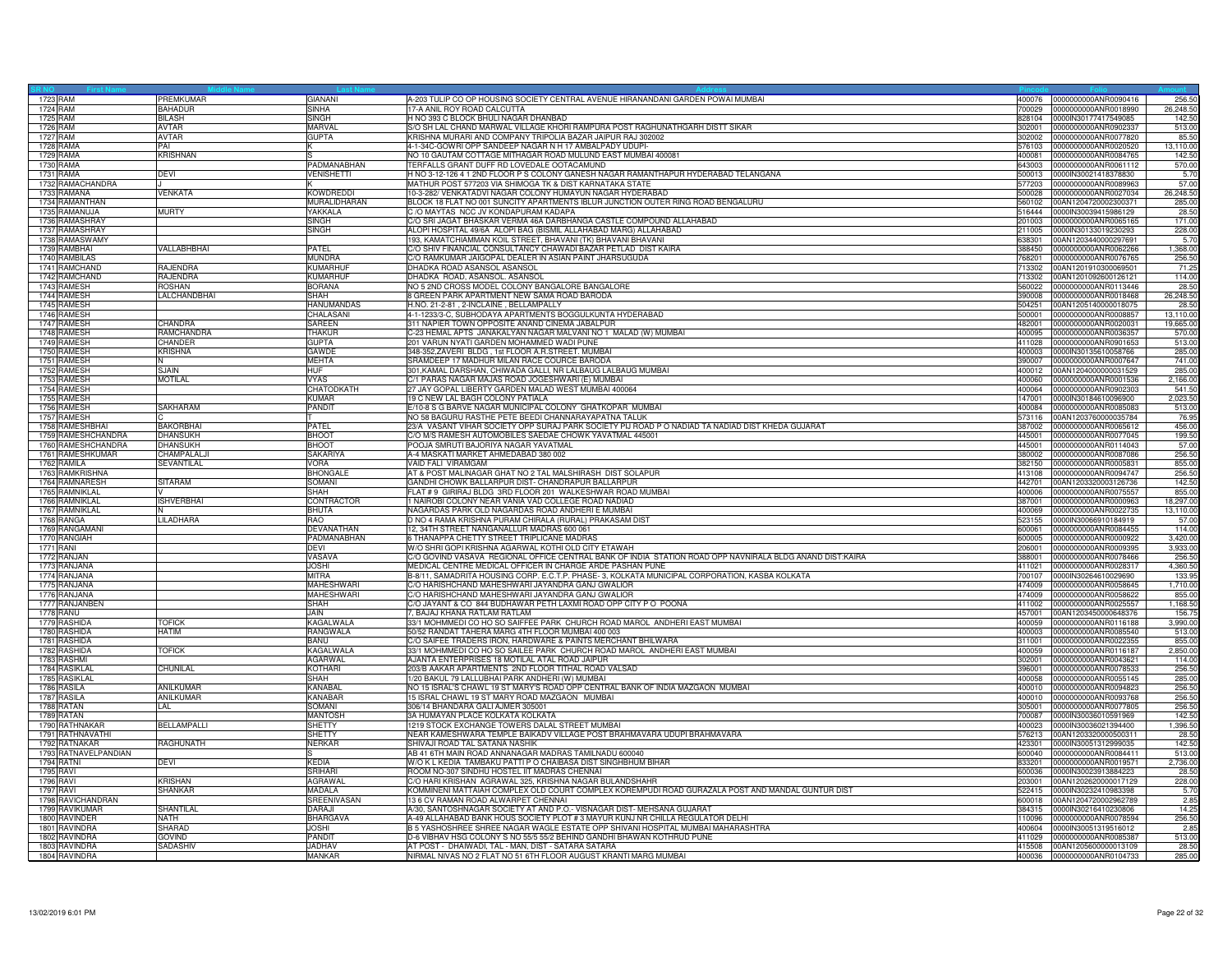| SR NO | First Name | Middle Name | Last Name | Address | Pincode | Folio | Amount |
|---|---|---|---|---|---|---|---|
| 1723 | RAM | PREMKUMAR | GIANANI | A-203 TULIP CO OP HOUSING SOCIETY CENTRAL AVENUE HIRANANDANI GARDEN POWAI MUMBAI | 400076 | 0000000000ANR0090416 | 256.50 |
| 1724 | RAM | BAHADUR | SINHA | 17-A ANIL ROY ROAD CALCUTTA | 700029 | 0000000000ANR0018990 | 26,248.50 |
| 1725 | RAM | BILASH | SINGH | H NO 393 C BLOCK BHULI NAGAR DHANBAD | 828104 | 0000IN30177417549085 | 142.50 |
| 1726 | RAM | AVTAR | MARWAL | S/O SH LAL CHAND MARWAL VILLAGE KHORI RAMPURA POST RAGHUNATHGARH DISTT SIKAR | 302001 | 0000000000ANR0902937 | 513.00 |
| 1727 | RAM | AVTAR | GUPTA | KRISHNA MURARI AND COMPANY TRIPOLIA BAZAR JAIPUR RAJ 302002 | 302002 | 0000000000ANR0077820 | 85.50 |
| 1728 | RAMA | PAI | K | 4-1-34C-GOWRI OPP SANDEEP NAGAR N H 17 AMBALPADY UDUPI- | 576103 | 0000000000ANR0020520 | 13,110.00 |
| 1729 | RAMA | KRISHNAN | S | NO 10 GAUTAM COTTAGE MITHAGAR ROAD MULUND EAST MUMBAI 400081 | 400081 | 0000000000ANR0084765 | 142.50 |
| 1730 | RAMA | | PADMANABHAN | TERFALLS GRANT DUFF RD LOVEDALE OOTACAMUND | 643003 | 0000000000ANR0061112 | 570.00 |
| 1731 | RAMA | DEVI | VENISHETTI | H NO 3-12-126 4 1 2ND FLOOR P S COLONY GANESH NAGAR RAMANTHAPUR HYDERABAD TELANGANA | 500013 | 0000IN30021418378830 | 5.70 |
| 1732 | RAMACHANDRA | J | K | MATHUR POST 577203 VIA SHIMOGA TK & DIST KARNATAKA STATE | 577203 | 0000000000ANR0089963 | 57.00 |
| 1733 | RAMANA | VENKATA | KOWDREDDI | 10-3-282/ VENKATADVI NAGAR COLONY HUMAYUN NAGAR HYDERABAD | 500028 | 0000000000ANR0027034 | 26,248.50 |
| 1734 | RAMANTHAN | | MURALIDHARAN | BLOCK 18 FLAT NO 001 SUNCITY APARTMENTS IBLUR JUNCTION OUTER RING ROAD BENGALURU | 560102 | 00AN1204720002300371 | 285.00 |
| 1735 | RAMANUJA | MURTY | YAKKALA | C /O MAYTAS NCC JV KONDAPURAM KADAPA | 516444 | 0000IN30039415986129 | 28.50 |
| 1736 | RAMASHRAY | | SINGH | C/O SRI JAGAT BHASKAR VERMA 46A DARBHANGA CASTLE COMPOUND ALLAHABAD | 201003 | 0000000000ANR0065165 | 171.00 |
| 1737 | RAMASHRAY | | SINGH | ALOPI HOSPITAL 49/6A ALOPI BAG (BISMIL ALLAHABAD MARG) ALLAHABAD | 211005 | 0000IN30133019230293 | 228.00 |
| 1738 | RAMASWAMY | | | 193, KAMATCHIAMMAN KOIL STREET, BHAVANI (TK) BHAVANI BHAVANI | 638301 | 00AN1203440000297691 | 5.70 |
| 1739 | RAMBHAI | VALLABHBHAI | PATEL | C/O SHIV FINANCIAL CONSULTANCY CHAWADI BAZAR PETLAD DIST KAIRA | 388450 | 0000000000ANR0062266 | 1,368.00 |
| 1740 | RAMBILAS | | MUNDRA | C/O RAMKUMAR JAIGOPAL DEALER IN ASIAN PAINT JHARSUGUDA | 768201 | 0000000000ANR0076765 | 256.50 |
| 1741 | RAMCHAND | RAJENDRA | KUMARHUF | DHADKA ROAD ASANSOL ASANSOL | 713302 | 00AN1201910300069501 | 71.25 |
| 1742 | RAMCHAND | RAJENDRA | KUMARHUF | DHADKA ROAD, ASANSOL. ASANSOL | 713302 | 00AN1201092600126121 | 114.00 |
| 1743 | RAMESH | ROSHAN | BORANA | NO 5 2ND CROSS MODEL COLONY BANGALORE BANGALORE | 560022 | 0000000000ANR0113446 | 28.50 |
| 1744 | RAMESH | LALCHANDBHAI | SHAH | 8 GREEN PARK APARTMENT NEW SAMA ROAD BARODA | 390008 | 0000000000ANR0018468 | 26,248.50 |
| 1745 | RAMESH | | HANUMANDAS | H.NO. 21-2-81 , 2-INCLAINE , BELLAMPALLY | 504251 | 00AN1205140000018075 | 28.50 |
| 1746 | RAMESH | | CHALASANI | 4-1-1233/3-C, SUBHODAYA APARTMENTS BOGGULKUNTA HYDERABAD | 500001 | 0000000000ANR0008857 | 13,110.00 |
| 1747 | RAMESH | CHANDRA | SAREEN | 311 NAPIER TOWN OPPOSITE ANAND CINEMA JABALPUR | 482001 | 0000000000ANR0020031 | 19,665.00 |
| 1748 | RAMESH | RAMCHANDRA | THAKUR | C-23 HEMAL APTS JANAKALYAN NAGAR MALVANI NO 1 MALAD (W) MUMBAI | 400095 | 0000000000ANR0036357 | 570.00 |
| 1749 | RAMESH | CHANDER | GUPTA | 201 VARUN NYATI GARDEN MOHAMMED WADI PUNE | 411028 | 0000000000ANR0901653 | 513.00 |
| 1750 | RAMESH | KRISHNA | GAWDE | 348-352,ZAVERI BLDG , 1st FLOOR A.R.STREET. MUMBAI | 400003 | 0000IN30135610058766 | 285.00 |
| 1751 | RAMESH | N | MEHTA | SRAMDEEP 17 MADHUR MILAN RACE COURCE BARODA | 390007 | 0000000000ANR0007647 | 741.00 |
| 1752 | RAMESH | SJAIN | HUF | 301,KAMAL DARSHAN, CHIWADA GALLI, NR LALBAUG LALBAUG MUMBAI | 400012 | 00AN1204000000031529 | 285.00 |
| 1753 | RAMESH | MOTILAL | VYAS | C/1 PARAS NAGAR MAJAS ROAD JOGESHWARI (E) MUMBAI | 400060 | 0000000000ANR0001536 | 2,166.00 |
| 1754 | RAMESH | | CHATODKATH | 27 JAY GOPAL LIBERTY GARDEN MALAD WEST MUMBAI 400064 | 400064 | 0000000000ANR0902303 | 541.50 |
| 1755 | RAMESH | | KUMAR | 19 C NEW LAL BAGH COLONY PATIALA | 147001 | 0000IN30184610096900 | 2,023.50 |
| 1756 | RAMESH | SAKHARAM | PANDIT | E/10-8 S G BARVE NAGAR MUNICIPAL COLONY GHATKOPAR MUMBAI | 400084 | 0000000000ANR0085083 | 513.00 |
| 1757 | RAMESH | C | T | NO 58 BAGURU RASTHE PETE BEEDI CHANNARAYAPATNA TALUK | 573116 | 00AN1203760000035784 | 76.95 |
| 1758 | RAMESHBHAI | BAKORBHAI | PATEL | 23/A VASANT VIHAR SOCIETY OPP SURAJ PARK SOCIETY PIJ ROAD P O NADIAD TA NADIAD DIST KHEDA GUJARAT | 387002 | 0000000000ANR0065612 | 456.00 |
| 1759 | RAMESHCHANDRA | DHANSUKH | BHOOT | C/O M/S RAMESH AUTOMOBILES SAEDAE CHOWK YAVATMAL 445001 | 445001 | 0000000000ANR0077045 | 199.50 |
| 1760 | RAMESHCHANDRA | DHANSUKH | BHOOT | POOJA SMRUTI BAJORIYA NAGAR YAVATMAL | 445001 | 0000000000ANR0114043 | 57.00 |
| 1761 | RAMESHKUMAR | CHAMPALALJI | SAKARIYA | A-4 MASKATI MARKET AHMEDABAD 380 002 | 380002 | 0000000000ANR0087086 | 256.50 |
| 1762 | RAMILA | SEVANTILAL | VORA | VAID FALI VIRAMGAM | 382150 | 0000000000ANR0005831 | 855.00 |
| 1763 | RAMKRISHNA | | BHONGALE | AT & POST MALINAGAR GHAT NO 2 TAL MALSHIRASH DIST SOLAPUR | 413108 | 0000000000ANR0094747 | 256.50 |
| 1764 | RAMNARESH | SITARAM | SOMANI | GANDHI CHOWK BALLARPUR DIST- CHANDRAPUR BALLARPUR | 442701 | 00AN1203320003126736 | 142.50 |
| 1765 | RAMNIKLAL | V | SHAH | FLAT # 9 GIRIRAJ BLDG 3RD FLOOR 201 WALKESHWAR ROAD MUMBAI | 400006 | 0000000000ANR0075557 | 855.00 |
| 1766 | RAMNIKLAL | ISHVERBHAI | CONTRACTOR | 1 NAIROBI COLONY NEAR VANIA VAD COLLEGE ROAD NADIAD | 387001 | 0000000000ANR0000963 | 18,297.00 |
| 1767 | RAMNIKLAL | N | BHUTA | NAGARDAS PARK OLD NAGARDAS ROAD ANDHERI E MUMBAI | 400069 | 0000000000ANR0022735 | 13,110.00 |
| 1768 | RANGA | LILADHARA | RAO | D NO 4 RAMA KRISHNA PURAM CHIRALA (RURAL) PRAKASAM DIST | 523155 | 0000IN30066910184919 | 57.00 |
| 1769 | RANGAMANI | | DEVANATHAN | 12, 34TH STREET NANGANALLUR MADRAS 600 061 | 600061 | 0000000000ANR0084455 | 114.00 |
| 1770 | RANGIAH | | PADMANABHAN | 6 THANAPPA CHETTY STREET TRIPLICANE MADRAS | 600005 | 0000000000ANR0000922 | 3,420.00 |
| 1771 | RANI | | DEVI | W/O SHRI GOPI KRISHNA AGARWAL KOTHI OLD CITY ETAWAH | 206001 | 0000000000ANR0009395 | 3,933.00 |
| 1772 | RANJAN | | VASAVA | C/O GOVIND VASAVA REGIONAL OFFICE CENTRAL BANK OF INDIA STATION ROAD OPP NAVNIRALA BLDG ANAND DIST:KAIRA | 388001 | 0000000000ANR0078466 | 256.50 |
| 1773 | RANJANA | | JOSHI | MEDICAL CENTRE MEDICAL OFFICER IN CHARGE ARDE PASHAN PUNE | 411021 | 0000000000ANR0028317 | 4,360.50 |
| 1774 | RANJANA | | MITRA | B-8/11, SAMADRITA HOUSING CORP. E.C.T.P. PHASE- 3, KOLKATA MUNICIPAL CORPORATION, KASBA KOLKATA | 700107 | 0000IN30264610029690 | 133.95 |
| 1775 | RANJANA | | MAHESHWARI | C/O HARISHCHAND MAHESHWARI JAYANDRA GANJ GWALIOR | 474009 | 0000000000ANR0058645 | 1,710.00 |
| 1776 | RANJANA | | MAHESHWARI | C/O HARISHCHAND MAHESHWARI JAYANDRA GANJ GWALIOR | 474009 | 0000000000ANR0058622 | 855.00 |
| 1777 | RANJANBEN | | SHAH | C/O JAYANT & CO 844 BUDHAWAR PETH LAXMI ROAD OPP CITY P O POONA | 411002 | 0000000000ANR0025557 | 1,168.50 |
| 1778 | RANU | | JAIN | 7, BAJAJ KHANA RATLAM RATLAM | 457001 | 00AN1203450000648376 | 156.75 |
| 1779 | RASHIDA | TOFICK | KAGALWALA | 33/1 MOHMMEDI CO HO SO SAIFFEE PARK CHURCH ROAD MAROL ANDHERI EAST MUMBAI | 400059 | 0000000000ANR0116188 | 3,990.00 |
| 1780 | RASHIDA | HATIM | RANGWALA | 50/52 RANDAT TAHERA MARG 4TH FLOOR MUMBAI 400 003 | 400003 | 0000000000ANR0085540 | 513.00 |
| 1781 | RASHIDA | | BANU | C/O SAIFEE TRADERS IRON, HARDWARE & PAINTS MERCHANT BHILWARA | 311001 | 0000000000ANR0022355 | 855.00 |
| 1782 | RASHIDA | TOFICK | KAGALWALA | 33/1 MOHMMEDI CO HO SO SAILEE PARK CHURCH ROAD MAROL ANDHERI EAST MUMBAI | 400059 | 0000000000ANR0116187 | 2,850.00 |
| 1783 | RASHMI | | AGARWAL | AJANTA ENTERPRISES 18 MOTILAL ATAL ROAD JAIPUR | 302001 | 0000000000ANR0043621 | 114.00 |
| 1784 | RASIKLAL | CHUNILAL | KOTHARI | 203/B AAKAR APARTMENTS 2ND FLOOR TITHAL ROAD VALSAD | 396001 | 0000000000ANR0078533 | 256.50 |
| 1785 | RASIKLAL | | SHAH | 1/20 BAKUL 79 LALLUBHAI PARK ANDHERI (W) MUMBAI | 400058 | 0000000000ANR0055145 | 285.00 |
| 1786 | RASILA | ANILKUMAR | KANABAL | NO 15 ISRAL'S CHAWL 19 ST MARY'S ROAD OPP CENTRAL BANK OF INDIA MAZGAON MUMBAI | 400010 | 0000000000ANR0094823 | 256.50 |
| 1787 | RASILA | ANILKUMAR | KANABAR | 15 ISRAL CHAWL 19 ST MARY ROAD MAZGAON MUMBAI | 400010 | 0000000000ANR0093768 | 256.50 |
| 1788 | RATAN | LAL | SOMANI | 306/14 BHANDARA GALI AJMER 305001 | 305001 | 0000000000ANR0077805 | 256.50 |
| 1789 | RATAN | | MANTOSH | 3A HUMAYAN PLACE KOLKATA KOLKATA | 700087 | 0000IN30036010591969 | 142.50 |
| 1790 | RATHNAKAR | BELLAMPALLI | SHETTY | 1219 STOCK EXCHANGE TOWERS DALAL STREET MUMBAI | 400023 | 0000IN30036021394400 | 1,396.50 |
| 1791 | RATHNAVATHI | | SHETTY | NEAR KAMESHWARA TEMPLE BAIKADV VILLAGE POST BRAHMAVARA UDUPI BRAHMAVARA | 576213 | 00AN1203320000500311 | 28.50 |
| 1792 | RATNAKAR | RAGHUNATH | NERKAR | SHIVAJI ROAD TAL SATANA NASHIK | 423301 | 0000IN30051312999035 | 142.50 |
| 1793 | RATNAVELPANDIAN | | S | AB 41 6TH MAIN ROAD ANNANAGAR MADRAS TAMILNADU 600040 | 600040 | 0000000000ANR0084411 | 513.00 |
| 1794 | RATNI | DEVI | KEDIA | W/O K L KEDIA TAMBAKU PATTI P O CHAIBASA DIST SINGHBHUM BIHAR | 833201 | 0000000000ANR0019571 | 2,736.00 |
| 1795 | RAVI | | SRIHARI | ROOM NO-307 SINDHU HOSTEL IIT MADRAS CHENNAI | 600036 | 0000IN30023913884223 | 28.50 |
| 1796 | RAVI | KRISHAN | AGRAWAL | C/O HARI KRISHAN AGRAWAL 325, KRISHNA NAGAR BULANDSHAHR | 203001 | 00AN1202620000017129 | 228.00 |
| 1797 | RAVI | SHANKAR | MADALA | KOMMINENI MATTAIAH COMPLEX OLD COURT COMPLEX KOREMPUDI ROAD GURAZALA POST AND MANDAL GUNTUR DIST | 522415 | 0000IN30232410983398 | 5.70 |
| 1798 | RAVICHANDRAN | | SREENIVASAN | 13 6 CV RAMAN ROAD ALWARPET CHENNAI | 600018 | 00AN1204720002962789 | 2.85 |
| 1799 | RAVIKUMAR | SHANTILAL | DARAJI | A/30, SANTOSHNAGAR SOCIETY AT AND P.O.- VISNAGAR DIST- MEHSANA GUJARAT | 384315 | 0000IN30216410230806 | 14.25 |
| 1800 | RAVINDER | NATH | BHARGAVA | A-49 ALLAHABAD BANK HOUS SOCIETY PLOT # 3 MAYUR KUNJ NR CHILLA REGULATOR DELHI | 110096 | 0000000000ANR0078594 | 256.50 |
| 1801 | RAVINDRA | SHARAD | JOSHI | B 5 YASHOSHREE SHREE NAGAR WAGLE ESTATE OPP SHIVANI HOSPITAL MUMBAI MAHARASHTRA | 400604 | 0000IN30051319516012 | 2.85 |
| 1802 | RAVINDRA | GOVIND | PANDIT | D-6 VIBHAV HSG COLONY S NO 55/5 55/2 BEHIND GANDHI BHAWAN KOTHRUD PUNE | 411029 | 0000000000ANR0085387 | 513.00 |
| 1803 | RAVINDRA | SADASHIV | JADHAV | AT POST - DHAIWADI, TAL - MAN, DIST - SATARA SATARA | 415508 | 00AN1205600000013109 | 28.50 |
| 1804 | RAVINDRA | | MANKAR | NIRMAL NIVAS NO 2 FLAT NO 51 6TH FLOOR AUGUST KRANTI MARG MUMBAI | 400036 | 0000000000ANR0104733 | 285.00 |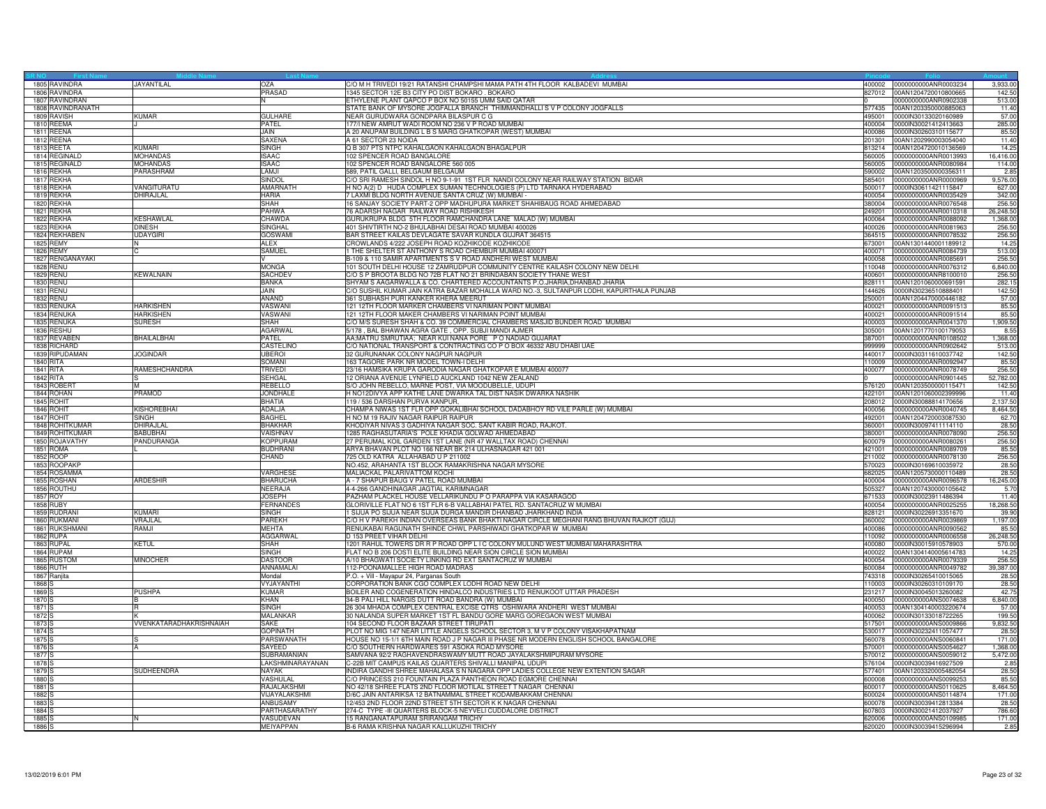| SR NO | First Name | Middle Name | Last Name | Address | Pincode | Folio | Amount |
|---|---|---|---|---|---|---|---|
| 1805 | RAVINDRA | JAYANTILAL | OZA | C/O M H TRIVEDI 19/21 RATANSHI CHAMPSHI MAMA PATH 4TH FLOOR KALBADEVI MUMBAI | 400002 | 0000000000ANR0003234 | 3,933.00 |
| 1806 | RAVINDRA | | PRASAD | 1345 SECTOR 12E B3 CITY PO DIST BOKARO . BOKARO | 827012 | 00AN1204720010800665 | 142.50 |
| 1807 | RAVINDRAN | | N | ETHYLENE PLANT QAPCO P BOX NO 50155 UMM SAID QATAR | 0 | 0000000000ANR0902338 | 513.00 |
| 1808 | RAVINDRANATH | | | STATE BANK OF MYSORE JOGFALLA BRANCH THIMMANDHALLI S V P COLONY JOGFALLS | 577435 | 00AN1203350000885063 | 11.40 |
| 1809 | RAVISH | KUMAR | GULHARE | NEAR GURUDWARA GONDPARA BILASPUR C G | 495001 | 0000IN30133020160989 | 57.00 |
| 1810 | REEMA | J | PATEL | 177/I NEW AMRUT WADI ROOM NO 236 V P ROAD MUMBAI | 400004 | 0000IN30021412413663 | 285.00 |
| 1811 | REENA | | JAIN | A 20 ANUPAM BUILDING L B S MARG GHATKOPAR (WEST) MUMBAI | 400086 | 0000IN30260310115677 | 85.50 |
| 1812 | REENA | | SAXENA | A 61 SECTOR 23 NOIDA | 201301 | 00AN1202990003054040 | 11.40 |
| 1813 | REETA | KUMARI | SINGH | Q B 307 PTS NTPC KAHALGAON KAHALGAON BHAGALPUR | 813214 | 00AN1204720010136569 | 14.25 |
| 1814 | REGINALD | MOHANDAS | ISAAC | 102 SPENCER ROAD BANGALORE | 560005 | 0000000000ANR0013993 | 16,416.00 |
| 1815 | REGINALD | MOHANDAS | ISAAC | 102 SPENCER ROAD BANGALORE 560 005 | 560005 | 0000000000ANR0080984 | 114.00 |
| 1816 | REKHA | PARASHRAM | LAMJI | 589, PATIL GALLI, BELGAUM BELGAUM | 590002 | 00AN1203500000356311 | 2.85 |
| 1817 | REKHA | | SINDOL | C/O SRI RAMESH SINDOL H NO 9-1-91 1ST FLR NANDI COLONY NEAR RAILWAY STATION BIDAR | 585401 | 0000000000ANR0000969 | 9,576.00 |
| 1818 | REKHA | VANGITURATU | AMARNATH | H NO A(2) D HUDA COMPLEX SUMAN TECHNOLOGIES (P) LTD TARNAKA HYDERABAD | 500017 | 0000IN30611421115847 | 627.00 |
| 1819 | REKHA | DHIRAJLAL | HARIA | 7 LAXMI BLDG NORTH AVENUE SANTA CRUZ (W) MUMBAI - | 400054 | 0000000000ANR0035429 | 342.00 |
| 1820 | REKHA | | SHAH | 16 SANJAY SOCIETY PART-2 OPP MADHUPURA MARKET SHAHIBAUG ROAD AHMEDABAD | 380004 | 0000000000ANR0076548 | 256.50 |
| 1821 | REKHA | | PAHWA | 76 ADARSH NAGAR RAILWAY ROAD RISHIKESH | 249201 | 0000000000ANR0010318 | 26,248.50 |
| 1822 | REKHA | KESHAWLAL | CHAWDA | GURUKRUPA BLDG 5TH FLOOR RAMCHANDRA LANE MALAD (W) MUMBAI | 400064 | 0000000000ANR0088092 | 1,368.00 |
| 1823 | REKHA | DINESH | SINGHAL | 401 SHIVTIRTH NO-2 BHULABHAI DESAI ROAD MUMBAI 400026 | 400026 | 0000000000ANR0081963 | 256.50 |
| 1824 | REKHABEN | UDAYGIRI | GOSWAMI | BAR STREET KAILAS DEVLAGATE SAVAR KUNDLA GUJRAT 364515 | 364515 | 0000000000ANR0078532 | 256.50 |
| 1825 | REMY | N | ALEX | CROWLANDS 4/222 JOSEPH ROAD KOZHIKODE KOZHIKODE | 673001 | 00AN1301440001189912 | 14.25 |
| 1826 | REMY | C | SAMUEL | 1 THE SHELTER ST ANTHONY S ROAD CHEMBUR MUMBAI 400071 | 400071 | 0000000000ANR0084739 | 513.00 |
| 1827 | RENGANAYAKI | | V | B-109 & 110 SAMIR APARTMENTS S V ROAD ANDHERI WEST MUMBAI | 400058 | 0000000000ANR0085691 | 256.50 |
| 1828 | RENU | | MONGA | 101 SOUTH DELHI HOUSE 12 ZAMRUDPUR COMMUNITY CENTRE KAILASH COLONY NEW DELHI | 110048 | 0000000000ANR0076312 | 6,840.00 |
| 1829 | RENU | KEWALNAIN | SACHDEV | C/O S P BHOOTA BLDG NO 72B FLAT NO 21 BRINDABAN SOCIETY THANE WEST | 400601 | 0000000000ANR8100010 | 256.50 |
| 1830 | RENU | | BANKA | SHYAM S AAGARWALLA & CO. CHARTERED ACCOUNTANTS P.O.JHARIA,DHANBAD JHARIA | 828111 | 00AN1201060000691591 | 282.15 |
| 1831 | RENU | | JAIN | C/O SUSHIL KUMAR JAIN KATRA BAZAR MOHALLA WARD NO.-3, SULTANPUR LODHI, KAPURTHALA PUNJAB | 144626 | 0000IN30236510888401 | 142.50 |
| 1832 | RENU | | ANAND | 361 SUBHASH PURI KANKER KHERA MEERUT | 250001 | 00AN1204470000446182 | 57.00 |
| 1833 | RENUKA | HARKISHEN | VASWANI | 121 12TH FLOOR MARKER CHAMBERS VI NARIMAN POINT MUMBAI | 400021 | 0000000000ANR0091513 | 85.50 |
| 1834 | RENUKA | HARKISHEN | VASWANI | 121 12TH FLOOR MAKER CHAMBERS VI NARIMAN POINT MUMBAI | 400021 | 0000000000ANR0091514 | 85.50 |
| 1835 | RENUKA | SURESH | SHAH | C/O M/S SURESH SHAH & CO. 39 COMMERCIAL CHAMBERS MASJID BUNDER ROAD MUMBAI | 400003 | 0000000000ANR0041370 | 1,909.50 |
| 1836 | RESHU | | AGARWAL | 5/178 , BAL BHAWAN AGRA GATE , OPP. SUBJI MANDI AJMER | 305001 | 00AN1201770100179053 | 8.55 |
| 1837 | REVABEN | BHAILALBHAI | PATEL | AA;MATRU SMRUTIAA; NEAR KUI NANA PORE P O NADIAD GUJARAT | 387001 | 0000000000ANR0108502 | 1,368.00 |
| 1838 | RICHARD | | CASTELINO | C/O NATIONAL TRANSPORT & CONTRACTING CO P O BOX 46332 ABU DHABI UAE | 999999 | 0000000000ANR0902642 | 513.00 |
| 1839 | RIPUDAMAN | JOGINDAR | UBEROI | 32 GURUNANAK COLONY NAGPUR NAGPUR | 440017 | 0000IN30311610037742 | 142.50 |
| 1840 | RITA | | SOMANI | 163 TAGORE PARK NR MODEL TOWN-I DELHI | 110009 | 0000000000ANR0092947 | 85.50 |
| 1841 | RITA | RAMESHCHANDRA | TRIVEDI | 23/16 HAMSIKA KRUPA GARODIA NAGAR GHATKOPAR E MUMBAI 400077 | 400077 | 0000000000ANR0078749 | 256.50 |
| 1842 | RITA | S | SEHGAL | 12 ORIANA AVENUE LYNFIELD AUCKLAND 1042 NEW ZEALAND | 0 | 0000000000ANR0901445 | 52,782.00 |
| 1843 | ROBERT | M | REBELLO | S/O JOHN REBELLO, MARNE POST, VIA MOODUBELLE, UDUPI | 576120 | 00AN1203500000115471 | 142.50 |
| 1844 | ROHAN | PRAMOD | JONDHALE | H NO12DIVYA APP KATHE LANE DWARKA TAL DIST NASIK DWARKA NASHIK | 422101 | 00AN1201060002399996 | 11.40 |
| 1845 | ROHIT | | BHATIA | 119 / 536 DARSHAN PURVA KANPUR. | 208012 | 0000IN30088814170656 | 2,137.50 |
| 1846 | ROHIT | KISHOREBHAI | ADALJA | CHAMPA NIWAS 1ST FLR OPP GOKALIBHAI SCHOOL DADABHOY RD VILE PARLE (W) MUMBAI | 400056 | 0000000000ANR0040745 | 8,464.50 |
| 1847 | ROHIT | SINGH | BAGHEL | H NO M 19 RAJIV NAGAR RAIPUR RAIPUR | 492001 | 00AN1204720003087530 | 62.70 |
| 1848 | ROHITKUMAR | DHIRAJLAL | BHAKHAR | KHODIYAR NIVAS 3 GADHIYA NAGAR SOC. SANT KABIR ROAD, RAJKOT. | 360001 | 0000IN30097411114110 | 28.50 |
| 1849 | ROHITKUMAR | BABUBHAI | VAISHNAV | 1285 RAGHASUTARIA'S POLE KHADIA GOLWAD AHMEDABAD | 380001 | 0000000000ANR0078090 | 256.50 |
| 1850 | ROJAVATHY | PANDURANGA | KOPPURAM | 27 PERUMAL KOIL GARDEN 1ST LANE (NR 47 WALLTAX ROAD) CHENNAI | 600079 | 0000000000ANR0080261 | 256.50 |
| 1851 | ROMA | L | BUDHRANI | ARYA BHAVAN PLOT NO 166 NEAR BK 214 ULHASNAGAR 421 001 | 421001 | 0000000000ANR0089709 | 85.50 |
| 1852 | ROOP | | CHAND | 725 OLD KATRA ALLAHABAD U P 211002 | 211002 | 0000000000ANR0078130 | 256.50 |
| 1853 | ROOPAKP | | | NO.452, ARAHANTA 1ST BLOCK RAMAKRISHNA NAGAR MYSORE | 570023 | 0000IN30169610035972 | 28.50 |
| 1854 | ROSAMMA | | VARGHESE | MALIACKAL PALARIVATTOM KOCHI | 682025 | 00AN1205730000110489 | 28.50 |
| 1855 | ROSHAN | ARDESHIR | BHARUCHA | A - 7 SHAPUR BAUG V PATEL ROAD MUMBAI | 400004 | 0000000000ANR0096578 | 16,245.00 |
| 1856 | ROUTHU | | NEERAJA | 4-4-266 GANDHINAGAR JAGTIAL KARIMNAGAR | 505327 | 00AN1207430000105642 | 5.70 |
| 1857 | ROY | | JOSEPH | PAZHAM PLACKEL HOUSE VELLARIKUNDU P O PARAPPA VIA KASARAGOD | 671533 | 0000IN30023911486394 | 11.40 |
| 1858 | RUBY | | FERNANDES | GLORIVILLE FLAT NO 6 1ST FLR 6-B VALLABHAI PATEL RD. SANTACRUZ W MUMBAI | 400054 | 0000000000ANR0025255 | 18,268.50 |
| 1859 | RUDRANI | KUMARI | SINGH | 1 SIJUA PO SIJUA NEAR SIJUA DURGA MANDIR DHANBAD JHARKHAND INDIA | 828121 | 0000IN30226913351670 | 39.90 |
| 1860 | RUKMANI | VRAJLAL | PAREKH | C/O H V PAREKH INDIAN OVERSEAS BANK BHAKTI NAGAR CIRCLE MEGHANI RANG BHUVAN RAJKOT (GUJ) | 360002 | 0000000000ANR0039869 | 1,197.00 |
| 1861 | RUKSHMANI | RAMJI | MEHTA | RENUKABAI RAGUNATH SHINDE CHWL PARSHIWADI GHATKOPAR W MUMBAI | 400086 | 0000000000ANR0090562 | 85.50 |
| 1862 | RUPA | | AGGARWAL | D 153 PREET VIHAR DELHI | 110092 | 0000000000ANR0006558 | 26,248.50 |
| 1863 | RUPAL | KETUL | SHAH | 1201 RAHUL TOWERS DR R P ROAD OPP L I C COLONY MULUND WEST MUMBAI MAHARASHTRA | 400080 | 0000IN30015910578903 | 570.00 |
| 1864 | RUPAM | | SINGH | FLAT NO B 206 DOSTI ELITE BUILDING NEAR SION CIRCLE SION MUMBAI | 400022 | 00AN1304140005614783 | 14.25 |
| 1865 | RUSTOM | MINOCHER | DASTOOR | A/10 BHAGWATI SOCIETY LINKING RD EXT SANTACRUZ W MUMBAI | 400054 | 0000000000ANR0079339 | 256.50 |
| 1866 | RUTH | | ANNAMALAI | 112-POONAMALLEE HIGH ROAD MADRAS | 600084 | 0000000000ANR0049782 | 39,387.00 |
| 1867 | Ranjita | | Mondal | P.O. + Vill - Mayapur 24, Parganas South | 743318 | 0000IN30265410015065 | 28.50 |
| 1868 | S | | VVJAYANTHI | CORPORATION BANK CGO COMPLEX LODHI ROAD NEW DELHI | 110003 | 0000IN30260310109170 | 28.50 |
| 1869 | S | PUSHPA | KUMAR | BOILER AND COGENERATION HINDALCO INDUSTRIES LTD RENUKOOT UTTAR PRADESH | 231217 | 0000IN30045013260082 | 42.75 |
| 1870 | S | B | KHAN | 34-B PALI HILL NARGIS DUTT ROAD BANDRA (W) MUMBAI | 400050 | 0000000000ANS0074638 | 6,840.00 |
| 1871 | S | R | SINGH | 26 304 MHADA COMPLEX CENTRAL EXCISE QTRS OSHIWARA ANDHERI WEST MUMBAI | 400053 | 00AN1304140003220674 | 57.00 |
| 1872 | S | K | MALANKAR | 30 NALANDA SUPER MARKET 1ST FL BANDU GORE MARG GOREGAON WEST MUMBAI | 400062 | 0000IN30133018722265 | 199.50 |
| 1873 | S | VVENKATARADHAKRISHNAIAH | SAKE | 104 SECOND FLOOR BAZAAR STREET TIRUPATI | 517501 | 0000000000ANS0009866 | 9,832.50 |
| 1874 | S | | GOPINATH | PLOT NO MIG 147 NEAR LITTLE ANGELS SCHOOL SECTOR 3, M V P COLONY VISAKHAPATNAM | 530017 | 0000IN30232411057477 | 28.50 |
| 1875 | S | S | PARSWANATH | HOUSE NO 15-1/1 6TH MAIN ROAD J P NAGAR III PHASE NR MODERN ENGLISH SCHOOL BANGALORE | 560078 | 0000000000ANS0060841 | 171.00 |
| 1876 | S | A | SAYEED | C/O SOUTHERN HARDWARES 591 ASOKA ROAD MYSORE | 570001 | 0000000000ANS0054627 | 1,368.00 |
| 1877 | S | | SUBRAMANIAN | SAMVANA 92/2 RAGHAVENDRASWAMY MUTT ROAD JAYALAKSHMIPURAM MYSORE | 570012 | 0000000000ANS0059012 | 5,472.00 |
| 1878 | S | | LAKSHMINARAYANAN | C-22B MIT CAMPUS KAILAS QUARTERS SHIVALLI MANIPAL UDUPI | 576104 | 0000IN30039416927509 | 2.85 |
| 1879 | S | SUDHEENDRA | NAYAK | INDIRA GANDHI SHREE MAHALASA S N NAGARA OPP LADIES COLLEGE NEW EXTENTION SAGAR | 577401 | 00AN1203320005482054 | 28.50 |
| 1880 | S | | VASHULAL | C/O PRINCESS 210 FOUNTAIN PLAZA PANTHEON ROAD EGMORE CHENNAI | 600008 | 0000000000ANS0099253 | 85.50 |
| 1881 | S | | RAJALAKSHMI | NO 42/18 SHREE FLATS 2ND FLOOR MOTILAL STREET T NAGAR CHENNAI | 600017 | 0000000000ANS0110625 | 8,464.50 |
| 1882 | S | | VIJAYALAKSHMI | D/6C JAIN ANTARIKSA 12 BATNAMMAL STREET KODAMBAKKAM CHENNAI | 600024 | 0000000000ANS0114874 | 171.00 |
| 1883 | S | | ANBUSAMY | 12/453 2ND FLOOR 22ND STREET 5TH SECTOR K K NAGAR CHENNAI | 600078 | 0000IN30039412813384 | 28.50 |
| 1884 | S | | PARTHASARATHY | 274-C TYPE -III QUARTERS BLOCK-5 NEYVELI CUDDALORE DISTRICT | 607803 | 0000IN30021412037927 | 786.60 |
| 1885 | S | N | VASUDEVAN | 15 RANGANATAPURAM SRIRANGAM TRICHY | 620006 | 0000000000ANS0109985 | 171.00 |
| 1886 | S | | MEIYAPPAN | B-6 RAMA KRISHNA NAGAR KALLUKUZHI TRICHY | 620020 | 0000IN30039415296994 | 2.85 |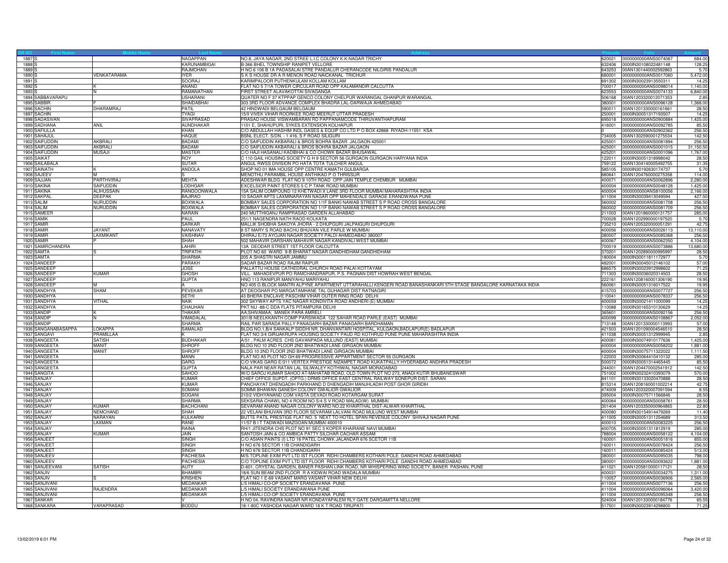| SR NO | First Name | Middle Name | Last Name | Address | Pincode | Folio | Amount |
|---|---|---|---|---|---|---|---|
| 1887 | S | | NAGAPPAN | NO.8, JAYA NAGAR, 2ND STREE L.I.C COLONY K.K.NAGAR TRICHY | 620021 | 0000000000ANS0074067 | 684.00 |
| 1888 | S | | KARUNAMBIGAI | B-366 BHEL TOWNSHIP RANIPET VELLORE | 632406 | 0000IN30108022481148 | 128.25 |
| 1889 | S | | RAJMOHAN | H NO 6 106 B 1A PADASALAI STRE PANDALUR CHERANCODE NILGIRIS PANDALUR | 643253 | 00AN1301440002592863 | 5.70 |
| 1890 | S | VENKATARAMA | IYER | S K S HOUSE DR A R MENON ROAD NAICKANAL TRICHUR | 680001 | 0000000000ANS0017060 | 5,472.00 |
| 1891 | S | | SOORAJ | KARIMPALOOR PUTHENKULAM KOLLAM KOLLAM | 691302 | 0000IN30023913550311 | 14.25 |
| 1892 | S | K | ANAND | FLAT NO 5 7/1A TOWER CIRCULAR ROAD OPP KALAMANDIR CALCUTTA | 700017 | 0000000000ANS0098014 | 1,140.00 |
| 1893 | S | N | RAMANATHAN | FIRST STREET ALAVAKOTTAI SIVAGANGA | 623553 | 0000000000ANS0074133 | 6,840.00 |
| 1894 | SABBAVARAPU | | USHARANI | QUATER NO F 37 KTPPAP GENCO COLONY CHELPUR WARANGAL GHANPUR WARANGAL | 506168 | 00AN1203320012071353 | 2.85 |
| 1895 | SABBIR | F | SHAIDABHAI | 303 3RD FLOOR ADVANCE COMPLEX BHADRA LAL-DARWAJA AHMEDABAD | 380001 | 0000000000ANS0096128 | 1,368.00 |
| 1896 | SACHIN | DHARAMRAJ | PATIL | 42 HINDWADI BELGAUM BELGAUM | 590011 | 00AN1201330000161661 | 28.50 |
| 1897 | SACHIN | | TYAGI | 15/II VIVEK VIHAR ROORKEE ROAD MEERUT UTTAR PRADESH | 250001 | 0000IN30051317193507 | 14.25 |
| 1898 | SADASIVAN | | SIVAPRASAD | PRASAD HOUSE VISWAMBARAN RD PAPPANAMCODE THIRUVANTHAPURAM | 695018 | 0000000000ANS0900884 | 1,425.00 |
| 1899 | SADHANA | ANIL | AUNDHAKAR | 1101 E, SHAHUPURI, SYKES EXTENSION KOLHAPUR | 416001 | 0000000000ANS0092785 | 85.50 |
| 1900 | SAFIULLA | | KHAN | C/O ABDULLAH HASHIM INDL GASES & EQUIP CO LTD P O BOX 42868 RIYADH-11551 KSA | 0 | 0000000000ANS0902362 | 256.50 |
| 1901 | SAHAJUL | | HAQUE | BSNL ELECT. S/DN. - I 416, S F ROAD SILIGURI | 734005 | 00AN1302590001275534 | 142.50 |
| 1902 | SAIFUDDIN | AKBRALI | BADAMI | C/O SAIFUDDIN AKBARALI & BROS BOHRA BAZAR JALGAON 425001 | 425001 | 0000000000ANS0081894 | 256.50 |
| 1903 | SAIFUDDIN | AKBRALI | BADAMI | C/O SAIFUDDIN AKBARALI & BROS BOHRA BAZAR JALGAON | 425001 | 0000000000ANS0001015 | 31,150.50 |
| 1904 | SAIFUDDIN | MUSAJI | MASTER | C/O HAJI HASANALI KADIBHAI & CO CHOWK BAZAR BHUSAWAL | 425201 | 0000000000ANS0001096 | 1,767.00 |
| 1905 | SAIKAT | | ROY | C 110 GAIL HOUSING SOCIETY G H 9 SECTOR 56 GURGAON GURGAON HARYANA INDIA | 122011 | 0000IN30051318998042 | 28.50 |
| 1906 | SAILABALA | | SUTAR | ANGUL RWSS DIVISION PO HATA TOTA TULCHER ANGUL | 759122 | 00AN1304140005492755 | 31.35 |
| 1907 | SAINATH | K | ANDOLA | SHOP NO 01 IMA HOUSE OPP CENTRE KAMATH GULBARGA | 585105 | 0000IN30192630174737 | 5.70 |
| 1908 | SAJEEV | M | S | MENOTHU PARAMBIL HOUSE ANTHIKAD P O THRISSUR | 680641 | 00AN1204760000275358 | 114.00 |
| 1909 | SAJJAN | PARTHVIRAJ | MEHTA | ADESHWAR BLDG FLAT NO 9 10TH ROAD OPP JAIN TEMPLE CHEMBUR MUMBAI | 400071 | 0000000000ANS0062896 | 2,280.00 |
| 1910 | SAKINA | SAIFUDDIN | LODHGAR | EXCELSIOR PAINT STORES 5 C P TANK ROAD MUMBAI | 400004 | 0000000000ANS0048128 | 1,425.00 |
| 1911 | SAKINA | ALIHUSSAIN | RANGOONWALA | 15A SALIM COMPOUND 12 KHETWADI X LANE 3RD FLOOR MUMBAI MAHARASHTRA INDIA | 400004 | 0000000000ANS8100056 | 2,166.00 |
| 1912 | SAKPAL | DEEPAK | BAJIRAO | 10 SAGAR APTS LAXMINARAYAN NAGAR OPP MAHENDALE GARAGE ERANDWANA PUNE | 411004 | 0000IN30039413049594 | 427.50 |
| 1913 | SALIM | NURUDDIN | BOXWALA | BOMBAY SALES CORPORATION NO 1/1F BANKI NAWAB STREET S P ROAD CROSS BANGALORE | 560002 | 0000000000ANS0081708 | 256.50 |
| 1914 | SALIM | NURUDDIN | BOXWALA | BOMBAY SALES CORPORATION NO 1/1F BANKI NAWAB STREET S P ROAD CROSS BANGALORE | 560002 | 0000000000ANS0081709 | 256.50 |
| 1915 | SAMEER | | NARAIN | 240 MUTTHIGANJ RAMPRASAD GARDEN ALLAHABAD | 211003 | 00AN1201860000131757 | 285.00 |
| 1916 | SAMIK | | PAUL | 251/1 NAGENDRA NATH RAOD KOLKATA | 700028 | 00AN1202990000197520 | 5.70 |
| 1917 | SAMIR | | SARKAR | MALLIK SHOBHA SAKOYA JHORA - 2 DHUPGURI JALPAIGURI DHUPGURI | 735210 | 00AN1205320000051291 | 42.75 |
| 1918 | SAMIR | JAYANT | NANAVATY | 8 ST MARY S ROAD BACHU BHUVAN VILE PARLE W MUMBAI | 400056 | 0000000000ANS0026113 | 13,110.00 |
| 1919 | SAMIR | LAXMIKANT | VAISHNAV | DHIRAJ E/73 AYOJAN NAGAR SOCIETY PALDI AHMEDABAD 380007 | 380007 | 0000000000ANS0085368 | 256.50 |
| 1920 | SAMIR | P | SHAH | 502 MAHAVIR DARSHAN MAHAVIR NAGAR KANDIVALI WEST MUMBAI | 400067 | 0000000000ANS0062350 | 4,104.00 |
| 1921 | SAMIRCHANDRA | | LAHIRI | 13A DEODAR STREET 1ST FLOOR CALCUTTA | 700019 | 0000000000ANS0073886 | 13,680.00 |
| 1922 | SAMTA | S | TRIPATHI | PLOT NO 60 WARD 9-B BHARAT NAGAR GANDHIDHAM GANDHIDHAM | 370201 | 00AN1202890000995997 | 28.50 |
| 1923 | SAMTA | | SHARMA | 205 A SHASTRI NAGAR JAMMU | 180004 | 0000IN30011811172977 | 5.70 |
| 1924 | SANDEEP | | PARAKH | SADAR BAZAR ROAD RAJIM RAIPUR | 482001 | 0000IN30045012146102 | 57.00 |
| 1925 | SANDEEP | | JOSE | PALLATTU HOUSE CATHEDRAL CHURCH ROAD PALAI KOTTAYAM | 686575 | 0000IN30023912998602 | 71.25 |
| 1926 | SANDEEP | KUMAR | GHOSH | VILL. MAHADEVPUR PO RAMCHANDRAPUR, P.S. PAGNAN DIST HOWRAH WEST BENGAL | 711303 | 0000IN30036020314503 | 28.50 |
| 1927 | SANDEEP | | GUPTA | HNO 113 RANIPUR MANIYAHU MARIYAHU | 222161 | 00AN1208160001306190 | 19.95 |
| 1928 | SANDEEP | M | A | NO 405 G BLOCK MANTRI ALPYNE APARTMENT UTTARAHALLI KENGERI ROAD BANASHANKARI 5TH STAGE BANGALORE KARNATAKA INDIA | 560061 | 0000IN30051316017522 | 19.95 |
| 1929 | SANDHYA | SHAM | PEVEKAR | AT DEOGHAR PO MARGATAMHANE TAL GUHAGAR DIST RATNAGIRI | 415703 | 0000000000ANS0077727 | 256.50 |
| 1930 | SANDHYA | | SETHI | 43 BHERA ENCLAVE PASCHIM VIHAR OUTER RING ROAD DELHI | 110041 | 0000000000ANS0078337 | 256.50 |
| 1931 | SANDHYA | VITHAL | NAIK | 302 SKYWAY APTS YAC NAGAR KONDIVITA ROAD ANDHERI (E) MUMBAI | 400059 | 0000IN30021411000099 | 14.25 |
| 1932 | SANDHYA | | CHAUHAN | PKT NU -88-C DDA FLATS PITAMPURA DELHI | 110088 | 0000IN30165310130629 | 14.25 |
| 1933 | SANDIP | K | THAKAR | AA:SHIVAMAA; MANEK PARA AMRELI | 365601 | 0000000000ANS0092156 | 256.50 |
| 1934 | SANDIP | N | VIMADALAL | 301/B NEELKKANTH COMP PARSIWADA 122 SAHAR ROAD PARLE (EAST) MUMBAI | 400099 | 0000000000ANS0108867 | 2,052.00 |
| 1935 | SANDIP | | SHARMA | RAIL PAR SARADA PALLY PANAGARH BAZAR PANAGARH BARDHAMAN | 713148 | 00AN1201330000113993 | 57.00 |
| 1936 | SANGANABASAPPA | LOKAPPA | SAMALAD | BLDG NO.1,B/4 SANKALP SIDDHI NR. DHANVANTARI HOSPITAL, KULGAON,BADLAPUR(E) BADLAPUR | 421503 | 00AN1201090004546510 | 28.50 |
| 1937 | SANGAVI | PRAMILLAA | K | FLAT NO 3/4 GIRIJAKRUPA HOUSING SOCIETY PAUD RD KOTHRUD PUNE PUNE MAHARASHTRA INDIA | 411038 | 0000IN30051312999945 | 2.85 |
| 1938 | SANGEETA | SATISH | BUDHAKAR | A/51 , PALM ACRES CHS GAVANPADA MULUND (EAST) MUMBAI | 400081 | 0000IN30074910177636 | 1,425.00 |
| 1939 | SANGEETA | MANIT | SHROFF | BLDG NO 10 2ND FLOOR 2ND BHATWADI LANE GIRGAON MUMBAI | 400004 | 0000000000ANS0058202 | 1,881.00 |
| 1940 | SANGEETA | MANIT | SHROFF | BLDG 10 2ND FLOOR 2ND BHATWADI LANE GIRGAON MUMBAI | 400004 | 0000IN30075711322022 | 1,111.50 |
| 1941 | SANGEETA | | MANN | FLAT NO A5 PLOT NO GH 69 PROGRESSIVE APPARTMENT SECTOR 55 GURGAON | 122003 | 0000IN30064410410132 | 285.00 |
| 1942 | SANGEETA | | GARG | C/O VIKAS GARG E/311 VERTEX PRESTIGE NIZAMPET ROAD KUKATPALLY HYDERABAD ANDHRA PRADESH | 500072 | 0000IN30051314465445 | 85.50 |
| 1943 | SANGEETA | | GUPTA | NALA PAR NEAR RATAN LAL SILIWALEY KOTHIWAL NAGAR MORADABAD | 244001 | 00AN1204470002541912 | 142.50 |
| 1944 | SANGITA | | SAHOO | W/O SAROJ KUMAR SAHOO AT-MAHATAB ROAD, OLD TOWN PLOT NO 273, ANADI KUTIR BHUBANESWAR | 751002 | 0000IN30232410393079 | 570.00 |
| 1945 | SANJAY | | KUMAR | CHIEF OFFICE SUPDT. (OPTG.) DRMS OFFICE EAST CENTRAL RAILWAY SONEPUR DIST. SARAN | 841101 | 0000IN30133020470888 | 28.50 |
| 1946 | SANJAY | | KUMAR | PANCHAYAT DHENGADIH PARKHAND D DHENGADIH MANJHLADIH POST GHOR GIRIDIH | 815314 | 00AN1208160001002214 | 42.75 |
| 1947 | SANJAY | | SOMANI | SOMMI BHAWAN GANESH COLONY GWALIOR GWALIOR | 474009 | 00AN1203320007091594 | 8.55 |
| 1948 | SANJAY | | SOGANI | 210/2 VIDHYANAND COM VASTA DEVADI ROAD KOTARGAM SURAT | 395004 | 0000IN30075711566846 | 28.50 |
| 1949 | SANJAY | | SHARMA | SEKSARIA CHAWL NO 4 ROOM NO S/4 S V ROAD MALAD(W) MUMBAI | 400064 | 0000000000ANS0058761 | 28.50 |
| 1950 | SANJAY | KUMAR | BACHCHANI | SEVARAM ANAND NAGAR COLONY WARD NO.22 KHAIRTHAL DIST-ALWAR KHAIRTHAL | 301404 | 00AN1203350000964865 | 22.80 |
| 1951 | SANJAY | NEMCHAND | SHAH | 22 VELANI BHUVAN 3RD FLOOR SEVARAM LALVANI ROAD MULUND WEST MUMBAI | 400080 | 0000IN30154914479269 | 11.40 |
| 1952 | SANJAY | NARAYAN | KULKARNI | BUTTE PATIL PRESTIGE FLAT NO. 5 NEXT TO HOTEL SPAN REVENUE COLONY SHIVAJI NAGAR PUNE | 411005 | 0000IN30051311254689 | 313.50 |
| 1953 | SANJAY | LAXMAN | RANE | 11/57 B I T TADWADI MAZGOAN MUMBAI 400010 | 400010 | 0000000000ANS0083225 | 256.50 |
| 1954 | SANJAY | | RAINA | RH/1 JITENDRA CHS PLOT NO 91 SEC 3 KOPER KHAIRANE NAVI MUMBAI | 400705 | 0000IN30051311812919 | 285.00 |
| 1955 | SANJAY | KUMAR | JAIN | SANTOSH JAIN & CO AMBICA PATTY SILCHAR CACHAR ASSAM | 788004 | 0000000000ANS0058122 | 4,104.00 |
| 1956 | SANJEET | | SINGH | C/O ASIAN PAINTS (I) LTD 16 PATEL CHOWK JALANDAR 676 SCETOR 11B | 160001 | 0000000000ANS0051816 | 855.00 |
| 1957 | SANJEET | | SINGH | H NO 676 SECTOR 11B CHANDIGARH | 160011 | 0000000000ANS0078424 | 256.50 |
| 1958 | SANJEET | | SINGH | H NO 676 SECTOR 11B CHANDIGARH | 160011 | 0000000000ANS0085424 | 513.00 |
| 1959 | SANJEEV | | PACHIESIA | M/S TOPLINE EXIM PVT LTD IST FLOOR RIDHI CHAMBERS KOTHARI POLE GANDHI ROAD AHMEDABAD | 380001 | 0000000000ANS0095035 | 798.00 |
| 1960 | SANJEEV | | PACHIESIA | C/O TOPLINE EXIM PVT LTD IST FLOOR RIDHI CHAMBERS KOTHARI POLE GANDHI ROAD AHMEDABAD | 380001 | 0000000000ANS0093622 | 1,881.00 |
| 1961 | SANJEEVANI | SATISH | AUTY | D-601, CRYSTAL GARDEN, BANER PASHAN LINK ROAD, NR WHISPERING WIND SOCIETY, BANER PASHAN, PUNE | 411021 | 00AN1205810000117121 | 28.50 |
| 1962 | SANJIV | | BHAMBRI | 18/6 SUN BEAM 2ND FLOOR R A KIDWAI ROAD WADALA MUMBAI | 400031 | 0000000000ANS0034275 | 1,311.00 |
| 1963 | SANJIV | S | KRISHEN | FLAT NO 1 E-69 VASANT MARG VASANT VIHAR NEW DELHI | 110057 | 0000000000ANS0036906 | 2,565.00 |
| 1964 | SANJIVANI | | MEDANKAR | L/5 HIMALI CO-OP SOCIETY ERANDAVANA PUNE | 411004 | 0000000000ANS0077136 | 256.50 |
| 1965 | SANJIVANI | RAJENDRA | MEDANKAR | L/5 HIMALI SOCIETY ERANDAWANA PUNE | 411004 | 0000000000ANS0096064 | 3,420.00 |
| 1966 | SANJIVANI | | MEDANKAR | L/5 HIMALI CO-OP SOCIETY ERANDAVANA PUNE | 411004 | 0000000000ANS0095348 | 256.50 |
| 1967 | SANKAR | | V | H NO 04, RAVINDRA NAGAR NR KONDAYAPALEM RLY GATE DARGAMITTA NELLORE | 524004 | 00AN1201330000184776 | 65.55 |
| 1968 | SANKARA | VARAPRASAD | BODDU | 18-1-80C YASHODA NAGAR WARD 18 K T ROAD TIRUPATI | 517501 | 0000IN30023914298800 | 71.25 |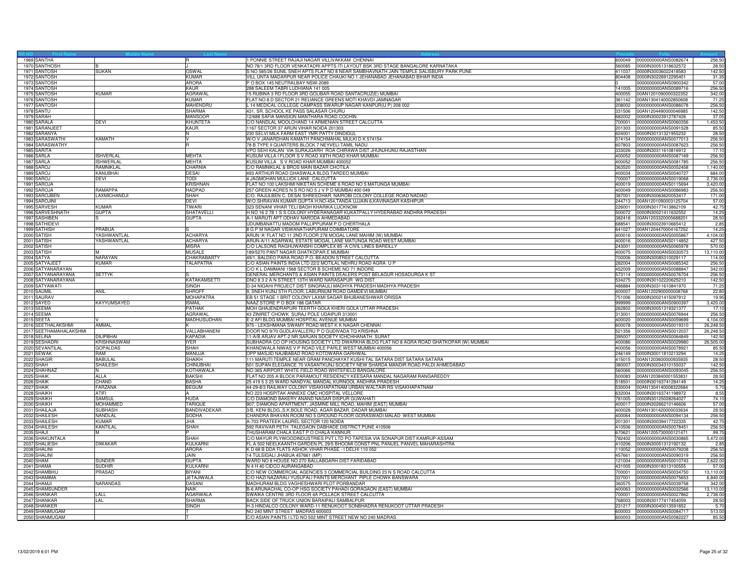| SR NO | First Name | Middle Name | Last Name | Address | Pincode | Folio | Amount |
|---|---|---|---|---|---|---|---|
| 1969 | SANTHA | | R | 1 PONNIE STREET RAJAJI NAGAR VILLIVAKKAM CHENNAI | 600049 | 0000000000ANS0082674 | 256.50 |
| 1970 | SANTHOSH | B | J | NO 78/1 3RD FLOOR VENKATADRI APPTS ITI LAYOUT BSK 3RD STAGE BANGALORE KARNATAKA | 560085 | 0000IN30051318632572 | 28.50 |
| 1971 | SANTOSH | SUKAN | OSWAL | S NO 585/26 SUNIL SNEH APTS FLAT NO 8 NEAR SAMBHAVNATH JAIN TEMPLE SALISBURY PARK PUNE | 411037 | 0000IN30036022418583 | 142.50 |
| 1972 | SANTOSH | | KUMAR | VILL UNTA MADARPUR NEAR POLICE CHAUKI NO 1 JEHANABAD JEHANABAD BIHAR INDIA | 804408 | 0000IN30226912295401 | 31.35 |
| 1973 | SANTOSH | | ARORA | P O BOX 145 NEUTRALBAY NSW-2089 | 0 | 0000000000ANS0900342 | 57.00 |
| 1974 | SANTOSH | | KAUR | 288 SALEEM TABRI LUDHIANA 141 005 | 141005 | 0000000000ANS0089716 | 256.50 |
| 1975 | SANTOSH | KUMAR | AGRAWAL | 15 RUBINA 3 RD FLOOR 3RD GOLIBAR ROAD SANTACRUZ(E) MUMBAI | 400055 | 00AN1201090000322352 | 342.00 |
| 1976 | SANTOSH | | KUMAR | FLAT NO 8 D SECTOR 21 RELIANCE GREENS MOTI KHAVDI JAMNAGAR | 361142 | 00AN1304140002850608 | 71.25 |
| 1977 | SANTOSH | | MAHENDRU | L 14 MEDICAL COLLEGE CAMPASS SWARUP NAGAR KANPUR(U P) 208 002 | 208002 | 0000000000ANS0086078 | 256.50 |
| 1978 | SANTU | | SHARMA | 431, SR. SCHOOL KE PASS SALASAR CHURU | 331506 | 00AN1204490000046985 | 142.50 |
| 1979 | SARAH | | MANSOOR | 12/688 SAFIA MANSION MANTHARA ROAD COCHIN | 682002 | 0000IN30023912787426 | 37.05 |
| 1980 | SARALA | DEVI | KHUNTETA | C/O NANDLAL MOOLCHAND 14 ARMENIAN STREET CALCUTTA | 700001 | 0000000000ANS0060356 | 1,453.50 |
| 1981 | SARANJEET | | KAUR | 1167 SECTOR 37 ARUN VIHAR NOIDA 201303 | 201303 | 0000000000ANS0091528 | 85.50 |
| 1982 | SARANYA | | N | 230 SELVI MILK FARM EAST YMR PATTY DINDIGUL | 624001 | 0000IN30131321955232 | 28.50 |
| 1983 | SARASWATHI | KAMATH | V | W/O V JANARDHAN KAMATH PANCHMAHAL MULKI D K 574154 | 574154 | 0000000000ANS0077013 | 256.50 |
| 1984 | SARASWATHY | | R | 78 B TYPE II QUARTERS BLOCK 7 NEYVELI TAMIL NADU | 607803 | 0000000000ANS0087623 | 256.50 |
| 1985 | SARITA | | | VPO SEHI KALAN VIA SURAJGARH ROA CHIRAWA DIST JHUNJHUNU RAJASTHAN | 333026 | 0000IN30311610816912 | 17.10 |
| 1986 | SARLA | ISHVERLAL | MEHTA | KUSUM VILLA I FLOOR S V ROAD X8TH ROAD KHAR MUMBAI | 400052 | 0000000000ANS0087169 | 256.50 |
| 1987 | SARLA | ISHWERLAL | MEHTA | KUSUM VILLA S V ROAD KHAR MUMBAI 400052 | 400052 | 0000000000ANS0081785 | 256.50 |
| 1988 | SAROJ | RAMNIKLAL | CHARNIA | C/O RAMNIKLAL & BROS MAIN BAZAR CHOTILA | 363520 | 0000000000ANS0052458 | 1,140.00 |
| 1989 | SAROJ | KANUBHAI | DESAI | 493 ARTHUR ROAD GHASWALA BLDG TARDEO MUMBAI | 400034 | 0000000000ANS0040727 | 684.00 |
| 1990 | SAROJ | DEVI | TODI | 4 JAGMOHAN MULLICK LANE CALCUTTA | 700007 | 0000000000ANS0019068 | 2,736.00 |
| 1991 | SAROJA | | KRISHNAN | FLAT NO 100 LAKSHMI NIKETAN SCHEME 6 ROAD NO 5 MATUNGA MUMBAI | 400019 | 0000000000ANS0115694 | 3,420.00 |
| 1992 | SAROJA | RAMAPPA | HADPAD | 257 GREEN ACRES N S RO NO 5 J V P D MUMBAI 400 049 | 400049 | 0000000000ANS0086983 | 256.50 |
| 1993 | SAROJBEN | LAXMICHANDJI | SHAH | C/O. RAJULBEN C. DESAI SHREEDHAR, NAIROBI COLONY COLLEGE ROAD NADIAD | 387001 | 0000IN30063620053417 | 171.00 |
| 1994 | SAROJINI | | DEVI | W/O SHRAVAN KUMAR GUPTA H.NO-454,TANDA UJJAIN 6,KAVINAGAR KASHIPUR | 244713 | 00AN1201090003125704 | 57.00 |
| 1995 | SARVESH | KUMAR | TIWARI | 323 SENANI VIHAR TELI BAGH KHARIKA LUCKNOW | 226001 | 0000IN30177413862109 | 42.75 |
| 1996 | SARVESHNATH | GUPTA | SHATAVELLI | H NO 16 2 78 1 S S COLONY HYDERANAGAR KUKATPALLY HYDERABAD ANDHRA PRADESH | 500072 | 0000IN30021411632552 | 14.25 |
| 1997 | SASHIBEN | S | GUPTA | A-1 MARUTI APT ODHAV NARODA AHMEDABAD | 382418 | 00AN1203320005688201 | 28.50 |
| 1998 | SATHIDEVI | | | UDUMBANATTU MADOM PALLIPPURAM P O CHERTHALA | 688541 | 0000IN30023910665412 | 2.85 |
| 1999 | SATHISH | PRABUA | S | 8 G P M NAGAR VISWANATHAPURAM COIMBATORE | 641027 | 00AN1204470004167252 | 14.25 |
| 2000 | SATISH | YASHWANTLAL | ACHARYA | ARUN 'A' FLAT NO 11 2ND FLOOR 278 MOGAL LANE MAHIM (W) MUMBAI | 400016 | 0000000000ANS0055867 | 4,104.00 |
| 2001 | SATISH | YASHWANTLAL | ACHARYA | ARUN-A/11 AGARWAL ESTATE MOGAL LANE MATUNGA ROAD WEST MUMBAI | 400016 | 0000000000ANS0114852 | 427.50 |
| 2002 | SATISH | | MISRA | C/O LALSONS RAGHUWANSHI COMPLEX 85 -A CIVIL LINES BAREILLY | 243001 | 0000000000ANS0065978 | 570.00 |
| 2003 | SATISH | M | MUSALE | 189/5270 PANT NAGAR GHATKOPAR E MUMBAI | 400075 | 0000000000ANS0030573 | 13,110.00 |
| 2004 | SATYA | NARAYAN | CHAKRABARTY | 49/1, BALDEO PARA ROAD P.O. BEADON STREET CALCUTTA | 700006 | 0000IN30085310029117 | 114.00 |
| 2005 | SATYAJEET | KUMAR | TALAPATRA | C/O ASIAN PAINTS INDIA LTD 22/2 MOTILAL NEHRU ROAD AGRA U P | 282004 | 0000000000ANS0085342 | 256.50 |
| 2006 | SATYANARAYAN | | | C/O K L DAMMANI 1568 SECTOR B SCHEME NO 71 INDORE | 452009 | 0000000000ANS0088847 | 342.00 |
| 2007 | SATYANARAYANA | SETTYK | S | GENERAL MERCHANTS & ASIAN PAINTS DEALERS POST BELAGUR HOSADURGA K ST | 573114 | 0000000000ANS0076704 | 256.50 |
| 2008 | SATYANARAYANA | | KATAKAMSETTI | DNO 8 3 2 A N STREET 13TH WARD NARASAPUR WG DIST | 534275 | 0000IN30102220625210 | 142.50 |
| 2009 | SATYAWATI | | SINGH | D-34 NIGAHI PROJECT DIST SINGRAULI MADHYA PRADESH MADHYA PRADESH | 486884 | 0000IN30311610841970 | 71.25 |
| 2010 | SAUMIL | ANIL | SHROFF | 9, SNEH KUNJ 5TH FLOOR, LABURNUM ROAD GAMDEVI MUMBAI | 400007 | 00AN1202900000008768 | 22.80 |
| 2011 | SAURAV | | MOHAPATRA | EB 51 STAGE 1 BRIT COLONY LAXMI SAGAR BHUBANESHWAR ORISSA | 751006 | 0000IN30021415097912 | 19.95 |
| 2012 | SAYED | KAYYUMSAYED | ISMAIL | NAAZ STORE P O BOX 186 QATAR | 999999 | 0000000000ANS0900397 | 3,420.00 |
| 2013 | SEEMA | | PATHAK | MOH GHAJENDRAPURI TEERTH GOLA KHERI GOLA UTTAR PRADESH | 262802 | 0000IN30051319321377 | 17.10 |
| 2014 | SEEMA | | AGRAWAL | 43 ZINIRET CHOWK SURAJ POLE UDAIPUR 313001 | 313001 | 0000000000ANS0076944 | 256.50 |
| 2015 | SEETA | V | MADHUSUDHAN | E-2 AFI BLDG MUMBAI HOSPITAL AVENUE MUMBAI | 400020 | 0000000000ANS0059699 | 4,104.00 |
| 2016 | SEETHALAKSHMI | AMMAL | K | 975 - LEKSHMANA SWAMY ROAD WEST K K NAGAR CHENNAI | 600078 | 0000000000ANS0019310 | 26,248.50 |
| 2017 | SEETHAMAHALAKSHMI | | VALLABHANENI | DOOR NO 9/70 GUDLAVALLERU P O GUDIVADA TQ KRISHNA | 521356 | 0000000000ANS0012037 | 26,248.50 |
| 2018 | SELINA | DILIPBHAI | KAPADIA | 11-A/B ARJAV APT-2 NR SARJAN SOCIETY ICHCHHANATH SURAT | 395007 | 0000000000ANS0064849 | 142.50 |
| 2019 | SESHADRI | KRISHNASWAM | IYER | SUBHADRA CO OP HOUSING SOCIETY LTD DWARKHA BLDG FLAT NO 8 AGRA ROAD GHATKOPAR (W) MUMBAI | 400086 | 0000000000ANS0029980 | 26,505.00 |
| 2020 | SEVANTILAL | GOPALDAS | SHAH | KHANDWALA NIWAS V P ROAD VILE PARLE WEST MUMBAI 400056 | 400056 | 0000000000ANS0078921 | 85.50 |
| 2021 | SEWAK | RAM | MANUJA | OPP MASJID NAJIBABAD ROAD KOTDWARA GARHWAL | 246149 | 0000IN30011810213294 | 14.25 |
| 2022 | SHAGIR | BABULAL | SHAIKH | 111 MARUTI TEMPLE NEAR GRAM PANCHAYAT KUSHI TAL SATARA DIST SATARA SATARA | 415015 | 00AN1203600000935935 | 28.50 |
| 2023 | SHAH | SHAILESH | CHINUBHAI | 501 SUPAN ELEGANCE 70 VASANTKUNJ SOCIETY NEW SHARDA MANDIR ROAD PALDI AHMEDABAD | 380007 | 0000IN30034310155037 | 142.50 |
| 2024 | SHAHNAZ | N | KOTHAWALA | NO 365 AIRPORT WHITE FIELD ROAD WHITEFIELD BANGALORE | 560066 | 0000000000ANS0093045 | 256.50 |
| 2025 | SHAIK | ALLA | BAKSHI | FLAT NO 205 A BLOCK PARAMOUT RESIDENCY KEESARA MANDAL NAGARAM RANGAREDDY | 500083 | 00AN1203840001553831 | 28.50 |
| 2026 | SHAIK | CHAND | BASHA | 25 419 5 3 25 WARD NANDYAL MANDAL KURNOOL ANDHRA PRADESH | 518501 | 0000IN30163741284149 | 14.25 |
| 2027 | SHAIK | FARZANA | BEGUM | 44-29-8/3 RAILWAY COLONY VISAKHAPATNAM URBAN WALTAIR RS VISAKHAPATNAM | 530004 | 00AN1304140008322684 | 5.70 |
| 2028 | SHAIKH | ATIFI | A | NO 223 HOSPITAK ANNEXE CMC HOSPITAL VELLORE | 632004 | 0000IN30163741198972 | 8.55 |
| 2029 | SHAIKH | SAMSUL | HUDA | C/O DIAMOND BAKERY ANAND NAGAR DISPUR GUWAHATI | 781005 | 0000IN30125028264027 | 74.10 |
| 2030 | SHAIKH | MOHAMMED | TARIQUE | 907, DIAMOND APARTMENT, JASMINE MILL ROAD, MAHIM (EAST) MUMBAI | 400017 | 0000IN30266210146606 | 57.00 |
| 2031 | SHAILAJA | SUBHASH | BANDIVADEKAR | 3/B, KENI BLDG.,S.K.BOLE ROAD, AGAR BAZAR, DADAR MUMBAI | 400028 | 00AN1301420000033634 | 28.50 |
| 2032 | SHAILESH | NANDLAL | SODHA | CHANDRA BHAVAN ROOM NO 5 GROUND FLOOR GORASWADI MALAD WEST MUMBAI | 400064 | 0000000000ANS0094134 | 256.50 |
| 2033 | SHAILESH | KUMAR | JHA | A-703 PRATEEK LAUREL SECTOR 120 NOIDA | 201301 | 0000IN30039417722335 | 42.75 |
| 2034 | SHAILESH | KANTILAL | SHAH | 592 RAVIVAR PETH TALEGAON DABHADE DISTRICT PUNE 410506 | 410506 | 0000000000ANS0078451 | 256.50 |
| 2035 | SHAJI | M | P | THUSHARAM CHALA EAST P O CHALA KANNUR | 670621 | 00AN1205730000121471 | 99.75 |
| 2036 | SHAKUNTALA | | SHAH | C/O MAYUR PLYWOODINDUSTRIES PVT LTD PO TAPESIA VIA SONAPUR DIST KAMRUP-ASSAM | 782402 | 0000000000ANS0030865 | 5,472.00 |
| 2037 | SHALIESH | DIWAKAR | KULKARNI | FL A 502 NEELKAANTH GARDEN PL 29/5 BHOOMI CONST PNL PANUEL PANVEL MAHARASHTRA | 410206 | 0000IN30051312192132 | 2.85 |
| 2038 | SHALINI | | ARORA | K D 68 B DDA FLATS ASHOK VIHAR PHASE - I DELHI 110 052 | 110052 | 0000000000ANS0079208 | 256.50 |
| 2039 | SHALINI | | JAIN | 14 TULSIGALI JHABUA 457661 (MP) | 457661 | 0000000000ANS0090319 | 256.50 |
| 2040 | SHAM | SUNDER | GUPTA | WARD NO 8 HOUSE NO 270 BALLABGARH DIST FARIDABAD | 121004 | 0000000000ANS0010743 | 2,622.00 |
| 2041 | SHAMA | SUDHIR | KULKARNI | N 4 H 40 CIDCO AURANGABAD | 431005 | 0000IN30018313100555 | 57.00 |
| 2042 | SHAMBHU | PRASAD | BIYANI | C/O NEW COMMERCIAL AGENCIES 3 COMMERCIAL BUILDING 23 N S ROAD CALCUTTA | 700001 | 0000000000ANS0034750 | 13,110.00 |
| 2043 | SHAMIMA | | JETAJIWALA | C/O HAZI NAZARALI YUSUFALI PAINTS MERCHANT PIPLE CHOWK BANSWARA | 327001 | 0000000000ANS0075653 | 6,840.00 |
| 2044 | SHAMJI | NARANDAS | DASANI | MADHURAM BLDG VAGHESHWARI PLOT PORBANDAR | 360575 | 0000000000ANS0039758 | 342.00 |
| 2045 | SHAMSUNDER | | NAIK | B-6 ARUNACHAL CO-OP HSG SOCIETY PAHADI GORAGAON (EAST) MUMBAI | 400063 | 0000000000ANS0032566 | 13,110.00 |
| 2046 | SHANKAR | LALL | AGARWALA | SWAIKA CENTRE 3RD FLOOR 4A POLLACK STREET CALCUTTA | 700001 | 0000000000ANS0027862 | 2,736.00 |
| 2047 | SHANKAR | LAL | SHARMA | BACK SIDE OF TRUCK UNION BARAIPALI SAMBALPUR | 768003 | 0000IN30177417454059 | 28.50 |
| 2048 | SHANKER | | SINGH | H-3 HINDALCO COLONY WARD-11 RENUKOOT SONBHADRA RENUKOOT UTTAR PRADESH | 231217 | 0000IN30045013591852 | 5.70 |
| 2049 | SHANMUGAM | | T | NO 240 MINT STREET MADRAS 600003 | 600003 | 0000000000ANS0084717 | 513.00 |
| 2050 | SHANMUGAM | | T | C/O ASIAN PAINTS I LTD NO 502 MINT STREET NEW NO 240 MADRAS | 600003 | 0000000000ANS0082227 | 85.50 |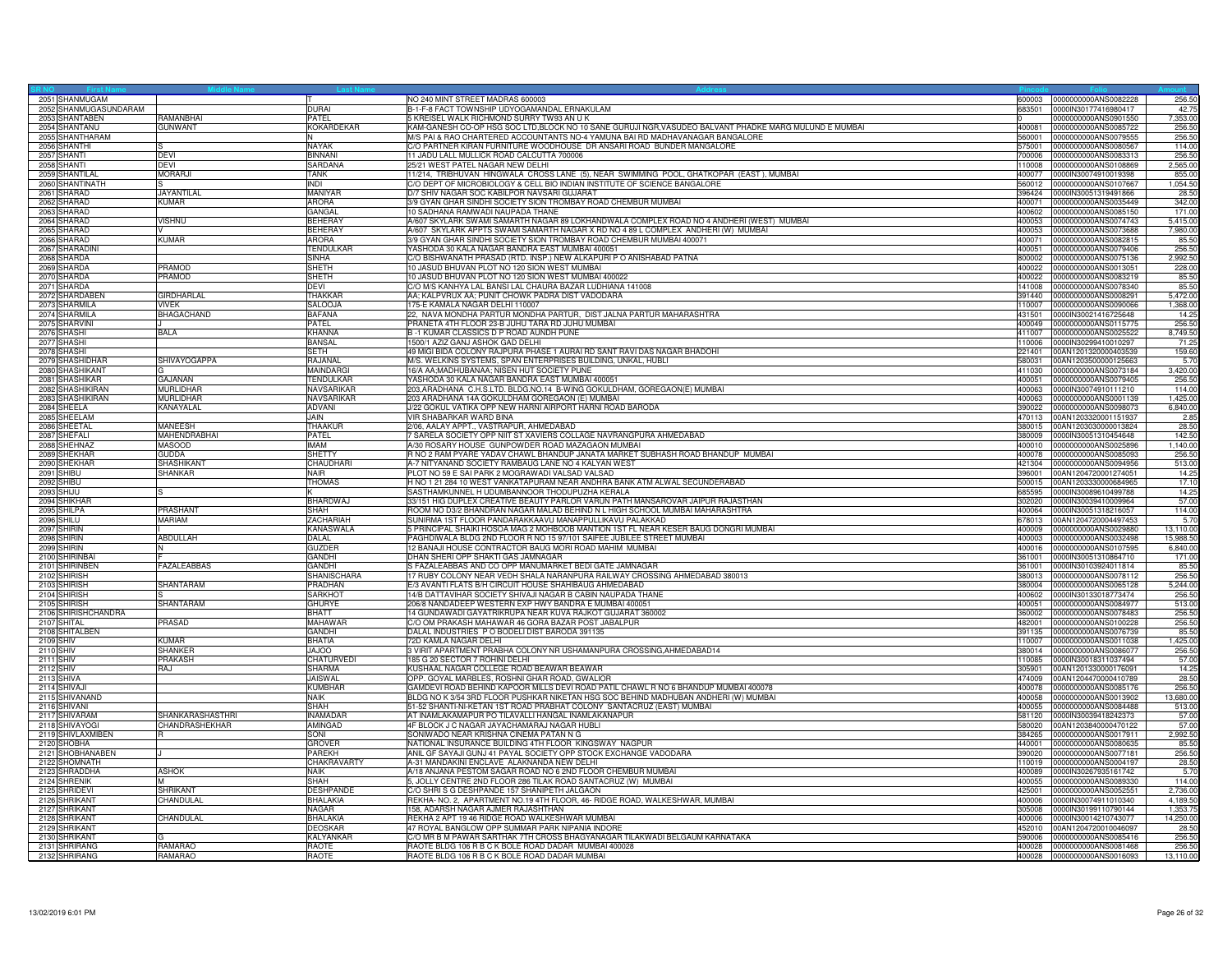| SR NO | First Name | Middle Name | Last Name | Address | Pincode | Folio | Amount |
|---|---|---|---|---|---|---|---|
| 2051 | SHANMUGAM | | T | NO 240 MINT STREET MADRAS 600003 | 600003 | 0000000000ANS0082228 | 256.50 |
| 2052 | SHANMUGASUNDARAM | | DURAI | B-1-F-8 FACT TOWNSHIP UDYOGAMANDAL ERNAKULAM | 683501 | 0000IN30177416980417 | 42.75 |
| 2053 | SHANTABEN | RAMANBHAI | PATEL | 5 KREISEL WALK RICHMOND SURRY TW93 AN U K | 0 | 0000000000ANS0901550 | 7,353.00 |
| 2054 | SHANTANU | GUNWANT | KOKARDEKAR | KAM-GANESH CO-OP HSG SOC LTD,BLOCK NO 10 SANE GURUJI NGR,VASUDEO BALVANT PHADKE MARG MULUND E MUMBAI | 400081 | 0000000000ANS0085722 | 256.50 |
| 2055 | SHANTHARAM | | N | M/S PAI & RAO CHARTERED ACCOUNTANTS NO-4 YAMUNA BAI RD MADHAVANAGAR BANGALORE | 560001 | 0000000000ANS0079555 | 256.50 |
| 2056 | SHANTHI | S | NAYAK | C/O PARTNER KIRAN FURNITURE WOODHOUSE DR ANSARI ROAD BUNDER MANGALORE | 575001 | 0000000000ANS0080567 | 114.00 |
| 2057 | SHANTI | DEVI | BINNANI | 11 JADU LALL MULLICK ROAD CALCUTTA 700006 | 700006 | 0000000000ANS0083313 | 256.50 |
| 2058 | SHANTI | DEVI | SARDANA | 25/21 WEST PATEL NAGAR NEW DELHI | 110008 | 0000000000ANS0108869 | 2,565.00 |
| 2059 | SHANTILAL | MORARJI | TANK | 11/214, TRIBHUVAN HINGWALA CROSS LANE (5), NEAR SWIMMING POOL, GHATKOPAR (EAST ), MUMBAI | 400077 | 0000IN30074910019398 | 855.00 |
| 2060 | SHANTINATH | | INDI | C/O DEPT OF MICROBIOLOGY & CELL BIO INDIAN INSTITUTE OF SCIENCE BANGALORE | 560012 | 0000000000ANS0107667 | 1,054.50 |
| 2061 | SHARAD | JAYANTILAL | MANIYAR | D/7 SHIV NAGAR SOC KABILPOR NAVSARI GUJARAT | 396424 | 0000IN30051319491866 | 28.50 |
| 2062 | SHARAD | KUMAR | ARORA | 3/9 GYAN GHAR SINDHI SOCIETY SION TROMBAY ROAD CHEMBUR MUMBAI | 400071 | 0000000000ANS0035449 | 342.00 |
| 2063 | SHARAD | | GANGAL | 10 SADHANA RAMWADI NAUPADA THANE | 400602 | 0000000000ANS0085150 | 171.00 |
| 2064 | SHARAD | VISHNU | BEHERAY | A/607 SKYLARK SWAMI SAMARTH NAGAR 89 LOKHANDWALA COMPLEX ROAD NO 4 ANDHERI (WEST) MUMBAI | 400053 | 0000000000ANS0074743 | 5,415.00 |
| 2065 | SHARAD | V | BEHERAY | A/607 SKYLARK APPTS SWAMI SAMARTH NAGAR X RD NO 4 89 L COMPLEX ANDHERI (W) MUMBAI | 400053 | 0000000000ANS0073688 | 7,980.00 |
| 2066 | SHARAD | KUMAR | ARORA | 3/9 GYAN GHAR SINDHI SOCIETY SION TROMBAY ROAD CHEMBUR MUMBAI 400071 | 400071 | 0000000000ANS0082815 | 85.50 |
| 2067 | SHARADINI | | TENDULKAR | YASHODA 30 KALA NAGAR BANDRA EAST MUMBAI 400051 | 400051 | 0000000000ANS0079406 | 256.50 |
| 2068 | SHARDA | | SINHA | C/O BISHWANATH PRASAD (RTD. INSP.) NEW ALKAPURI P O ANISHABAD PATNA | 800002 | 0000000000ANS0075136 | 2,992.50 |
| 2069 | SHARDA | PRAMOD | SHETH | 10 JASUD BHUVAN PLOT NO 120 SION WEST MUMBAI | 400022 | 0000000000ANS0013051 | 228.00 |
| 2070 | SHARDA | PRAMOD | SHETH | 10 JASUD BHUVAN PLOT NO 120 SION WEST MUMBAI 400022 | 400022 | 0000000000ANS0083219 | 85.50 |
| 2071 | SHARDA | | DEVI | C/O M/S KANHYA LAL BANSI LAL CHAURA BAZAR LUDHIANA 141008 | 141008 | 0000000000ANS0078340 | 85.50 |
| 2072 | SHARDABEN | GIRDHARLAL | THAKKAR | AA; KALPVRUX AA; PUNIT CHOWK PADRA DIST VADODARA | 391440 | 0000000000ANS0008291 | 5,472.00 |
| 2073 | SHARMILA | VIVEK | SALOOJA | 175-E KAMALA NAGAR DELHI 110007 | 110007 | 0000000000ANS0090066 | 1,368.00 |
| 2074 | SHARMILA | BHAGACHAND | BAFANA | 22, NAVA MONDHA PARTUR MONDHA PARTUR, DIST JALNA PARTUR MAHARASHTRA | 431501 | 0000IN30021416725648 | 14.25 |
| 2075 | SHARVINI | J | PATEL | PRANETA 4TH FLOOR 23-B JUHU TARA RD JUHU MUMBAI | 400049 | 0000000000ANS0115775 | 256.50 |
| 2076 | SHASHI | BALA | KHANNA | B -1 KUMAR CLASSICS D P ROAD AUNDH PUNE | 411007 | 0000000000ANS0025522 | 8,749.50 |
| 2077 | SHASHI | | BANSAL | 1500/1 AZIZ GANJ ASHOK GAD DELHI | 110006 | 0000IN30299410010297 | 71.25 |
| 2078 | SHASHI | | SETH | 49 MIGI BIDA COLONY RAJPURA PHASE 1 AURAI RD SANT RAVI DAS NAGAR BHADOHI | 221401 | 00AN1201320000403539 | 159.60 |
| 2079 | SHASHIDHAR | SHIVAYOGAPPA | RAJANAL | M/S. WELKINS SYSTEMS, SPAN ENTERPRISES BUILDING, UNKAL, HUBLI | 580031 | 00AN1203500000125663 | 5.70 |
| 2080 | SHASHIKANT | G | MAINDARGI | 16/A AA;MADHUBANAA; NISEN HUT SOCIETY PUNE | 411030 | 0000000000ANS0073184 | 3,420.00 |
| 2081 | SHASHIKAR | GAJANAN | TENDULKAR | YASHODA 30 KALA NAGAR BANDRA EAST MUMBAI 400051 | 400051 | 0000000000ANS0079405 | 256.50 |
| 2082 | SHASHIKIRAN | MURLIDHAR | NAVSARIKAR | 203,ARADHANA C.H.S.LTD. BLDG.NO.14 B-WING GOKULDHAM, GOREGAON(E) MUMBAI | 400063 | 0000IN30074910111210 | 114.00 |
| 2083 | SHASHIKIRAN | MURLIDHAR | NAVSARIKAR | 203 ARADHANA 14A GOKULDHAM GOREGAON (E) MUMBAI | 400063 | 0000000000ANS0001139 | 1,425.00 |
| 2084 | SHEELA | KANAYALAL | ADVANI | J/22 GOKUL VATIKA OPP NEW HARNI AIRPORT HARNI ROAD BARODA | 390022 | 0000000000ANS0098073 | 6,840.00 |
| 2085 | SHEELAM | | JAIN | VIR SHABARKAR WARD BINA | 470113 | 00AN1203320001151937 | 2.85 |
| 2086 | SHEETAL | MANEESH | THAAKUR | 2/06, AALAY APPT., VASTRAPUR, AHMEDABAD | 380015 | 00AN1203030000013824 | 28.50 |
| 2087 | SHEFALI | MAHENDRABHAI | PATEL | 7 SARELA SOCIETY OPP NIIT ST XAVIERS COLLAGE NAVRANGPURA AHMEDABAD | 380009 | 0000IN30051310454648 | 142.50 |
| 2088 | SHEHNAZ | MASOOD | IMAM | A/30 ROSARY HOUSE GUNPOWDER ROAD MAZAGAON MUMBAI | 400010 | 0000000000ANS0025896 | 1,140.00 |
| 2089 | SHEKHAR | GUDDA | SHETTY | R NO 2 RAM PYARE YADAV CHAWL BHANDUP JANATA MARKET SUBHASH ROAD BHANDUP MUMBAI | 400078 | 0000000000ANS0085093 | 256.50 |
| 2090 | SHEKHAR | SHASHIKANT | CHAUDHARI | A-7 NITYANAND SOCIETY RAMBAUG LANE NO 4 KALYAN WEST | 421304 | 0000000000ANS0094956 | 513.00 |
| 2091 | SHIBU | SHANKAR | NAIR | PLOT NO 59 E SAI PARK 2 MOGRAWADI VALSAD VALSAD | 396001 | 00AN1204720001274051 | 14.25 |
| 2092 | SHIBU | | THOMAS | H NO 1 21 284 10 WEST VANKATAPURAM NEAR ANDHRA BANK ATM ALWAL SECUNDERABAD | 500015 | 00AN1203330000684965 | 17.10 |
| 2093 | SHIJU | S | K | SASTHAMKUNNEL H UDUMBANNOOR THODUPUZHA KERALA | 685595 | 0000IN30089610499788 | 14.25 |
| 2094 | SHIKHAR | | BHARDWAJ | 33/151 HIG DUPLEX CREATIVE BEAUTY PARLOR VARUN PATH MANSAROVAR JAIPUR RAJASTHAN | 302020 | 0000IN30039410009964 | 57.00 |
| 2095 | SHILPA | PRASHANT | SHAH | ROOM NO D3/2 BHANDRAN NAGAR MALAD BEHIND N L HIGH SCHOOL MUMBAI MAHARASHTRA | 400064 | 0000IN30051318216057 | 114.00 |
| 2096 | SHILU | MARIAM | ZACHARIAH | SUNIRMA 1ST FLOOR PANDARAKKAAVU MANAPPULLIKAVU PALAKKAD | 678013 | 00AN1204720004497453 | 5.70 |
| 2097 | SHIRIN | | KANASWALA | 5 PRINCIPAL SHAIKI HOSOA MAG 2 MOHBOOB MANTION 1ST FL NEAR KESER BAUG DONGRI MUMBAI | 400009 | 0000000000ANS0029880 | 13,110.00 |
| 2098 | SHIRIN | ABDULLAH | DALAL | PAGHDIWALA BLDG 2ND FLOOR R NO 15 97/101 SAIFEE JUBILEE STREET MUMBAI | 400003 | 0000000000ANS0032498 | 15,988.50 |
| 2099 | SHIRIN | N | GUZDER | 12 BANAJI HOUSE CONTRACTOR BAUG MORI ROAD MAHIM MUMBAI | 400016 | 0000000000ANS0107595 | 6,840.00 |
| 2100 | SHIRINBAI | F | GANDHI | DHAN SHERI OPP SHAKTI GAS JAMNAGAR | 361001 | 0000IN30051310864710 | 171.00 |
| 2101 | SHIRINBEN | FAZALEABBAS | GANDHI | S FAZALEABBAS AND CO OPP MANUMARKET BEDI GATE JAMNAGAR | 361001 | 0000IN30103924011814 | 85.50 |
| 2102 | SHIRISH | | SHANISCHARA | 17 RUBY COLONY NEAR VEDH SHALA NARANPURA RAILWAY CROSSING AHMEDABAD 380013 | 380013 | 0000000000ANS0078112 | 256.50 |
| 2103 | SHIRISH | SHANTARAM | PRADHAN | E/3 AVANTI FLATS B/H CIRCUIT HOUSE SHAHIBAUG AHMEDABAD | 380004 | 0000000000ANS0065128 | 5,244.00 |
| 2104 | SHIRISH | S | SARKHOT | 14/B DATTAVIHAR SOCIETY SHIVAJI NAGAR B CABIN NAUPADA THANE | 400602 | 0000IN30133018773474 | 256.50 |
| 2105 | SHIRISH | SHANTARAM | GHURYE | 206/8 NANDADEEP WESTERN EXP HWY BANDRA E MUMBAI 400051 | 400051 | 0000000000ANS0084977 | 513.00 |
| 2106 | SHIRISHCHANDRA | | BHATT | 14 GUNDAWADI GAYATRIKRUPA NEAR KUVA RAJKOT GUJARAT 360002 | 360002 | 0000000000ANS0078483 | 256.50 |
| 2107 | SHITAL | PRASAD | MAHAWAR | C/O OM PRAKASH MAHAWAR 46 GORA BAZAR POST JABALPUR | 482001 | 0000000000ANS0100228 | 256.50 |
| 2108 | SHITALBEN | | GANDHI | DALAL INDUSTRIES P O BODELI DIST BARODA 391135 | 391135 | 0000000000ANS0076739 | 85.50 |
| 2109 | SHIV | KUMAR | BHATIA | 72D KAMLA NAGAR DELHI | 110007 | 0000000000ANS0011038 | 1,425.00 |
| 2110 | SHIV | SHANKER | JAJOO | 3 VIRIT APARTMENT PRABHA COLONY NR USHAMANPURA CROSSING,AHMEDABAD14 | 380014 | 0000000000ANS0086077 | 256.50 |
| 2111 | SHIV | PRAKASH | CHATURVEDI | 185 G 20 SECTOR 7 ROHINI DELHI | 110085 | 0000IN30018311037494 | 57.00 |
| 2112 | SHIV | RAJ | SHARMA | KUSHAAL NAGAR COLLEGE ROAD BEAWAR BEAWAR | 305901 | 00AN1201330000176091 | 14.25 |
| 2113 | SHIVA | | JAISWAL | OPP. GOYAL MARBLES, ROSHNI GHAR ROAD, GWALIOR | 474009 | 00AN1204470000410789 | 28.50 |
| 2114 | SHIVAJI | | KUMBHAR | GAMDEVI ROAD BEHIND KAPOOR MILLS DEVI ROAD PATIL CHAWL R NO 6 BHANDUP MUMBAI 400078 | 400078 | 0000000000ANS0085176 | 256.50 |
| 2115 | SHIVANAND | | NAIK | BLDG NO K 3/54 3RD FLOOR PUSHKAR NIKETAN HSG SOC BEHIND MADHUBAN ANDHERI (W) MUMBAI | 400058 | 0000000000ANS0013902 | 13,680.00 |
| 2116 | SHIVANI | | SHAH | 51-52 SHANTI-NI-KETAN 1ST ROAD PRABHAT COLONY SANTACRUZ (EAST) MUMBAI | 400055 | 0000000000ANS0084488 | 513.00 |
| 2117 | SHIVARAM | SHANKARASHASTHRI | INAMADAR | AT INAMLAKAMAPUR PO TILAVALLI HANGAL INAMLAKANAPUR | 581120 | 0000IN30039418242373 | 57.00 |
| 2118 | SHIVAYOGI | CHANDRASHEKHAR | AMINGAD | 4F BLOCK J C NAGAR JAYACHAMARAJ NAGAR HUBLI | 580020 | 00AN1203840000470122 | 57.00 |
| 2119 | SHIVLAXMIBEN | R | SONI | SONIWADO NEAR KRISHNA CINEMA PATAN N G | 384265 | 0000000000ANS0017911 | 2,992.50 |
| 2120 | SHOBHA | | GROVER | NATIONAL INSURANCE BUILDING 4TH FLOOR KINGSWAY NAGPUR | 440001 | 0000000000ANS0080635 | 85.50 |
| 2121 | SHOBHANABEN | J | PAREKH | ANIL GF SAYAJI GUNJ 41 PAYAL SOCIETY OPP STOCK EXCHANGE VADODARA | 390020 | 0000000000ANS0077181 | 256.50 |
| 2122 | SHOMNATH | | CHAKRAVARTY | A-31 MANDAKINI ENCLAVE ALAKNANDA NEW DELHI | 110019 | 0000000000ANS0004197 | 28.50 |
| 2123 | SHRADDHA | ASHOK | NAIK | A/18 ANJANA PESTOM SAGAR ROAD NO 6 2ND FLOOR CHEMBUR MUMBAI | 400089 | 0000IN30267935161742 | 5.70 |
| 2124 | SHRENIK | M | SHAH | 5, JOLLY CENTRE 2ND FLOOR 286 TILAK ROAD SANTACRUZ (W) MUMBAI | 400055 | 0000000000ANS0089330 | 114.00 |
| 2125 | SHRIDEVI | SHRIKANT | DESHPANDE | C/O SHRI S G DESHPANDE 157 SHANIPETH JALGAON | 425001 | 0000000000ANS0052551 | 2,736.00 |
| 2126 | SHRIKANT | CHANDULAL | BHALAKIA | REKHA- NO. 2, APARTMENT NO.19 4TH FLOOR, 46- RIDGE ROAD, WALKESHWAR, MUMBAI | 400006 | 0000IN30074910010340 | 4,189.50 |
| 2127 | SHRIKANT | | NAGAR | 158, ADARSH NAGAR AJMER RAJASHTHAN | 305008 | 0000IN30199110790144 | 1,353.75 |
| 2128 | SHRIKANT | CHANDULAL | BHALAKIA | REKHA 2 APT 19 46 RIDGE ROAD WALKESHWAR MUMBAI | 400006 | 0000IN30014210743077 | 14,250.00 |
| 2129 | SHRIKANT | | DEOSKAR | 47 ROYAL BANGLOW OPP SUMMAR PARK NIPANIA INDORE | 452010 | 00AN1204720010046097 | 28.50 |
| 2130 | SHRIKANT | G | KALYANKAR | C/O MR B M PAWAR SARTHAK 7TH CROSS BHAGYANAGAR TILAKWADI BELGAUM KARNATAKA | 590006 | 0000000000ANS0085416 | 256.50 |
| 2131 | SHRIRANG | RAMARAO | RAOTE | RAOTE BLDG 106 R B C K BOLE ROAD DADAR MUMBAI 400028 | 400028 | 0000000000ANS0081468 | 256.50 |
| 2132 | SHRIRANG | RAMARAO | RAOTE | RAOTE BLDG 106 R B C K BOLE ROAD DADAR MUMBAI | 400028 | 0000000000ANS0016093 | 13,110.00 |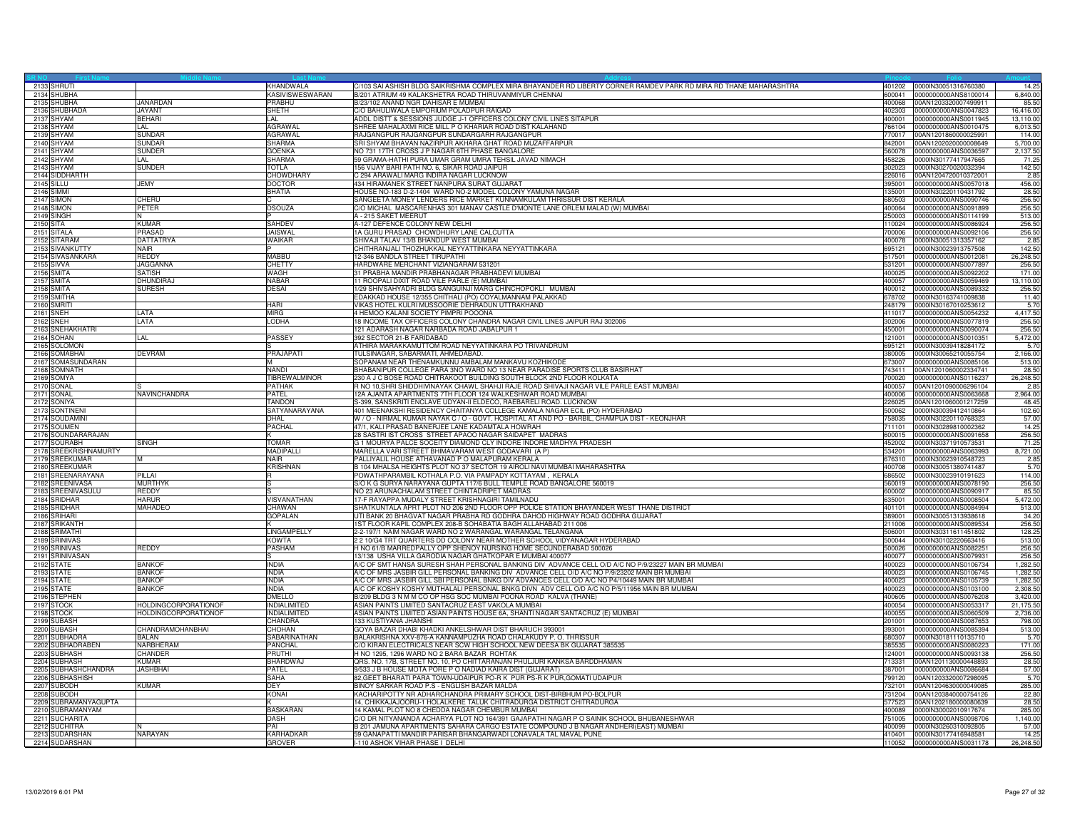| SR NO | First Name | Middle Name | Last Name | Address | Pincode | Folio | Amount |
|---|---|---|---|---|---|---|---|
| 2133 | SHRUTI | | KHANDWALA | C/103 SAI ASHISH BLDG SAIKRISHMA COMPLEX MIRA BHAYANDER RD LIBERTY CORNER RAMDEV PARK RD MIRA RD THANE MAHARASHTRA | 401202 | 0000IN30051316760380 | 14.25 |
| 2134 | SHUBHA | | KASIVISWESWARAN | B/201 ATRIUM 49 KALAKSHETRA ROAD THIRUVANMIYUR CHENNAI | 600041 | 0000000000ANS8100014 | 6,840.00 |
| 2135 | SHUBHA | JANARDAN | PRABHU | B/23/102 ANAND NGR DAHISAR E MUMBAI | 400068 | 00AN1203320007499911 | 85.50 |
| 2136 | SHUBHADA | JAYANT | SHETH | C/O BAHULIWALA EMPORIUM POLADPUR RAIGAD | 402303 | 0000000000ANS0047823 | 16,416.00 |
| 2137 | SHYAM | BEHARI | LAL | ADDL DISTT & SESSIONS JUDGE J-1 OFFICERS COLONY CIVIL LINES SITAPUR | 400001 | 0000000000ANS0011945 | 13,110.00 |
| 2138 | SHYAM | LAL | AGRAWAL | SHREE MAHALAXMI RICE MILL P O KHARIAR ROAD DIST KALAHAND | 766104 | 0000000000ANS0010475 | 6,013.50 |
| 2139 | SHYAM | SUNDAR | AGRAWAL | RAJGANGPUR RAJGANGPUR SUNDARGARH RAJGANGPUR | 770017 | 00AN1201860000025991 | 114.00 |
| 2140 | SHYAM | SUNDAR | SHARMA | SRI SHYAM BHAVAN NAZIRPUR AKHARA GHAT ROAD MUZAFFARPUR | 842001 | 00AN1202020000008649 | 5,700.00 |
| 2141 | SHYAM | SUNDER | GOENKA | NO 731 17TH CROSS J P NAGAR 6TH PHASE BANGALORE | 560078 | 0000000000ANS0036597 | 2,137.50 |
| 2142 | SHYAM | LAL | SHARMA | 59 GRAMA-HATHI PURA UMAR GRAM UMRA TEHSIL JAVAD NIMACH | 458226 | 0000IN30177417947665 | 71.25 |
| 2143 | SHYAM | SUNDER | TOTLA | 156 VIJAY BARI PATH NO. 6, SIKAR ROAD JAIPUR | 302023 | 0000IN30270020032394 | 142.50 |
| 2144 | SIDDHARTH | | CHOWDHARY | C 294 ARAWALI MARG INDIRA NAGAR LUCKNOW | 226016 | 00AN1204720010372001 | 2.85 |
| 2145 | SILLU | JEMY | DOCTOR | 434 HIRAMANEK STREET NANPURA SURAT GUJARAT | 395001 | 0000000000ANS0057018 | 456.00 |
| 2146 | SIMMI | | BHATIA | HOUSE NO-183 D-2-1404 WARD NO-2 MODEL COLONY YAMUNA NAGAR | 135001 | 0000IN30220110431792 | 28.50 |
| 2147 | SIMON | CHERU | C | SANGEETA MONEY LENDERS RICE MARKET KUNNAMKULAM THRISSUR DIST KERALA | 680503 | 0000000000ANS0090746 | 256.50 |
| 2148 | SIMON | PETER | DSOUZA | C/O MICHAL MASCARENHAS 301 MANAV CASTLE D'MONTE LANE ORLEM MALAD (W) MUMBAI | 400064 | 0000000000ANS0091899 | 256.50 |
| 2149 | SINGH | N | P | A - 215 SAKET MEERUT | 250003 | 0000000000ANS0114199 | 513.00 |
| 2150 | SITA | KUMAR | SAHDEV | A-127 DEFENCE COLONY NEW DELHI | 110024 | 0000000000ANS0086924 | 256.50 |
| 2151 | SITALA | PRASAD | JAISWAL | 1A GURU PRASAD CHOWDHURY LANE CALCUTTA | 700006 | 0000000000ANS0092106 | 256.50 |
| 2152 | SITARAM | DATTATRYA | WAIKAR | SHIVAJI TALAV 13/B BHANDUP WEST MUMBAI | 400078 | 0000IN30051313357162 | 2.85 |
| 2153 | SIVANKUTTY | NAIR | P | CHITHRANJALI THOZHUKKAL NEYYATTINKARA NEYYATTINKARA | 695121 | 0000IN30023913757508 | 142.50 |
| 2154 | SIVASANKARA | REDDY | MABBU | 12-346 BANDLA STREET TIRUPATHI | 517501 | 0000000000ANS0012081 | 26,248.50 |
| 2155 | SIVVA | JAGGANNA | CHETTY | HARDWARE MERCHANT VIZIANGARAM 531201 | 531201 | 0000000000ANS0077897 | 256.50 |
| 2156 | SMITA | SATISH | WAGH | 31 PRABHA MANDIR PRABHANAGAR PRABHADEVI MUMBAI | 400025 | 0000000000ANS0092202 | 171.00 |
| 2157 | SMITA | DHUNDIRAJ | NABAR | 11 ROOPALI DIXIT ROAD VILE PARLE (E) MUMBAI | 400057 | 0000000000ANS0059469 | 13,110.00 |
| 2158 | SMITA | SURESH | DESAI | 1/29 SHIVSAHYADRI BLDG SANGUINJI MARG CHINCHOPOKLI MUMBAI | 400012 | 0000000000ANS0089332 | 256.50 |
| 2159 | SMITHA | | | EDAKKAD HOUSE 12/355 CHITHALI (PO) COYALMANNAM PALAKKAD | 678702 | 0000IN30163741009838 | 11.40 |
| 2160 | SMRITI | | HARI | VIKAS HOTEL KULRI MUSSOORIE DEHRADUN UTTRAKHAND | 248179 | 0000IN30167010253612 | 5.70 |
| 2161 | SNEH | LATA | MIRG | 4 HEMOO KALANI SOCIETY PIMPRI POOONA | 411017 | 0000000000ANS0054232 | 4,417.50 |
| 2162 | SNEH | LATA | LODHA | 18 INCOME TAX OFFICERS COLONY CHANDRA NAGAR CIVIL LINES JAIPUR RAJ 302006 | 302006 | 0000000000ANS0077819 | 256.50 |
| 2163 | SNEHAKHATRI | | | 121 ADARASH NAGAR NARBADA ROAD JABALPUR 1 | 450001 | 0000000000ANS0090074 | 256.50 |
| 2164 | SOHAN | LAL | PASSEY | 392 SECTOR 21-B FARIDABAD | 121001 | 0000000000ANS0010351 | 5,472.00 |
| 2165 | SOLOMON | | S | ATHIRA MARAKKAMUTTOM ROAD NEYYATINKARA PO TRIVANDRUM | 695121 | 0000IN30039418284172 | 5.70 |
| 2166 | SOMABHAI | DEVRAM | PRAJAPATI | TULSINAGAR, SABARMATI, AHMEDABAD. | 380005 | 0000IN30065210055754 | 2,166.00 |
| 2167 | SOMASUNDARAN | | M | SOPANAM NEAR THENAMKUNNU AMBALAM MANKAVU KOZHIKODE | 673007 | 0000000000ANS0085106 | 513.00 |
| 2168 | SOMNATH | | NANDI | BHABANIPUR COLLEGE PARA 3NO WARD NO 13 NEAR PARADISE SPORTS CLUB BASIRHAT | 743411 | 00AN1201060002334741 | 28.50 |
| 2169 | SOMYA | | TIBREWALMINOR | 230 A J C BOSE ROAD CHITRAKOOT BUILDING SOUTH BLOCK 2ND FLOOR KOLKATA | 700020 | 0000000000ANS0116237 | 26,248.50 |
| 2170 | SONAL | S | PATHAK | R NO 10,SHRI SHIDDHIVINAYAK CHAWL SHAHJI RAJE ROAD SHIVAJI NAGAR VILE PARLE EAST MUMBAI | 400057 | 00AN1201090006296104 | 2.85 |
| 2171 | SONAL | NAVINCHANDRA | PATEL | 12A AJANTA APARTMENTS 7TH FLOOR 124 WALKESHWAR ROAD MUMBAI | 400006 | 0000000000ANS0063668 | 2,964.00 |
| 2172 | SONIYA | | TANDON | S-399, SANSKRITI ENCLAVE UDYAN-II ELDECO, RAEBARELI ROAD. LUCKNOW | 226025 | 00AN1201060001217259 | 48.45 |
| 2173 | SONTINENI | | SATYANARAYANA | 401 MEENAKSHI RESIDENCY CHAITANYA COLLEGE KAMALA NAGAR ECIL (PO) HYDERABAD | 500062 | 0000IN30039412410864 | 102.60 |
| 2174 | SOUDAMINI | | DHAL | W / O - NIRMAL KUMAR NAYAK C / O - GOVT. HOSPITAL AT AND PO - BARBIL, CHAMPUA DIST - KEONJHAR | 758035 | 0000IN30220110768323 | 57.00 |
| 2175 | SOUMEN | | PACHAL | 47/1, KALI PRASAD BANERJEE LANE KADAMTALA HOWRAH | 711101 | 0000IN30289810002362 | 14.25 |
| 2176 | SOUNDARARAJAN | | K | 28 SASTRI IST CROSS STREET APAOO NAGAR SAIDAPET MADRAS | 600015 | 0000000000ANS0091658 | 256.50 |
| 2177 | SOURABH | SINGH | TOMAR | G 1 MOURYA PALCE SOCEITY DIAMOND CLY INDORE INDORE MADHYA PRADESH | 452002 | 0000IN30371910573531 | 71.25 |
| 2178 | SREEKRISHNAMURTY | | MADIPALLI | MARELLA VARI STREET BHIMAVARAM WEST GODAVARI (A P) | 534201 | 0000000000ANS0063993 | 8,721.00 |
| 2179 | SREEKUMAR | M | NAIR | PALLIYALIL HOUSE ATHAVANAD P O MALAPURAM KERALA | 676310 | 0000IN30023910548723 | 2.85 |
| 2180 | SREEKUMAR | | KRISHNAN | B 104 MHALSA HEIGHTS PLOT NO 37 SECTOR 19 AIROLI NAVI MUMBAI MAHARASHTRA | 400708 | 0000IN30051380741487 | 5.70 |
| 2181 | SREENARAYANA | PILLAI | R | POWATHPARAMBIL KOTHALA P.O. VIA PAMPADY KOTTAYAM , KERALA | 686502 | 0000IN30023910191623 | 114.00 |
| 2182 | SREENIVASA | MURTHYK | S | S/O K G SURYA NARAYANA GUPTA 117/6 BULL TEMPLE ROAD BANGALORE 560019 | 560019 | 0000000000ANS0078190 | 256.50 |
| 2183 | SREENIVASULU | REDDY | S | NO 23 ARUNACHALAM STREET CHINTADRIPET MADRAS | 600002 | 0000000000ANS0090917 | 85.50 |
| 2184 | SRIDHAR | HARUR | VISVANATHAN | 17-F RAYAPPA MUDALY STREET KRISHNAGIRI TAMILNADU | 635001 | 0000000000ANS0008504 | 5,472.00 |
| 2185 | SRIDHAR | MAHADEO | CHAWAN | SHATKUNTALA APRT PLOT NO 206 2ND FLOOR OPP POLICE STATION BHAYANDER WEST THANE DISTRICT | 401101 | 0000000000ANS0084994 | 513.00 |
| 2186 | SRIHARI | | GOPALAN | UTI BANK 20 BHAGVAT NAGAR PRABHA RD GODHRA DAHOD HIGHWAY ROAD GODHRA GUJARAT | 389001 | 0000IN30051313938618 | 34.20 |
| 2187 | SRIKANTH | | K | 1ST FLOOR KAPIL COMPLEX 208-B SOHABATIA BAGH ALLAHABAD 211 006 | 211006 | 0000000000ANS0089534 | 256.50 |
| 2188 | SRIMATHI | | LINGAMPELLY | 2-2-197/1 NAIM NAGAR WARD NO 2 WARANGAL WARANGAL TELANGANA | 506001 | 0000IN30311611451802 | 128.25 |
| 2189 | SRINIVAS | | KOWTA | 2 2 10/G4 TRT QUARTERS DD COLONY NEAR MOTHER SCHOOL VIDYANAGAR HYDERABAD | 500044 | 0000IN30102220663416 | 513.00 |
| 2190 | SRINIVAS | REDDY | PASHAM | H NO 61/B MARREDPALLY OPP SHENOY NURSING HOME SECUNDERABAD 500026 | 500026 | 0000000000ANS0082251 | 256.50 |
| 2191 | SRINIVASAN | | S | 13/138 USHA VILLA GARODIA NAGAR GHATKOPAR E MUMBAI 400077 | 400077 | 0000000000ANS0079931 | 256.50 |
| 2192 | STATE | BANKOF | INDIA | A/C OF SMT HANSA SURESH SHAH PERSONAL BANKING DIV ADVANCE CELL O/D A/C NO P/9/23227 MAIN BR MUMBAI | 400023 | 0000000000ANS0106734 | 1,282.50 |
| 2193 | STATE | BANKOF | INDIA | A/C OF MRS JASBIR GILL PERSONAL BANKING DIV ADVANCE CELL O/D A/C NO P/9/23202 MAIN BR MUMBAI | 400023 | 0000000000ANS0106745 | 1,282.50 |
| 2194 | STATE | BANKOF | INDIA | A/C OF MRS JASBIR GILL SBI PERSONAL BNKG DIV ADVANCES CELL O/D A/C NO P4/10449 MAIN BR MUMBAI | 400023 | 0000000000ANS0105739 | 1,282.50 |
| 2195 | STATE | BANKOF | INDIA | A/C OF KOSHY KOSHY MUTHALALI PERSONAL BNKG DIVN ADV CELL O/D A/C NO P/5/11956 MAIN BR MUMBAI | 400023 | 0000000000ANS0103100 | 2,308.50 |
| 2196 | STEPHEN | | DMELLO | B/209 BLDG 3 N M M CO OP HSG SOC MUMBAI POONA ROAD KALVA (THANE) | 400605 | 0000000000ANS0076208 | 3,420.00 |
| 2197 | STOCK | HOLDINGCORPORATIONOF | INDIALIMITED | ASIAN PAINTS LIMITED SANTACRUZ EAST VAKOLA MUMBAI | 400054 | 0000000000ANS0053317 | 21,175.50 |
| 2198 | STOCK | HOLDINGCORPORATIONOF | INDIALIMITED | ASIAN PAINTS LIMITED ASIAN PAINTS HOUSE 6A, SHANTI NAGAR SANTACRUZ (E) MUMBAI | 400055 | 0000000000ANS0060509 | 2,736.00 |
| 2199 | SUBASH | | CHANDRA | 133 KUSTIYANA JHANSHI | 201001 | 0000000000ANS0087653 | 798.00 |
| 2200 | SUBASH | CHANDRAMOHANBHAI | CHOHAN | GOYA BAZAR DHABI KHADKI ANKELSHWAR DIST BHARUCH 393001 | 393001 | 0000000000ANS0085394 | 513.00 |
| 2201 | SUBHADRA | BALAN | SABARINATHAN | BALAKRISHNA XXV-876-A KANNAMPUZHA ROAD CHALAKUDY P. O. THRISSUR | 680307 | 0000IN30181110135710 | 5.70 |
| 2202 | SUBHADRABEN | NARBHERAM | PANCHAL | C/O KIRAN ELECTRICALS NEAR SCW HIGH SCHOOL NEW DEESA BK GUJARAT 385535 | 385535 | 0000000000ANS0080223 | 171.00 |
| 2203 | SUBHASH | CHANDER | PRUTHI | H NO 1295, 1296 WARD NO 2 BARA BAZAR ROHTAK | 124001 | 0000000000ANS0093138 | 256.50 |
| 2204 | SUBHASH | KUMAR | BHARDWAJ | QRS. NO. 17B, STREET NO. 10, PO CHITTARANJAN PHULJURI KANKSA BARDDHAMAN | 713331 | 00AN1201130000448893 | 28.50 |
| 2205 | SUBHASHCHANDRA | JASHBHAI | PATEL | 9/533 J B HOUSE MOTA PORE P O NADIAD KAIRA DIST (GUJARAT) | 387001 | 0000000000ANS0086684 | 57.00 |
| 2206 | SUBHASHISH | | SAHA | 82,GEET BHARATI PARA TOWN-UDAIPUR PO-R K PUR PS-R K PUR,GOMATI UDAIPUR | 799120 | 00AN1203320007298095 | 5.70 |
| 2207 | SUBODH | KUMAR | DEY | BINOY SARKAR ROAD P.S - ENGLISH BAZAR MALDA | 732101 | 00AN1204630000049085 | 285.00 |
| 2208 | SUBODH | | KONAI | KACHARIPOTTY NR ADHARCHANDRA PRIMARY SCHOOL DIST-BIRBHUM PO-BOLPUR | 731204 | 00AN1203840000754126 | 22.80 |
| 2209 | SUBRAMANYAGUPTA | | K | 14, CHIKKAJAJOORU-1 HOLALKERE TALUK CHITRADURGA DISTRICT CHITRADURGA | 577523 | 00AN1202180000080639 | 28.50 |
| 2210 | SUBRAMANYAM | | BASKARAN | 14 KAMAL PLOT NO 8 CHEDDA NAGAR CHEMBUR MUMBAI | 400089 | 0000IN30002010917674 | 285.00 |
| 2211 | SUCHARITA | | DASH | C/O DR NITYANANDA ACHARYA PLOT NO 164/391 GAJAPATHI NAGAR P O SAINIK SCHOOL BHUBANESHWAR | 751005 | 0000000000ANS0098706 | 1,140.00 |
| 2212 | SUCHITRA | N | PAI | B 201 JAMUNA APARTMENTS SAHARA CARGO ESTATE COMPOUND J B NAGAR ANDHERI(EAST) MUMBAI | 400099 | 0000IN30260310092805 | 57.00 |
| 2213 | SUDARSHAN | NARAYAN | KARHADKAR | 59 GANAPATTI MANDIR PARISAR BHANGARWADI LONAVALA TAL MAVAL PUNE | 410401 | 0000IN30177416948581 | 14.25 |
| 2214 | SUDARSHAN | | GROVER | I-110 ASHOK VIHAR PHASE I DELHI | 110052 | 0000000000ANS0031178 | 26,248.50 |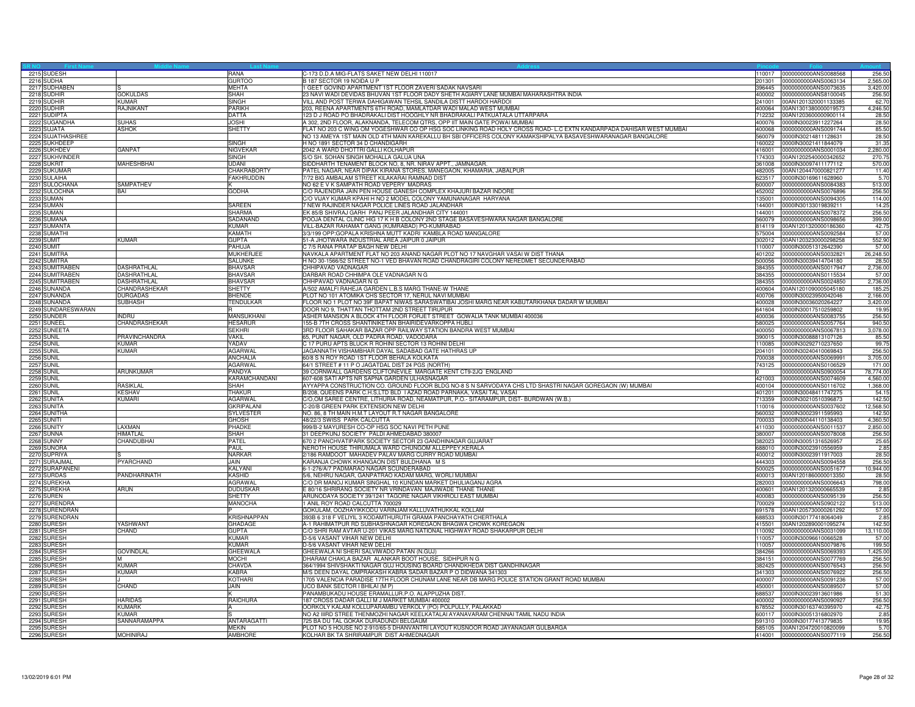| SR NO | First Name | Middle Name | Last Name | Address | Pincode | Folio | Amount |
|---|---|---|---|---|---|---|---|
| 2215 | SUDESH | | RANA | C-173 D.D.A MIG-FLATS SAKET NEW DELHI 110017 | 110017 | 0000000000ANS0088568 | 256.50 |
| 2216 | SUDHA | | GURTOO | B 187 SECTOR 19 NOIDA U P | 201301 | 0000000000ANS0063134 | 2,565.00 |
| 2217 | SUDHABEN | S | MEHTA | 1 GEET GOVIND APARTMENT 1ST FLOOR ZAVERI SADAK NAVSARI | 396445 | 0000000000ANS0073635 | 3,420.00 |
| 2218 | SUDHIR | GOKULDAS | SHAH | 23 NAVI WADI DEVIDAS BHUVAN 1ST FLOOR DADY SHETH AGIARY LANE MUMBAI MAHARASHTRA INDIA | 400002 | 0000000000ANS8100045 | 256.50 |
| 2219 | SUDHIR | KUMAR | SINGH | VILL AND POST TERWA DAHIGAWAN TEHSIL SANDILA DISTT HARDOI HARDOI | 241001 | 00AN1201320001133385 | 62.70 |
| 2220 | SUDHIR | RAJNIKANT | PARIKH | 203, REENA APARTMENTS 6TH ROAD, MAMLATDAR WADI MALAD WEST MUMBAI | 400064 | 00AN1301380000019573 | 4,246.50 |
| 2221 | SUDIPTA | | DATTA | 123 D J ROAD PO BHADRAKALI DIST HOOGHLY NR BHADRAKALI PATKUATALA UTTARPARA | 712232 | 00AN1203600000900114 | 28.50 |
| 2222 | SUGANDHA | SUHAS | JOSHI | A 302, 2ND FLOOR, ALAKNANDA, TELECOM QTRS, OPP IIT MAIN GATE POWAI MUMBAI | 400076 | 0000IN30023911227264 | 28.50 |
| 2223 | SUJATA | ASHOK | SHETTY | FLAT NO 203 C WING OM YOGESHWAR CO OP HSG SOC LINKING ROAD HOLY CROSS ROAD- L.C EXTN KANDARPADA DAHISAR WEST MUMBAI | 400068 | 0000000000ANS0091744 | 85.50 |
| 2224 | SUJATHASHREE | | | NO 13 AMEYA 1ST MAIN OLD 4TH MAIN KAREKALLU BH SBI OFFICERS COLONY KAMAKSHIPALYA BASAVESHWARANAGAR BANGALORE | 560079 | 0000IN30214811128631 | 28.50 |
| 2225 | SUKHDEEP | | SINGH | H NO 1891 SECTOR 34 D CHANDIGARH | 160022 | 0000IN30021411844079 | 31.35 |
| 2226 | SUKHDEV | GANPAT | NIGVEKAR | 2042 A WARD DHOTTRI GALLI KOLHAPUR | 416001 | 0000000000ANS0001034 | 2,280.00 |
| 2227 | SUKHVINDER | | SINGH | S/O SH. SOHAN SINGH MOHALLA GALUA UNA | 174303 | 00AN1202540000342652 | 270.75 |
| 2228 | SUKRIT | MAHESHBHAI | UDANI | SIDDHARTH TENAMENT BLOCK NO. 8, NR. NIRAV APPT., JAMNAGAR. | 361008 | 0000IN30097411177112 | 570.00 |
| 2229 | SUKUMAR | | CHAKRABORTY | PATEL NAGAR, NEAR DIPAK KIRANA STORES, MANEGAON, KHAMARIA, JABALPUR | 482005 | 00AN1204470000821277 | 11.40 |
| 2230 | SULAIHA | | FAKHRUDDIN | 7/72 BIG AMBALAM STREET KILAKARAI RAMNAD DIST | 623517 | 0000IN30169611628960 | 5.70 |
| 2231 | SULOCHANA | SAMPATHEV | K | NO 62 E V K SAMPATH ROAD VEPERY MADRAS | 600007 | 0000000000ANS0084383 | 513.00 |
| 2232 | SULOCHNA | BAI | GODHA | C/O RAJENDRA JAIN PEN HOUSE GANESH COMPLEX KHAJURI BAZAR INDORE | 452002 | 0000000000ANS0076896 | 256.50 |
| 2233 | SUMAN | | | C/O VIJAY KUMAR KPAHI H NO 2 MODEL COLONY YAMUNANAGAR HARYANA | 135001 | 0000000000ANS0094305 | 114.00 |
| 2234 | SUMAN | | SAREEN | 7 NEW RAJINDER NAGAR POLICE LINES ROAD JALANDHAR | 144001 | 0000IN30133019839211 | 14.25 |
| 2235 | SUMAN | | SHARMA | EK 85/B SHIVRAJ GARH PANJ PEER JALANDHAR CITY 144001 | 144001 | 0000000000ANS0078372 | 256.50 |
| 2236 | SUMANA | | SADANAND | POOJA DENTAL CLINIC HIG 17 K H B COLONY 2ND STAGE BASAVESHWARA NAGAR BANGALORE | 560079 | 0000000000ANS0098656 | 399.00 |
| 2237 | SUMANTA | | KUMAR | VILL-BAZAR RAHAMAT GANG (KUMRABAD) PO-KUMRABAD | 814119 | 00AN1201320000186360 | 42.75 |
| 2238 | SUMATHI | | KAMATH | 3/3/199 OPP:GOPALA KRISHNA MUTT KADRI KAMBLA ROAD MANGALORE | 575004 | 0000000000ANS0092584 | 57.00 |
| 2239 | SUMIT | KUMAR | GUPTA | 51-A JHOTWARA INDUSTRIAL AREA JAIPUR 0 JAIPUR | 302012 | 00AN1203230000298258 | 552.90 |
| 2240 | SUMIT | | PAHUJA | C 7/5 RANA PRATAP BAGH NEW DELHI | 110007 | 0000IN30051312642390 | 57.00 |
| 2241 | SUMITRA | | MUKHERJEE | NAVKALA APARTMENT FLAT NO 203 ANAND NAGAR PLOT NO 17 NAVGHAR VASAI W DIST THANA | 401202 | 0000000000ANS0032821 | 26,248.50 |
| 2242 | SUMITRA | | SALUNKE | H NO 30-1566/52 STREET NO-1 VED BHAVAN ROAD CHANDRAGIRI COLONY NEREDMET SECUNDERABAD | 500056 | 0000IN30039414704180 | 28.50 |
| 2243 | SUMITRABEN | DASHRATHLAL | BHAVSAR | CHHIPAVAD VADNAGAR | 384355 | 0000000000ANS0017947 | 2,736.00 |
| 2244 | SUMITRABEN | DASHRATHLAL | BHAVSAR | DARBAR ROAD CHHIMPA OLE VADNAGAR N G | 384355 | 0000000000ANS0115534 | 57.00 |
| 2245 | SUMITRABEN | DASHRATHLAL | BHAVSAR | CHHPAVAD VADNAGAR N G | 384355 | 0000000000ANS0024850 | 2,736.00 |
| 2246 | SUNANDA | CHANDRASHEKAR | SHETTY | A/502 AMALFI RAHEJA GARDEN L.B.S MARG THANE-W THANE | 400604 | 00AN1201090005045180 | 185.25 |
| 2247 | SUNANDA | DURGADAS | BHENDE | PLOT NO 101 ATOMIKA CHS SECTOR 17, NERUL NAVI MUMBAI | 400706 | 0000IN30023950042046 | 2,166.00 |
| 2248 | SUNANDA | SUBHASH | TENDULKAR | FLOOR NO 1 PLOT NO 39F BAPAT NIWAS SARASWATIBAI JOSHI MARG NEAR KABUTARKHANA DADAR W MUMBAI | 400028 | 0000IN30036020264227 | 3,420.00 |
| 2249 | SUNDARESWARAN | | R | DOOR NO 9, THATTAN THOTTAM 2ND STREET TIRUPUR | 641604 | 0000IN30017510259802 | 19.95 |
| 2250 | SUNDER | INDRU | MANSUKHANI | ASHER MANSION A BLOCK 4TH FLOOR FORJET STREET GOWALIA TANK MUMBAI 400036 | 400036 | 0000000000ANS0083755 | 256.50 |
| 2251 | SUNEEL | CHANDRASHEKAR | HESARUR | 155-B 7TH CROSS SHANTINIKETAN BHAIRIDEVARKOPPA HUBLI | 580025 | 0000000000ANS0057764 | 940.50 |
| 2252 | SUNEETA | | SEKHRI | 3RD FLOOR SAHAKAR BAZAR OPP RAILWAY STATION BANDRA WEST MUMBAI | 400050 | 0000000000ANS0067813 | 3,078.00 |
| 2253 | SUNIL | PRAVINCHANDRA | VAKIL | 65, PUNIT NAGAR, OLD PADRA ROAD, VADODARA | 390015 | 0000IN30088813107126 | 85.50 |
| 2254 | SUNIL | KUMAR | YADAV | C 17 PURU APTS BLUCK R ROHINI SECTOR 13 ROHINI DELHI | 110085 | 0000IN30292710237650 | 99.75 |
| 2255 | SUNIL | KUMAR | AGARWAL | JAGANNATH VISHAMBHAR DAYAL SADABAD GATE HATHRAS UP | 204101 | 0000IN30240410069843 | 256.50 |
| 2256 | SUNIL | | ANCHALIA | 60/8 S N ROY ROAD 1ST FLOOR BEHALA KOLKATA | 700038 | 0000000000ANS0069991 | 3,705.00 |
| 2257 | SUNIL | | AGARWAL | 64/1 STREET # 11 P O JAGATDAL DIST 24 PGS (NORTH) | 743125 | 0000000000ANS0106529 | 171.00 |
| 2258 | SUNIL | ARUNKUMAR | PANDYA | 39 CORNWALL GARDENS CLIFTONEVILE MARGATE KENT CT9-2JQ ENGLAND | 0 | 0000000000ANS0900054 | 78,774.00 |
| 2259 | SUNIL | | KARAMCHANDANI | 607-608 SATI APTS NR SAPNA GARDEN ULHASNAGAR | 421003 | 0000000000ANS0074609 | 4,560.00 |
| 2260 | SUNIL | RASIKLAL | SHAH | AYYAPPA CONSTRUCTION CO. GROUND FLOOR BLDG NO-8 S N SARVODAYA CHS LTD SHASTRI NAGAR GOREGAON (W) MUMBAI | 400104 | 0000000000ANS0116702 | 1,368.00 |
| 2261 | SUNIL | KESHAV | THAKUR | B/208, QUEENS PARK C.H.S.LTD BLD I AZAD ROAD PARNAKA, VASAI TAL VASAI | 401201 | 0000IN30048411747275 | 54.15 |
| 2262 | SUNITA | KUMARI | AGARWAL | C/O,OM SAREE CENTRE, LITHURIA ROAD, NEAMATPUR, P.O.- SITARAMPUR, DIST- BURDWAN (W.B.) | 713359 | 0000IN30210510396873 | 142.50 |
| 2263 | SUNITA | | GKRIPALANI | C-20/B GREEN PARK EXTENSION NEW DELHI | 110016 | 0000000000ANS0037602 | 12,568.50 |
| 2264 | SUNITHA | | SYLVESTER | NO. 86, 8 TH MAIN H.M.T LAYOUT R.T NAGAR BANGALORE | 560032 | 0000IN30023911595993 | 142.50 |
| 2265 | SUNITI | | GHOSH | 48/22/3 SWISS PARK CALCUTTA | 700033 | 0000IN30044110138403 | 4,360.50 |
| 2266 | SUNITY | LAXMAN | PHADKE | 999/B-2 MAYURESH CO-OP HSG SOC NAVI PETH PUNE | 411030 | 0000000000ANS0011537 | 2,850.00 |
| 2267 | SUNNA | HIMATLAL | SHAH | 31 DEEPKUNJ SOCIETY PALDI AHMEDABAD 380007 | 380007 | 0000000000ANS0078008 | 256.50 |
| 2268 | SUNNY | CHANDUBHAI | PATEL | 670 2 PANCHVATIPARK SOCIETY SECTOR 23 GANDHINAGAR GUJARAT | 382023 | 0000IN30051316526957 | 25.65 |
| 2269 | SUNORA | | PAUL | NEROTH HOUSE THIRUMALA WARD CHUNGOM ALLEPPEY,KERALA | 688010 | 0000IN30023910556959 | 2.85 |
| 2270 | SUPRIYA | S | NARKAR | 2/186 RAMDOOT MAHADEV PALAV MARG CURRY ROAD MUMBAI | 400012 | 0000IN30023911917003 | 28.50 |
| 2271 | SURAJMAL | PYARCHAND | JAIN | KARANJA CHOWK KHANGAON DIST BULDHANA M S | 444303 | 0000000000ANS0094558 | 256.50 |
| 2272 | SURAPANENI | | KALYANI | 6-1-276/A/7 PADMARAO NAGAR SCUNDERABAD | 500025 | 0000000000ANS0051677 | 10,944.00 |
| 2273 | SURDAS | PANDHARINATH | KASHID | 5/6, NEHRU NAGAR, GANPATRAO KADAM MARG, WORLI MUMBAI | 400013 | 00AN1201860000013350 | 28.50 |
| 2274 | SUREKHA | | AGRAWAL | C/O DR MANOJ KUMAR SINGHAL 10 KUNDAN MARKET DHULIAGANJ AGRA | 282003 | 0000000000ANS0006643 | 798.00 |
| 2275 | SUREKHA | ARUN | DUDUSKAR | E 80/16 SHRIRANG SOCIETY NR VRINDAVAN MAJIWADE THANE THANE | 400601 | 00AN1201320000665539 | 2.85 |
| 2276 | SUREN | | SHETTY | ARUNODAYA SOCIETY 39/1241 TAGORE NAGAR VIKHROLI EAST MUMBAI | 400083 | 0000000000ANS0095139 | 256.50 |
| 2277 | SURENDRA | | MANOCHA | 1 ANIL ROY ROAD CALCUTTA 700029 | 700029 | 0000000000ANS0902122 | 513.00 |
| 2278 | SURENDRAN | | P | GOKULAM, OOZHAYIKKODU VARINJAM KALLUVATHUKKAL KOLLAM | 691578 | 00AN1205730000261292 | 57.00 |
| 2279 | SURENDRAN | | KRISHNAPPAN | 393B 6 318 F VELIYIL 3 KODAMTHURUTH GRAMA PANCHAYATH CHERTHALA | 688533 | 0000IN30177418064049 | 2.85 |
| 2280 | SURESH | YASHWANT | GHADAGE | A-1 RAHIMATPUR RD SUBHASHNAGAR KOREGAON BHAGWA CHOWK KOREGAON | 415501 | 00AN1202890001095274 | 142.50 |
| 2281 | SURESH | CHAND | GUPTA | C/O SHRI RAM AVTAR U-201 VIKAS MARG NATIONAL HIGHWAY ROAD SHAKARPUR DELHI | 110092 | 0000000000ANS0031099 | 13,110.00 |
| 2282 | SURESH | | KUMAR | D-5/6 VASANT VIHAR NEW DELHI | 110057 | 0000IN30096610066528 | 57.00 |
| 2283 | SURESH | | KUMAR | D-5/6 VASANT VIHAR NEW DELHI | 110057 | 0000000000ANS0079876 | 199.50 |
| 2284 | SURESH | GOVINDLAL | GHEEWALA | GHEEWALA NI SHERI SALVIWADO PATAN (N.GUJ) | 384266 | 0000000000ANS0069393 | 1,425.00 |
| 2285 | SURESH | M | MOCHI | DHARAM CHAKLA BAZAR ALANKAR BOOT HOUSE, SIDHPUR N G | 384151 | 0000000000ANS0077769 | 256.50 |
| 2286 | SURESH | KUMAR | CHAVDA | 364/1994 SHIVSHAKTI NAGAR GUJ HOUSING BOARD CHANDKHEDA DIST GANDHINAGAR | 382425 | 0000000000ANS0076543 | 256.50 |
| 2287 | SURESH | KUMAR | KABRA | M/S DEEN DAYAL OMPRAKASH KABRA SADAR BAZAR P O DIDWANA 341303 | 341303 | 0000000000ANS0076922 | 256.50 |
| 2288 | SURESH | J | KOTHARI | 1705 VALENCIA PARADISE 17TH FLOOR CHUNAM LANE NEAR DB MARG POLICE STATION GRANT ROAD MUMBAI | 400007 | 0000000000ANS0091236 | 57.00 |
| 2289 | SURESH | CHAND | JAIN | UCO BANK SECTOR I BHILAI (M P) | 450001 | 0000000000ANS0089507 | 57.00 |
| 2290 | SURESH | | K | PANAMBUKADU HOUSE ERAMALLUR.P.O. ALAPPUZHA DIST. | 688537 | 0000IN30023913601986 | 51.30 |
| 2291 | SURESH | HARIDAS | RAICHURA | 187 CROSS DADAR GALLI M J MARKET MUMBAI 400002 | 400002 | 0000000000ANS0090927 | 256.50 |
| 2292 | SURESH | KUMARK | A | OORKOLY KALAM KOLLUPARAMBU VERKOLY (PO) POLPULLY, PALAKKAD | 678552 | 0000IN30163740395970 | 42.75 |
| 2293 | SURESH | KUMAR | S | NO A2 IIIRD STREE THENMOZHI NAGAR KEELKATALAI AYANAVARAM CHENNAI TAMIL NADU INDIA | 600117 | 0000IN30051316802970 | 2.85 |
| 2294 | SURESH | SANNARAMAPPA | ANTARAGATTI | 725 BA DU TAL GOKAK DURADUNDI BELGAUM | 591310 | 0000IN30177413779835 | 19.95 |
| 2295 | SURESH | | MEKIN | PLOT NO 5 HOUSE NO 2-910/65-5 DHANVANTRI LAYOUT KUSNOOR ROAD JAYANAGAR GULBARGA | 585105 | 00AN1204720010820099 | 5.70 |
| 2296 | SURESH | MOHINIRAJ | AMBHORE | KOLHAR BK TA SHRIRAMPUR DIST AHMEDNAGAR | 414001 | 0000000000ANS0077119 | 256.50 |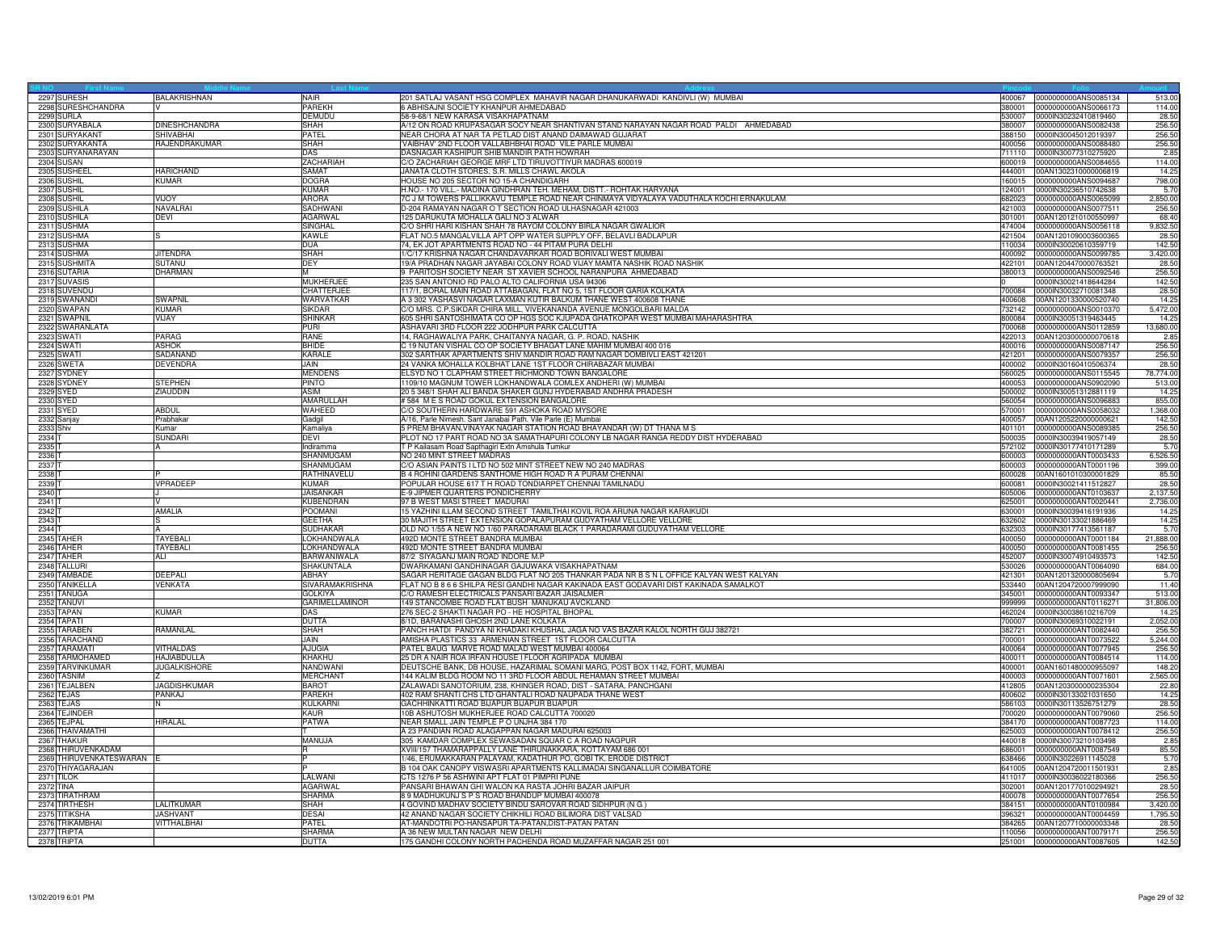| SR NO | First Name | Middle Name | Last Name | Address | Pincode | Folio | Amount |
|---|---|---|---|---|---|---|---|
| 2297 | SURESH | BALAKRISHNAN | NAIR | 201 SATLAJ VASANT HSG COMPLEX MAHAVIR NAGAR DHANUKARWADI KANDIVLI (W) MUMBAI | 400067 | 0000000000ANS0085134 | 513.00 |
| 2298 | SURESHCHANDRA | V | PAREKH | 6 ABHISAJNI SOCIETY KHANPUR AHMEDABAD | 380001 | 0000000000ANS0066173 | 114.00 |
| 2299 | SURLA | | DEMUDU | 58-9-68/1 NEW KARASA VISAKHAPATNAM | 530007 | 0000IN30232410819460 | 28.50 |
| 2300 | SURYABALA | DINESHCHANDRA | SHAH | A/12 ON ROAD KRUPASAGAR SOCY NEAR SHANTIVAN STAND NARAYAN NAGAR ROAD PALDI AHMEDABAD | 380007 | 0000000000ANS0082438 | 256.50 |
| 2301 | SURYAKANT | SHIVABHAI | PATEL | NEAR CHORA AT NAR TA PETLAD DIST ANAND DAIMAWAD GUJARAT | 388150 | 0000IN30045012019397 | 256.50 |
| 2302 | SURYAKANTA | RAJENDRAKUMAR | SHAH | 'VAIBHAV' 2ND FLOOR VALLABHBHAI ROAD VILE PARLE MUMBAI | 400056 | 0000000000ANS0088480 | 256.50 |
| 2303 | SURYANARAYAN | | DAS | DASNAGAR KASHIPUR SHIB MANDIR PATH HOWRAH | 711110 | 0000IN30077310275920 | 2.85 |
| 2304 | SUSAN | | ZACHARIAH | C/O ZACHARIAH GEORGE MRF LTD TIRUVOTTIYUR MADRAS 600019 | 600019 | 0000000000ANS0084655 | 114.00 |
| 2305 | SUSHEEL | HARICHAND | SAMAT | JANATA CLOTH STORES, S.R. MILLS CHAWL AKOLA | 444001 | 00AN1302310000006819 | 14.25 |
| 2306 | SUSHIL | KUMAR | DOGRA | HOUSE NO 205 SECTOR NO 15-A CHANDIGARH | 160015 | 0000000000ANS0094687 | 798.00 |
| 2307 | SUSHIL | | KUMAR | H.NO.- 170 VILL.- MADINA GINDHRAN TEH. MEHAM, DISTT.- ROHTAK HARYANA | 124001 | 0000IN30236510742638 | 5.70 |
| 2308 | SUSHIL | VIJOY | ARORA | 7C J M TOWERS PALLIKKAVU TEMPLE ROAD NEAR CHINMAYA VIDYALAYA VADUTHALA KOCHI ERNAKULAM | 682023 | 0000000000ANS0065099 | 2,850.00 |
| 2309 | SUSHILA | NAVALRAI | SADHWANI | D-204 RAMAYAN NAGAR O T SECTION ROAD ULHASNAGAR 421003 | 421003 | 0000000000ANS0077511 | 256.50 |
| 2310 | SUSHILA | DEVI | AGARWAL | 125 DARUKUTA MOHALLA GALI NO 3 ALWAR | 301001 | 00AN1201210100550997 | 68.40 |
| 2311 | SUSHMA | | SINGHAL | C/O SHRI HARI KISHAN SHAH 78 RAYOM COLONY BIRLA NAGAR GWALIOR | 474004 | 0000000000ANS0056118 | 9,832.50 |
| 2312 | SUSHMA | S | KAWLE | FLAT NO.5 MANGALVILLA APT OPP WATER SUPPLY OFF, BELAVLI BADLAPUR | 421504 | 00AN1201090003600365 | 28.50 |
| 2313 | SUSHMA | | DUA | 74, EK JOT APARTMENTS ROAD NO - 44 PITAM PURA DELHI | 110034 | 0000IN30020610359719 | 142.50 |
| 2314 | SUSHMA | JITENDRA | SHAH | 1/C/17 KRISHNA NAGAR CHANDAVARKAR ROAD BORIVALI WEST MUMBAI | 400092 | 0000000000ANS0099785 | 3,420.00 |
| 2315 | SUSHMITA | SUTANU | DEY | 19/A PRADHAN NAGAR JAYABAI COLONY ROAD VIJAY MAMTA NASHIK ROAD NASHIK | 422101 | 00AN1204470000763521 | 28.50 |
| 2316 | SUTARIA | DHARMAN | M | 9 PARITOSH SOCIETY NEAR ST XAVIER SCHOOL NARANPURA AHMEDABAD | 380013 | 0000000000ANS0092546 | 256.50 |
| 2317 | SUVASIS | | MUKHERJEE | 235 SAN ANTONIO RD PALO ALTO CALIFORNIA USA 94306 | 0 | 0000IN30021418644284 | 142.50 |
| 2318 | SUVENDU | | CHATTERJEE | 117/1, BORAL MAIN ROAD ATTABAGAN, FLAT NO 5, 1ST FLOOR GARIA KOLKATA | 700084 | 0000IN30032710081348 | 28.50 |
| 2319 | SWANANDI | SWAPNIL | WARVATKAR | A 3 302 YASHASVI NAGAR LAXMAN KUTIR BALKUM THANE WEST 400608 THANE | 400608 | 00AN1201330000520740 | 14.25 |
| 2320 | SWAPAN | KUMAR | SIKDAR | C/O MRS. C.P.SIKDAR CHIRA MILL, VIVEKANANDA AVENUE MONGOLBARI MALDA | 732142 | 0000000000ANS0010370 | 5,472.00 |
| 2321 | SWAPNIL | VIJAY | SHINKAR | 605 SHRI SANTOSHIMATA CO OP HGS SOC KJUPADA GHATKOPAR WEST MUMBAI MAHARASHTRA | 800084 | 0000IN30051319463445 | 14.25 |
| 2322 | SWARANLATA | | PURI | ASHAVARI 3RD FLOOR 222 JODHPUR PARK CALCUTTA | 700068 | 0000000000ANS0112859 | 13,680.00 |
| 2323 | SWATI | PARAG | RANE | 14, RAGHAWALIYA PARK, CHAITANYA NAGAR, G. P. ROAD, NASHIK | 422013 | 00AN1203000000070618 | 2.85 |
| 2324 | SWATI | ASHOK | BHIDE | C 19 NUTAN VISHAL CO OP SOCIETY BHAGAT LANE MAHIM MUMBAI 400 016 | 400016 | 0000000000ANS0087147 | 256.50 |
| 2325 | SWATI | SADANAND | KARALE | 302 SARTHAK APARTMENTS SHIV MANDIR ROAD RAM NAGAR DOMBIVLI EAST 421201 | 421201 | 0000000000ANS0079357 | 256.50 |
| 2326 | SWETA | DEVENDRA | JAIN | 24 VANKA MOHALLA KOLBHAT LANE 1ST FLOOR CHIRABAZAR MUMBAI | 400002 | 0000IN30160410506374 | 28.50 |
| 2327 | SYDNEY | | MENDENS | ELSYD NO 1 CLAPHAM STREET RICHMOND TOWN BANGALORE | 560025 | 0000000000ANS0115545 | 78,774.00 |
| 2328 | SYDNEY | STEPHEN | PINTO | 1109/10 MAGNUM TOWER LOKHANDWALA COMLEX ANDHERI (W) MUMBAI | 400053 | 0000000000ANS0902090 | 513.00 |
| 2329 | SYED | ZIAUDDIN | ASIM | 20 5 348/1 SHAH ALI BANDA SHAKER GUNJ HYDERABAD ANDHRA PRADESH | 500002 | 0000IN30051312881119 | 14.25 |
| 2330 | SYED | | AMARULLAH | # 584 M E S ROAD GOKUL EXTENSION BANGALORE | 560054 | 0000000000ANS0096883 | 855.00 |
| 2331 | SYED | ABDUL | WAHEED | C/O SOUTHERN HARDWARE 591 ASHOKA ROAD MYSORE | 570001 | 0000000000ANS0058032 | 1,368.00 |
| 2332 | Sanjay | Prabhakar | Gadgil | A/16, Parle Nimesh, Sant Janabai Path, Vile Parle (E) Mumbai | 400057 | 00AN1205220000000621 | 142.50 |
| 2333 | Shiv | Kumar | Kamaliya | 5 PREM BHAVAN,VINAYAK NAGAR STATION ROAD BHAYANDAR (W) DT THANA M S | 401101 | 0000000000ANS0089385 | 256.50 |
| 2334 | T | SUNDARI | DEVI | PLOT NO 17 PART ROAD NO 3A SAMATHAPURI COLONY LB NAGAR RANGA REDDY DIST HYDERABAD | 500035 | 0000IN30039419057149 | 28.50 |
| 2335 | T | A | Indiramma | T P Kailasam Road Sapthagiri Extn Amshula Tumkur | 572102 | 0000IN30177410171289 | 5.70 |
| 2336 | T | | SHANMUGAM | NO 240 MINT STREET MADRAS | 600003 | 0000000000ANT0003433 | 6,526.50 |
| 2337 | T | | SHANMUGAM | C/O ASIAN PAINTS I LTD NO 502 MINT STREET NEW NO 240 MADRAS | 600003 | 0000000000ANT0001196 | 399.00 |
| 2338 | T | P | RATHINAVELU | B 4 ROHINI GARDENS SANTHOME HIGH ROAD R A PURAM CHENNAI | 600028 | 00AN1601010300001829 | 85.50 |
| 2339 | T | VPRADEEP | KUMAR | POPULAR HOUSE 617 T H ROAD TONDIARPET CHENNAI TAMILNADU | 600081 | 0000IN30021411512827 | 28.50 |
| 2340 | T | J | JAISANKAR | E-9 JIPMER QUARTERS PONDICHERRY | 605006 | 0000000000ANT0103637 | 2,137.50 |
| 2341 | T | V | KUBENDRAN | 97 B WEST MASI STREET MADURAI | 625001 | 0000000000ANT0020441 | 2,736.00 |
| 2342 | T | AMALIA | POOMANI | 15 YAZHINI ILLAM SECOND STREET TAMILTHAI KOVIL ROA ARUNA NAGAR KARAIKUDI | 630001 | 0000IN30039416191936 | 14.25 |
| 2343 | T | S | GEETHA | 30 MAJITH STREET EXTENSION GOPALAPURAM GUDIYATHAM VELLORE VELLORE | 632602 | 0000IN30133021886469 | 14.25 |
| 2344 | T | A | SUDHAKAR | OLD NO 1/55 A NEW NO 1/60 PARADARAMI BLACK 1 PARADARAMI GUDUYATHAM VELLORE | 632303 | 0000IN30177413561187 | 5.70 |
| 2345 | TAHER | TAYEBALI | LOKHANDWALA | 492D MONTE STREET BANDRA MUMBAI | 400050 | 0000000000ANT0001184 | 21,888.00 |
| 2346 | TAHER | TAYEBALI | LOKHANDWALA | 492D MONTE STREET BANDRA MUMBAI | 400050 | 0000000000ANT0081455 | 256.50 |
| 2347 | TAHER | ALI | BARWANIWALA | 87/2 SIYAGANJ MAIN ROAD INDORE M.P | 452007 | 0000IN30074910493573 | 142.50 |
| 2348 | TALLURI | | SHAKUNTALA | DWARKAMANI GANDHINAGAR GAJUWAKA VISAKHAPATNAM | 530026 | 0000000000ANT0064090 | 684.00 |
| 2349 | TAMBADE | DEEPALI | ABHAY | SAGAR HERITAGE GAGAN BLDG FLAT NO 205 THANKAR PADA NR B S N L OFFICE KALYAN WEST KALYAN | 421301 | 00AN1201320000805694 | 5.70 |
| 2350 | TANIKELLA | VENKATA | SIVARAMAKRISHNA | FLAT NO B 8 6 6 SHILPA RESI GANDHI NAGAR KAKINADA EAST GODAVARI DIST KAKINADA SAMALKOT | 533440 | 00AN1204720007999090 | 11.40 |
| 2351 | TANUGA | | GOLKIYA | C/O RAMESH ELECTRICALS PANSARI BAZAR JAISALMER | 345001 | 0000000000ANT0093347 | 513.00 |
| 2352 | TANUVI | | GARIMELLAMINOR | 149 STANCOMBE ROAD FLAT BUSH MANUKAU AVCKLAND | 999999 | 0000000000ANT0116271 | 31,806.00 |
| 2353 | TAPAN | KUMAR | DAS | 276 SEC-2 SHAKTI NAGAR PO - HE HOSPITAL BHOPAL | 462024 | 0000IN30038610216709 | 14.25 |
| 2354 | TAPATI | | DUTTA | 8/1D, BARANASHI GHOSH 2ND LANE KOLKATA | 700007 | 0000IN30069310022191 | 2,052.00 |
| 2355 | TARABEN | RAMANLAL | SHAH | PANCH HATDI PANDYA NI KHADAKI KHUSHAL JAGA NO VAS BAZAR KALOL NORTH GUJ 382721 | 382721 | 0000000000ANT0082440 | 256.50 |
| 2356 | TARACHAND | | JAIN | AMISHA PLASTICS 33 ARMENIAN STREET 1ST FLOOR CALCUTTA | 700001 | 0000000000ANT0073522 | 5,244.00 |
| 2357 | TARAMATI | VITHALDAS | AJUGIA | PATEL BAUG MARVE ROAD MALAD WEST MUMBAI 400064 | 400064 | 0000000000ANT0077945 | 256.50 |
| 2358 | TARMOHAMED | HAJIABDULLA | KHAKHU | 25 DR A NAIR ROA IRFAN HOUSE I FLOOR AGRIPADA MUMBAI | 400011 | 0000000000ANT0084514 | 114.00 |
| 2359 | TARVINKUMAR | JUGALKISHORE | NANDWANI | DEUTSCHE BANK, DB HOUSE, HAZARIMAL SOMANI MARG, POST BOX 1142, FORT, MUMBAI | 400001 | 00AN1601480000955097 | 148.20 |
| 2360 | TASNIM | Z | MERCHANT | 144 KALIM BLDG ROOM NO 11 3RD FLOOR ABDUL REHAMAN STREET MUMBAI | 400003 | 0000000000ANT0071601 | 2,565.00 |
| 2361 | TEJALBEN | JAGDISHKUMAR | BAROT | ZALAWADI SANOTORIUM, 238, KHINGER ROAD, DIST - SATARA, PANCHGANI | 412805 | 00AN1203000000235304 | 22.80 |
| 2362 | TEJAS | PANKAJ | PAREKH | 402 RAM SHANTI CHS LTD GHANTALI ROAD NAUPADA THANE WEST | 400602 | 0000IN30133021031650 | 14.25 |
| 2363 | TEJAS | N | KULKARNI | GACHHINKATTI ROAD BIJAPUR BIJAPUR BIJAPUR | 586103 | 0000IN30113526751279 | 28.50 |
| 2364 | TEJINDER | | KAUR | 10B ASHUTOSH MUKHERJEE ROAD CALCUTTA 700020 | 700020 | 0000000000ANT0079060 | 256.50 |
| 2365 | TEJPAL | HIRALAL | PATWA | NEAR SMALL JAIN TEMPLE P O UNJHA 384 170 | 384170 | 0000000000ANT0087723 | 114.00 |
| 2366 | THAIVAMATHI | | T | A 23 PANDIAN ROAD ALAGAPPAN NAGAR MADURAI 625003 | 625003 | 0000000000ANT0078412 | 256.50 |
| 2367 | THAKUR | | MANUJA | 305 KAMDAR COMPLEX SEWASADAN SQUAR C A ROAD NAGPUR | 440018 | 0000IN30073210103498 | 2.85 |
| 2368 | THIRUVENKADAM | | R | XVIII/157 THAMARAPPALLY LANE THIRUNAKKARA, KOTTAYAM 686 001 | 686001 | 0000000000ANT0087549 | 85.50 |
| 2369 | THIRUVENKATESWARAN | E | P | 1/46, ERUMAKKARAN PALAYAM, KADATHUR PO, GOBI TK. ERODE DISTRICT | 638466 | 0000IN30226911145028 | 5.70 |
| 2370 | THIYAGARAJAN | | P | B 104 OAK CANOPY VISWASRI APARTMENTS KALLIMADAI SINGANALLUR COIMBATORE | 641005 | 00AN1204720011501931 | 2.85 |
| 2371 | TILOK | | LALWANI | CTS 1276 P 56 ASHWINI APT FLAT 01 PIMPRI PUNE | 411017 | 0000IN30036022180366 | 256.50 |
| 2372 | TINA | | AGARWAL | PANSARI BHAWAN GHI WALON KA RASTA JOHRI BAZAR JAIPUR | 302001 | 00AN1201770100294921 | 28.50 |
| 2373 | TIRATHRAM | | SHARMA | 8 9 MADHUKUNJ S P S ROAD BHANDUP MUMBAI 400078 | 400078 | 0000000000ANT0077654 | 256.50 |
| 2374 | TIRTHESH | LALITKUMAR | SHAH | 4 GOVIND MADHAV SOCIETY BINDU SAROVAR ROAD SIDHPUR (N G ) | 384151 | 0000000000ANT0100984 | 3,420.00 |
| 2375 | TITIKSHA | JASHVANT | DESAI | 42 ANAND NAGAR SOCIETY CHIKHLI ROAD BILIMORA DIST VALSAD | 396321 | 0000000000ANT0004459 | 1,795.50 |
| 2376 | TRIKAMBHAI | VITTHALBHAI | PATEL | AT-MANDOTRI PO-HANSAPUR TA-PATAN,DIST-PATAN PATAN | 384265 | 00AN1207710000003348 | 28.50 |
| 2377 | TRIPTA | | SHARMA | A 36 NEW MULTAN NAGAR NEW DELHI | 110056 | 0000000000ANT0079171 | 256.50 |
| 2378 | TRIPTA | | DUTTA | 175 GANDHI COLONY NORTH PACHENDA ROAD MUZAFFAR NAGAR 251 001 | 251001 | 0000000000ANT0087605 | 142.50 |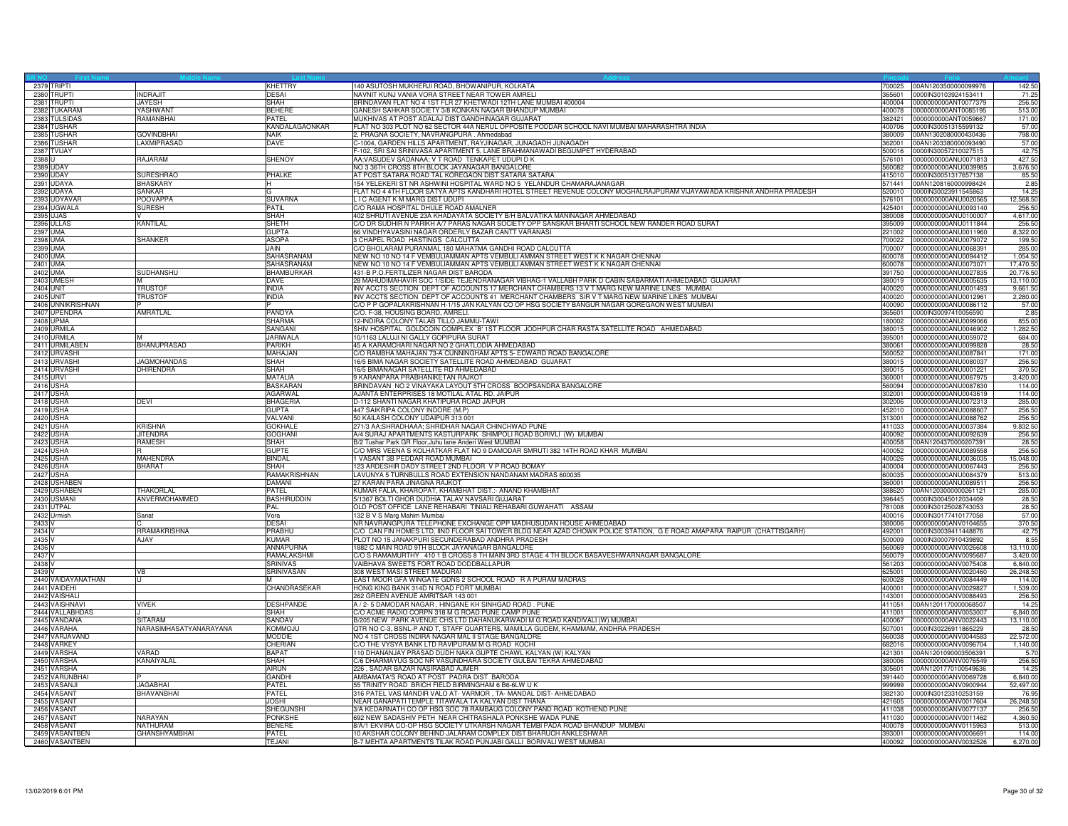| SR NO | First Name | Middle Name | Last Name | Address | Pincode | Folio | Amount |
|---|---|---|---|---|---|---|---|
| 2379 | TRIPTI | | KHETTRY | 140 ASUTOSH MUKHERJI ROAD, BHOWANIPUR, KOLKATA | 700025 | 00AN1203500000099976 | 142.50 |
| 2380 | TRUPTI | INDRAJIT | DESAI | NAVNIT KUNJ VANIA VORA STREET NEAR TOWER AMRELI | 365601 | 0000IN30103924153411 | 71.25 |
| 2381 | TRUPTI | JAYESH | SHAH | BRINDAVAN FLAT NO 4 1ST FLR 27 KHETWADI 12TH LANE MUMBAI 400004 | 400004 | 0000000000ANT0077379 | 256.50 |
| 2382 | TUKARAM | YASHWANT | BEHERE | GANESH SAHKAR SOCIETY 3/8 KONKAN NAGAR BHANDUP MUMBAI | 400078 | 0000000000ANT0085195 | 513.00 |
| 2383 | TULSIDAS | RAMANBHAI | PATEL | MUKHIVAS AT POST ADALAJ DIST GANDHINAGAR GUJARAT | 382421 | 0000000000ANT0059667 | 171.00 |
| 2384 | TUSHAR | | KANDALAGAONKAR | FLAT NO 303 PLOT NO 62 SECTOR 44A NERUL OPPOSITE PODDAR SCHOOL NAVI MUMBAI MAHARASHTRA INDIA | 400706 | 0000IN30051315599132 | 57.00 |
| 2385 | TUSHAR | GOVINDBHAI | NAIK | 2, PRAGNA SOCIETY, NAVRANGPURA . Ahmedabad | 380009 | 00AN1302080000430436 | 798.00 |
| 2386 | TUSHAR | LAXMIPRASAD | DAVE | C-1004, GARDEN HILLS APARTMENT, RAYJINAGAR, JUNAGADH JUNAGADH | 362001 | 00AN1203380000093490 | 57.00 |
| 2387 | TVIJAY | | | F-102, SRI SAI SRINIVASA APARTMENT 5, LANE BRAHMANAWADI BEGUMPET HYDERABAD | 500016 | 0000IN30057210027515 | 42.75 |
| 2388 | U | RAJARAM | SHENOY | AA-VASUDEV SADANAA: V T ROAD TENKAPET UDUPI D K | 576101 | 0000000000ANU0071813 | 427.50 |
| 2389 | UDAY | | | NO 3 36TH CROSS 8TH BLOCK JAYANAGAR BANGALORE | 560082 | 0000000000ANU0039985 | 3,676.50 |
| 2390 | UDAY | SURESHRAO | PHALKE | AT POST SATARA ROAD TAL KOREGAON DIST SATARA SATARA | 415010 | 0000IN30051317657138 | 85.50 |
| 2391 | UDAYA | BHASKARY | H | 154 YELEKERI ST NR ASHWINI HOSPITAL WARD NO 5 YELANDUR CHAMARAJANAGAR | 571441 | 00AN1208160000998424 | 2.85 |
| 2392 | UDAYA | SANKAR | G | FLAT NO 4 4TH FLOOR SATYA APTS KANDHARI HOTEL STREET REVENUE COLONY MOGHALRAJPURAM VIJAYAWADA KRISHNA ANDHRA PRADESH | 520010 | 0000IN30023911545863 | 14.25 |
| 2393 | UDYAVAR | POOVAPPA | SUVARNA | L I C AGENT K M MARG DIST UDUPI | 576101 | 0000000000ANU0020565 | 12,568.50 |
| 2394 | UGWALA | SURESH | PATIL | C/O RAMA HOSPITAL DHULE ROAD AMALNER | 425401 | 0000000000ANU0093140 | 256.50 |
| 2395 | UJAS | V | SHAH | 402 SHRUTI AVENUE 23A KHADAYATA SOCIETY B/H BALVATIKA MANINAGAR AHMEDABAD | 380008 | 0000000000ANU0100007 | 4,617.00 |
| 2396 | ULLAS | KANTILAL | SHETH | C/O DR SUDHIR N PARIKH A/7 PARAS NAGAR SOCIETY OPP SANSKAR BHARTI SCHOOL NEW RANDER ROAD SURAT | 395009 | 0000000000ANU0111844 | 256.50 |
| 2397 | UMA | | GUPTA | 66 VINDHYAVASINI NAGAR ORDERLY BAZAR CANTT VARANASI | 221002 | 0000000000ANU0011960 | 8,322.00 |
| 2398 | UMA | SHANKER | ASOPA | 3 CHAPEL ROAD HASTINGS CALCUTTA | 700022 | 0000000000ANU0079072 | 199.50 |
| 2399 | UMA | | JAIN | C/O BHOLARAM PURANMAL 180 MAHATMA GANDHI ROAD CALCUTTA | 700007 | 0000000000ANU0068391 | 285.00 |
| 2400 | UMA | | SAHASRANAM | NEW NO 10 NO 14 F VEMBULIAMMAN APTS VEMBULI AMMAN STREET WEST K K NAGAR CHENNAI | 600078 | 0000000000ANU0094412 | 1,054.50 |
| 2401 | UMA | | SAHASRANAM | NEW NO 10 NO 14 F VEMBULIAMMAN APTS VEMBULI AMMAN STREET WEST K K NAGAR CHENNAI | 600078 | 0000000000ANU0073071 | 17,470.50 |
| 2402 | UMA | SUDHANSHU | BHAMBURKAR | 431-B P.O.FERTILIZER NAGAR DIST BARODA | 391750 | 0000000000ANU0027835 | 20,776.50 |
| 2403 | UMESH | M | DAVE | 28 MAHUDIMAHAVIR SOC 1/SIDE TEJENDRANAGAR VIBHAG-1 VALLABH PARK D CABIN SABARMATI AHMEDABAD GUJARAT | 380019 | 0000000000ANU0005635 | 13,110.00 |
| 2404 | UNIT | TRUSTOF | INDIA | INV ACCTS SECTION DEPT OF ACCOUNTS 17 MERCHANT CHAMBERS 13 V T MARG NEW MARINE LINES MUMBAI | 400020 | 0000000000ANU0001493 | 9,661.50 |
| 2405 | UNIT | TRUSTOF | INDIA | INV ACCTS SECTION DEPT OF ACCOUNTS 41 MERCHANT CHAMBERS SIR V T MARG NEW MARINE LINES MUMBAI | 400020 | 0000000000ANU0012961 | 2,280.00 |
| 2406 | UNNIKRISHNAN | P | P | C/O P P GOPALAKRISHNAN H-1/15 JAN KALYAN CO OP HSG SOCIETY BANGUR NAGAR GOREGAON WEST MUMBAI | 400090 | 0000000000ANU0086112 | 57.00 |
| 2407 | UPENDRA | AMRATLAL | PANDYA | C/O. F-38, HOUSING BOARD, AMRELI. | 365601 | 0000IN30097410056590 | 2.85 |
| 2408 | UPMA | | SHARMA | 12-INDIRA COLONY TALAB TILLO JAMMU-TAWI | 180002 | 0000000000ANU0099066 | 855.00 |
| 2409 | URMILA | | SANGANI | SHIV HOSPITAL GOLDCOIN COMPLEX 'B' 1ST FLOOR JODHPUR CHAR RASTA SATELLITE ROAD AHMEDABAD | 380015 | 0000000000ANU0046902 | 1,282.50 |
| 2410 | URMILA | M | JARIWALA | 10/1163 LALUJI NI GALLY GOPIPURA SURAT | 395001 | 0000000000ANU0059072 | 684.00 |
| 2411 | URMILABEN | BHANUPRASAD | PARIKH | 45 A KARAMCHARI NAGAR NO 2 GHATLODIA AHMEDABAD | 380061 | 0000000000ANU0099828 | 28.50 |
| 2412 | URVASHI | | MAHAJAN | C/O RAMBHA MAHAJAN 73-A CUNNINGHAM APTS 5- EDWARD ROAD BANGALORE | 560052 | 0000000000ANU0087841 | 171.00 |
| 2413 | URVASHI | JAGMOHANDAS | SHAH | 16/5 BIMA NAGAR SOCIETY SATELLITE ROAD AHMEDABAD GUJARAT | 380015 | 0000000000ANU0080037 | 256.50 |
| 2414 | URVASHI | DHIRENDRA | SHAH | 16/5 BIMANAGAR SATELLITE RD AHMEDABAD | 380015 | 0000000000ANU0001221 | 370.50 |
| 2415 | URVI | | MATALIA | 9 KARANPARA PRABHANIKETAN RAJKOT | 360001 | 0000000000ANU0067975 | 3,420.00 |
| 2416 | USHA | | BASKARAN | BRINDAVAN NO 2 VINAYAKA LAYOUT 5TH CROSS BOOPSANDRA BANGALORE | 560094 | 0000000000ANU0087830 | 114.00 |
| 2417 | USHA | | AGARWAL | AJANTA ENTERPRISES 18 MOTILAL ATAL RD. JAIPUR | 302001 | 0000000000ANU0043619 | 114.00 |
| 2418 | USHA | DEVI | BHAGERIA | D-112 SHANTI NAGAR KHATIPURA ROAD JAIPUR | 302006 | 0000000000ANU0072313 | 285.00 |
| 2419 | USHA | | GUPTA | 447 SAIKRIPA COLONY INDORE (M.P) | 452010 | 0000000000ANU0088607 | 256.50 |
| 2420 | USHA | | VALVANI | 50 KAILASH COLONY UDAIPUR 313 001 | 313001 | 0000000000ANU0088762 | 256.50 |
| 2421 | USHA | KRISHNA | GOKHALE | 271/3 AA;SHRADHAAA; SHRIDHAR NAGAR CHINCHWAD PUNE | 411033 | 0000000000ANU0037384 | 9,832.50 |
| 2422 | USHA | JITENDRA | GOGHANI | A/4 SURAJ APARTMENTS KASTURPARK SHIMPOLI ROAD BORIVLI (W) MUMBAI | 400092 | 0000000000ANU0092639 | 256.50 |
| 2423 | USHA | RAMESH | SHAH | B/2 Tushar Park GR Floor,Juhu lane Anderi West MUMBAI | 400058 | 00AN1204370000207391 | 28.50 |
| 2424 | USHA | R | GUPTE | C/O MRS VEENA S KOLHATKAR FLAT NO 9 DAMODAR SMRUTI 382 14TH ROAD KHAR MUMBAI | 400052 | 0000000000ANU0089558 | 256.50 |
| 2425 | USHA | MAHENDRA | BINDAL | 1 VASANT 3B PEDDAR ROAD MUMBAI | 400026 | 0000000000ANU0036035 | 15,048.00 |
| 2426 | USHA | BHARAT | SHAH | 123 ARDESHIR DADY STREET 2ND FLOOR V P ROAD BOMAY | 400004 | 0000000000ANU0067443 | 256.50 |
| 2427 | USHA | | RAMAKRISHNAN | LAVUNYA 5 TURNBULLS ROAD EXTENSION NANDANAM MADRAS 600035 | 600035 | 0000000000ANU0084379 | 513.00 |
| 2428 | USHABEN | | DAMANI | 27 KARAN PARA JINAGNA RAJKOT | 360001 | 0000000000ANU0089511 | 256.50 |
| 2429 | USHABEN | THAKORLAL | PATEL | KUMAR FALIA, KHAROPAT, KHAMBHAT DIST.:- ANAND KHAMBHAT | 388620 | 00AN1203000000261121 | 285.00 |
| 2430 | USMANI | ANVERMOHAMMED | BASHIRUDDIN | 5/1367 BOLTI GHOR DUDHIA TALAV NAVSARI GUJARAT | 396445 | 0000IN30045012034409 | 28.50 |
| 2431 | UTPAL | | PAL | OLD POST OFFICE LANE REHABARI TINIALI REHABARI GUWAHATI ASSAM | 781008 | 0000IN30125028743053 | 28.50 |
| 2432 | Urmish | Sanat | Vora | 132 B V S Marg Mahim Mumbai | 400016 | 0000IN30177410177058 | 57.00 |
| 2433 | V | C | DESAI | NR NAVRANGPURA TELEPHONE EXCHANGE OPP MADHUSUDAN HOUSE AHMEDABAD | 380006 | 0000000000ANV0104655 | 370.50 |
| 2434 | V | RRAMAKRISHNA | PRABHU | C/O CAN FIN HOMES LTD, IIND FLOOR SAI TOWER BLDG NEAR AZAD CHOWK POLICE STATION, G E ROAD AMAPARA RAIPUR (CHATTISGARH) | 492001 | 0000IN30039414488876 | 42.75 |
| 2435 | V | AJAY | KUMAR | PLOT NO 15 JANAKPURI SECUNDERABAD ANDHRA PRADESH | 500009 | 0000IN30007910439892 | 8.55 |
| 2436 | V | | ANNAPURNA | 1882 C MAIN ROAD 9TH BLOCK JAYANAGAR BANGALORE | 560069 | 0000000000ANV0026608 | 13,110.00 |
| 2437 | V | | RAMALAKSHMI | C/O S RAMAMURTHY 410 1 B CROSS 8 TH MAIN 3RD STAGE 4 TH BLOCK BASAVESHWARNAGAR BANGALORE | 560079 | 0000000000ANV0095687 | 3,420.00 |
| 2438 | V | | SRINIVAS | VAIBHAVA SWEETS FORT ROAD DODDBALLAPUR | 561203 | 0000000000ANV0075408 | 6,840.00 |
| 2439 | V | VB | SRINIVASAN | 308 WEST MASI STREET MADURAI | 625001 | 0000000000ANV0020460 | 26,248.50 |
| 2440 | VAIDAYANATHAN | U | M | EAST MOOR GFA WINGATE GDNS 2 SCHOOL ROAD R A PURAM MADRAS | 600028 | 0000000000ANV0084449 | 114.00 |
| 2441 | VAIDEHI | | CHANDRASEKAR | HONG KING BANK 314D N ROAD FORT MUMBAI | 400001 | 0000000000ANV0029827 | 1,539.00 |
| 2442 | VAISHALI | | | 262 GREEN AVENUE AMRITSAR 143 001 | 143001 | 0000000000ANV0088493 | 256.50 |
| 2443 | VAISHNAVI | VIVEK | DESHPANDE | A / 2- 5 DAMODAR NAGAR , HINGANE KH SINHGAD ROAD . PUNE | 411051 | 00AN1201170000068507 | 14.25 |
| 2444 | VALLABHDAS | J | SHAH | C/O ACME RADIO CORPN 318 M G ROAD PUNE CAMP PUNE | 411001 | 0000000000ANV0053007 | 6,840.00 |
| 2445 | VANDANA | SITARAM | SANDAV | B/205 NEW PARK AVENUE CHS LTD DAHANUKARWADI M G ROAD KANDIVALI (W) MUMBAI | 400067 | 0000000000ANV0022443 | 13,110.00 |
| 2446 | VARAHA | NARASIMHASATYANARAYANA | KOMMOJU | QTR NO C-3, BSNL-P AND T, STAFF QUARTERS, MAMILLA GUDEM, KHAMMAM, ANDHRA PRADESH | 507001 | 0000IN30226911865229 | 28.50 |
| 2447 | VARJAVAND | | MODDIE | NO 4 1ST CROSS INDIRA NAGAR MAL II STAGE BANGALORE | 560038 | 0000000000ANV0044583 | 22,572.00 |
| 2448 | VARKEY | | CHERIAN | C/O THE VYSYA BANK LTD RAVIPURAM M G ROAD KOCHI | 682016 | 0000000000ANV0096704 | 1,140.00 |
| 2449 | VARSHA | VARAD | BAPAT | 110 DHANANJAY PRASAD DUDH NAKA GUPTE CHAWL KALYAN (W) KALYAN | 421301 | 00AN1201090003506391 | 5.70 |
| 2450 | VARSHA | KANAIYALAL | SHAH | C/6 DHARMAYUG SOC NR VASUNDHARA SOCIETY GULBAI TEKRA AHMEDABAD | 380006 | 0000000000ANV0076549 | 256.50 |
| 2451 | VARSHA | | AIRUN | 226 , SADAR BAZAR NASIRABAD AJMER | 305601 | 00AN1201770100549636 | 14.25 |
| 2452 | VARUNBHAI | P | GANDHI | AMBAMATA'S ROAD AT POST PADRA DIST BARODA | 391440 | 0000000000ANV0069728 | 6,840.00 |
| 2453 | VASANJI | JAGABHAI | PATEL | 55 TRINITY ROAD BRICH FIELD BIRMINGHAM 6 B6-6LW U K | 999999 | 0000000000ANV0900944 | 52,497.00 |
| 2454 | VASANT | BHAVANBHAI | PATEL | 316 PATEL VAS MANDIR VALO AT- VARMOR , TA- MANDAL DIST- AHMEDABAD | 382130 | 0000IN30123310253159 | 76.95 |
| 2455 | VASANT | | JOSHI | NEAR GANAPATI TEMPLE TITAWALA TA KALYAN DIST THANA | 421605 | 0000000000ANV0017604 | 26,248.50 |
| 2456 | VASANT | | SHEGUNSHI | 3/A KEDARNATH CO OP HSG SOC 78 RAMBAUG COLONY PAND ROAD KOTHEND PUNE | 411038 | 0000000000ANV0077137 | 256.50 |
| 2457 | VASANT | NARAYAN | PONKSHE | 692 NEW SADASHIV PETH NEAR CHITRASHALA PONKSHE WADA PUNE | 411030 | 0000000000ANV0011462 | 4,360.50 |
| 2458 | VASANT | NATHURAM | BENERE | 8/A/1 EKVIRA CO-OP HSG SOCIETY UTKARSH NAGAR TEMBI PADA ROAD BHANDUP MUMBAI | 400078 | 0000000000ANV0115963 | 513.00 |
| 2459 | VASANTBEN | GHANSHYAMBHAI | PATEL | 10 AKSHAR COLONY BEHIND JALARAM COMPLEX DIST BHARUCH ANKLESHWAR | 393001 | 0000000000ANV0006691 | 114.00 |
| 2460 | VASANTBEN | | TEJANI | B-7 MEHTA APARTMENTS TILAK ROAD PUNJABI GALLI BORIVALI WEST MUMBAI | 400092 | 0000000000ANV0032526 | 6,270.00 |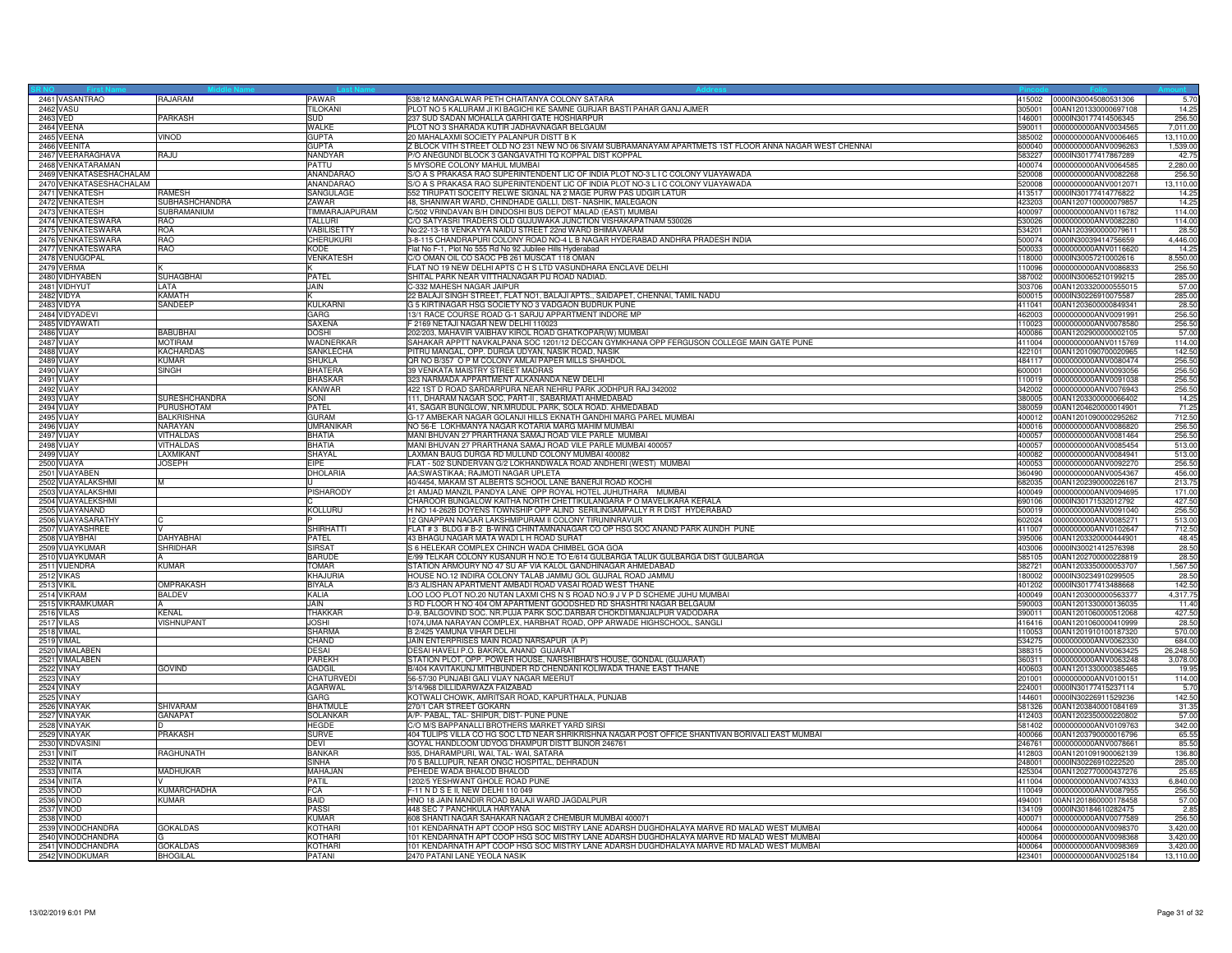| SR NO | First Name | Middle Name | Last Name | Address | Pincode | Folio | Amount |
|---|---|---|---|---|---|---|---|
| 2461 | VASANTRAO | RAJARAM | PAWAR | 538/12 MANGALWAR PETH CHAITANYA COLONY SATARA | 415002 | 0000IN30045080531306 | 5.70 |
| 2462 | VASU | | TILOKANI | PLOT NO 5 KALURAM JI KI BAGICHI KE SAMNE GURJAR BASTI PAHAR GANJ AJMER | 305001 | 00AN1201330000697108 | 14.25 |
| 2463 | VED | PARKASH | SUD | 237 SUD SADAN MOHALLA GARHI GATE HOSHIARPUR | 146001 | 0000IN30177414506345 | 256.50 |
| 2464 | VEENA | | WALKE | PLOT NO 3 SHARADA KUTIR JADHAVNAGAR BELGAUM | 590011 | 0000000000ANV0034565 | 7,011.00 |
| 2465 | VEENA | VINOD | GUPTA | 20 MAHALAXMI SOCIETY PALANPUR DISTT B K | 385002 | 0000000000ANV0006465 | 13,110.00 |
| 2466 | VEENITA | | GUPTA | Z BLOCK VITH STREET OLD NO 231 NEW NO 06 SIVAM SUBRAMANAYAM APARTMETS 1ST FLOOR ANNA NAGAR WEST CHENNAI | 600040 | 0000000000ANV0096263 | 1,539.00 |
| 2467 | VEERARAGHAVA | RAJU | NANDYAR | P/O ANEGUNDI BLOCK 3 GANGAVATHI TQ KOPPAL DIST KOPPAL | 583227 | 0000IN30177417867289 | 42.75 |
| 2468 | VENKATARAMAN | | PATTU | 5 MYSORE COLONY MAHUL MUMBAI | 400074 | 0000000000ANV0064585 | 2,280.00 |
| 2469 | VENKATASESHACHALAM | | ANANDARAO | S/O A S PRAKASA RAO SUPERINTENDENT LIC OF INDIA PLOT NO-3 L I C COLONY VIJAYAWADA | 520008 | 0000000000ANV0082268 | 256.50 |
| 2470 | VENKATASESHACHALAM | | ANANDARAO | S/O A S PRAKASA RAO SUPERINTENDENT LIC OF INDIA PLOT NO-3 L I C COLONY VIJAYAWADA | 520008 | 0000000000ANV0012071 | 13,110.00 |
| 2471 | VENKATESH | RAMESH | SANGULAGE | 552 TIRUPATI SOCEITY RELWE SIGNAL NA 2 MAGE PURW PAS UDGIR LATUR | 413517 | 0000IN30177414776822 | 14.25 |
| 2472 | VENKATESH | SUBHASHCHANDRA | ZAWAR | 48, SHANIWAR WARD, CHINDHADE GALLI, DIST- NASHIK, MALEGAON | 423203 | 00AN1207100000079857 | 14.25 |
| 2473 | VENKATESH | SUBRAMANIUM | TIMMARAJAPURAM | C/502 VRINDAVAN B/H DINDOSHI BUS DEPOT MALAD (EAST) MUMBAI | 400097 | 0000000000ANV0116782 | 114.00 |
| 2474 | VENKATESWARA | RAO | TALLURI | C/O SATYASRI TRADERS OLD GUJUWAKA JUNCTION VISHAKAPATNAM 530026 | 530026 | 0000000000ANV0082280 | 114.00 |
| 2475 | VENKATESWARA | ROA | VABILISETTY | No:22-13-18 VENKAYYA NAIDU STREET 22nd WARD BHIMAVARAM | 534201 | 00AN1203900000079611 | 28.50 |
| 2476 | VENKATESWARA | RAO | CHERUKURI | 3-8-115 CHANDRAPURI COLONY ROAD NO-4 L B NAGAR HYDERABAD ANDHRA PRADESH INDIA | 500074 | 0000IN30039414756659 | 4,446.00 |
| 2477 | VENKATESWARA | RAO | KODE | Flat No F-1, Plot No 555 Rd No 92 Jubilee Hills Hyderabad | 500033 | 0000000000ANV0116620 | 14.25 |
| 2478 | VENUGOPAL | | VENKATESH | C/O OMAN OIL CO SAOC PB 261 MUSCAT 118 OMAN | 118000 | 0000IN30057210002616 | 8,550.00 |
| 2479 | VERMA | K | K | FLAT NO 19 NEW DELHI APTS C H S LTD VASUNDHARA ENCLAVE DELHI | 110096 | 0000000000ANV0086833 | 256.50 |
| 2480 | VIDHYABEN | SUHAGBHAI | PATEL | SHITAL PARK NEAR VITTHALNAGAR PIJ ROAD NADIAD. | 387002 | 0000IN30065210199215 | 285.00 |
| 2481 | VIDHYUT | LATA | JAIN | C-332 MAHESH NAGAR JAIPUR | 303706 | 00AN1203320000555015 | 57.00 |
| 2482 | VIDYA | KAMATH | K | 22 BALAJI SINGH STREET, FLAT NO1, BALAJI APTS., SAIDAPET, CHENNAI, TAMIL NADU | 600015 | 0000IN30226910075587 | 285.00 |
| 2483 | VIDYA | SANDEEP | KULKARNI | G 5 KIRTINAGAR HSG SOCIETY NO 3 VADGAON BUDRUK PUNE | 411041 | 00AN1203600000849341 | 28.50 |
| 2484 | VIDYADEVI | | GARG | 13/1 RACE COURSE ROAD G-1 SARJU APPARTMENT INDORE MP | 462003 | 0000000000ANV0091991 | 256.50 |
| 2485 | VIDYAWATI | | SAXENA | F 2169 NETAJI NAGAR NEW DELHI 110023 | 110023 | 0000000000ANV0078580 | 256.50 |
| 2486 | VIJAY | BABUBHAI | DOSHI | 202/303, MAHAVIR VAIBHAV KIROL ROAD GHATKOPAR(W) MUMBAI | 400086 | 00AN1202900000002105 | 57.00 |
| 2487 | VIJAY | MOTIRAM | WADNERKAR | SAHAKAR APPTT NAVKALPANA SOC 1201/12 DECCAN GYMKHANA OPP FERGUSON COLLEGE MAIN GATE PUNE | 411004 | 0000000000ANV0115769 | 114.00 |
| 2488 | VIJAY | KACHARDAS | SANKLECHA | PITRU MANGAL, OPP. DURGA UDYAN, NASIK ROAD, NASIK | 422101 | 00AN1201090700020965 | 142.50 |
| 2489 | VIJAY | KUMAR | SHUKLA | QR NO B/357 O P M COLONY AMLAI PAPER MILLS SHAHDOL | 484117 | 0000000000ANV0080474 | 256.50 |
| 2490 | VIJAY | SINGH | BHATERA | 39 VENKATA MAISTRY STREET MADRAS | 600001 | 0000000000ANV0093056 | 256.50 |
| 2491 | VIJAY | | BHASKAR | 323 NARMADA APPARTMENT ALKANANDA NEW DELHI | 110019 | 0000000000ANV0091038 | 256.50 |
| 2492 | VIJAY | | KANWAR | 422 1ST D ROAD SARDARPURA NEAR NEHRU PARK JODHPUR RAJ 342002 | 342002 | 0000000000ANV0076943 | 256.50 |
| 2493 | VIJAY | SURESHCHANDRA | SONI | 111, DHARAM NAGAR SOC, PART-II , SABARMATI AHMEDABAD | 380005 | 00AN1203300000066402 | 14.25 |
| 2494 | VIJAY | PURUSHOTAM | PATEL | 41, SAGAR BUNGLOW, NR.MRUDUL PARK, SOLA ROAD. AHMEDABAD | 380059 | 00AN1204620000014901 | 71.25 |
| 2495 | VIJAY | BALKRISHNA | GURAM | G-17 AMBEKAR NAGAR GOLANJI HILLS EKNATH GANDHI MARG PAREL MUMBAI | 400012 | 00AN1201090000295262 | 712.50 |
| 2496 | VIJAY | NARAYAN | UMRANIKAR | NO 56-E LOKHMANYA NAGAR KOTARIA MARG MAHIM MUMBAI | 400016 | 0000000000ANV0086820 | 256.50 |
| 2497 | VIJAY | VITHALDAS | BHATIA | MANI BHUVAN 27 PRARTHANA SAMAJ ROAD VILE PARLE MUMBAI | 400057 | 0000000000ANV0081464 | 256.50 |
| 2498 | VIJAY | VITHALDAS | BHATIA | MANI BHUVAN 27 PRARTHANA SAMAJ ROAD VILE PARLE MUMBAI 400057 | 400057 | 0000000000ANV0085454 | 513.00 |
| 2499 | VIJAY | LAXMIKANT | SHAYAL | LAXMAN BAUG DURGA RD MULUND COLONY MUMBAI 400082 | 400082 | 0000000000ANV0084941 | 513.00 |
| 2500 | VIJAYA | JOSEPH | EIPE | FLAT - 502 SUNDERVAN G/2 LOKHANDWALA ROAD ANDHERI (WEST) MUMBAI | 400053 | 0000000000ANV0092270 | 256.50 |
| 2501 | VIJAYABEN | | DHOLARIA | AA:SWASTIKAA; RAJMOTI NAGAR UPLETA | 360490 | 0000000000ANV0054367 | 456.00 |
| 2502 | VIJAYALAKSHMI | M | U | 40/4454, MAKAM ST ALBERTS SCHOOL LANE BANERJI ROAD KOCHI | 682035 | 00AN1202390000226167 | 213.75 |
| 2503 | VIJAYALAKSHMI | | PISHARODY | 21 AMJAD MANZIL PANDYA LANE OPP ROYAL HOTEL JUHUTHARA MUMBAI | 400049 | 0000000000ANV0094695 | 171.00 |
| 2504 | VIJAYALEKSHMI | | C | CHAROOR BUNGALOW KAITHA NORTH CHETTIKULANGARA P O MAVELIKARA KERALA | 690106 | 0000IN30171532012792 | 427.50 |
| 2505 | VIJAYANAND | | KOLLURU | H NO 14-262B DOYENS TOWNSHIP OPP ALIND SERILINGAMPALLY R R DIST HYDERABAD | 500019 | 0000000000ANV0091040 | 256.50 |
| 2506 | VIJAYASARATHY | C | P | 12 GNAPPAN NAGAR LAKSHMIPURAM II COLONY TIRUNINRAVUR | 602024 | 0000000000ANV0085271 | 513.00 |
| 2507 | VIJAYASHREE | V | SHIRHATTI | FLAT # 3 BLDG # B-2 B-WING CHINTAMNANAGAR CO OP HSG SOC ANAND PARK AUNDH PUNE | 411007 | 0000000000ANV0102647 | 712.50 |
| 2508 | VIJAYBHAI | DAHYABHAI | PATEL | 43 BHAGU NAGAR MATA WADI L H ROAD SURAT | 395006 | 00AN1203320000444901 | 48.45 |
| 2509 | VIJAYKUMAR | SHRIDHAR | SIRSAT | S 6 HELEKAR COMPLEX CHINCH WADA CHIMBEL GOA GOA | 403006 | 0000IN30021412576398 | 28.50 |
| 2510 | VIJAYKUMAR | A | BARUDE | E/99 TELKAR COLONY KUSANUR H NO.E TO E/614 GULBARGA TALUK GULBARGA DIST GULBARGA | 585105 | 00AN1202700000228819 | 28.50 |
| 2511 | VIJENDRA | KUMAR | TOMAR | STATION ARMOURY NO 47 SU AF VIA KALOL GANDHINAGAR AHMEDABAD | 382721 | 00AN1203350000053707 | 1,567.50 |
| 2512 | VIKAS | | KHAJURIA | HOUSE NO.12 INDIRA COLONY TALAB JAMMU GOL GUJRAL ROAD JAMMU | 180002 | 0000IN30234910299505 | 28.50 |
| 2513 | VIKIL | OMPRAKASH | BIYALA | B/3 ALISHAN APARTMENT AMBADI ROAD VASAI ROAD WEST THANE | 401202 | 0000IN30177413488668 | 142.50 |
| 2514 | VIKRAM | BALDEV | KALIA | LOO LOO PLOT NO.20 NUTAN LAXMI CHS N S ROAD NO.9 J V P D SCHEME JUHU MUMBAI | 400049 | 00AN1203000000563377 | 4,317.75 |
| 2515 | VIKRAMKUMAR | A | JAIN | 3 RD FLOOR H NO 404 OM APARTMENT GOODSHED RD SHASHTRI NAGAR BELGAUM | 590003 | 00AN1201330000136035 | 11.40 |
| 2516 | VILAS | KENAL | THAKKAR | D-9, BALGOVIND SOC. NR.PUJA PARK SOC.DARBAR CHOKDI MANJALPUR VADODARA | 390011 | 00AN1201060000512068 | 427.50 |
| 2517 | VILAS | VISHNUPANT | JOSHI | 1074,UMA NARAYAN COMPLEX, HARBHAT ROAD, OPP ARWADE HIGHSCHOOL, SANGLI | 416416 | 00AN1201060000410999 | 28.50 |
| 2518 | VIMAL | | SHARMA | B 2/425 YAMUNA VIHAR DELHI | 110053 | 00AN1201910100187320 | 570.00 |
| 2519 | VIMAL | | CHAND | JAIN ENTERPRISES MAIN ROAD NARSAPUR (A P) | 534275 | 0000000000ANV0062330 | 684.00 |
| 2520 | VIMALABEN | | DESAI | DESAI HAVELI P.O. BAKROL ANAND GUJARAT | 388315 | 0000000000ANV0063425 | 26,248.50 |
| 2521 | VIMALABEN | | PAREKH | STATION PLOT, OPP. POWER HOUSE, NARSHIBHAI'S HOUSE, GONDAL (GUJARAT) | 360311 | 0000000000ANV0063248 | 3,078.00 |
| 2522 | VINAY | GOVIND | GADGIL | B/404 KAVITAKUNJ MITHBUNDER RD CHENDANI KOLIWADA THANE EAST THANE | 400603 | 00AN1201330000385465 | 19.95 |
| 2523 | VINAY | | CHATURVEDI | 56-57/30 PUNJABI GALI VIJAY NAGAR MEERUT | 201001 | 0000000000ANV0100151 | 114.00 |
| 2524 | VINAY | | AGARWAL | 3/14/968 DILLIDARWAZA FAIZABAD | 224001 | 0000IN30177415237114 | 5.70 |
| 2525 | VINAY | | GARG | KOTWALI CHOWK, AMRITSAR ROAD, KAPURTHALA, PUNJAB | 144601 | 0000IN30226911529236 | 142.50 |
| 2526 | VINAYAK | SHIVARAM | BHATMULE | 270/1 CAR STREET GOKARN | 581326 | 00AN1203840001084169 | 31.35 |
| 2527 | VINAYAK | GANAPAT | SOLANKAR | A/P- PABAL, TAL- SHIPUR, DIST- PUNE PUNE | 412403 | 00AN1202350000220802 | 57.00 |
| 2528 | VINAYAK | D | HEGDE | C/O M/S BAPPANALLI BROTHERS MARKET YARD SIRSI | 581402 | 0000000000ANV0109763 | 342.00 |
| 2529 | VINAYAK | PRAKASH | SURVE | 404 TULIPS VILLA CO HG SOC LTD NEAR SHRIKRISHNA NAGAR POST OFFICE SHANTIVAN BORIVALI EAST MUMBAI | 400066 | 00AN1203790000016796 | 65.55 |
| 2530 | VINDVASINI | | DEVI | GOYAL HANDLOOM UDYOG DHAMPUR DISTT BIJNOR 246761 | 246761 | 0000000000ANV0078661 | 85.50 |
| 2531 | VINIT | RAGHUNATH | BANKAR | 935, DHARAMPURI, WAI, TAL- WAI, SATARA | 412803 | 00AN1201091900062139 | 136.80 |
| 2532 | VINITA | | SINHA | 70 5 BALLUPUR, NEAR ONGC HOSPITAL, DEHRADUN | 248001 | 0000IN30226910222520 | 285.00 |
| 2533 | VINITA | MADHUKAR | MAHAJAN | PEHEDE WADA BHALOD BHALOD | 425304 | 00AN1202770000437276 | 25.65 |
| 2534 | VINITA | V | PATIL | 1202/5 YESHWANT GHOLE ROAD PUNE | 411004 | 0000000000ANV0074333 | 6,840.00 |
| 2535 | VINOD | KUMARCHADHA | FCA | F-11 N D S E II, NEW DELHI 110 049 | 110049 | 0000000000ANV0087955 | 256.50 |
| 2536 | VINOD | KUMAR | BAID | HNO 18 JAIN MANDIR ROAD BALAJI WARD JAGDALPUR | 494001 | 00AN1201860000178458 | 57.00 |
| 2537 | VINOD | | PASSI | 448 SEC 7 PANCHKULA HARYANA | 134109 | 0000IN30184610282475 | 2.85 |
| 2538 | VINOD | | KUMAR | 608 SHANTI NAGAR SAHAKAR NAGAR 2 CHEMBUR MUMBAI 400071 | 400071 | 0000000000ANV0077589 | 256.50 |
| 2539 | VINODCHANDRA | GOKALDAS | KOTHARI | 101 KENDARNATH APT COOP HSG SOC MISTRY LANE ADARSH DUGHDHALAYA MARVE RD MALAD WEST MUMBAI | 400064 | 0000000000ANV0098370 | 3,420.00 |
| 2540 | VINODCHANDRA | G | KOTHARI | 101 KENDARNATH APT COOP HSG SOC MISTRY LANE ADARSH DUGHDHALAYA MARVE RD MALAD WEST MUMBAI | 400064 | 0000000000ANV0098368 | 3,420.00 |
| 2541 | VINODCHANDRA | GOKALDAS | KOTHARI | 101 KENDARNATH APT COOP HSG SOC MISTRY LANE ADARSH DUGHDHALAYA MARVE RD MALAD WEST MUMBAI | 400064 | 0000000000ANV0098369 | 3,420.00 |
| 2542 | VINODKUMAR | BHOGILAL | PATANI | 2470 PATANI LANE YEOLA NASIK | 423401 | 0000000000ANV0025184 | 13,110.00 |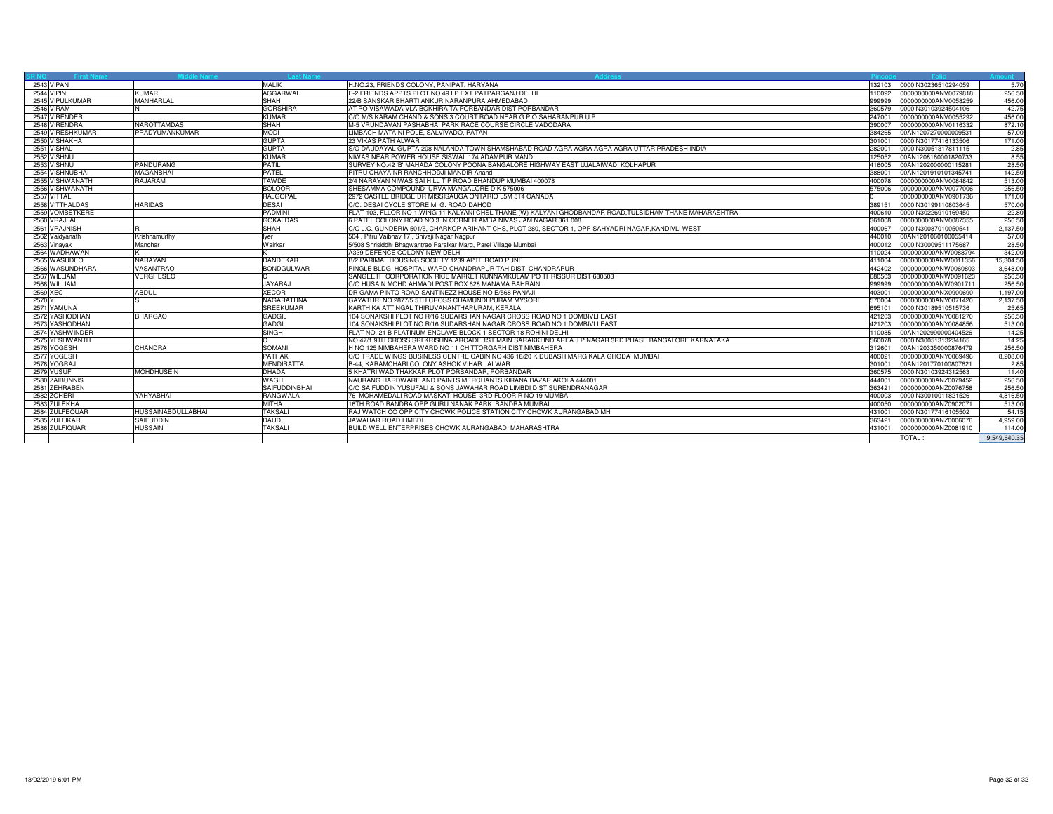| SR NO | First Name | Middle Name | Last Name | Address | Pincode | Folio | Amount |
|---|---|---|---|---|---|---|---|
| 2543 | VIPAN | | MALIK | H.NO.23, FRIENDS COLONY, PANIPAT, HARYANA | 132103 | 0000IN30236510294059 | 5.70 |
| 2544 | VIPIN | KUMAR | AGGARWAL | E-2 FRIENDS APPTS PLOT NO 49 I P EXT PATPARGANJ DELHI | 110092 | 0000000000ANV0079818 | 256.50 |
| 2545 | VIPULKUMAR | MANHARLAL | SHAH | 22/B SANSKAR BHARTI ANKUR NARANPURA AHMEDABAD | 999999 | 0000000000ANV0058259 | 456.00 |
| 2546 | VIRAM | N | GORSHIRA | AT PO VISAWADA VLA BOKHIRA TA PORBANDAR DIST PORBANDAR | 360579 | 0000IN30103924504106 | 42.75 |
| 2547 | VIRENDER | | KUMAR | C/O M/S KARAM CHAND & SONS 3 COURT ROAD NEAR G P O SAHARANPUR U P | 247001 | 0000000000ANV0055292 | 456.00 |
| 2548 | VIRENDRA | NAROTTAMDAS | SHAH | M-5 VRUNDAVAN PASHABHAI PARK RACE COURSE CIRCLE VADODARA | 390007 | 0000000000ANV0116332 | 872.10 |
| 2549 | VIRESHKUMAR | PRADYUMANKUMAR | MODI | LIMBACH MATA NI POLE, SALVIVADO, PATAN | 384265 | 00AN1207270000009531 | 57.00 |
| 2550 | VISHAKHA | | GUPTA | 23 VIKAS PATH ALWAR | 301001 | 0000IN30177416133506 | 171.00 |
| 2551 | VISHAL | | GUPTA | S/O DAUDAYAL GUPTA 208 NALANDA TOWN SHAMSHABAD ROAD AGRA AGRA AGRA AGRA UTTAR PRADESH INDIA | 282001 | 0000IN30051317811115 | 2.85 |
| 2552 | VISHNU | | KUMAR | NIWAS NEAR POWER HOUSE SISWAL 174 ADAMPUR MANDI | 125052 | 00AN1208160001820733 | 8.55 |
| 2553 | VISHNU | PANDURANG | PATIL | SURVEY NO.42 'B' MAHADA COLONY POONA BANGALORE HIGHWAY EAST UJALAIWADI KOLHAPUR | 416005 | 00AN1202000000115281 | 28.50 |
| 2554 | VISHNUBHAI | MAGANBHAI | PATEL | PITRU CHAYA NR RANCHHODJI MANDIR Anand | 388001 | 00AN1201910101345741 | 142.50 |
| 2555 | VISHWANATH | RAJARAM | TAWDE | 2/4 NARAYAN NIWAS SAI HILL T P ROAD BHANDUP MUMBAI 400078 | 400078 | 0000000000ANV0084842 | 513.00 |
| 2556 | VISHWANATH | | BOLOOR | SHESAMMA COMPOUND URVA MANGALORE D K 575006 | 575006 | 0000000000ANV0077006 | 256.50 |
| 2557 | VITTAL | | RAJGOPAL | 2972 CASTLE BRIDGE DR MISSISAUGA ONTARIO L5M 5T4 CANADA | 0 | 0000000000ANV0901736 | 171.00 |
| 2558 | VITTHALDAS | HARIDAS | DESAI | C/O. DESAI CYCLE STORE M. G. ROAD DAHOD | 389151 | 0000IN30199110803645 | 570.00 |
| 2559 | VOMBETKERE | | PADMINI | FLAT-103, FLLOR NO-1,WING-11 KALYANI CHSL THANE (W) KALYANI GHODBANDAR ROAD,TULSIDHAM THANE MAHARASHTRA | 400610 | 0000IN30226910169450 | 22.80 |
| 2560 | VRAJLAL | | GOKALDAS | 6 PATEL COLONY ROAD NO 3 IN CORNER AMBA NIVAS JAM NAGAR 361 008 | 361008 | 0000000000ANV0087355 | 256.50 |
| 2561 | VRAJNISH | R | SHAH | C/O J.C. GUNDERIA 501/5, CHARKOP ARIHANT CHS, PLOT 280, SECTOR 1, OPP SAHYADRI NAGAR,KANDIVLI WEST | 400067 | 0000IN30087010050541 | 2,137.50 |
| 2562 | Vaidyanath | Krishnamurthy | Iyer | 504 , Pitru Vaibhav 17 , Shivaji Nagar Nagpur | 440010 | 00AN1201060100055414 | 57.00 |
| 2563 | Vinayak | Manohar | Wairkar | 5/508 Shrisiddhi Bhagwantrao Paralkar Marg, Parel Village Mumbai | 400012 | 0000IN30009511175687 | 28.50 |
| 2564 | WADHAWAN | K | K | A339 DEFENCE COLONY NEW DELHI | 110024 | 0000000000ANW0088794 | 342.00 |
| 2565 | WASUDEO | NARAYAN | DANDEKAR | B/2 PARIMAL HOUSING SOCIETY 1239 APTE ROAD PUNE | 411004 | 0000000000ANW0011356 | 15,304.50 |
| 2566 | WASUNDHARA | VASANTRAO | BONDGULWAR | PINGLE BLDG HOSPITAL WARD CHANDRAPUR TAH DIST: CHANDRAPUR | 442402 | 0000000000ANW0060803 | 3,648.00 |
| 2567 | WILLIAM | VERGHESEC | C | SANGEETH CORPORATION RICE MARKET KUNNAMKULAM PO THRISSUR DIST 680503 | 680503 | 0000000000ANW0091623 | 256.50 |
| 2568 | WILLIAM | | JAYARAJ | C/O HUSAIN MOHD AHMADI POST BOX 628 MANAMA BAHRAIN | 999999 | 0000000000ANW0901711 | 256.50 |
| 2569 | XEC | ABDUL | XECOR | DR GAMA PINTO ROAD SANTINEZZ HOUSE NO E/568 PANAJI | 403001 | 0000000000ANX0900690 | 1,197.00 |
| 2570 | Y | S | NAGARATHNA | GAYATHRI NO 2877/5 5TH CROSS CHAMUNDI PURAM MYSORE | 570004 | 0000000000ANY0071420 | 2,137.50 |
| 2571 | YAMUNA | | SREEKUMAR | KARTHIKA ATTINGAL THIRUVANANTHAPURAM, KERALA | 695101 | 0000IN30189510515736 | 25.65 |
| 2572 | YASHODHAN | BHARGAO | GADGIL | 104 SONAKSHI PLOT NO R/16 SUDARSHAN NAGAR CROSS ROAD NO 1 DOMBIVLI EAST | 421203 | 0000000000ANY0081270 | 256.50 |
| 2573 | YASHODHAN | | GADGIL | 104 SONAKSHI PLOT NO R/16 SUDARSHAN NAGAR CROSS ROAD NO 1 DOMBIVLI EAST | 421203 | 0000000000ANY0084856 | 513.00 |
| 2574 | YASHWINDER | | SINGH | FLAT NO. 21 B PLATINUM ENCLAVE BLOCK-1 SECTOR-18 ROHINI DELHI | 110085 | 00AN1202990000404526 | 14.25 |
| 2575 | YESHWANTH | | C | NO 47/1 9TH CROSS SRI KRISHNA ARCADE 1ST MAIN SARAKKI IND AREA J P NAGAR 3RD PHASE BANGALORE KARNATAKA | 560078 | 0000IN30051313234165 | 14.25 |
| 2576 | YOGESH | CHANDRA | SOMANI | H NO 125 NIMBAHERA WARD NO 11 CHITTORGARH DIST NIMBAHERA | 312601 | 00AN1203350000876479 | 256.50 |
| 2577 | YOGESH | | PATHAK | C/O TRADE WINGS BUSINESS CENTRE CABIN NO 436 18/20 K DUBASH MARG KALA GHODA MUMBAI | 400021 | 0000000000ANY0069496 | 8,208.00 |
| 2578 | YOGRAJ | | MENDIRATTA | B-44, KARAMCHARI COLONY ASHOK VIHAR , ALWAR | 301001 | 00AN1201770100807621 | 2.85 |
| 2579 | YUSUF | MOHDHUSEIN | DHADA | 5 KHATRI WAD THAKKAR PLOT PORBANDAR, PORBANDAR | 360575 | 0000IN30103924312563 | 11.40 |
| 2580 | ZAIBUNNIS | | WAGH | NAURANG HARDWARE AND PAINTS MERCHANTS KIRANA BAZAR AKOLA 444001 | 444001 | 0000000000ANZ0079452 | 256.50 |
| 2581 | ZEHRABEN | | SAIFUDDINBHAI | C/O SAIFUDDIN YUSUFALI & SONS JAWAHAR ROAD LIMBDI DIST SURENDRANAGAR | 363421 | 0000000000ANZ0076758 | 256.50 |
| 2582 | ZOHERI | YAHYABHAI | RANGWALA | 76 MOHAMEDALI ROAD MASKATI HOUSE 3RD FLOOR R NO 19 MUMBAI | 400003 | 0000IN30010011821526 | 4,816.50 |
| 2583 | ZULEKHA | | MITHA | 16TH ROAD BANDRA OPP GURU NANAK PARK BANDRA MUMBAI | 400050 | 0000000000ANZ0902071 | 513.00 |
| 2584 | ZULFEQUAR | HUSSAINABDULLABHAI | TAKSALI | RAJ WATCH CO OPP CITY CHOWK POLICE STATION CITY CHOWK AURANGABAD MH | 431001 | 0000IN30177416105502 | 54.15 |
| 2585 | ZULFIKAR | SAIFUDDIN | DAUDI | JAWAHAR ROAD LIMBDI | 363421 | 0000000000ANZ0006076 | 4,959.00 |
| 2586 | ZULFIQUAR | HUSSAIN | TAKSALI | BUILD WELL ENTERPRISES CHOWK AURANGABAD MAHARASHTRA | 431001 | 0000000000ANZ0081910 | 114.00 |
| | | | | | | TOTAL : | 9,549,640.35 |

13/02/2019 6:01 PM